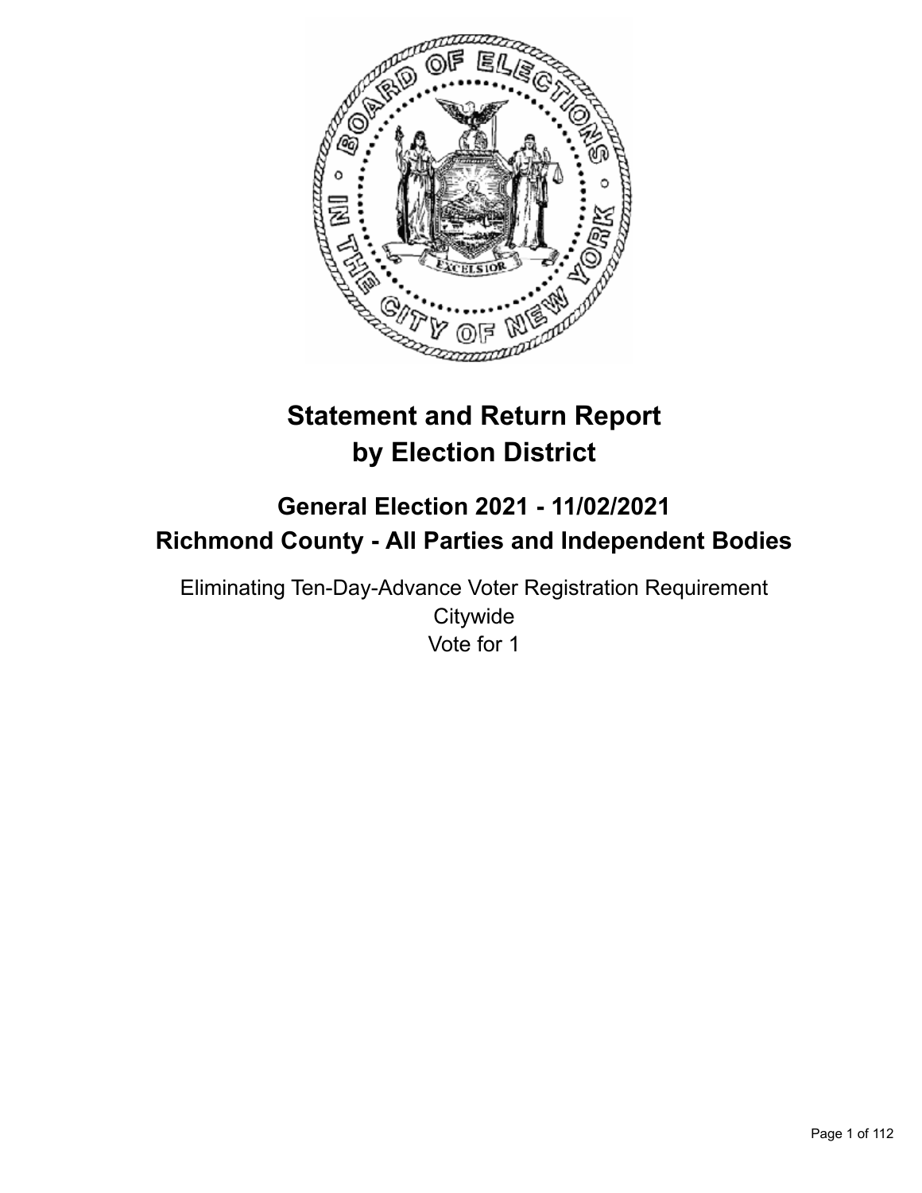# Statement and Return Report by Election District

## General Election 2021 - 11/02/2021
## Richmond County - All Parties and Independent Bodies

Eliminating Ten-Day-Advance Voter Registration Requirement
Citywide
Vote for 1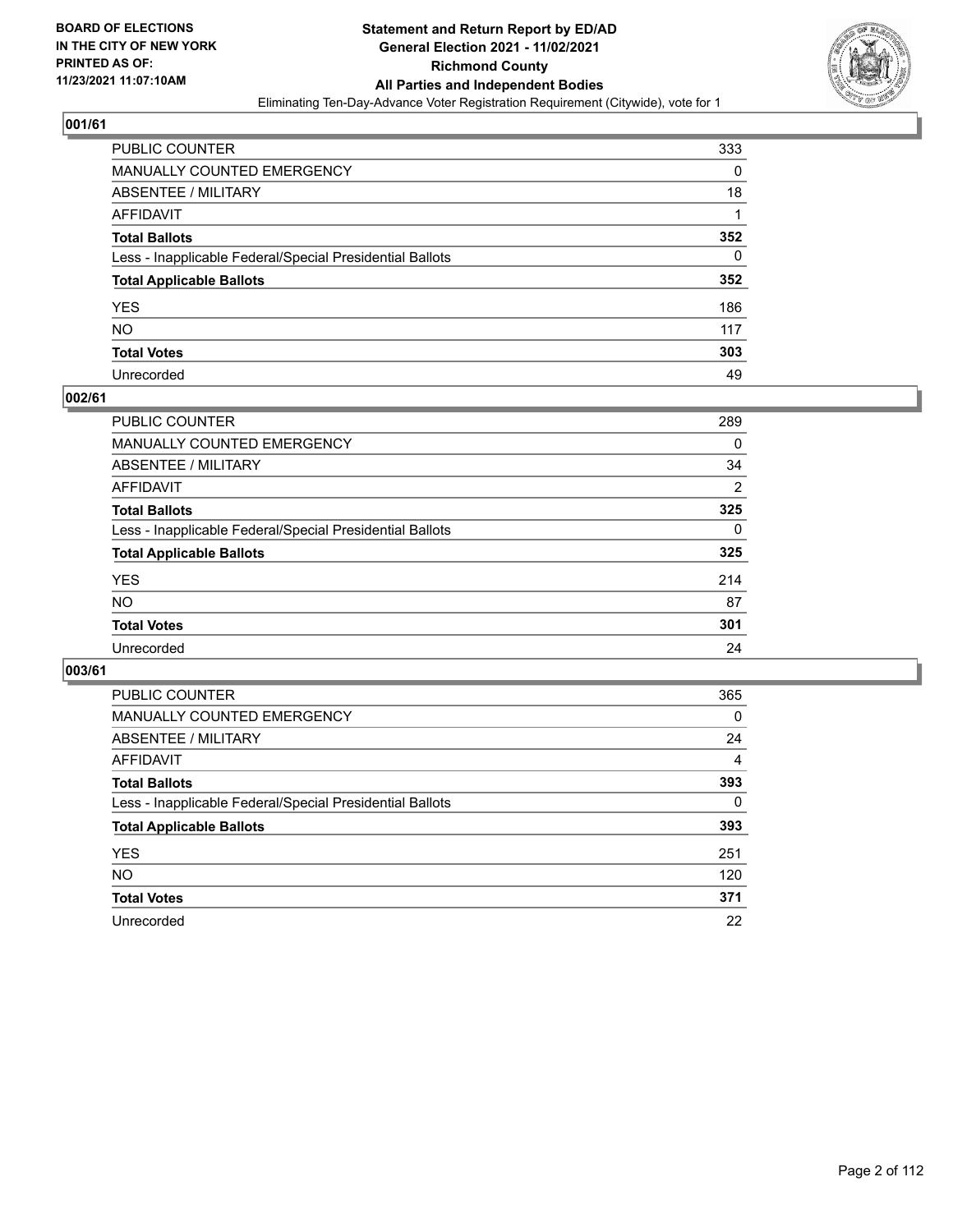**BOARD OF ELECTIONS IN THE CITY OF NEW YORK PRINTED AS OF: 11/23/2021 11:07:10AM**

# Statement and Return Report by ED/AD
## General Election 2021 - 11/02/2021
## Richmond County
## All Parties and Independent Bodies
Eliminating Ten-Day-Advance Voter Registration Requirement (Citywide), vote for 1

### 001/61

| | |
|---|---|
| PUBLIC COUNTER | 333 |
| MANUALLY COUNTED EMERGENCY | 0 |
| ABSENTEE / MILITARY | 18 |
| AFFIDAVIT | 1 |
| **Total Ballots** | **352** |
| Less - Inapplicable Federal/Special Presidential Ballots | 0 |
| **Total Applicable Ballots** | **352** |
| YES | 186 |
| NO | 117 |
| **Total Votes** | **303** |
| Unrecorded | 49 |

### 002/61

| | |
|---|---|
| PUBLIC COUNTER | 289 |
| MANUALLY COUNTED EMERGENCY | 0 |
| ABSENTEE / MILITARY | 34 |
| AFFIDAVIT | 2 |
| **Total Ballots** | **325** |
| Less - Inapplicable Federal/Special Presidential Ballots | 0 |
| **Total Applicable Ballots** | **325** |
| YES | 214 |
| NO | 87 |
| **Total Votes** | **301** |
| Unrecorded | 24 |

### 003/61

| | |
|---|---|
| PUBLIC COUNTER | 365 |
| MANUALLY COUNTED EMERGENCY | 0 |
| ABSENTEE / MILITARY | 24 |
| AFFIDAVIT | 4 |
| **Total Ballots** | **393** |
| Less - Inapplicable Federal/Special Presidential Ballots | 0 |
| **Total Applicable Ballots** | **393** |
| YES | 251 |
| NO | 120 |
| **Total Votes** | **371** |
| Unrecorded | 22 |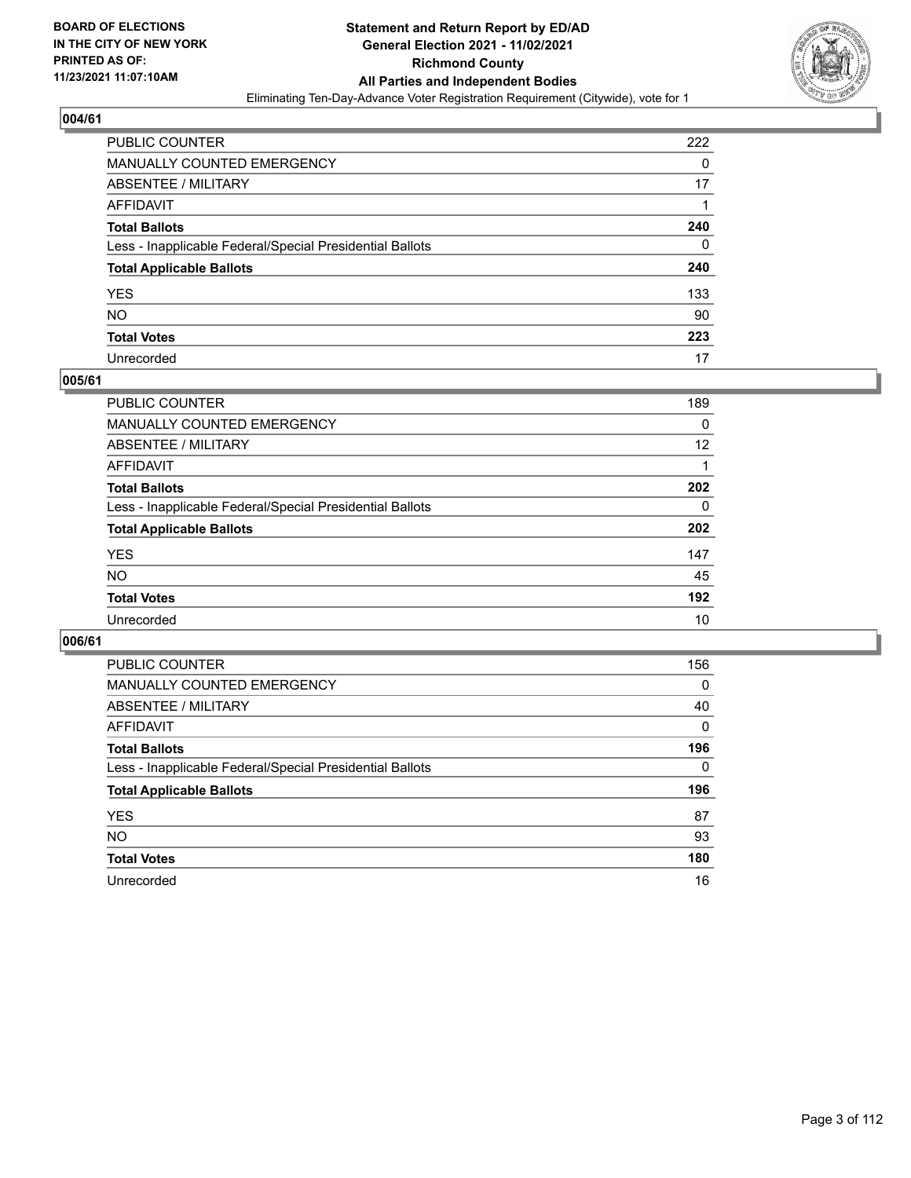## 004/61

| | |
|---|---|
| PUBLIC COUNTER | 222 |
| MANUALLY COUNTED EMERGENCY | 0 |
| ABSENTEE / MILITARY | 17 |
| AFFIDAVIT | 1 |
| **Total Ballots** | **240** |
| Less - Inapplicable Federal/Special Presidential Ballots | 0 |
| **Total Applicable Ballots** | **240** |
| YES | 133 |
| NO | 90 |
| **Total Votes** | **223** |
| Unrecorded | 17 |

## 005/61

| | |
|---|---|
| PUBLIC COUNTER | 189 |
| MANUALLY COUNTED EMERGENCY | 0 |
| ABSENTEE / MILITARY | 12 |
| AFFIDAVIT | 1 |
| **Total Ballots** | **202** |
| Less - Inapplicable Federal/Special Presidential Ballots | 0 |
| **Total Applicable Ballots** | **202** |
| YES | 147 |
| NO | 45 |
| **Total Votes** | **192** |
| Unrecorded | 10 |

## 006/61

| | |
|---|---|
| PUBLIC COUNTER | 156 |
| MANUALLY COUNTED EMERGENCY | 0 |
| ABSENTEE / MILITARY | 40 |
| AFFIDAVIT | 0 |
| **Total Ballots** | **196** |
| Less - Inapplicable Federal/Special Presidential Ballots | 0 |
| **Total Applicable Ballots** | **196** |
| YES | 87 |
| NO | 93 |
| **Total Votes** | **180** |
| Unrecorded | 16 |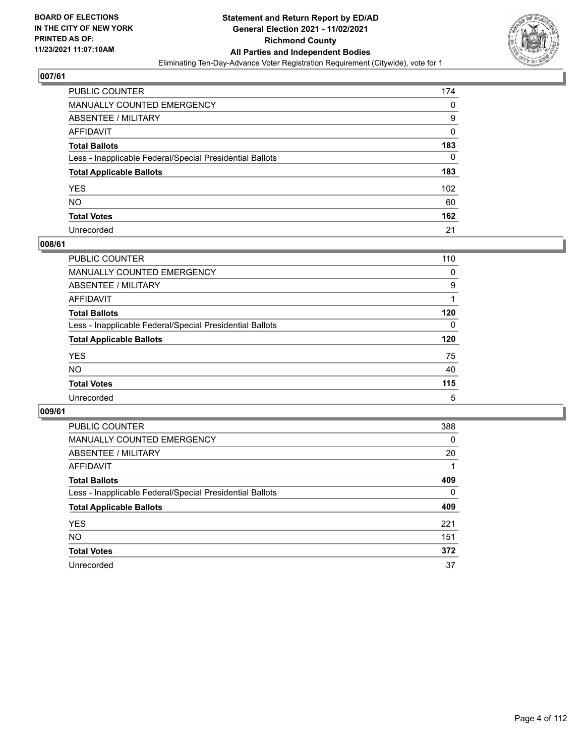## 007/61

| | |
|---|---|
| PUBLIC COUNTER | 174 |
| MANUALLY COUNTED EMERGENCY | 0 |
| ABSENTEE / MILITARY | 9 |
| AFFIDAVIT | 0 |
| **Total Ballots** | **183** |
| Less - Inapplicable Federal/Special Presidential Ballots | 0 |
| **Total Applicable Ballots** | **183** |
| YES | 102 |
| NO | 60 |
| **Total Votes** | **162** |
| Unrecorded | 21 |

## 008/61

| | |
|---|---|
| PUBLIC COUNTER | 110 |
| MANUALLY COUNTED EMERGENCY | 0 |
| ABSENTEE / MILITARY | 9 |
| AFFIDAVIT | 1 |
| **Total Ballots** | **120** |
| Less - Inapplicable Federal/Special Presidential Ballots | 0 |
| **Total Applicable Ballots** | **120** |
| YES | 75 |
| NO | 40 |
| **Total Votes** | **115** |
| Unrecorded | 5 |

## 009/61

| | |
|---|---|
| PUBLIC COUNTER | 388 |
| MANUALLY COUNTED EMERGENCY | 0 |
| ABSENTEE / MILITARY | 20 |
| AFFIDAVIT | 1 |
| **Total Ballots** | **409** |
| Less - Inapplicable Federal/Special Presidential Ballots | 0 |
| **Total Applicable Ballots** | **409** |
| YES | 221 |
| NO | 151 |
| **Total Votes** | **372** |
| Unrecorded | 37 |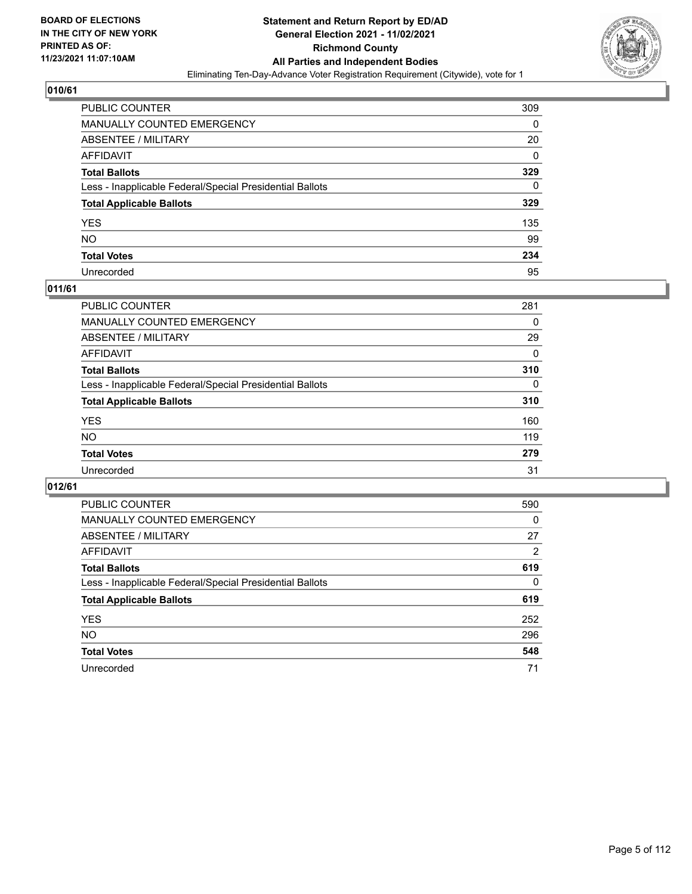BOARD OF ELECTIONS
IN THE CITY OF NEW YORK
PRINTED AS OF:
11/23/2021 11:07:10AM

**Statement and Return Report by ED/AD**
**General Election 2021 - 11/02/2021**
**Richmond County**
**All Parties and Independent Bodies**
Eliminating Ten-Day-Advance Voter Registration Requirement (Citywide), vote for 1

## 010/61

| | |
|---|---|
| PUBLIC COUNTER | 309 |
| MANUALLY COUNTED EMERGENCY | 0 |
| ABSENTEE / MILITARY | 20 |
| AFFIDAVIT | 0 |
| **Total Ballots** | **329** |
| Less - Inapplicable Federal/Special Presidential Ballots | 0 |
| **Total Applicable Ballots** | **329** |
| YES | 135 |
| NO | 99 |
| **Total Votes** | **234** |
| Unrecorded | 95 |

## 011/61

| | |
|---|---|
| PUBLIC COUNTER | 281 |
| MANUALLY COUNTED EMERGENCY | 0 |
| ABSENTEE / MILITARY | 29 |
| AFFIDAVIT | 0 |
| **Total Ballots** | **310** |
| Less - Inapplicable Federal/Special Presidential Ballots | 0 |
| **Total Applicable Ballots** | **310** |
| YES | 160 |
| NO | 119 |
| **Total Votes** | **279** |
| Unrecorded | 31 |

## 012/61

| | |
|---|---|
| PUBLIC COUNTER | 590 |
| MANUALLY COUNTED EMERGENCY | 0 |
| ABSENTEE / MILITARY | 27 |
| AFFIDAVIT | 2 |
| **Total Ballots** | **619** |
| Less - Inapplicable Federal/Special Presidential Ballots | 0 |
| **Total Applicable Ballots** | **619** |
| YES | 252 |
| NO | 296 |
| **Total Votes** | **548** |
| Unrecorded | 71 |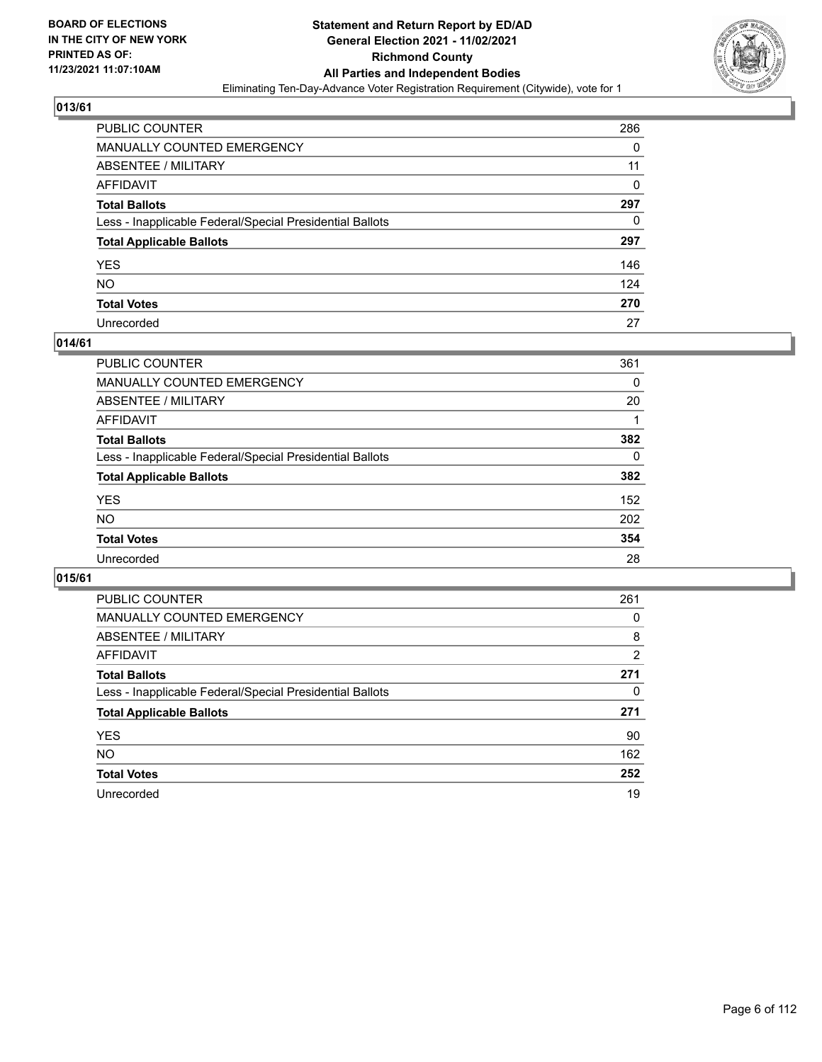**BOARD OF ELECTIONS IN THE CITY OF NEW YORK PRINTED AS OF: 11/23/2021 11:07:10AM**

**Statement and Return Report by ED/AD General Election 2021 - 11/02/2021 Richmond County All Parties and Independent Bodies**

Eliminating Ten-Day-Advance Voter Registration Requirement (Citywide), vote for 1

## 013/61

| | |
|---|---|
| PUBLIC COUNTER | 286 |
| MANUALLY COUNTED EMERGENCY | 0 |
| ABSENTEE / MILITARY | 11 |
| AFFIDAVIT | 0 |
| **Total Ballots** | **297** |
| Less - Inapplicable Federal/Special Presidential Ballots | 0 |
| **Total Applicable Ballots** | **297** |
| YES | 146 |
| NO | 124 |
| **Total Votes** | **270** |
| Unrecorded | 27 |

## 014/61

| | |
|---|---|
| PUBLIC COUNTER | 361 |
| MANUALLY COUNTED EMERGENCY | 0 |
| ABSENTEE / MILITARY | 20 |
| AFFIDAVIT | 1 |
| **Total Ballots** | **382** |
| Less - Inapplicable Federal/Special Presidential Ballots | 0 |
| **Total Applicable Ballots** | **382** |
| YES | 152 |
| NO | 202 |
| **Total Votes** | **354** |
| Unrecorded | 28 |

## 015/61

| | |
|---|---|
| PUBLIC COUNTER | 261 |
| MANUALLY COUNTED EMERGENCY | 0 |
| ABSENTEE / MILITARY | 8 |
| AFFIDAVIT | 2 |
| **Total Ballots** | **271** |
| Less - Inapplicable Federal/Special Presidential Ballots | 0 |
| **Total Applicable Ballots** | **271** |
| YES | 90 |
| NO | 162 |
| **Total Votes** | **252** |
| Unrecorded | 19 |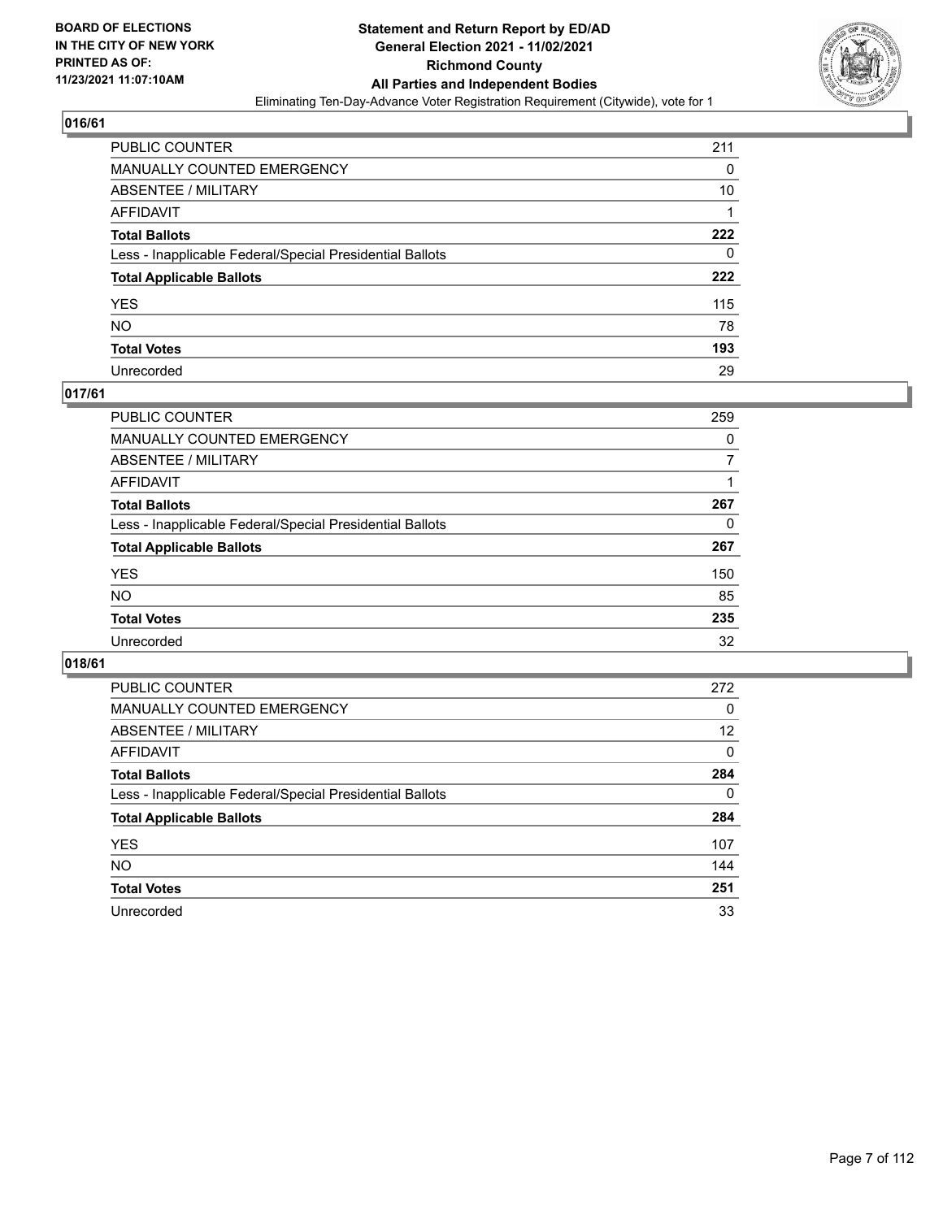**BOARD OF ELECTIONS IN THE CITY OF NEW YORK PRINTED AS OF: 11/23/2021 11:07:10AM**

**Statement and Return Report by ED/AD General Election 2021 - 11/02/2021 Richmond County All Parties and Independent Bodies**

Eliminating Ten-Day-Advance Voter Registration Requirement (Citywide), vote for 1

## 016/61

| | |
|---|---|
| PUBLIC COUNTER | 211 |
| MANUALLY COUNTED EMERGENCY | 0 |
| ABSENTEE / MILITARY | 10 |
| AFFIDAVIT | 1 |
| **Total Ballots** | **222** |
| Less - Inapplicable Federal/Special Presidential Ballots | 0 |
| **Total Applicable Ballots** | **222** |
| YES | 115 |
| NO | 78 |
| **Total Votes** | **193** |
| Unrecorded | 29 |

## 017/61

| | |
|---|---|
| PUBLIC COUNTER | 259 |
| MANUALLY COUNTED EMERGENCY | 0 |
| ABSENTEE / MILITARY | 7 |
| AFFIDAVIT | 1 |
| **Total Ballots** | **267** |
| Less - Inapplicable Federal/Special Presidential Ballots | 0 |
| **Total Applicable Ballots** | **267** |
| YES | 150 |
| NO | 85 |
| **Total Votes** | **235** |
| Unrecorded | 32 |

## 018/61

| | |
|---|---|
| PUBLIC COUNTER | 272 |
| MANUALLY COUNTED EMERGENCY | 0 |
| ABSENTEE / MILITARY | 12 |
| AFFIDAVIT | 0 |
| **Total Ballots** | **284** |
| Less - Inapplicable Federal/Special Presidential Ballots | 0 |
| **Total Applicable Ballots** | **284** |
| YES | 107 |
| NO | 144 |
| **Total Votes** | **251** |
| Unrecorded | 33 |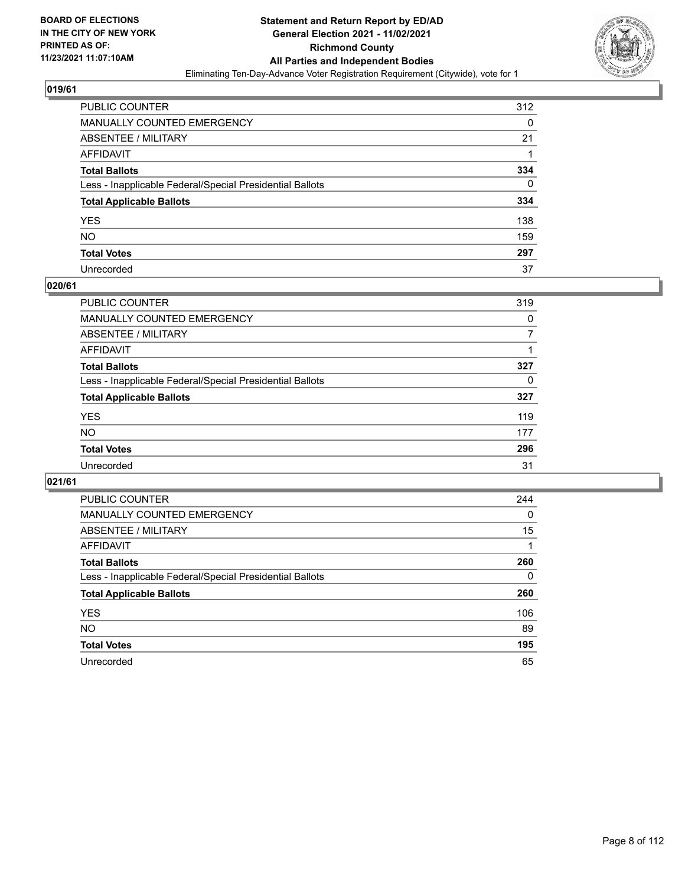**BOARD OF ELECTIONS IN THE CITY OF NEW YORK PRINTED AS OF: 11/23/2021 11:07:10AM**

**Statement and Return Report by ED/AD General Election 2021 - 11/02/2021 Richmond County All Parties and Independent Bodies**

Eliminating Ten-Day-Advance Voter Registration Requirement (Citywide), vote for 1

## 019/61

| | |
|---|---|
| PUBLIC COUNTER | 312 |
| MANUALLY COUNTED EMERGENCY | 0 |
| ABSENTEE / MILITARY | 21 |
| AFFIDAVIT | 1 |
| **Total Ballots** | **334** |
| Less - Inapplicable Federal/Special Presidential Ballots | 0 |
| **Total Applicable Ballots** | **334** |
| YES | 138 |
| NO | 159 |
| **Total Votes** | **297** |
| Unrecorded | 37 |

## 020/61

| | |
|---|---|
| PUBLIC COUNTER | 319 |
| MANUALLY COUNTED EMERGENCY | 0 |
| ABSENTEE / MILITARY | 7 |
| AFFIDAVIT | 1 |
| **Total Ballots** | **327** |
| Less - Inapplicable Federal/Special Presidential Ballots | 0 |
| **Total Applicable Ballots** | **327** |
| YES | 119 |
| NO | 177 |
| **Total Votes** | **296** |
| Unrecorded | 31 |

## 021/61

| | |
|---|---|
| PUBLIC COUNTER | 244 |
| MANUALLY COUNTED EMERGENCY | 0 |
| ABSENTEE / MILITARY | 15 |
| AFFIDAVIT | 1 |
| **Total Ballots** | **260** |
| Less - Inapplicable Federal/Special Presidential Ballots | 0 |
| **Total Applicable Ballots** | **260** |
| YES | 106 |
| NO | 89 |
| **Total Votes** | **195** |
| Unrecorded | 65 |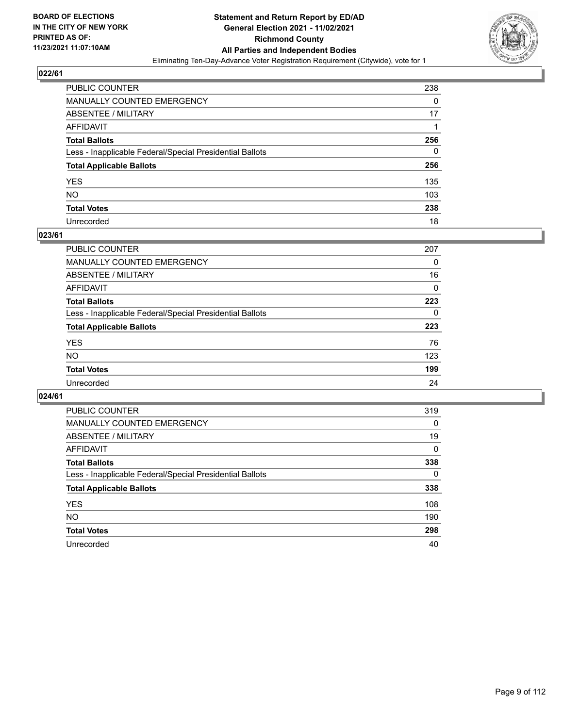## 022/61

| | |
|---|---|
| PUBLIC COUNTER | 238 |
| MANUALLY COUNTED EMERGENCY | 0 |
| ABSENTEE / MILITARY | 17 |
| AFFIDAVIT | 1 |
| **Total Ballots** | **256** |
| Less - Inapplicable Federal/Special Presidential Ballots | 0 |
| **Total Applicable Ballots** | **256** |
| YES | 135 |
| NO | 103 |
| **Total Votes** | **238** |
| Unrecorded | 18 |

## 023/61

| | |
|---|---|
| PUBLIC COUNTER | 207 |
| MANUALLY COUNTED EMERGENCY | 0 |
| ABSENTEE / MILITARY | 16 |
| AFFIDAVIT | 0 |
| **Total Ballots** | **223** |
| Less - Inapplicable Federal/Special Presidential Ballots | 0 |
| **Total Applicable Ballots** | **223** |
| YES | 76 |
| NO | 123 |
| **Total Votes** | **199** |
| Unrecorded | 24 |

## 024/61

| | |
|---|---|
| PUBLIC COUNTER | 319 |
| MANUALLY COUNTED EMERGENCY | 0 |
| ABSENTEE / MILITARY | 19 |
| AFFIDAVIT | 0 |
| **Total Ballots** | **338** |
| Less - Inapplicable Federal/Special Presidential Ballots | 0 |
| **Total Applicable Ballots** | **338** |
| YES | 108 |
| NO | 190 |
| **Total Votes** | **298** |
| Unrecorded | 40 |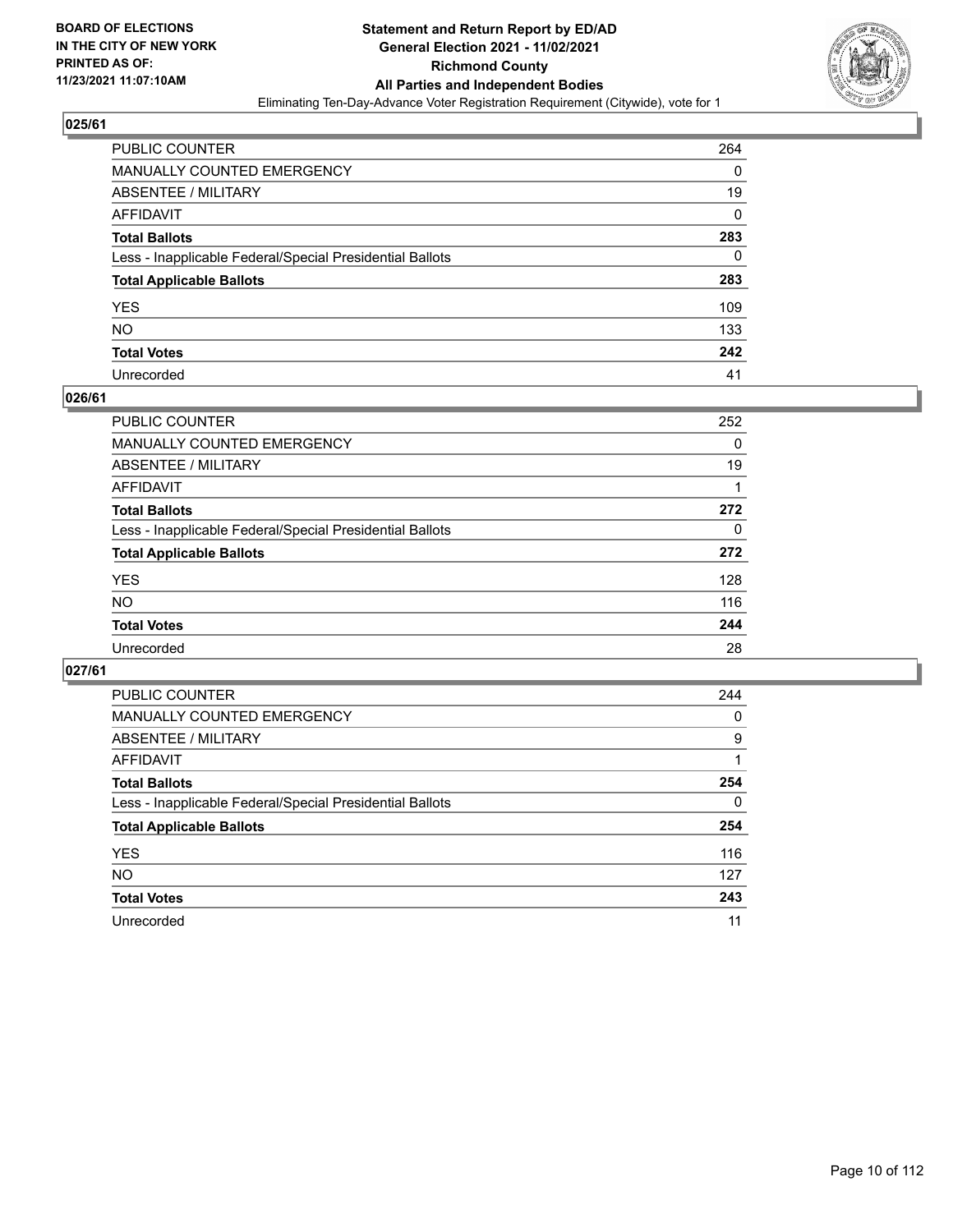## 025/61

| | |
|---|---|
| PUBLIC COUNTER | 264 |
| MANUALLY COUNTED EMERGENCY | 0 |
| ABSENTEE / MILITARY | 19 |
| AFFIDAVIT | 0 |
| **Total Ballots** | **283** |
| Less - Inapplicable Federal/Special Presidential Ballots | 0 |
| **Total Applicable Ballots** | **283** |
| YES | 109 |
| NO | 133 |
| **Total Votes** | **242** |
| Unrecorded | 41 |

## 026/61

| | |
|---|---|
| PUBLIC COUNTER | 252 |
| MANUALLY COUNTED EMERGENCY | 0 |
| ABSENTEE / MILITARY | 19 |
| AFFIDAVIT | 1 |
| **Total Ballots** | **272** |
| Less - Inapplicable Federal/Special Presidential Ballots | 0 |
| **Total Applicable Ballots** | **272** |
| YES | 128 |
| NO | 116 |
| **Total Votes** | **244** |
| Unrecorded | 28 |

## 027/61

| | |
|---|---|
| PUBLIC COUNTER | 244 |
| MANUALLY COUNTED EMERGENCY | 0 |
| ABSENTEE / MILITARY | 9 |
| AFFIDAVIT | 1 |
| **Total Ballots** | **254** |
| Less - Inapplicable Federal/Special Presidential Ballots | 0 |
| **Total Applicable Ballots** | **254** |
| YES | 116 |
| NO | 127 |
| **Total Votes** | **243** |
| Unrecorded | 11 |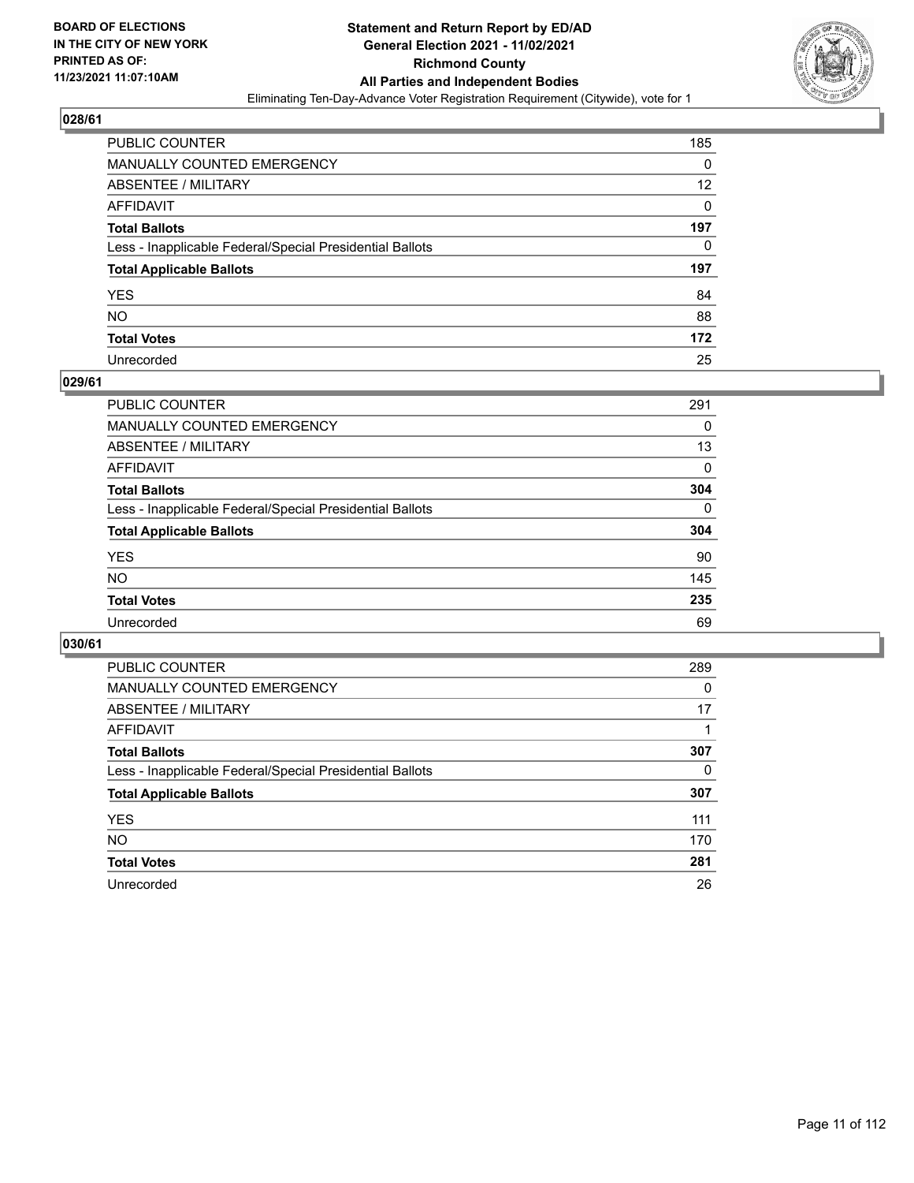## 028/61

| | |
|---|---|
| PUBLIC COUNTER | 185 |
| MANUALLY COUNTED EMERGENCY | 0 |
| ABSENTEE / MILITARY | 12 |
| AFFIDAVIT | 0 |
| **Total Ballots** | **197** |
| Less - Inapplicable Federal/Special Presidential Ballots | 0 |
| **Total Applicable Ballots** | **197** |
| YES | 84 |
| NO | 88 |
| **Total Votes** | **172** |
| Unrecorded | 25 |

## 029/61

| | |
|---|---|
| PUBLIC COUNTER | 291 |
| MANUALLY COUNTED EMERGENCY | 0 |
| ABSENTEE / MILITARY | 13 |
| AFFIDAVIT | 0 |
| **Total Ballots** | **304** |
| Less - Inapplicable Federal/Special Presidential Ballots | 0 |
| **Total Applicable Ballots** | **304** |
| YES | 90 |
| NO | 145 |
| **Total Votes** | **235** |
| Unrecorded | 69 |

## 030/61

| | |
|---|---|
| PUBLIC COUNTER | 289 |
| MANUALLY COUNTED EMERGENCY | 0 |
| ABSENTEE / MILITARY | 17 |
| AFFIDAVIT | 1 |
| **Total Ballots** | **307** |
| Less - Inapplicable Federal/Special Presidential Ballots | 0 |
| **Total Applicable Ballots** | **307** |
| YES | 111 |
| NO | 170 |
| **Total Votes** | **281** |
| Unrecorded | 26 |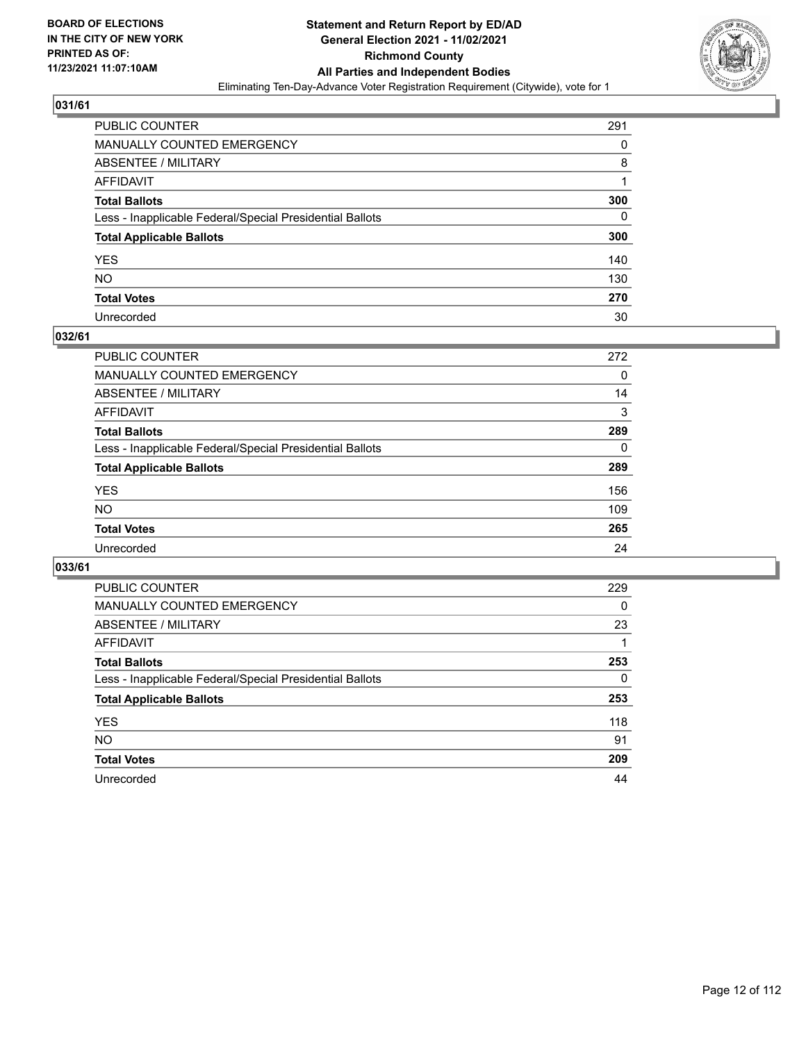## 031/61

| | |
|---|---|
| PUBLIC COUNTER | 291 |
| MANUALLY COUNTED EMERGENCY | 0 |
| ABSENTEE / MILITARY | 8 |
| AFFIDAVIT | 1 |
| **Total Ballots** | **300** |
| Less - Inapplicable Federal/Special Presidential Ballots | 0 |
| **Total Applicable Ballots** | **300** |
| YES | 140 |
| NO | 130 |
| **Total Votes** | **270** |
| Unrecorded | 30 |

## 032/61

| | |
|---|---|
| PUBLIC COUNTER | 272 |
| MANUALLY COUNTED EMERGENCY | 0 |
| ABSENTEE / MILITARY | 14 |
| AFFIDAVIT | 3 |
| **Total Ballots** | **289** |
| Less - Inapplicable Federal/Special Presidential Ballots | 0 |
| **Total Applicable Ballots** | **289** |
| YES | 156 |
| NO | 109 |
| **Total Votes** | **265** |
| Unrecorded | 24 |

## 033/61

| | |
|---|---|
| PUBLIC COUNTER | 229 |
| MANUALLY COUNTED EMERGENCY | 0 |
| ABSENTEE / MILITARY | 23 |
| AFFIDAVIT | 1 |
| **Total Ballots** | **253** |
| Less - Inapplicable Federal/Special Presidential Ballots | 0 |
| **Total Applicable Ballots** | **253** |
| YES | 118 |
| NO | 91 |
| **Total Votes** | **209** |
| Unrecorded | 44 |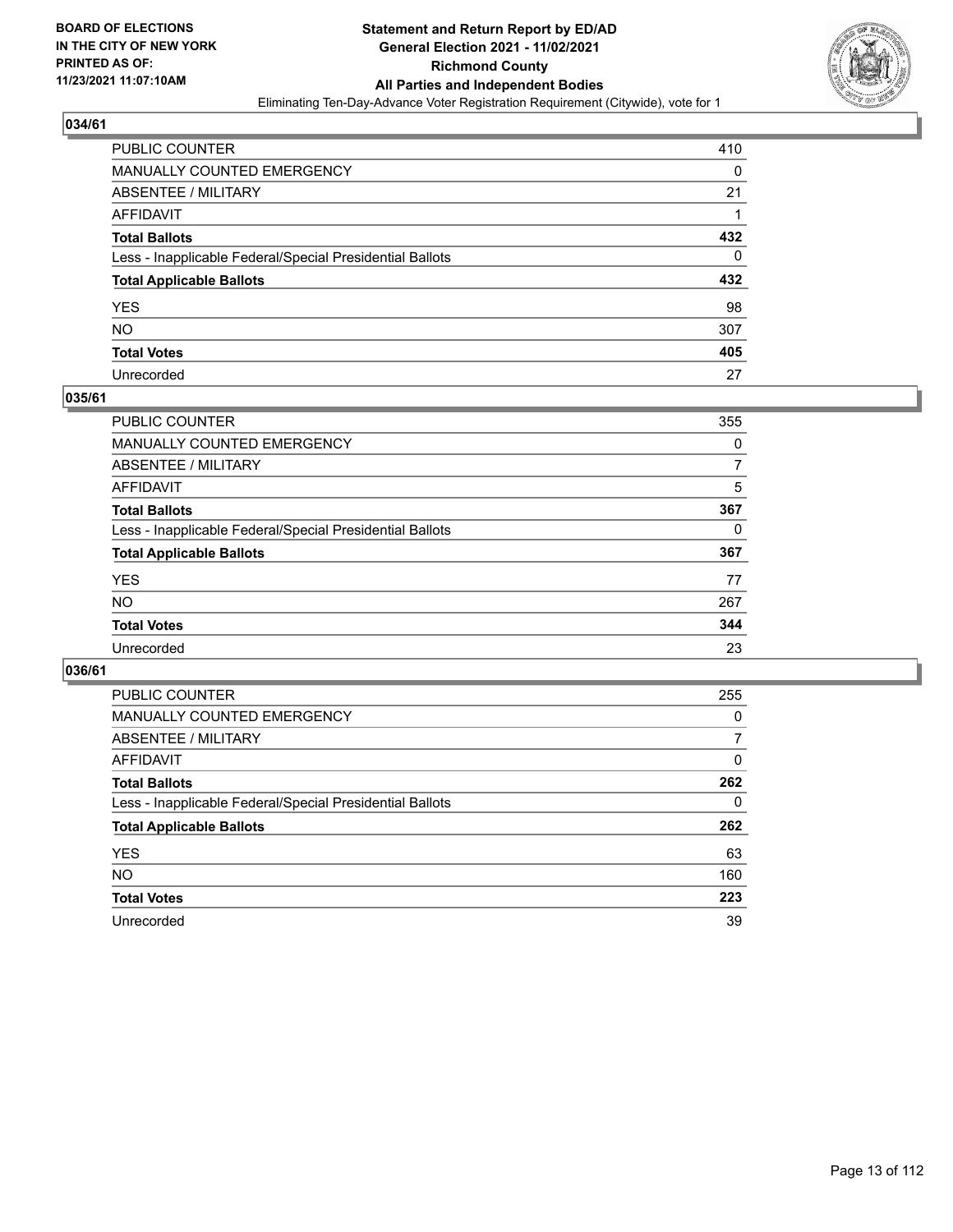BOARD OF ELECTIONS
IN THE CITY OF NEW YORK
PRINTED AS OF:
11/23/2021 11:07:10AM

**Statement and Return Report by ED/AD**
**General Election 2021 - 11/02/2021**
**Richmond County**
**All Parties and Independent Bodies**
Eliminating Ten-Day-Advance Voter Registration Requirement (Citywide), vote for 1

## 034/61

| | |
|---|---|
| PUBLIC COUNTER | 410 |
| MANUALLY COUNTED EMERGENCY | 0 |
| ABSENTEE / MILITARY | 21 |
| AFFIDAVIT | 1 |
| **Total Ballots** | **432** |
| Less - Inapplicable Federal/Special Presidential Ballots | 0 |
| **Total Applicable Ballots** | **432** |
| YES | 98 |
| NO | 307 |
| **Total Votes** | **405** |
| Unrecorded | 27 |

## 035/61

| | |
|---|---|
| PUBLIC COUNTER | 355 |
| MANUALLY COUNTED EMERGENCY | 0 |
| ABSENTEE / MILITARY | 7 |
| AFFIDAVIT | 5 |
| **Total Ballots** | **367** |
| Less - Inapplicable Federal/Special Presidential Ballots | 0 |
| **Total Applicable Ballots** | **367** |
| YES | 77 |
| NO | 267 |
| **Total Votes** | **344** |
| Unrecorded | 23 |

## 036/61

| | |
|---|---|
| PUBLIC COUNTER | 255 |
| MANUALLY COUNTED EMERGENCY | 0 |
| ABSENTEE / MILITARY | 7 |
| AFFIDAVIT | 0 |
| **Total Ballots** | **262** |
| Less - Inapplicable Federal/Special Presidential Ballots | 0 |
| **Total Applicable Ballots** | **262** |
| YES | 63 |
| NO | 160 |
| **Total Votes** | **223** |
| Unrecorded | 39 |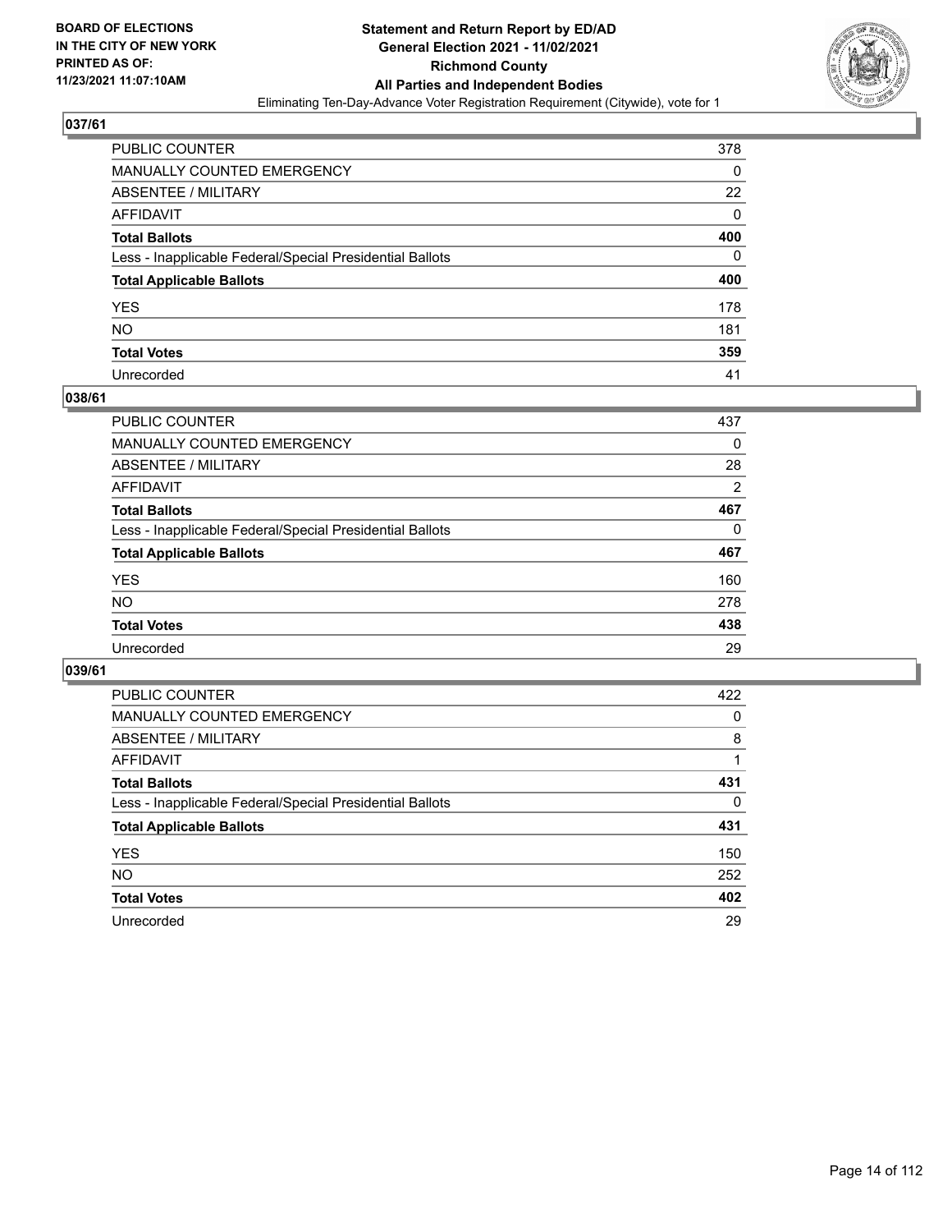## 037/61

| | |
|---|---|
| PUBLIC COUNTER | 378 |
| MANUALLY COUNTED EMERGENCY | 0 |
| ABSENTEE / MILITARY | 22 |
| AFFIDAVIT | 0 |
| **Total Ballots** | **400** |
| Less - Inapplicable Federal/Special Presidential Ballots | 0 |
| **Total Applicable Ballots** | **400** |
| YES | 178 |
| NO | 181 |
| **Total Votes** | **359** |
| Unrecorded | 41 |

## 038/61

| | |
|---|---|
| PUBLIC COUNTER | 437 |
| MANUALLY COUNTED EMERGENCY | 0 |
| ABSENTEE / MILITARY | 28 |
| AFFIDAVIT | 2 |
| **Total Ballots** | **467** |
| Less - Inapplicable Federal/Special Presidential Ballots | 0 |
| **Total Applicable Ballots** | **467** |
| YES | 160 |
| NO | 278 |
| **Total Votes** | **438** |
| Unrecorded | 29 |

## 039/61

| | |
|---|---|
| PUBLIC COUNTER | 422 |
| MANUALLY COUNTED EMERGENCY | 0 |
| ABSENTEE / MILITARY | 8 |
| AFFIDAVIT | 1 |
| **Total Ballots** | **431** |
| Less - Inapplicable Federal/Special Presidential Ballots | 0 |
| **Total Applicable Ballots** | **431** |
| YES | 150 |
| NO | 252 |
| **Total Votes** | **402** |
| Unrecorded | 29 |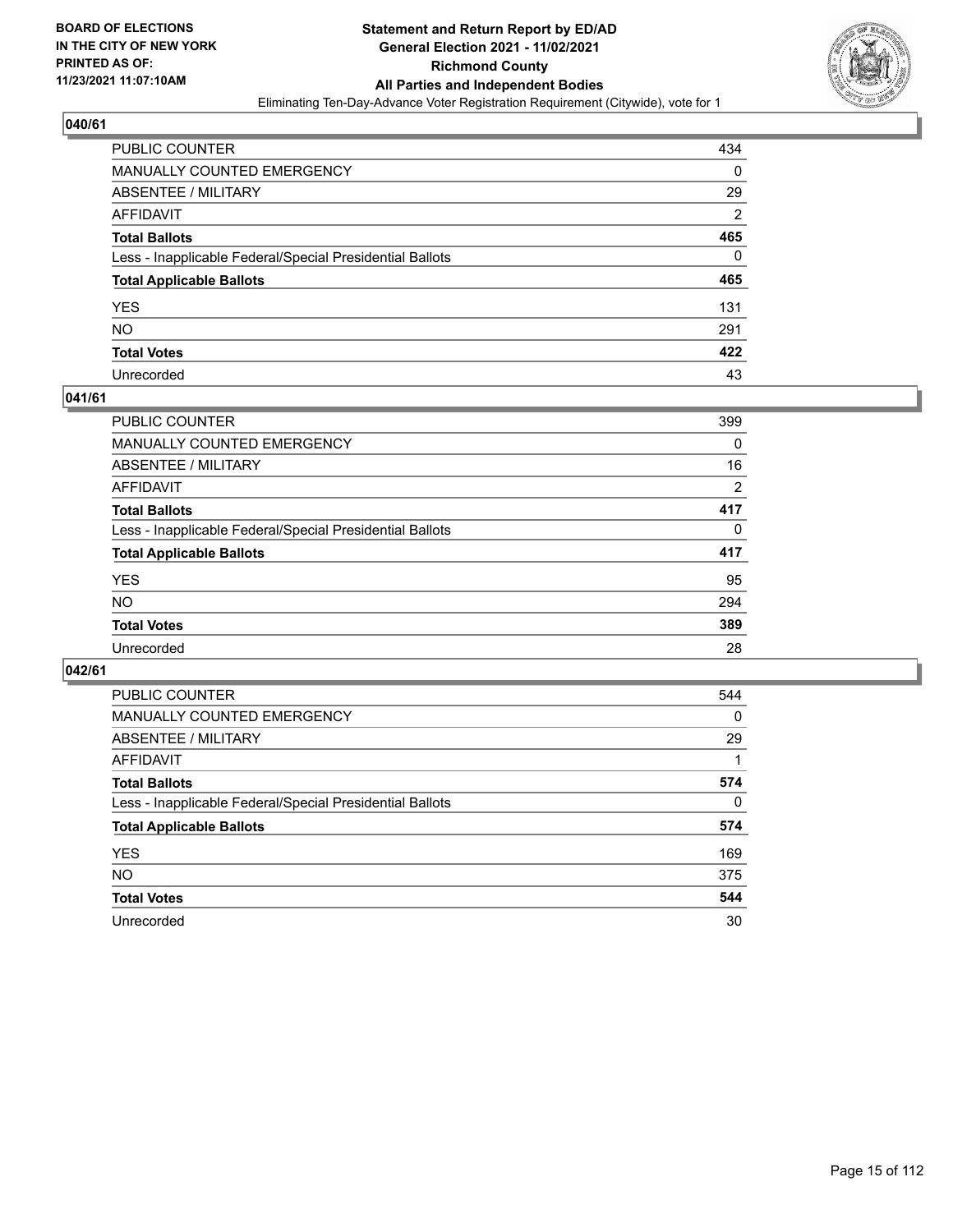## 040/61

| | |
|---|---|
| PUBLIC COUNTER | 434 |
| MANUALLY COUNTED EMERGENCY | 0 |
| ABSENTEE / MILITARY | 29 |
| AFFIDAVIT | 2 |
| **Total Ballots** | **465** |
| Less - Inapplicable Federal/Special Presidential Ballots | 0 |
| **Total Applicable Ballots** | **465** |
| YES | 131 |
| NO | 291 |
| **Total Votes** | **422** |
| Unrecorded | 43 |

## 041/61

| | |
|---|---|
| PUBLIC COUNTER | 399 |
| MANUALLY COUNTED EMERGENCY | 0 |
| ABSENTEE / MILITARY | 16 |
| AFFIDAVIT | 2 |
| **Total Ballots** | **417** |
| Less - Inapplicable Federal/Special Presidential Ballots | 0 |
| **Total Applicable Ballots** | **417** |
| YES | 95 |
| NO | 294 |
| **Total Votes** | **389** |
| Unrecorded | 28 |

## 042/61

| | |
|---|---|
| PUBLIC COUNTER | 544 |
| MANUALLY COUNTED EMERGENCY | 0 |
| ABSENTEE / MILITARY | 29 |
| AFFIDAVIT | 1 |
| **Total Ballots** | **574** |
| Less - Inapplicable Federal/Special Presidential Ballots | 0 |
| **Total Applicable Ballots** | **574** |
| YES | 169 |
| NO | 375 |
| **Total Votes** | **544** |
| Unrecorded | 30 |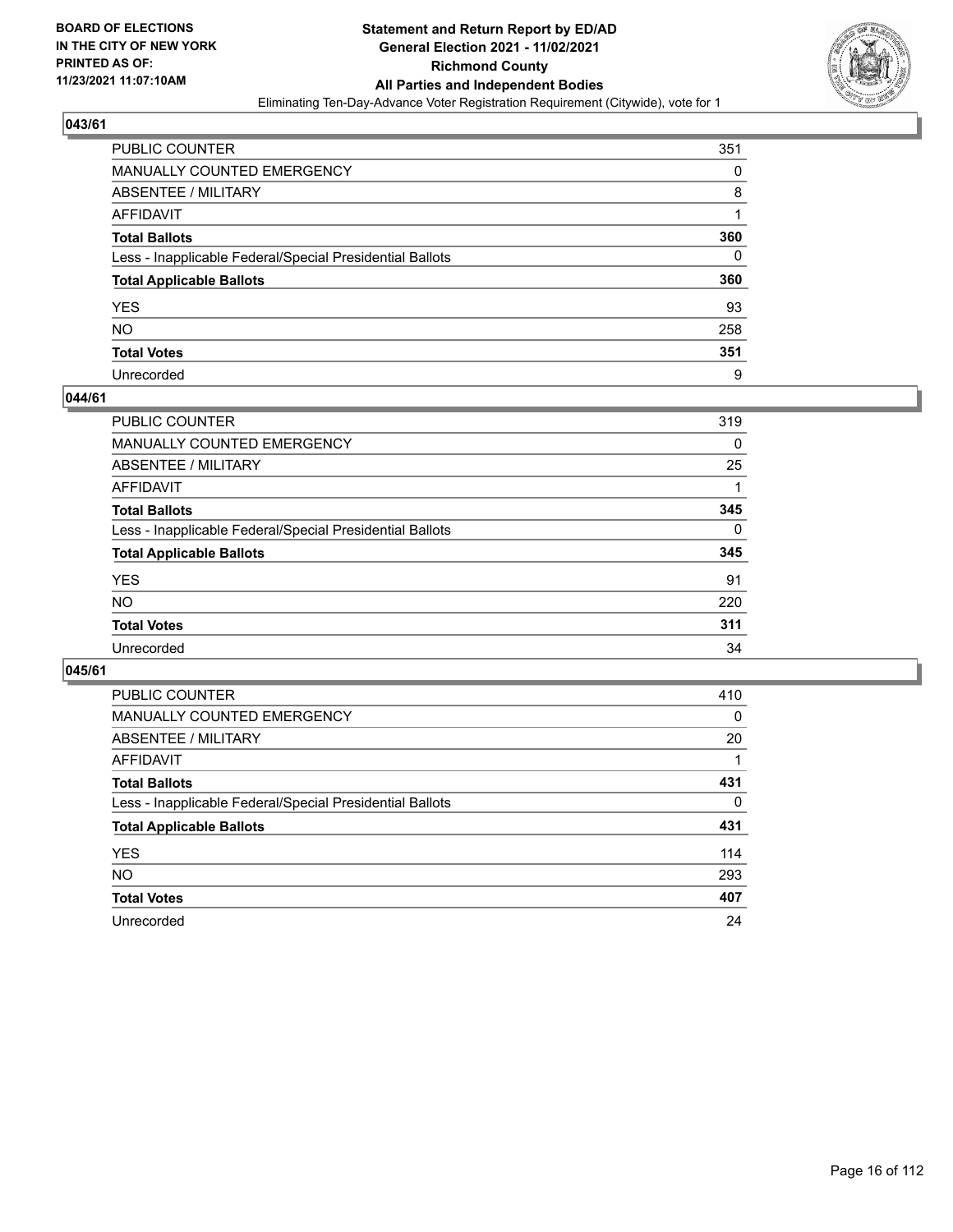## 043/61

| | |
|---|---|
| PUBLIC COUNTER | 351 |
| MANUALLY COUNTED EMERGENCY | 0 |
| ABSENTEE / MILITARY | 8 |
| AFFIDAVIT | 1 |
| **Total Ballots** | **360** |
| Less - Inapplicable Federal/Special Presidential Ballots | 0 |
| **Total Applicable Ballots** | **360** |
| YES | 93 |
| NO | 258 |
| **Total Votes** | **351** |
| Unrecorded | 9 |

## 044/61

| | |
|---|---|
| PUBLIC COUNTER | 319 |
| MANUALLY COUNTED EMERGENCY | 0 |
| ABSENTEE / MILITARY | 25 |
| AFFIDAVIT | 1 |
| **Total Ballots** | **345** |
| Less - Inapplicable Federal/Special Presidential Ballots | 0 |
| **Total Applicable Ballots** | **345** |
| YES | 91 |
| NO | 220 |
| **Total Votes** | **311** |
| Unrecorded | 34 |

## 045/61

| | |
|---|---|
| PUBLIC COUNTER | 410 |
| MANUALLY COUNTED EMERGENCY | 0 |
| ABSENTEE / MILITARY | 20 |
| AFFIDAVIT | 1 |
| **Total Ballots** | **431** |
| Less - Inapplicable Federal/Special Presidential Ballots | 0 |
| **Total Applicable Ballots** | **431** |
| YES | 114 |
| NO | 293 |
| **Total Votes** | **407** |
| Unrecorded | 24 |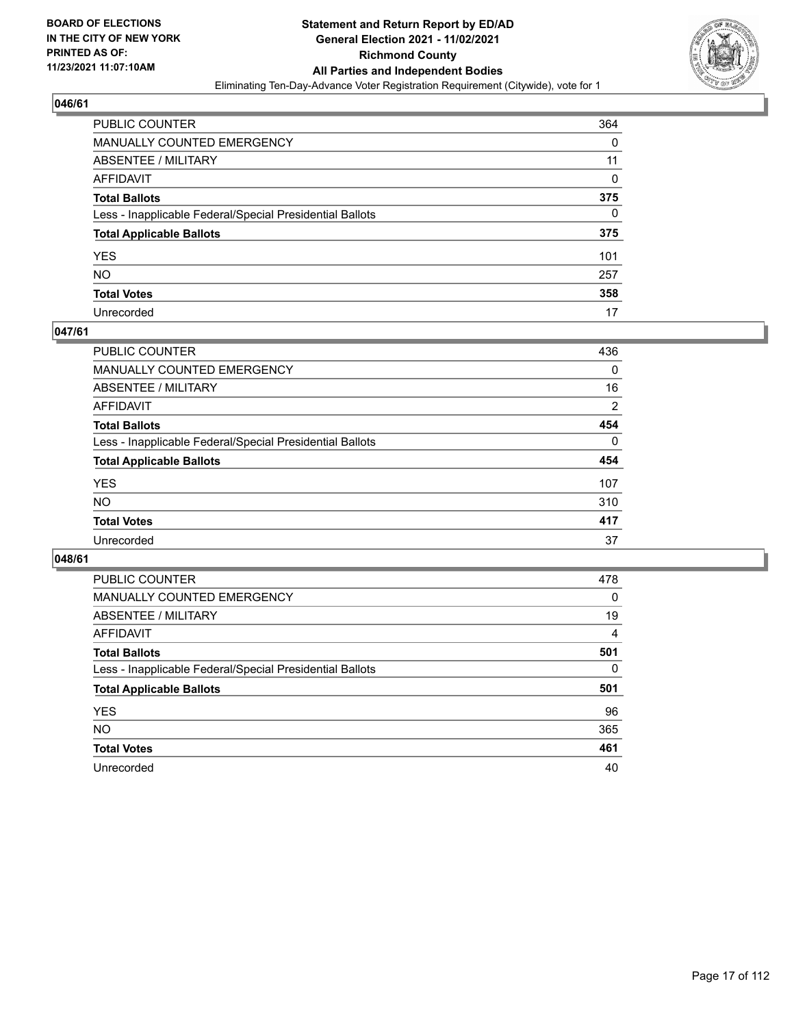BOARD OF ELECTIONS
IN THE CITY OF NEW YORK
PRINTED AS OF:
11/23/2021 11:07:10AM

**Statement and Return Report by ED/AD**
**General Election 2021 - 11/02/2021**
**Richmond County**
**All Parties and Independent Bodies**
Eliminating Ten-Day-Advance Voter Registration Requirement (Citywide), vote for 1

### 046/61

| | |
|---|---|
| PUBLIC COUNTER | 364 |
| MANUALLY COUNTED EMERGENCY | 0 |
| ABSENTEE / MILITARY | 11 |
| AFFIDAVIT | 0 |
| **Total Ballots** | **375** |
| Less - Inapplicable Federal/Special Presidential Ballots | 0 |
| **Total Applicable Ballots** | **375** |
| YES | 101 |
| NO | 257 |
| **Total Votes** | **358** |
| Unrecorded | 17 |

### 047/61

| | |
|---|---|
| PUBLIC COUNTER | 436 |
| MANUALLY COUNTED EMERGENCY | 0 |
| ABSENTEE / MILITARY | 16 |
| AFFIDAVIT | 2 |
| **Total Ballots** | **454** |
| Less - Inapplicable Federal/Special Presidential Ballots | 0 |
| **Total Applicable Ballots** | **454** |
| YES | 107 |
| NO | 310 |
| **Total Votes** | **417** |
| Unrecorded | 37 |

### 048/61

| | |
|---|---|
| PUBLIC COUNTER | 478 |
| MANUALLY COUNTED EMERGENCY | 0 |
| ABSENTEE / MILITARY | 19 |
| AFFIDAVIT | 4 |
| **Total Ballots** | **501** |
| Less - Inapplicable Federal/Special Presidential Ballots | 0 |
| **Total Applicable Ballots** | **501** |
| YES | 96 |
| NO | 365 |
| **Total Votes** | **461** |
| Unrecorded | 40 |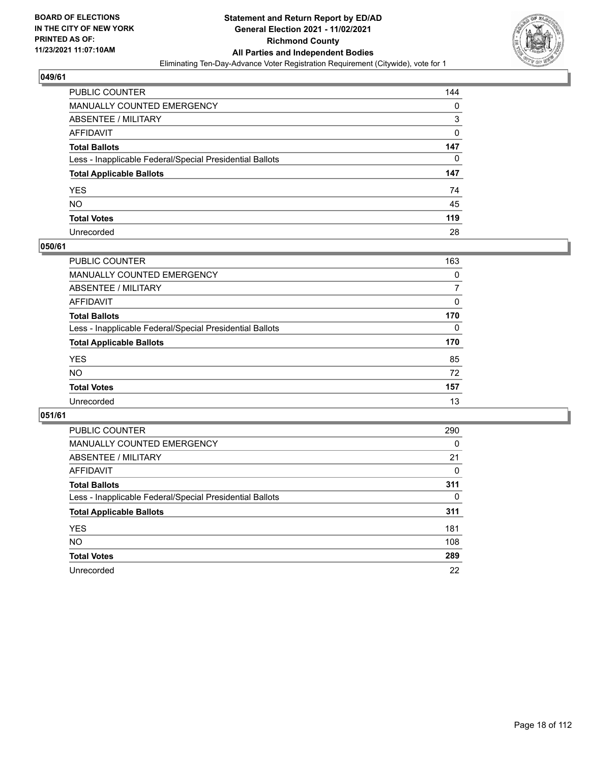**BOARD OF ELECTIONS IN THE CITY OF NEW YORK PRINTED AS OF: 11/23/2021 11:07:10AM**

# Statement and Return Report by ED/AD
## General Election 2021 - 11/02/2021
## Richmond County
## All Parties and Independent Bodies
Eliminating Ten-Day-Advance Voter Registration Requirement (Citywide), vote for 1

### 049/61

| | |
|---|---|
| PUBLIC COUNTER | 144 |
| MANUALLY COUNTED EMERGENCY | 0 |
| ABSENTEE / MILITARY | 3 |
| AFFIDAVIT | 0 |
| **Total Ballots** | **147** |
| Less - Inapplicable Federal/Special Presidential Ballots | 0 |
| **Total Applicable Ballots** | **147** |
| YES | 74 |
| NO | 45 |
| **Total Votes** | **119** |
| Unrecorded | 28 |

### 050/61

| | |
|---|---|
| PUBLIC COUNTER | 163 |
| MANUALLY COUNTED EMERGENCY | 0 |
| ABSENTEE / MILITARY | 7 |
| AFFIDAVIT | 0 |
| **Total Ballots** | **170** |
| Less - Inapplicable Federal/Special Presidential Ballots | 0 |
| **Total Applicable Ballots** | **170** |
| YES | 85 |
| NO | 72 |
| **Total Votes** | **157** |
| Unrecorded | 13 |

### 051/61

| | |
|---|---|
| PUBLIC COUNTER | 290 |
| MANUALLY COUNTED EMERGENCY | 0 |
| ABSENTEE / MILITARY | 21 |
| AFFIDAVIT | 0 |
| **Total Ballots** | **311** |
| Less - Inapplicable Federal/Special Presidential Ballots | 0 |
| **Total Applicable Ballots** | **311** |
| YES | 181 |
| NO | 108 |
| **Total Votes** | **289** |
| Unrecorded | 22 |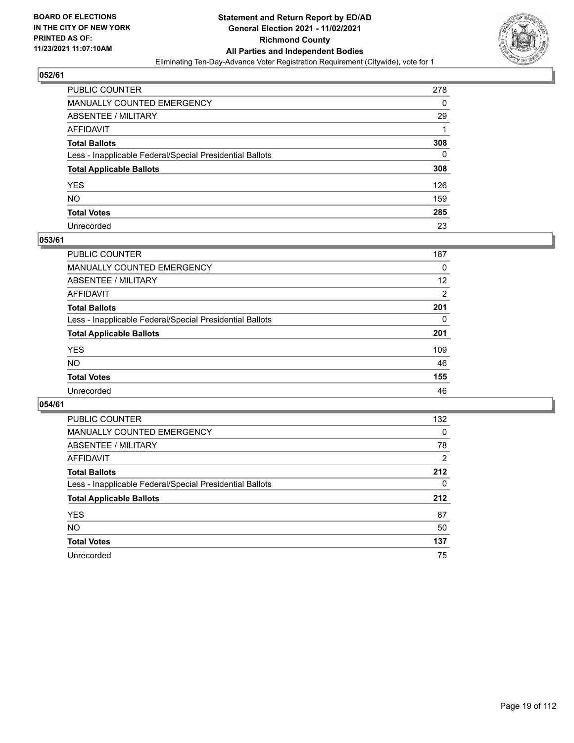**BOARD OF ELECTIONS IN THE CITY OF NEW YORK PRINTED AS OF: 11/23/2021 11:07:10AM**

**Statement and Return Report by ED/AD General Election 2021 - 11/02/2021 Richmond County All Parties and Independent Bodies**

Eliminating Ten-Day-Advance Voter Registration Requirement (Citywide), vote for 1

### 052/61

| | |
|---|---|
| PUBLIC COUNTER | 278 |
| MANUALLY COUNTED EMERGENCY | 0 |
| ABSENTEE / MILITARY | 29 |
| AFFIDAVIT | 1 |
| **Total Ballots** | **308** |
| Less - Inapplicable Federal/Special Presidential Ballots | 0 |
| **Total Applicable Ballots** | **308** |
| YES | 126 |
| NO | 159 |
| **Total Votes** | **285** |
| Unrecorded | 23 |

### 053/61

| | |
|---|---|
| PUBLIC COUNTER | 187 |
| MANUALLY COUNTED EMERGENCY | 0 |
| ABSENTEE / MILITARY | 12 |
| AFFIDAVIT | 2 |
| **Total Ballots** | **201** |
| Less - Inapplicable Federal/Special Presidential Ballots | 0 |
| **Total Applicable Ballots** | **201** |
| YES | 109 |
| NO | 46 |
| **Total Votes** | **155** |
| Unrecorded | 46 |

### 054/61

| | |
|---|---|
| PUBLIC COUNTER | 132 |
| MANUALLY COUNTED EMERGENCY | 0 |
| ABSENTEE / MILITARY | 78 |
| AFFIDAVIT | 2 |
| **Total Ballots** | **212** |
| Less - Inapplicable Federal/Special Presidential Ballots | 0 |
| **Total Applicable Ballots** | **212** |
| YES | 87 |
| NO | 50 |
| **Total Votes** | **137** |
| Unrecorded | 75 |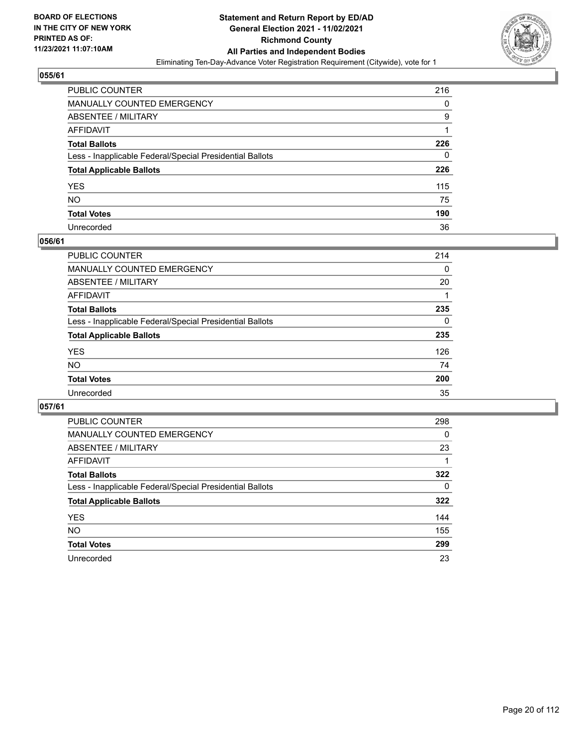**BOARD OF ELECTIONS IN THE CITY OF NEW YORK PRINTED AS OF: 11/23/2021 11:07:10AM**

**Statement and Return Report by ED/AD General Election 2021 - 11/02/2021 Richmond County All Parties and Independent Bodies**

Eliminating Ten-Day-Advance Voter Registration Requirement (Citywide), vote for 1

## 055/61

| | |
|---|---|
| PUBLIC COUNTER | 216 |
| MANUALLY COUNTED EMERGENCY | 0 |
| ABSENTEE / MILITARY | 9 |
| AFFIDAVIT | 1 |
| **Total Ballots** | **226** |
| Less - Inapplicable Federal/Special Presidential Ballots | 0 |
| **Total Applicable Ballots** | **226** |
| YES | 115 |
| NO | 75 |
| **Total Votes** | **190** |
| Unrecorded | 36 |

## 056/61

| | |
|---|---|
| PUBLIC COUNTER | 214 |
| MANUALLY COUNTED EMERGENCY | 0 |
| ABSENTEE / MILITARY | 20 |
| AFFIDAVIT | 1 |
| **Total Ballots** | **235** |
| Less - Inapplicable Federal/Special Presidential Ballots | 0 |
| **Total Applicable Ballots** | **235** |
| YES | 126 |
| NO | 74 |
| **Total Votes** | **200** |
| Unrecorded | 35 |

## 057/61

| | |
|---|---|
| PUBLIC COUNTER | 298 |
| MANUALLY COUNTED EMERGENCY | 0 |
| ABSENTEE / MILITARY | 23 |
| AFFIDAVIT | 1 |
| **Total Ballots** | **322** |
| Less - Inapplicable Federal/Special Presidential Ballots | 0 |
| **Total Applicable Ballots** | **322** |
| YES | 144 |
| NO | 155 |
| **Total Votes** | **299** |
| Unrecorded | 23 |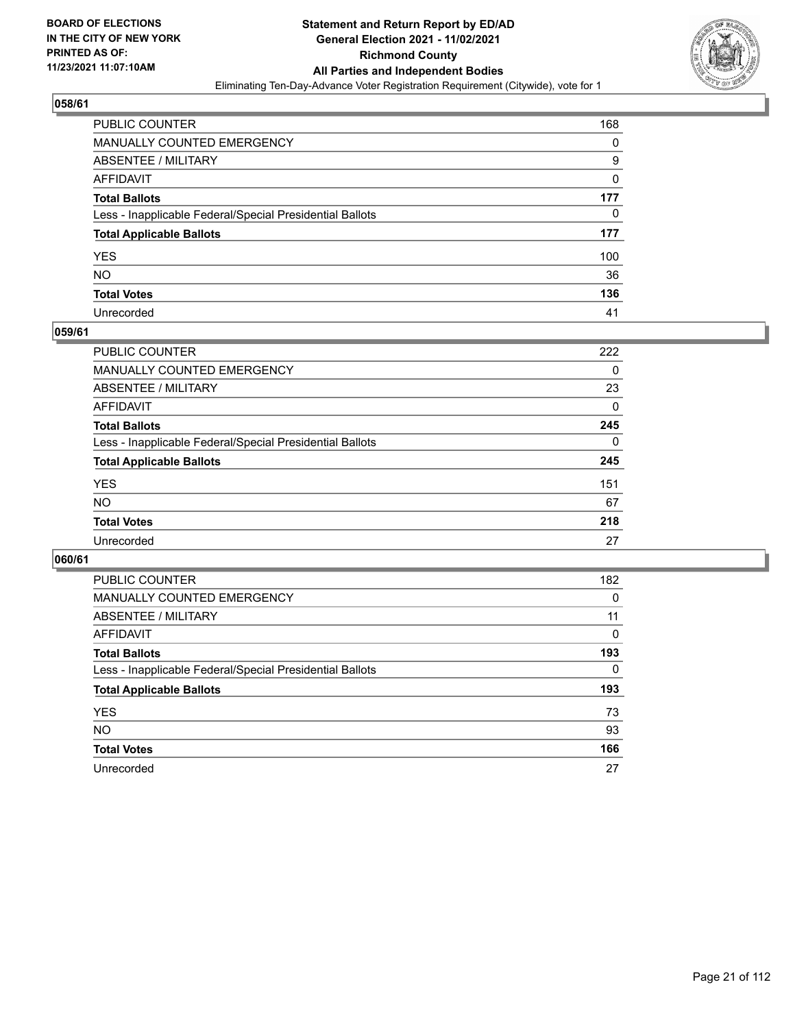### 058/61

| | |
|---|---|
| PUBLIC COUNTER | 168 |
| MANUALLY COUNTED EMERGENCY | 0 |
| ABSENTEE / MILITARY | 9 |
| AFFIDAVIT | 0 |
| **Total Ballots** | **177** |
| Less - Inapplicable Federal/Special Presidential Ballots | 0 |
| **Total Applicable Ballots** | **177** |
| YES | 100 |
| NO | 36 |
| **Total Votes** | **136** |
| Unrecorded | 41 |

### 059/61

| | |
|---|---|
| PUBLIC COUNTER | 222 |
| MANUALLY COUNTED EMERGENCY | 0 |
| ABSENTEE / MILITARY | 23 |
| AFFIDAVIT | 0 |
| **Total Ballots** | **245** |
| Less - Inapplicable Federal/Special Presidential Ballots | 0 |
| **Total Applicable Ballots** | **245** |
| YES | 151 |
| NO | 67 |
| **Total Votes** | **218** |
| Unrecorded | 27 |

### 060/61

| | |
|---|---|
| PUBLIC COUNTER | 182 |
| MANUALLY COUNTED EMERGENCY | 0 |
| ABSENTEE / MILITARY | 11 |
| AFFIDAVIT | 0 |
| **Total Ballots** | **193** |
| Less - Inapplicable Federal/Special Presidential Ballots | 0 |
| **Total Applicable Ballots** | **193** |
| YES | 73 |
| NO | 93 |
| **Total Votes** | **166** |
| Unrecorded | 27 |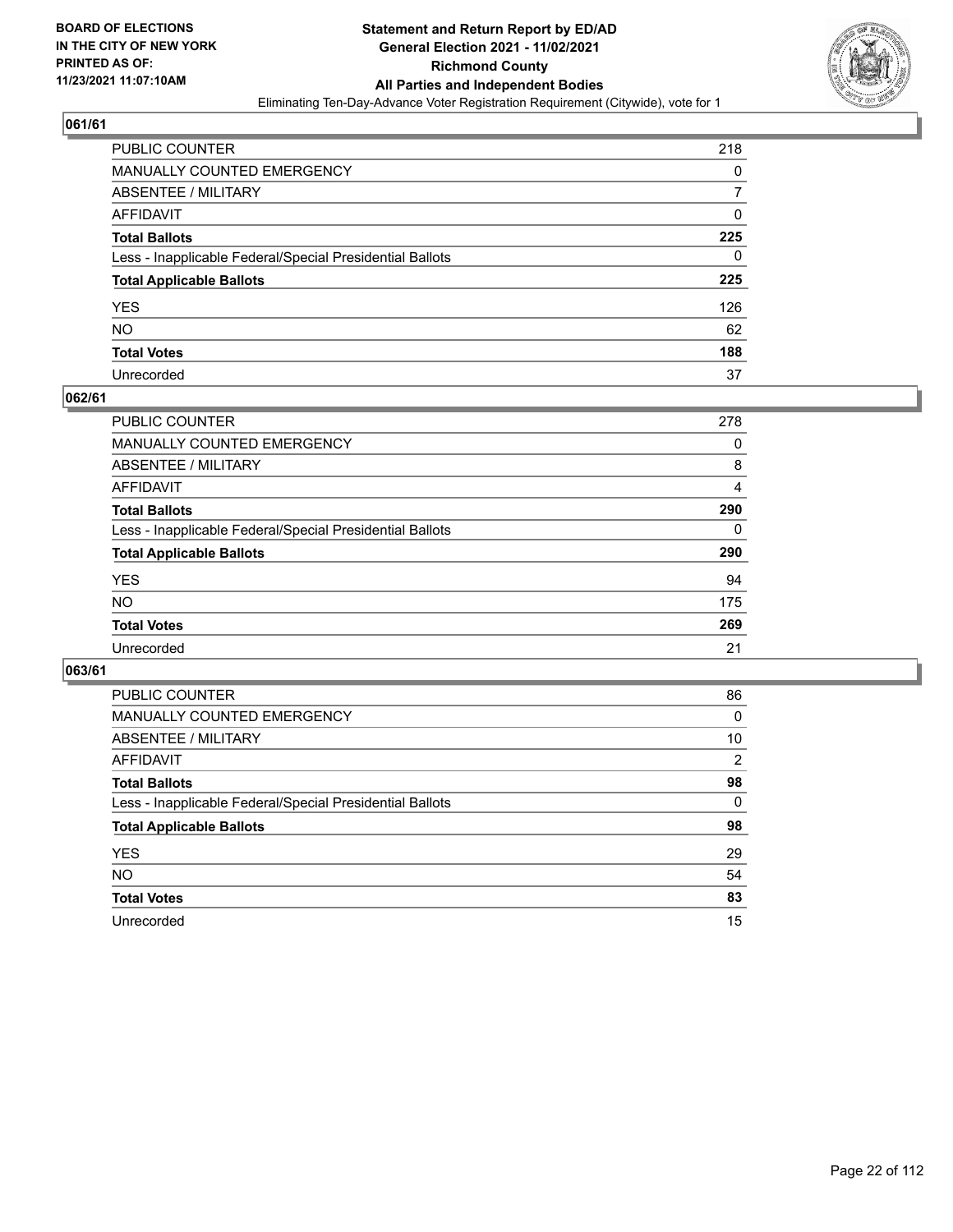**BOARD OF ELECTIONS IN THE CITY OF NEW YORK PRINTED AS OF: 11/23/2021 11:07:10AM**

**Statement and Return Report by ED/AD**
**General Election 2021 - 11/02/2021**
**Richmond County**
**All Parties and Independent Bodies**
Eliminating Ten-Day-Advance Voter Registration Requirement (Citywide), vote for 1

## 061/61

| | |
|---|---|
| PUBLIC COUNTER | 218 |
| MANUALLY COUNTED EMERGENCY | 0 |
| ABSENTEE / MILITARY | 7 |
| AFFIDAVIT | 0 |
| **Total Ballots** | **225** |
| Less - Inapplicable Federal/Special Presidential Ballots | 0 |
| **Total Applicable Ballots** | **225** |
| YES | 126 |
| NO | 62 |
| **Total Votes** | **188** |
| Unrecorded | 37 |

## 062/61

| | |
|---|---|
| PUBLIC COUNTER | 278 |
| MANUALLY COUNTED EMERGENCY | 0 |
| ABSENTEE / MILITARY | 8 |
| AFFIDAVIT | 4 |
| **Total Ballots** | **290** |
| Less - Inapplicable Federal/Special Presidential Ballots | 0 |
| **Total Applicable Ballots** | **290** |
| YES | 94 |
| NO | 175 |
| **Total Votes** | **269** |
| Unrecorded | 21 |

## 063/61

| | |
|---|---|
| PUBLIC COUNTER | 86 |
| MANUALLY COUNTED EMERGENCY | 0 |
| ABSENTEE / MILITARY | 10 |
| AFFIDAVIT | 2 |
| **Total Ballots** | **98** |
| Less - Inapplicable Federal/Special Presidential Ballots | 0 |
| **Total Applicable Ballots** | **98** |
| YES | 29 |
| NO | 54 |
| **Total Votes** | **83** |
| Unrecorded | 15 |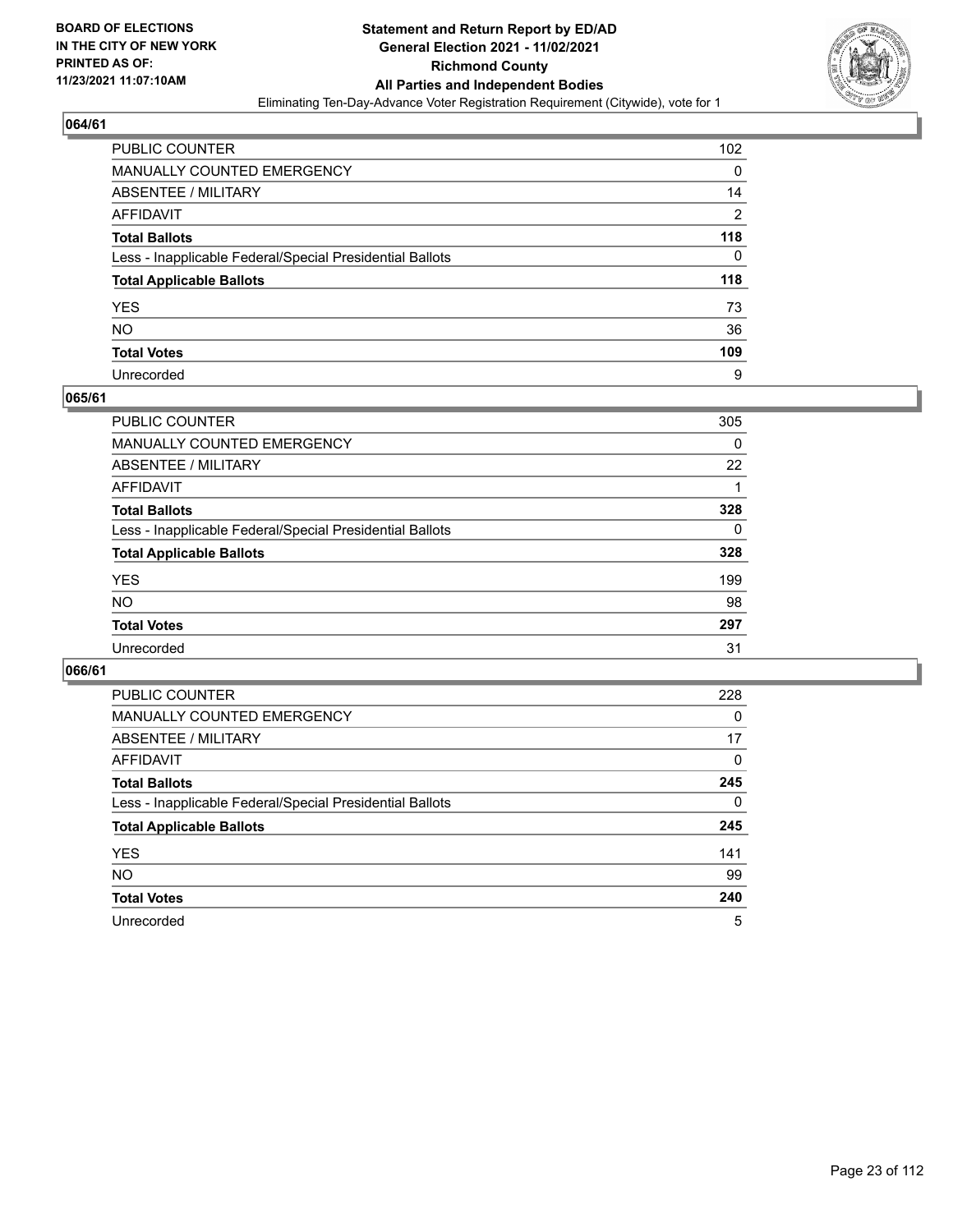BOARD OF ELECTIONS
IN THE CITY OF NEW YORK
PRINTED AS OF:
11/23/2021 11:07:10AM

**Statement and Return Report by ED/AD**
**General Election 2021 - 11/02/2021**
**Richmond County**
**All Parties and Independent Bodies**
Eliminating Ten-Day-Advance Voter Registration Requirement (Citywide), vote for 1

## 064/61

| | |
|---|---|
| PUBLIC COUNTER | 102 |
| MANUALLY COUNTED EMERGENCY | 0 |
| ABSENTEE / MILITARY | 14 |
| AFFIDAVIT | 2 |
| **Total Ballots** | **118** |
| Less - Inapplicable Federal/Special Presidential Ballots | 0 |
| **Total Applicable Ballots** | **118** |
| YES | 73 |
| NO | 36 |
| **Total Votes** | **109** |
| Unrecorded | 9 |

## 065/61

| | |
|---|---|
| PUBLIC COUNTER | 305 |
| MANUALLY COUNTED EMERGENCY | 0 |
| ABSENTEE / MILITARY | 22 |
| AFFIDAVIT | 1 |
| **Total Ballots** | **328** |
| Less - Inapplicable Federal/Special Presidential Ballots | 0 |
| **Total Applicable Ballots** | **328** |
| YES | 199 |
| NO | 98 |
| **Total Votes** | **297** |
| Unrecorded | 31 |

## 066/61

| | |
|---|---|
| PUBLIC COUNTER | 228 |
| MANUALLY COUNTED EMERGENCY | 0 |
| ABSENTEE / MILITARY | 17 |
| AFFIDAVIT | 0 |
| **Total Ballots** | **245** |
| Less - Inapplicable Federal/Special Presidential Ballots | 0 |
| **Total Applicable Ballots** | **245** |
| YES | 141 |
| NO | 99 |
| **Total Votes** | **240** |
| Unrecorded | 5 |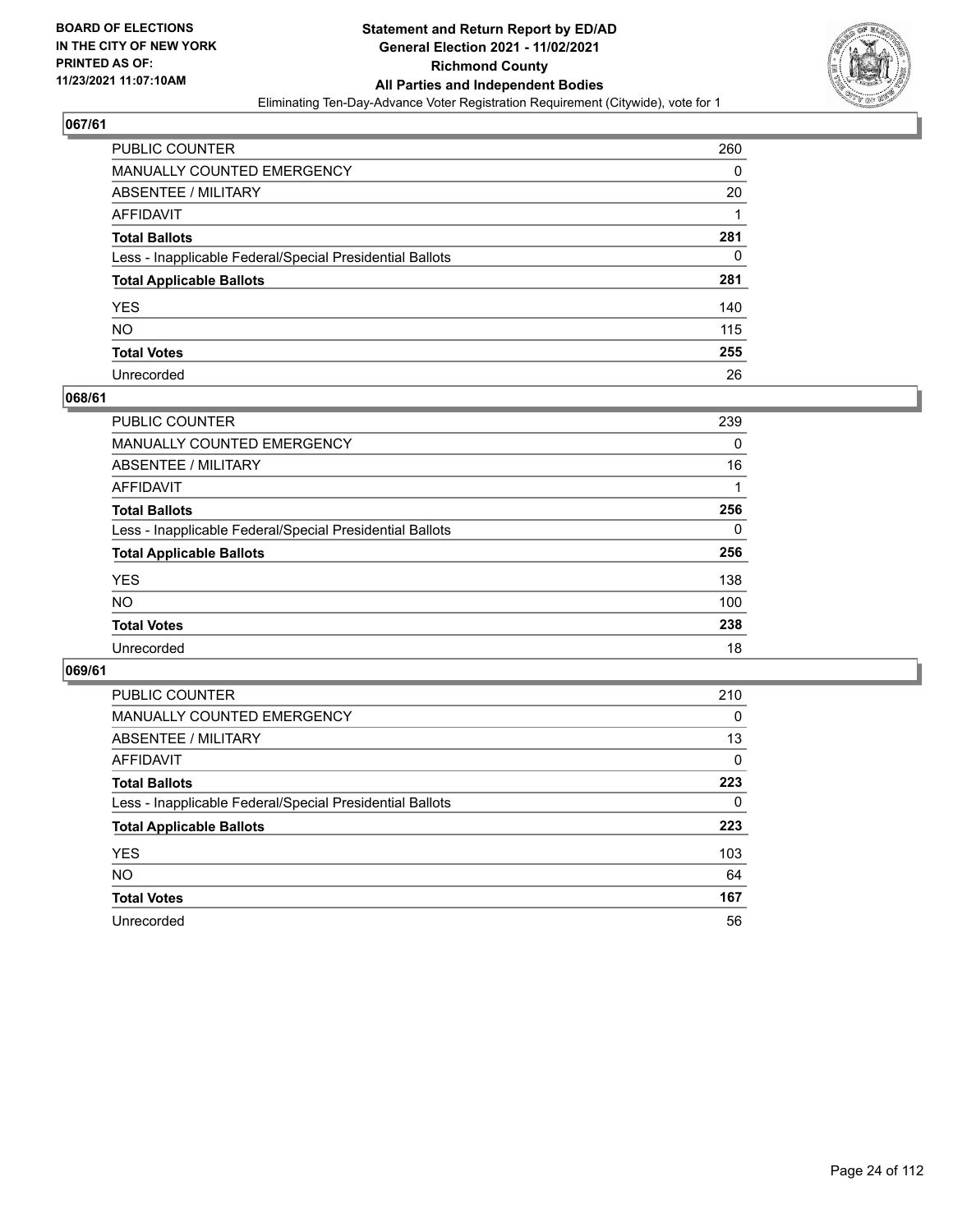BOARD OF ELECTIONS
IN THE CITY OF NEW YORK
PRINTED AS OF:
11/23/2021 11:07:10AM

**Statement and Return Report by ED/AD**
**General Election 2021 - 11/02/2021**
**Richmond County**
**All Parties and Independent Bodies**
Eliminating Ten-Day-Advance Voter Registration Requirement (Citywide), vote for 1

### 067/61

| | |
|---|---|
| PUBLIC COUNTER | 260 |
| MANUALLY COUNTED EMERGENCY | 0 |
| ABSENTEE / MILITARY | 20 |
| AFFIDAVIT | 1 |
| **Total Ballots** | **281** |
| Less - Inapplicable Federal/Special Presidential Ballots | 0 |
| **Total Applicable Ballots** | **281** |
| YES | 140 |
| NO | 115 |
| **Total Votes** | **255** |
| Unrecorded | 26 |

### 068/61

| | |
|---|---|
| PUBLIC COUNTER | 239 |
| MANUALLY COUNTED EMERGENCY | 0 |
| ABSENTEE / MILITARY | 16 |
| AFFIDAVIT | 1 |
| **Total Ballots** | **256** |
| Less - Inapplicable Federal/Special Presidential Ballots | 0 |
| **Total Applicable Ballots** | **256** |
| YES | 138 |
| NO | 100 |
| **Total Votes** | **238** |
| Unrecorded | 18 |

### 069/61

| | |
|---|---|
| PUBLIC COUNTER | 210 |
| MANUALLY COUNTED EMERGENCY | 0 |
| ABSENTEE / MILITARY | 13 |
| AFFIDAVIT | 0 |
| **Total Ballots** | **223** |
| Less - Inapplicable Federal/Special Presidential Ballots | 0 |
| **Total Applicable Ballots** | **223** |
| YES | 103 |
| NO | 64 |
| **Total Votes** | **167** |
| Unrecorded | 56 |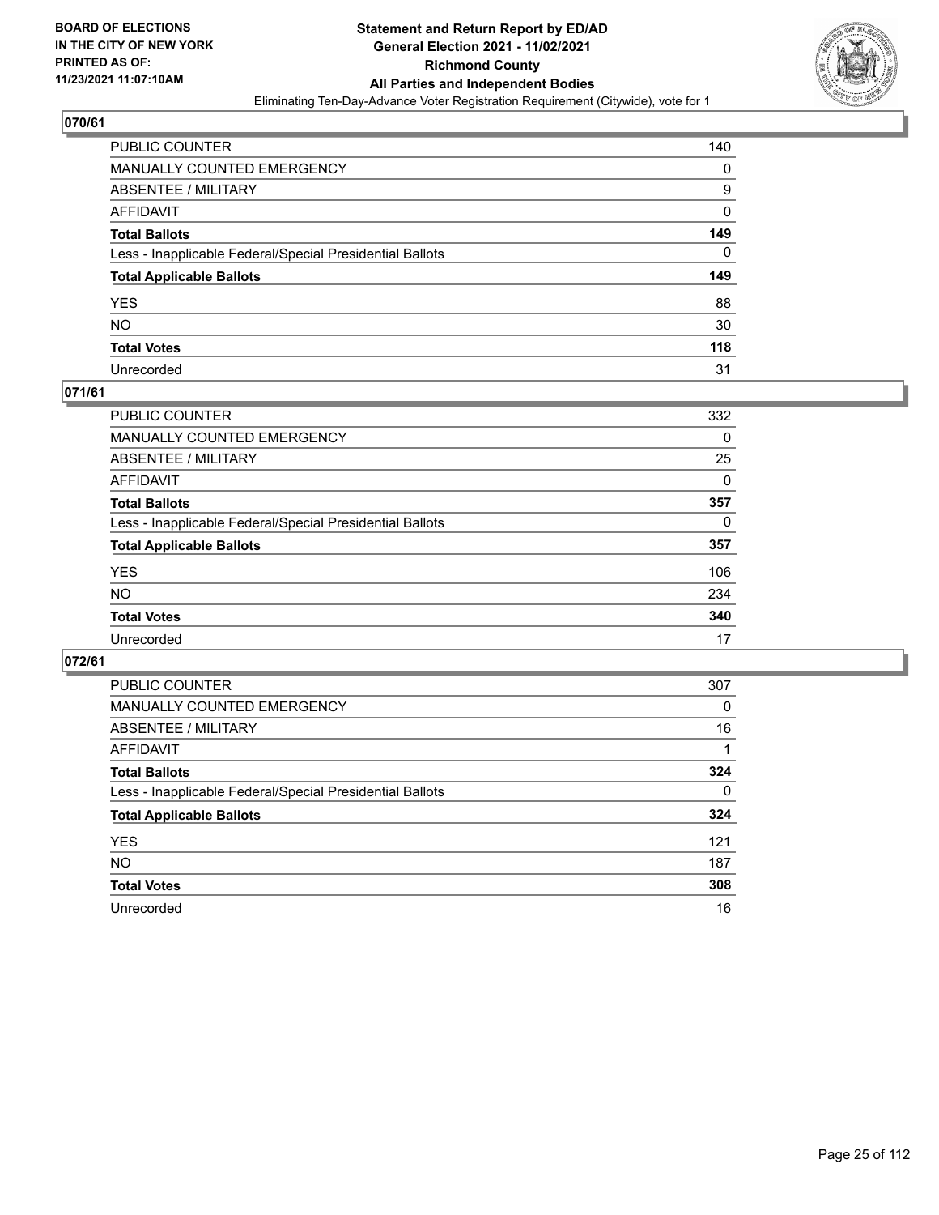**BOARD OF ELECTIONS IN THE CITY OF NEW YORK PRINTED AS OF: 11/23/2021 11:07:10AM**

# Statement and Return Report by ED/AD
## General Election 2021 - 11/02/2021
## Richmond County
## All Parties and Independent Bodies
Eliminating Ten-Day-Advance Voter Registration Requirement (Citywide), vote for 1

### 070/61

| | |
|---|---|
| PUBLIC COUNTER | 140 |
| MANUALLY COUNTED EMERGENCY | 0 |
| ABSENTEE / MILITARY | 9 |
| AFFIDAVIT | 0 |
| **Total Ballots** | **149** |
| Less - Inapplicable Federal/Special Presidential Ballots | 0 |
| **Total Applicable Ballots** | **149** |
| YES | 88 |
| NO | 30 |
| **Total Votes** | **118** |
| Unrecorded | 31 |

### 071/61

| | |
|---|---|
| PUBLIC COUNTER | 332 |
| MANUALLY COUNTED EMERGENCY | 0 |
| ABSENTEE / MILITARY | 25 |
| AFFIDAVIT | 0 |
| **Total Ballots** | **357** |
| Less - Inapplicable Federal/Special Presidential Ballots | 0 |
| **Total Applicable Ballots** | **357** |
| YES | 106 |
| NO | 234 |
| **Total Votes** | **340** |
| Unrecorded | 17 |

### 072/61

| | |
|---|---|
| PUBLIC COUNTER | 307 |
| MANUALLY COUNTED EMERGENCY | 0 |
| ABSENTEE / MILITARY | 16 |
| AFFIDAVIT | 1 |
| **Total Ballots** | **324** |
| Less - Inapplicable Federal/Special Presidential Ballots | 0 |
| **Total Applicable Ballots** | **324** |
| YES | 121 |
| NO | 187 |
| **Total Votes** | **308** |
| Unrecorded | 16 |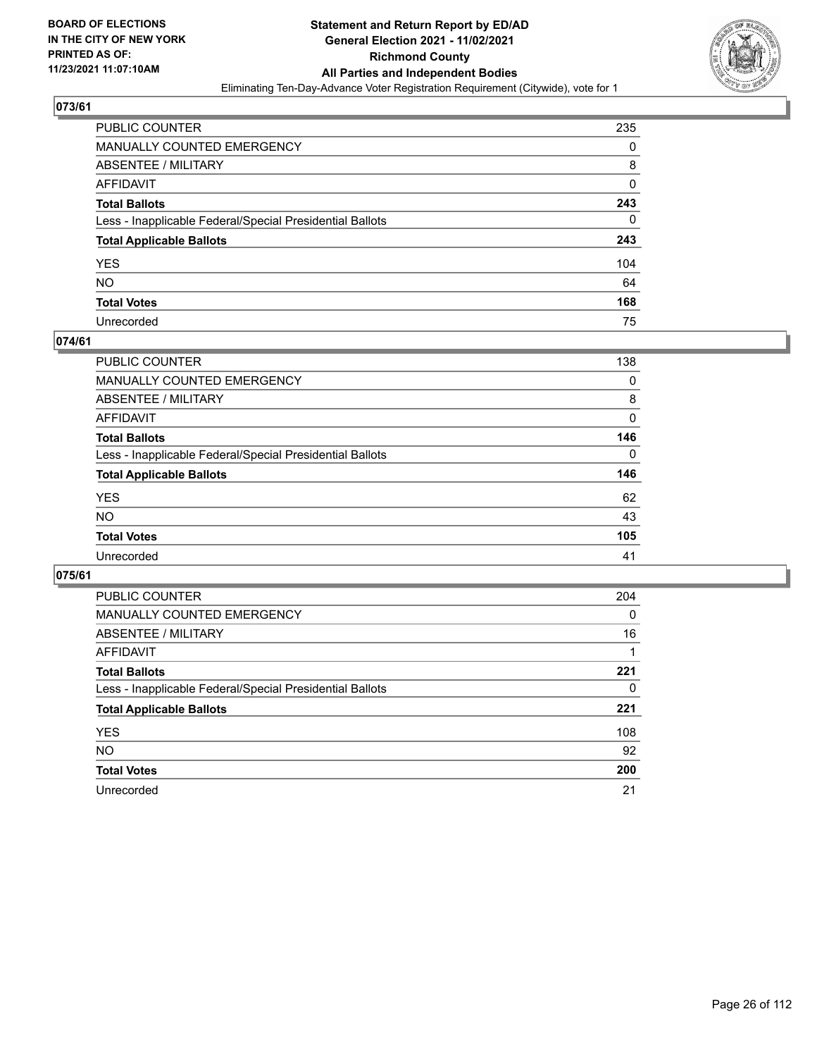## 073/61

| | |
|---|---|
| PUBLIC COUNTER | 235 |
| MANUALLY COUNTED EMERGENCY | 0 |
| ABSENTEE / MILITARY | 8 |
| AFFIDAVIT | 0 |
| **Total Ballots** | **243** |
| Less - Inapplicable Federal/Special Presidential Ballots | 0 |
| **Total Applicable Ballots** | **243** |
| YES | 104 |
| NO | 64 |
| **Total Votes** | **168** |
| Unrecorded | 75 |

## 074/61

| | |
|---|---|
| PUBLIC COUNTER | 138 |
| MANUALLY COUNTED EMERGENCY | 0 |
| ABSENTEE / MILITARY | 8 |
| AFFIDAVIT | 0 |
| **Total Ballots** | **146** |
| Less - Inapplicable Federal/Special Presidential Ballots | 0 |
| **Total Applicable Ballots** | **146** |
| YES | 62 |
| NO | 43 |
| **Total Votes** | **105** |
| Unrecorded | 41 |

## 075/61

| | |
|---|---|
| PUBLIC COUNTER | 204 |
| MANUALLY COUNTED EMERGENCY | 0 |
| ABSENTEE / MILITARY | 16 |
| AFFIDAVIT | 1 |
| **Total Ballots** | **221** |
| Less - Inapplicable Federal/Special Presidential Ballots | 0 |
| **Total Applicable Ballots** | **221** |
| YES | 108 |
| NO | 92 |
| **Total Votes** | **200** |
| Unrecorded | 21 |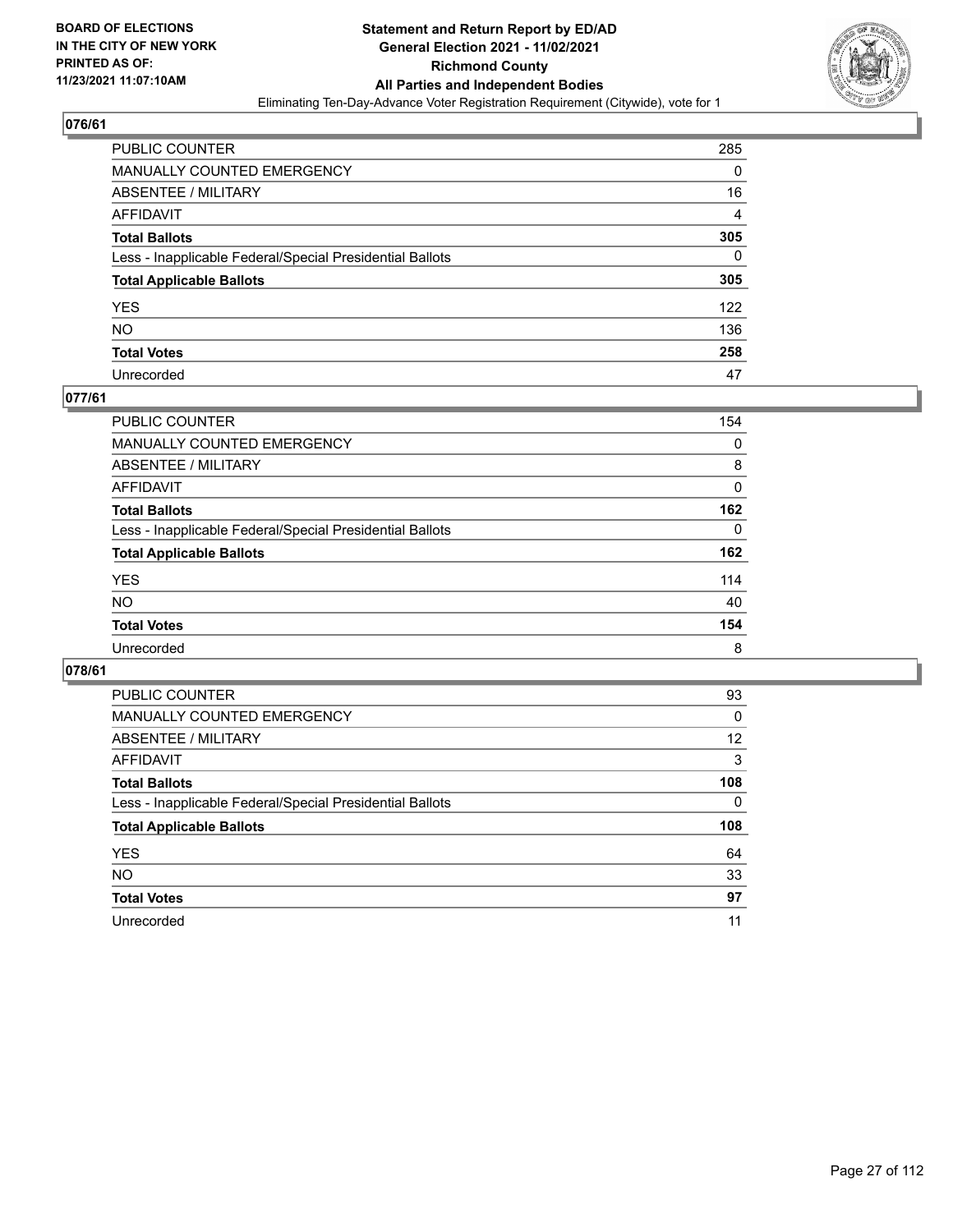## 076/61

| | |
|---|---|
| PUBLIC COUNTER | 285 |
| MANUALLY COUNTED EMERGENCY | 0 |
| ABSENTEE / MILITARY | 16 |
| AFFIDAVIT | 4 |
| **Total Ballots** | **305** |
| Less - Inapplicable Federal/Special Presidential Ballots | 0 |
| **Total Applicable Ballots** | **305** |
| YES | 122 |
| NO | 136 |
| **Total Votes** | **258** |
| Unrecorded | 47 |

## 077/61

| | |
|---|---|
| PUBLIC COUNTER | 154 |
| MANUALLY COUNTED EMERGENCY | 0 |
| ABSENTEE / MILITARY | 8 |
| AFFIDAVIT | 0 |
| **Total Ballots** | **162** |
| Less - Inapplicable Federal/Special Presidential Ballots | 0 |
| **Total Applicable Ballots** | **162** |
| YES | 114 |
| NO | 40 |
| **Total Votes** | **154** |
| Unrecorded | 8 |

## 078/61

| | |
|---|---|
| PUBLIC COUNTER | 93 |
| MANUALLY COUNTED EMERGENCY | 0 |
| ABSENTEE / MILITARY | 12 |
| AFFIDAVIT | 3 |
| **Total Ballots** | **108** |
| Less - Inapplicable Federal/Special Presidential Ballots | 0 |
| **Total Applicable Ballots** | **108** |
| YES | 64 |
| NO | 33 |
| **Total Votes** | **97** |
| Unrecorded | 11 |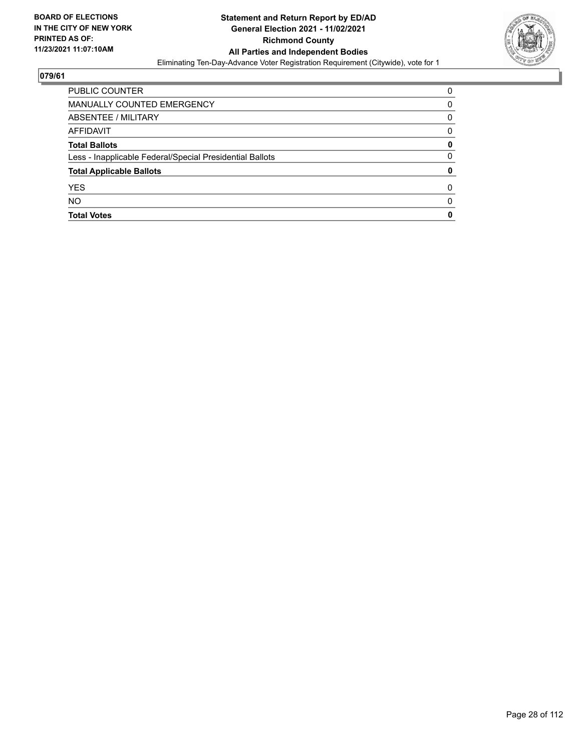**BOARD OF ELECTIONS IN THE CITY OF NEW YORK PRINTED AS OF: 11/23/2021 11:07:10AM**

**Statement and Return Report by ED/AD**
**General Election 2021 - 11/02/2021**
**Richmond County**
**All Parties and Independent Bodies**
Eliminating Ten-Day-Advance Voter Registration Requirement (Citywide), vote for 1

## 079/61

| | |
|---|---|
| PUBLIC COUNTER | 0 |
| MANUALLY COUNTED EMERGENCY | 0 |
| ABSENTEE / MILITARY | 0 |
| AFFIDAVIT | 0 |
| **Total Ballots** | **0** |
| Less - Inapplicable Federal/Special Presidential Ballots | 0 |
| **Total Applicable Ballots** | **0** |
| YES | 0 |
| NO | 0 |
| **Total Votes** | **0** |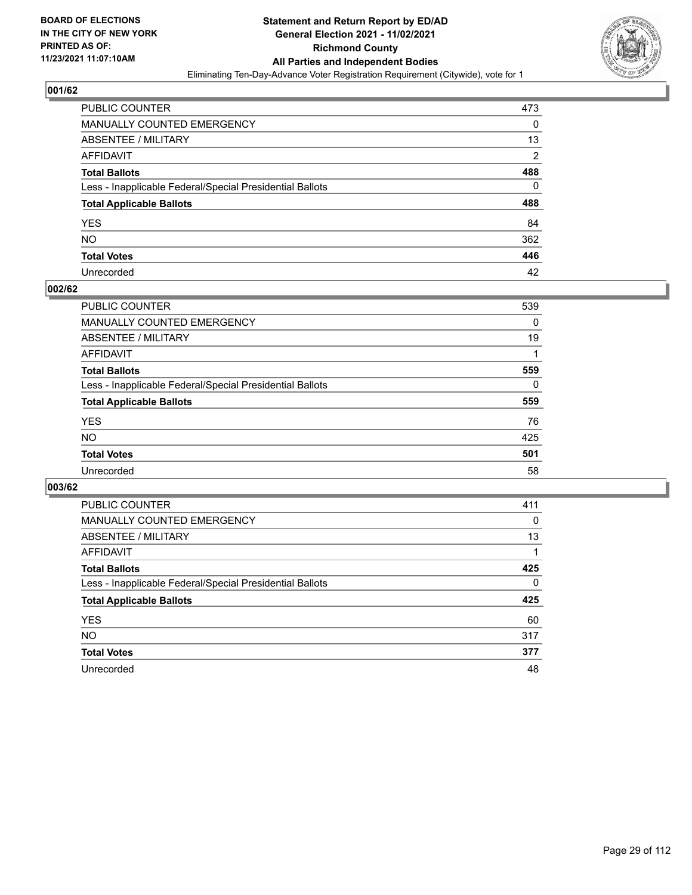BOARD OF ELECTIONS
IN THE CITY OF NEW YORK
PRINTED AS OF:
11/23/2021 11:07:10AM

**Statement and Return Report by ED/AD**
**General Election 2021 - 11/02/2021**
**Richmond County**
**All Parties and Independent Bodies**
Eliminating Ten-Day-Advance Voter Registration Requirement (Citywide), vote for 1

### 001/62

| | |
|---|---|
| PUBLIC COUNTER | 473 |
| MANUALLY COUNTED EMERGENCY | 0 |
| ABSENTEE / MILITARY | 13 |
| AFFIDAVIT | 2 |
| **Total Ballots** | **488** |
| Less - Inapplicable Federal/Special Presidential Ballots | 0 |
| **Total Applicable Ballots** | **488** |
| YES | 84 |
| NO | 362 |
| **Total Votes** | **446** |
| Unrecorded | 42 |

### 002/62

| | |
|---|---|
| PUBLIC COUNTER | 539 |
| MANUALLY COUNTED EMERGENCY | 0 |
| ABSENTEE / MILITARY | 19 |
| AFFIDAVIT | 1 |
| **Total Ballots** | **559** |
| Less - Inapplicable Federal/Special Presidential Ballots | 0 |
| **Total Applicable Ballots** | **559** |
| YES | 76 |
| NO | 425 |
| **Total Votes** | **501** |
| Unrecorded | 58 |

### 003/62

| | |
|---|---|
| PUBLIC COUNTER | 411 |
| MANUALLY COUNTED EMERGENCY | 0 |
| ABSENTEE / MILITARY | 13 |
| AFFIDAVIT | 1 |
| **Total Ballots** | **425** |
| Less - Inapplicable Federal/Special Presidential Ballots | 0 |
| **Total Applicable Ballots** | **425** |
| YES | 60 |
| NO | 317 |
| **Total Votes** | **377** |
| Unrecorded | 48 |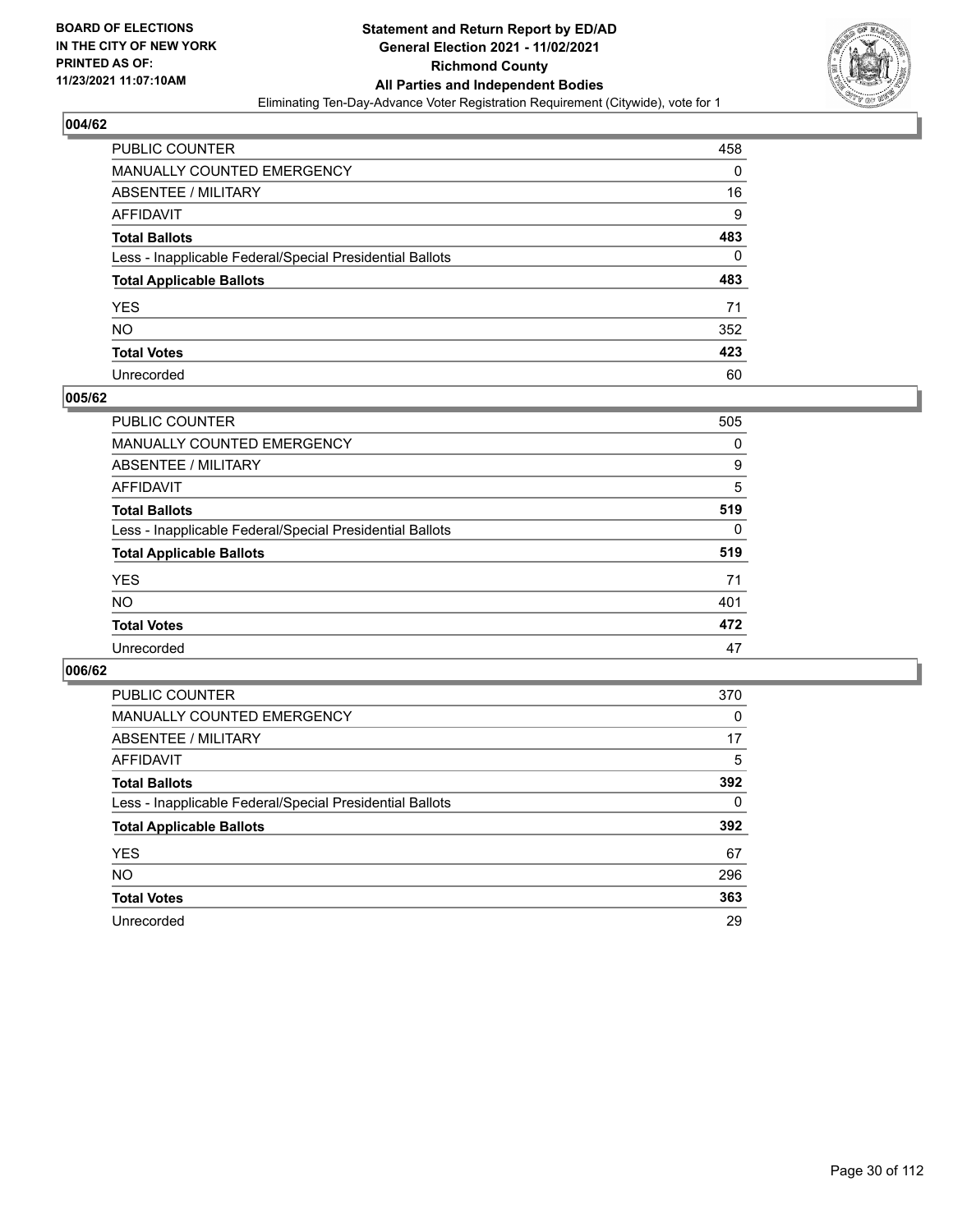**BOARD OF ELECTIONS IN THE CITY OF NEW YORK PRINTED AS OF: 11/23/2021 11:07:10AM**

**Statement and Return Report by ED/AD General Election 2021 - 11/02/2021 Richmond County All Parties and Independent Bodies**

Eliminating Ten-Day-Advance Voter Registration Requirement (Citywide), vote for 1

## 004/62

| | |
|---|---|
| PUBLIC COUNTER | 458 |
| MANUALLY COUNTED EMERGENCY | 0 |
| ABSENTEE / MILITARY | 16 |
| AFFIDAVIT | 9 |
| **Total Ballots** | **483** |
| Less - Inapplicable Federal/Special Presidential Ballots | 0 |
| **Total Applicable Ballots** | **483** |
| YES | 71 |
| NO | 352 |
| **Total Votes** | **423** |
| Unrecorded | 60 |

## 005/62

| | |
|---|---|
| PUBLIC COUNTER | 505 |
| MANUALLY COUNTED EMERGENCY | 0 |
| ABSENTEE / MILITARY | 9 |
| AFFIDAVIT | 5 |
| **Total Ballots** | **519** |
| Less - Inapplicable Federal/Special Presidential Ballots | 0 |
| **Total Applicable Ballots** | **519** |
| YES | 71 |
| NO | 401 |
| **Total Votes** | **472** |
| Unrecorded | 47 |

## 006/62

| | |
|---|---|
| PUBLIC COUNTER | 370 |
| MANUALLY COUNTED EMERGENCY | 0 |
| ABSENTEE / MILITARY | 17 |
| AFFIDAVIT | 5 |
| **Total Ballots** | **392** |
| Less - Inapplicable Federal/Special Presidential Ballots | 0 |
| **Total Applicable Ballots** | **392** |
| YES | 67 |
| NO | 296 |
| **Total Votes** | **363** |
| Unrecorded | 29 |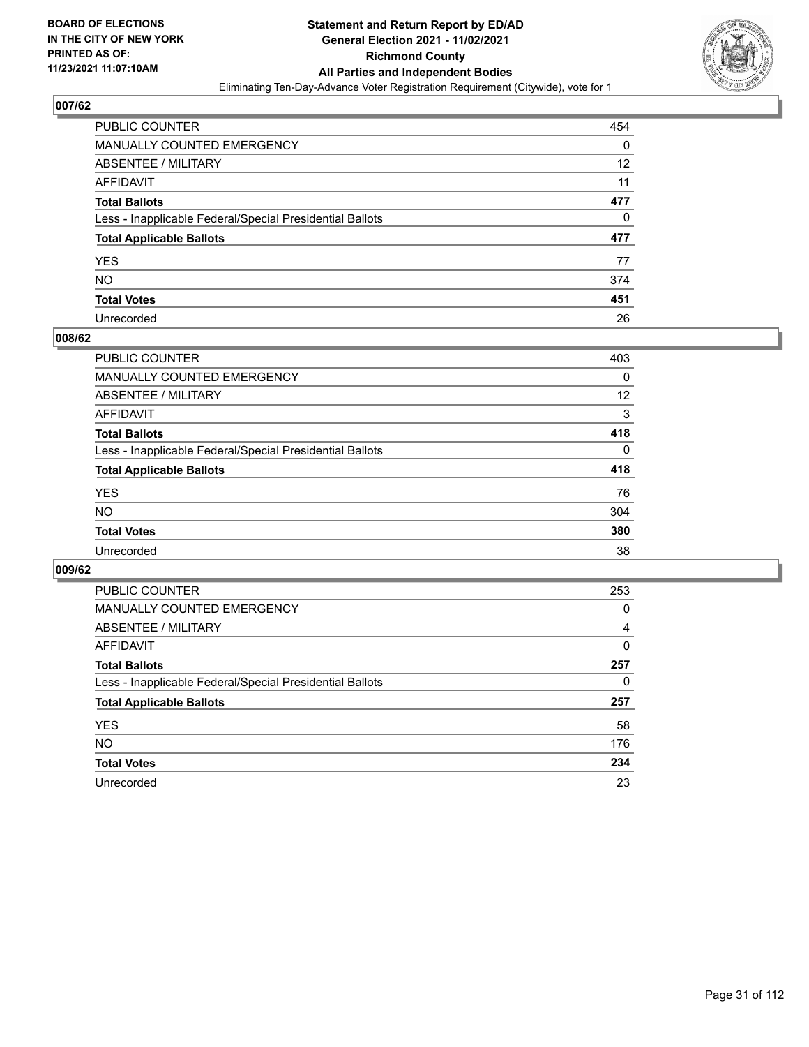BOARD OF ELECTIONS
IN THE CITY OF NEW YORK
PRINTED AS OF:
11/23/2021 11:07:10AM

**Statement and Return Report by ED/AD**
**General Election 2021 - 11/02/2021**
**Richmond County**
**All Parties and Independent Bodies**
Eliminating Ten-Day-Advance Voter Registration Requirement (Citywide), vote for 1

### 007/62

| | |
|---|---|
| PUBLIC COUNTER | 454 |
| MANUALLY COUNTED EMERGENCY | 0 |
| ABSENTEE / MILITARY | 12 |
| AFFIDAVIT | 11 |
| **Total Ballots** | **477** |
| Less - Inapplicable Federal/Special Presidential Ballots | 0 |
| **Total Applicable Ballots** | **477** |
| YES | 77 |
| NO | 374 |
| **Total Votes** | **451** |
| Unrecorded | 26 |

### 008/62

| | |
|---|---|
| PUBLIC COUNTER | 403 |
| MANUALLY COUNTED EMERGENCY | 0 |
| ABSENTEE / MILITARY | 12 |
| AFFIDAVIT | 3 |
| **Total Ballots** | **418** |
| Less - Inapplicable Federal/Special Presidential Ballots | 0 |
| **Total Applicable Ballots** | **418** |
| YES | 76 |
| NO | 304 |
| **Total Votes** | **380** |
| Unrecorded | 38 |

### 009/62

| | |
|---|---|
| PUBLIC COUNTER | 253 |
| MANUALLY COUNTED EMERGENCY | 0 |
| ABSENTEE / MILITARY | 4 |
| AFFIDAVIT | 0 |
| **Total Ballots** | **257** |
| Less - Inapplicable Federal/Special Presidential Ballots | 0 |
| **Total Applicable Ballots** | **257** |
| YES | 58 |
| NO | 176 |
| **Total Votes** | **234** |
| Unrecorded | 23 |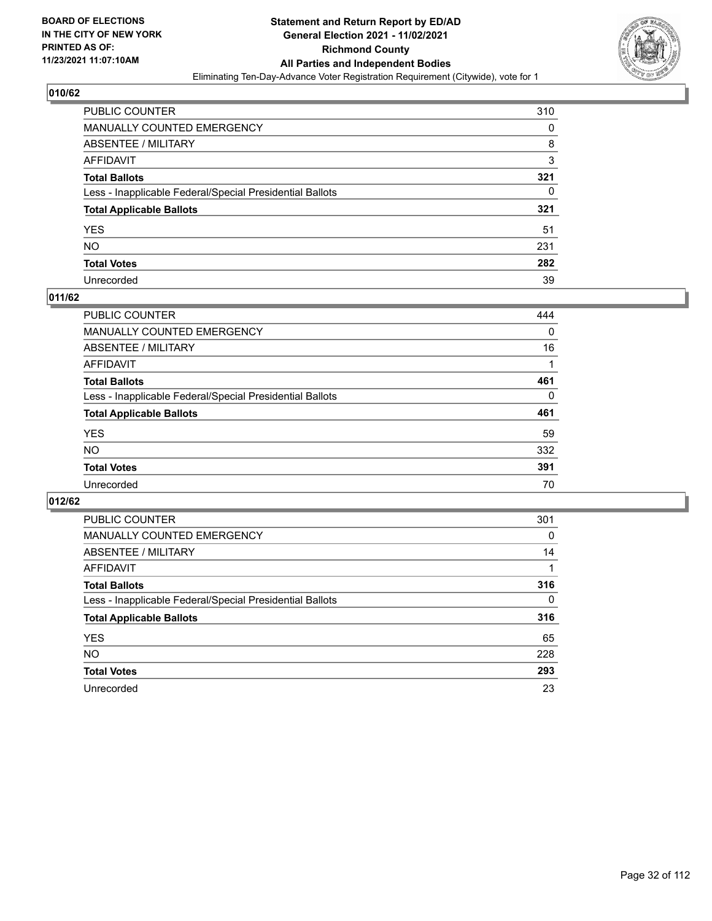## 010/62

| | |
|---|---|
| PUBLIC COUNTER | 310 |
| MANUALLY COUNTED EMERGENCY | 0 |
| ABSENTEE / MILITARY | 8 |
| AFFIDAVIT | 3 |
| **Total Ballots** | **321** |
| Less - Inapplicable Federal/Special Presidential Ballots | 0 |
| **Total Applicable Ballots** | **321** |
| YES | 51 |
| NO | 231 |
| **Total Votes** | **282** |
| Unrecorded | 39 |

## 011/62

| | |
|---|---|
| PUBLIC COUNTER | 444 |
| MANUALLY COUNTED EMERGENCY | 0 |
| ABSENTEE / MILITARY | 16 |
| AFFIDAVIT | 1 |
| **Total Ballots** | **461** |
| Less - Inapplicable Federal/Special Presidential Ballots | 0 |
| **Total Applicable Ballots** | **461** |
| YES | 59 |
| NO | 332 |
| **Total Votes** | **391** |
| Unrecorded | 70 |

## 012/62

| | |
|---|---|
| PUBLIC COUNTER | 301 |
| MANUALLY COUNTED EMERGENCY | 0 |
| ABSENTEE / MILITARY | 14 |
| AFFIDAVIT | 1 |
| **Total Ballots** | **316** |
| Less - Inapplicable Federal/Special Presidential Ballots | 0 |
| **Total Applicable Ballots** | **316** |
| YES | 65 |
| NO | 228 |
| **Total Votes** | **293** |
| Unrecorded | 23 |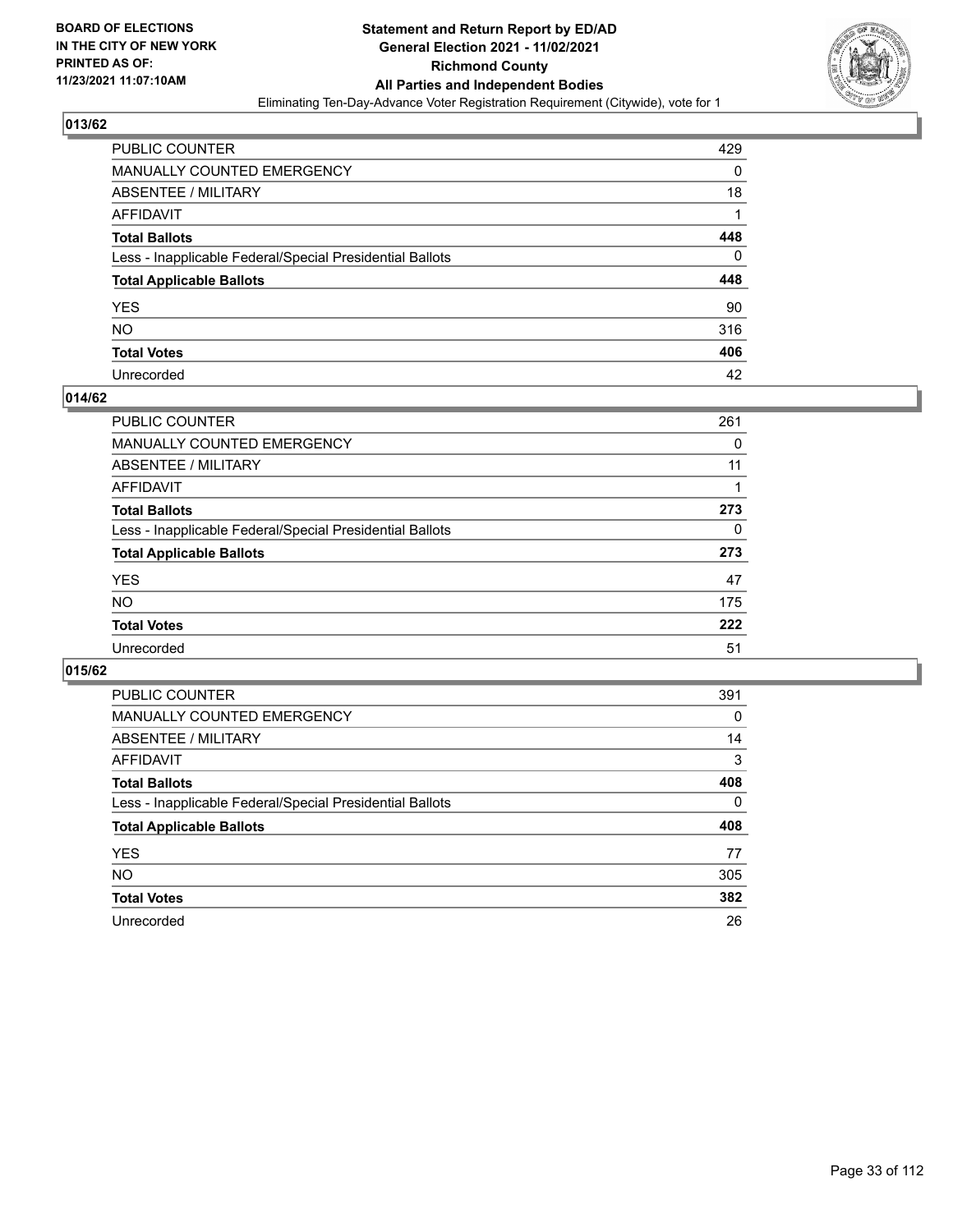## 013/62

| | |
|---|---|
| PUBLIC COUNTER | 429 |
| MANUALLY COUNTED EMERGENCY | 0 |
| ABSENTEE / MILITARY | 18 |
| AFFIDAVIT | 1 |
| **Total Ballots** | **448** |
| Less - Inapplicable Federal/Special Presidential Ballots | 0 |
| **Total Applicable Ballots** | **448** |
| YES | 90 |
| NO | 316 |
| **Total Votes** | **406** |
| Unrecorded | 42 |

## 014/62

| | |
|---|---|
| PUBLIC COUNTER | 261 |
| MANUALLY COUNTED EMERGENCY | 0 |
| ABSENTEE / MILITARY | 11 |
| AFFIDAVIT | 1 |
| **Total Ballots** | **273** |
| Less - Inapplicable Federal/Special Presidential Ballots | 0 |
| **Total Applicable Ballots** | **273** |
| YES | 47 |
| NO | 175 |
| **Total Votes** | **222** |
| Unrecorded | 51 |

## 015/62

| | |
|---|---|
| PUBLIC COUNTER | 391 |
| MANUALLY COUNTED EMERGENCY | 0 |
| ABSENTEE / MILITARY | 14 |
| AFFIDAVIT | 3 |
| **Total Ballots** | **408** |
| Less - Inapplicable Federal/Special Presidential Ballots | 0 |
| **Total Applicable Ballots** | **408** |
| YES | 77 |
| NO | 305 |
| **Total Votes** | **382** |
| Unrecorded | 26 |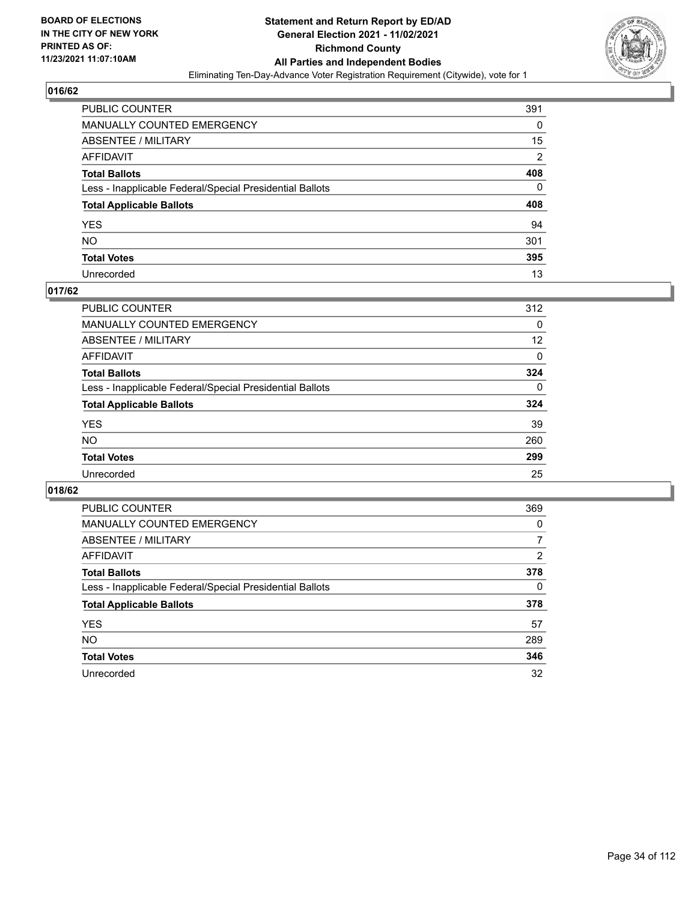**BOARD OF ELECTIONS IN THE CITY OF NEW YORK PRINTED AS OF: 11/23/2021 11:07:10AM**

**Statement and Return Report by ED/AD General Election 2021 - 11/02/2021 Richmond County All Parties and Independent Bodies**

Eliminating Ten-Day-Advance Voter Registration Requirement (Citywide), vote for 1

## 016/62

| | |
|---|---|
| PUBLIC COUNTER | 391 |
| MANUALLY COUNTED EMERGENCY | 0 |
| ABSENTEE / MILITARY | 15 |
| AFFIDAVIT | 2 |
| **Total Ballots** | **408** |
| Less - Inapplicable Federal/Special Presidential Ballots | 0 |
| **Total Applicable Ballots** | **408** |
| YES | 94 |
| NO | 301 |
| **Total Votes** | **395** |
| Unrecorded | 13 |

## 017/62

| | |
|---|---|
| PUBLIC COUNTER | 312 |
| MANUALLY COUNTED EMERGENCY | 0 |
| ABSENTEE / MILITARY | 12 |
| AFFIDAVIT | 0 |
| **Total Ballots** | **324** |
| Less - Inapplicable Federal/Special Presidential Ballots | 0 |
| **Total Applicable Ballots** | **324** |
| YES | 39 |
| NO | 260 |
| **Total Votes** | **299** |
| Unrecorded | 25 |

## 018/62

| | |
|---|---|
| PUBLIC COUNTER | 369 |
| MANUALLY COUNTED EMERGENCY | 0 |
| ABSENTEE / MILITARY | 7 |
| AFFIDAVIT | 2 |
| **Total Ballots** | **378** |
| Less - Inapplicable Federal/Special Presidential Ballots | 0 |
| **Total Applicable Ballots** | **378** |
| YES | 57 |
| NO | 289 |
| **Total Votes** | **346** |
| Unrecorded | 32 |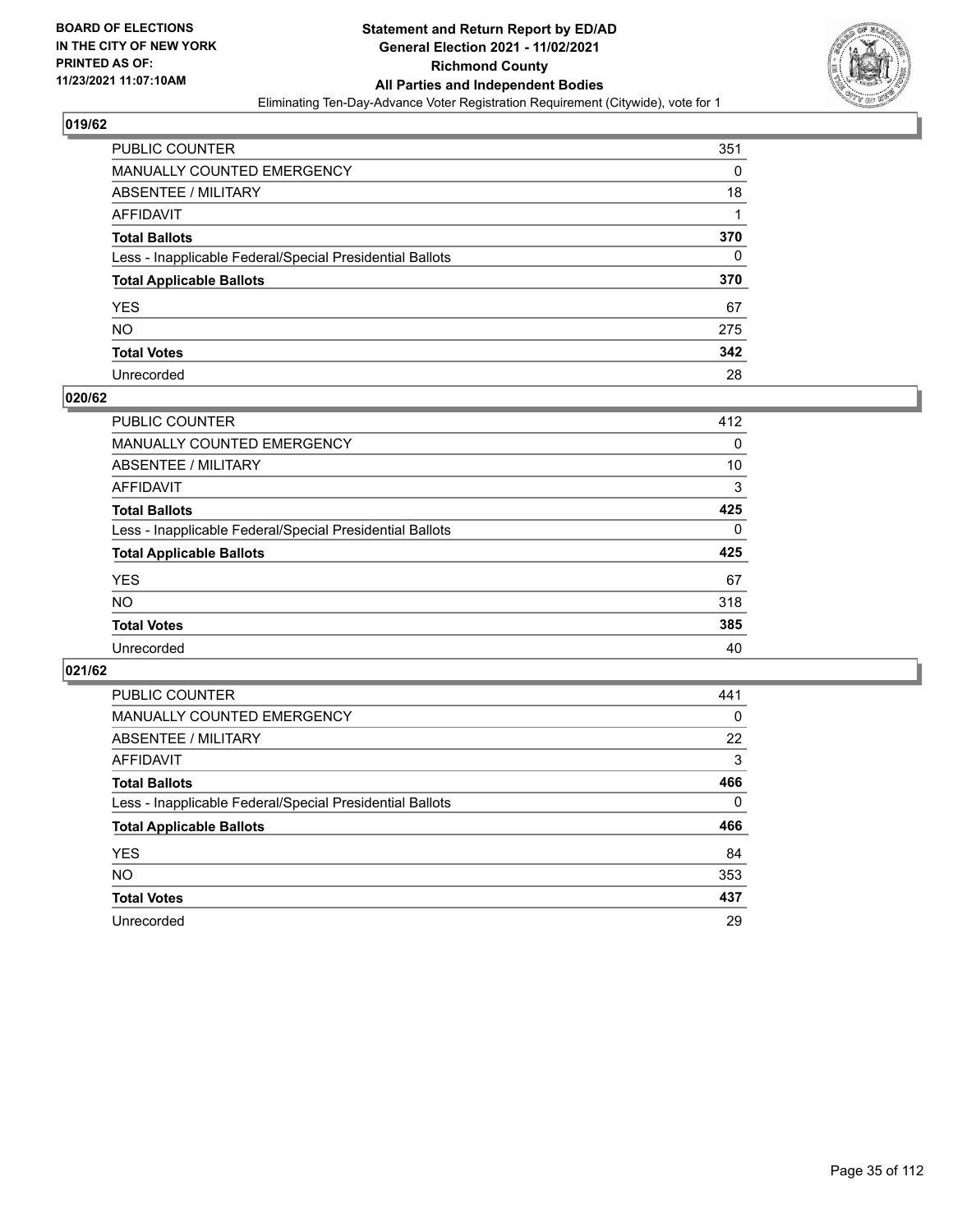BOARD OF ELECTIONS
IN THE CITY OF NEW YORK
PRINTED AS OF:
11/23/2021 11:07:10AM

**Statement and Return Report by ED/AD**
**General Election 2021 - 11/02/2021**
**Richmond County**
**All Parties and Independent Bodies**
Eliminating Ten-Day-Advance Voter Registration Requirement (Citywide), vote for 1

### 019/62

| | |
|---|---|
| PUBLIC COUNTER | 351 |
| MANUALLY COUNTED EMERGENCY | 0 |
| ABSENTEE / MILITARY | 18 |
| AFFIDAVIT | 1 |
| **Total Ballots** | **370** |
| Less - Inapplicable Federal/Special Presidential Ballots | 0 |
| **Total Applicable Ballots** | **370** |
| YES | 67 |
| NO | 275 |
| **Total Votes** | **342** |
| Unrecorded | 28 |

### 020/62

| | |
|---|---|
| PUBLIC COUNTER | 412 |
| MANUALLY COUNTED EMERGENCY | 0 |
| ABSENTEE / MILITARY | 10 |
| AFFIDAVIT | 3 |
| **Total Ballots** | **425** |
| Less - Inapplicable Federal/Special Presidential Ballots | 0 |
| **Total Applicable Ballots** | **425** |
| YES | 67 |
| NO | 318 |
| **Total Votes** | **385** |
| Unrecorded | 40 |

### 021/62

| | |
|---|---|
| PUBLIC COUNTER | 441 |
| MANUALLY COUNTED EMERGENCY | 0 |
| ABSENTEE / MILITARY | 22 |
| AFFIDAVIT | 3 |
| **Total Ballots** | **466** |
| Less - Inapplicable Federal/Special Presidential Ballots | 0 |
| **Total Applicable Ballots** | **466** |
| YES | 84 |
| NO | 353 |
| **Total Votes** | **437** |
| Unrecorded | 29 |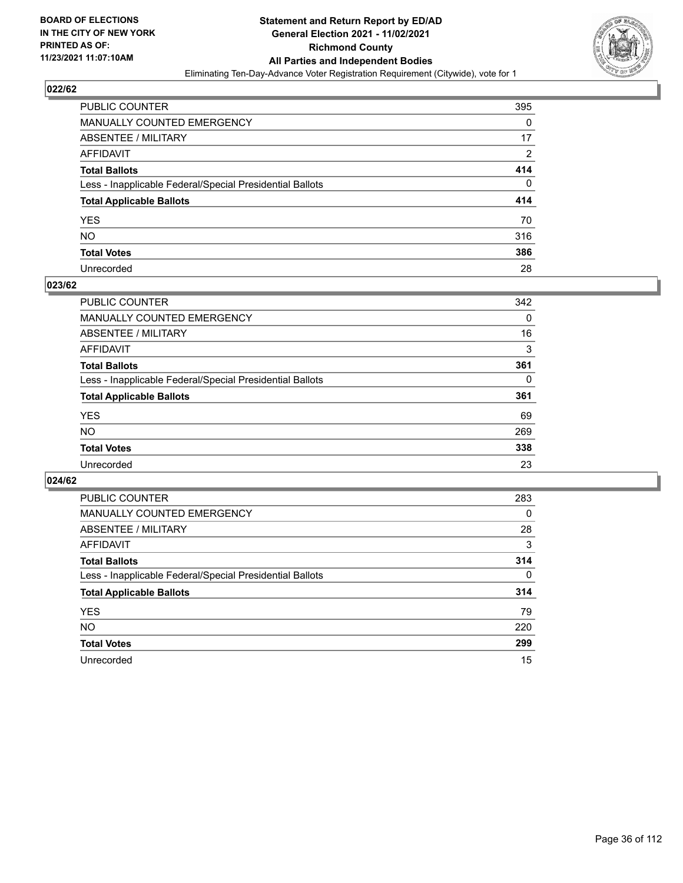**BOARD OF ELECTIONS IN THE CITY OF NEW YORK PRINTED AS OF: 11/23/2021 11:07:10AM**

**Statement and Return Report by ED/AD General Election 2021 - 11/02/2021 Richmond County All Parties and Independent Bodies**

Eliminating Ten-Day-Advance Voter Registration Requirement (Citywide), vote for 1

### 022/62

| | |
|---|---|
| PUBLIC COUNTER | 395 |
| MANUALLY COUNTED EMERGENCY | 0 |
| ABSENTEE / MILITARY | 17 |
| AFFIDAVIT | 2 |
| **Total Ballots** | **414** |
| Less - Inapplicable Federal/Special Presidential Ballots | 0 |
| **Total Applicable Ballots** | **414** |
| YES | 70 |
| NO | 316 |
| **Total Votes** | **386** |
| Unrecorded | 28 |

### 023/62

| | |
|---|---|
| PUBLIC COUNTER | 342 |
| MANUALLY COUNTED EMERGENCY | 0 |
| ABSENTEE / MILITARY | 16 |
| AFFIDAVIT | 3 |
| **Total Ballots** | **361** |
| Less - Inapplicable Federal/Special Presidential Ballots | 0 |
| **Total Applicable Ballots** | **361** |
| YES | 69 |
| NO | 269 |
| **Total Votes** | **338** |
| Unrecorded | 23 |

### 024/62

| | |
|---|---|
| PUBLIC COUNTER | 283 |
| MANUALLY COUNTED EMERGENCY | 0 |
| ABSENTEE / MILITARY | 28 |
| AFFIDAVIT | 3 |
| **Total Ballots** | **314** |
| Less - Inapplicable Federal/Special Presidential Ballots | 0 |
| **Total Applicable Ballots** | **314** |
| YES | 79 |
| NO | 220 |
| **Total Votes** | **299** |
| Unrecorded | 15 |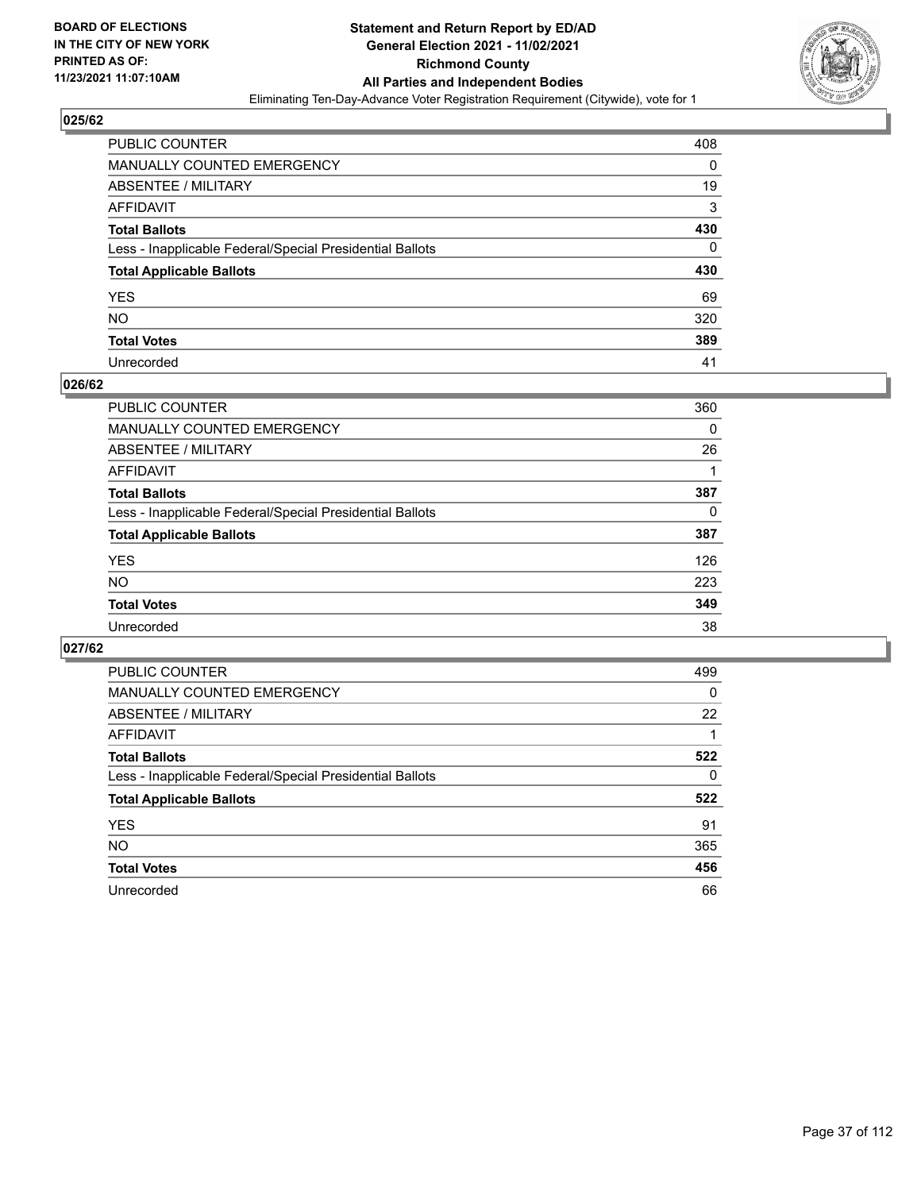BOARD OF ELECTIONS
IN THE CITY OF NEW YORK
PRINTED AS OF:
11/23/2021 11:07:10AM

**Statement and Return Report by ED/AD**
**General Election 2021 - 11/02/2021**
**Richmond County**
**All Parties and Independent Bodies**
Eliminating Ten-Day-Advance Voter Registration Requirement (Citywide), vote for 1

### 025/62

| | |
|---|---|
| PUBLIC COUNTER | 408 |
| MANUALLY COUNTED EMERGENCY | 0 |
| ABSENTEE / MILITARY | 19 |
| AFFIDAVIT | 3 |
| **Total Ballots** | **430** |
| Less - Inapplicable Federal/Special Presidential Ballots | 0 |
| **Total Applicable Ballots** | **430** |
| YES | 69 |
| NO | 320 |
| **Total Votes** | **389** |
| Unrecorded | 41 |

### 026/62

| | |
|---|---|
| PUBLIC COUNTER | 360 |
| MANUALLY COUNTED EMERGENCY | 0 |
| ABSENTEE / MILITARY | 26 |
| AFFIDAVIT | 1 |
| **Total Ballots** | **387** |
| Less - Inapplicable Federal/Special Presidential Ballots | 0 |
| **Total Applicable Ballots** | **387** |
| YES | 126 |
| NO | 223 |
| **Total Votes** | **349** |
| Unrecorded | 38 |

### 027/62

| | |
|---|---|
| PUBLIC COUNTER | 499 |
| MANUALLY COUNTED EMERGENCY | 0 |
| ABSENTEE / MILITARY | 22 |
| AFFIDAVIT | 1 |
| **Total Ballots** | **522** |
| Less - Inapplicable Federal/Special Presidential Ballots | 0 |
| **Total Applicable Ballots** | **522** |
| YES | 91 |
| NO | 365 |
| **Total Votes** | **456** |
| Unrecorded | 66 |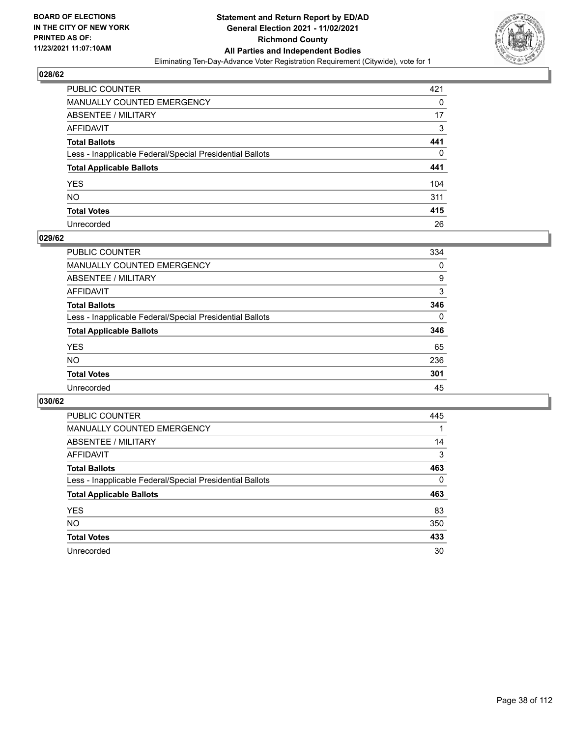BOARD OF ELECTIONS
IN THE CITY OF NEW YORK
PRINTED AS OF:
11/23/2021 11:07:10AM

# Statement and Return Report by ED/AD
## General Election 2021 - 11/02/2021
## Richmond County
## All Parties and Independent Bodies
Eliminating Ten-Day-Advance Voter Registration Requirement (Citywide), vote for 1

### 028/62

| | |
|---|---|
| PUBLIC COUNTER | 421 |
| MANUALLY COUNTED EMERGENCY | 0 |
| ABSENTEE / MILITARY | 17 |
| AFFIDAVIT | 3 |
| **Total Ballots** | **441** |
| Less - Inapplicable Federal/Special Presidential Ballots | 0 |
| **Total Applicable Ballots** | **441** |
| YES | 104 |
| NO | 311 |
| **Total Votes** | **415** |
| Unrecorded | 26 |

### 029/62

| | |
|---|---|
| PUBLIC COUNTER | 334 |
| MANUALLY COUNTED EMERGENCY | 0 |
| ABSENTEE / MILITARY | 9 |
| AFFIDAVIT | 3 |
| **Total Ballots** | **346** |
| Less - Inapplicable Federal/Special Presidential Ballots | 0 |
| **Total Applicable Ballots** | **346** |
| YES | 65 |
| NO | 236 |
| **Total Votes** | **301** |
| Unrecorded | 45 |

### 030/62

| | |
|---|---|
| PUBLIC COUNTER | 445 |
| MANUALLY COUNTED EMERGENCY | 1 |
| ABSENTEE / MILITARY | 14 |
| AFFIDAVIT | 3 |
| **Total Ballots** | **463** |
| Less - Inapplicable Federal/Special Presidential Ballots | 0 |
| **Total Applicable Ballots** | **463** |
| YES | 83 |
| NO | 350 |
| **Total Votes** | **433** |
| Unrecorded | 30 |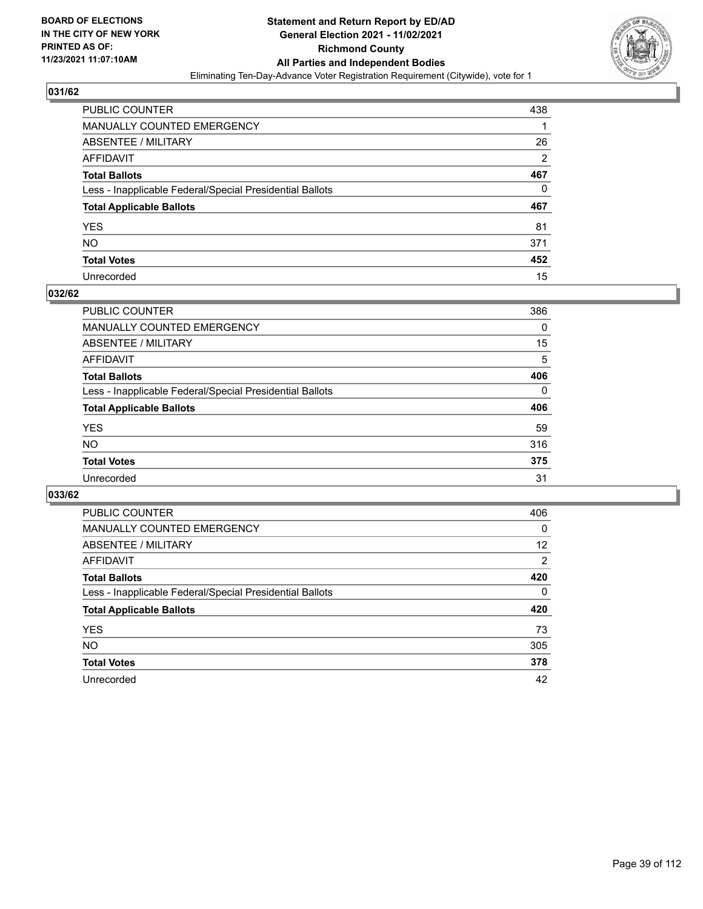## 031/62

| | |
|---|---|
| PUBLIC COUNTER | 438 |
| MANUALLY COUNTED EMERGENCY | 1 |
| ABSENTEE / MILITARY | 26 |
| AFFIDAVIT | 2 |
| **Total Ballots** | **467** |
| Less - Inapplicable Federal/Special Presidential Ballots | 0 |
| **Total Applicable Ballots** | **467** |
| YES | 81 |
| NO | 371 |
| **Total Votes** | **452** |
| Unrecorded | 15 |

## 032/62

| | |
|---|---|
| PUBLIC COUNTER | 386 |
| MANUALLY COUNTED EMERGENCY | 0 |
| ABSENTEE / MILITARY | 15 |
| AFFIDAVIT | 5 |
| **Total Ballots** | **406** |
| Less - Inapplicable Federal/Special Presidential Ballots | 0 |
| **Total Applicable Ballots** | **406** |
| YES | 59 |
| NO | 316 |
| **Total Votes** | **375** |
| Unrecorded | 31 |

## 033/62

| | |
|---|---|
| PUBLIC COUNTER | 406 |
| MANUALLY COUNTED EMERGENCY | 0 |
| ABSENTEE / MILITARY | 12 |
| AFFIDAVIT | 2 |
| **Total Ballots** | **420** |
| Less - Inapplicable Federal/Special Presidential Ballots | 0 |
| **Total Applicable Ballots** | **420** |
| YES | 73 |
| NO | 305 |
| **Total Votes** | **378** |
| Unrecorded | 42 |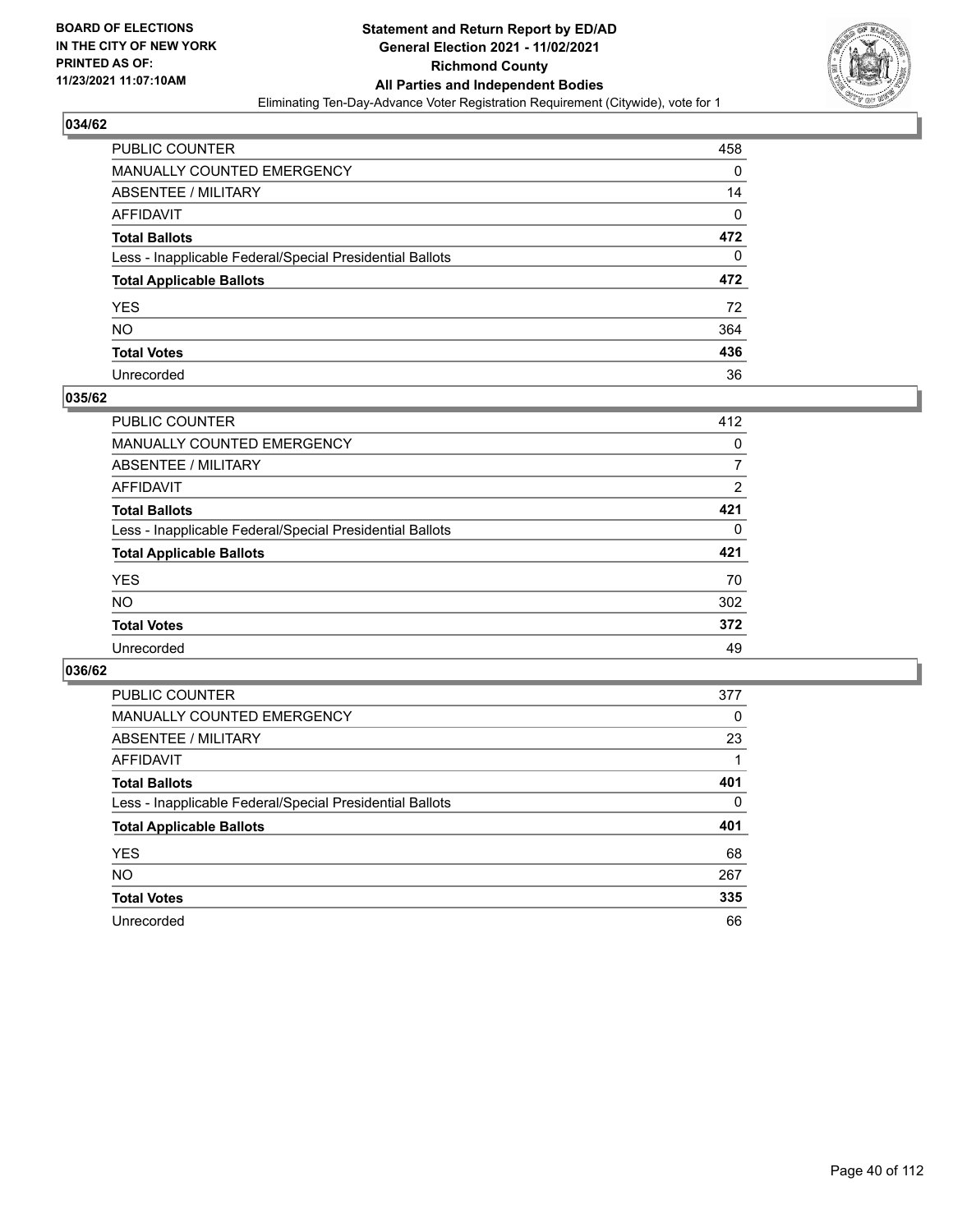BOARD OF ELECTIONS
IN THE CITY OF NEW YORK
PRINTED AS OF:
11/23/2021 11:07:10AM

**Statement and Return Report by ED/AD**
**General Election 2021 - 11/02/2021**
**Richmond County**
**All Parties and Independent Bodies**
Eliminating Ten-Day-Advance Voter Registration Requirement (Citywide), vote for 1

## 034/62

| | |
|---|---|
| PUBLIC COUNTER | 458 |
| MANUALLY COUNTED EMERGENCY | 0 |
| ABSENTEE / MILITARY | 14 |
| AFFIDAVIT | 0 |
| **Total Ballots** | **472** |
| Less - Inapplicable Federal/Special Presidential Ballots | 0 |
| **Total Applicable Ballots** | **472** |
| YES | 72 |
| NO | 364 |
| **Total Votes** | **436** |
| Unrecorded | 36 |

## 035/62

| | |
|---|---|
| PUBLIC COUNTER | 412 |
| MANUALLY COUNTED EMERGENCY | 0 |
| ABSENTEE / MILITARY | 7 |
| AFFIDAVIT | 2 |
| **Total Ballots** | **421** |
| Less - Inapplicable Federal/Special Presidential Ballots | 0 |
| **Total Applicable Ballots** | **421** |
| YES | 70 |
| NO | 302 |
| **Total Votes** | **372** |
| Unrecorded | 49 |

## 036/62

| | |
|---|---|
| PUBLIC COUNTER | 377 |
| MANUALLY COUNTED EMERGENCY | 0 |
| ABSENTEE / MILITARY | 23 |
| AFFIDAVIT | 1 |
| **Total Ballots** | **401** |
| Less - Inapplicable Federal/Special Presidential Ballots | 0 |
| **Total Applicable Ballots** | **401** |
| YES | 68 |
| NO | 267 |
| **Total Votes** | **335** |
| Unrecorded | 66 |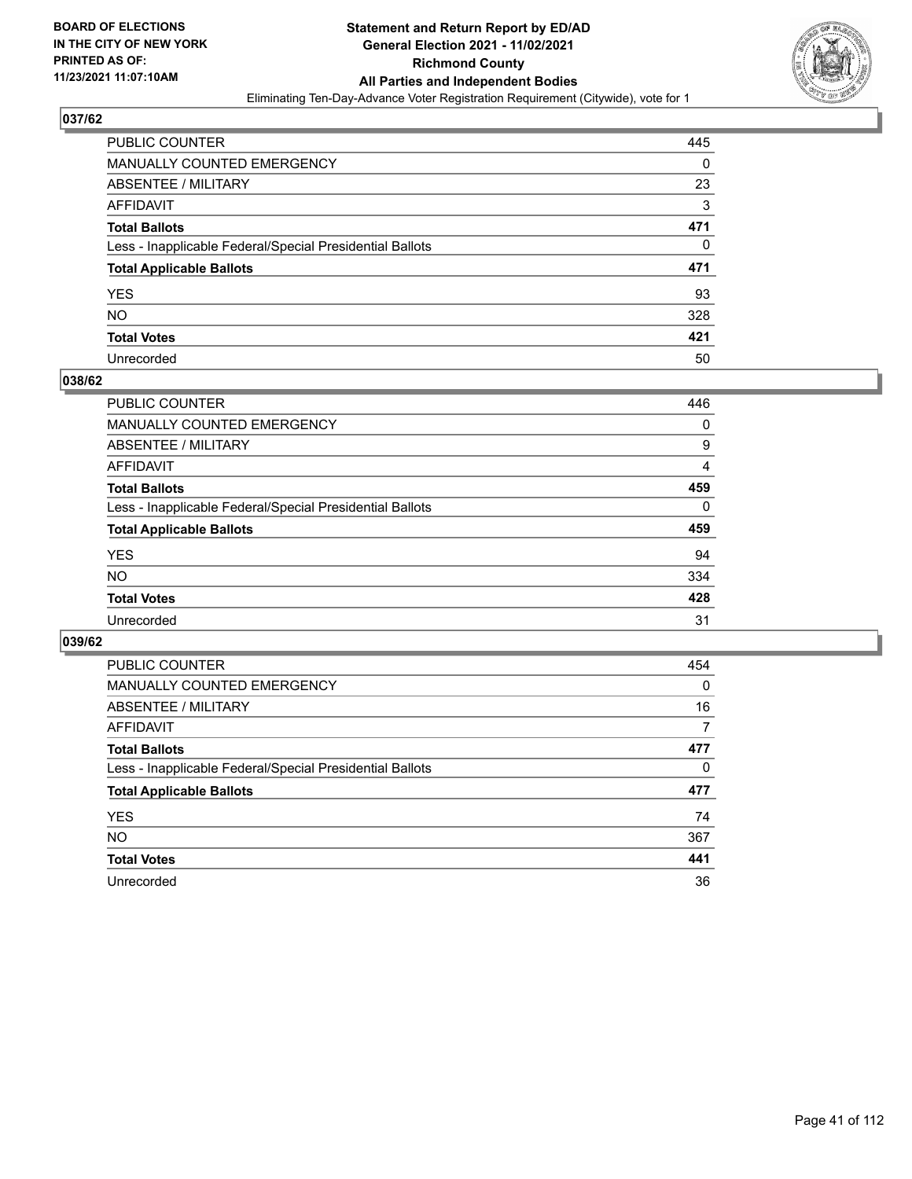## 037/62

| | |
|---|---|
| PUBLIC COUNTER | 445 |
| MANUALLY COUNTED EMERGENCY | 0 |
| ABSENTEE / MILITARY | 23 |
| AFFIDAVIT | 3 |
| **Total Ballots** | **471** |
| Less - Inapplicable Federal/Special Presidential Ballots | 0 |
| **Total Applicable Ballots** | **471** |
| YES | 93 |
| NO | 328 |
| **Total Votes** | **421** |
| Unrecorded | 50 |

## 038/62

| | |
|---|---|
| PUBLIC COUNTER | 446 |
| MANUALLY COUNTED EMERGENCY | 0 |
| ABSENTEE / MILITARY | 9 |
| AFFIDAVIT | 4 |
| **Total Ballots** | **459** |
| Less - Inapplicable Federal/Special Presidential Ballots | 0 |
| **Total Applicable Ballots** | **459** |
| YES | 94 |
| NO | 334 |
| **Total Votes** | **428** |
| Unrecorded | 31 |

## 039/62

| | |
|---|---|
| PUBLIC COUNTER | 454 |
| MANUALLY COUNTED EMERGENCY | 0 |
| ABSENTEE / MILITARY | 16 |
| AFFIDAVIT | 7 |
| **Total Ballots** | **477** |
| Less - Inapplicable Federal/Special Presidential Ballots | 0 |
| **Total Applicable Ballots** | **477** |
| YES | 74 |
| NO | 367 |
| **Total Votes** | **441** |
| Unrecorded | 36 |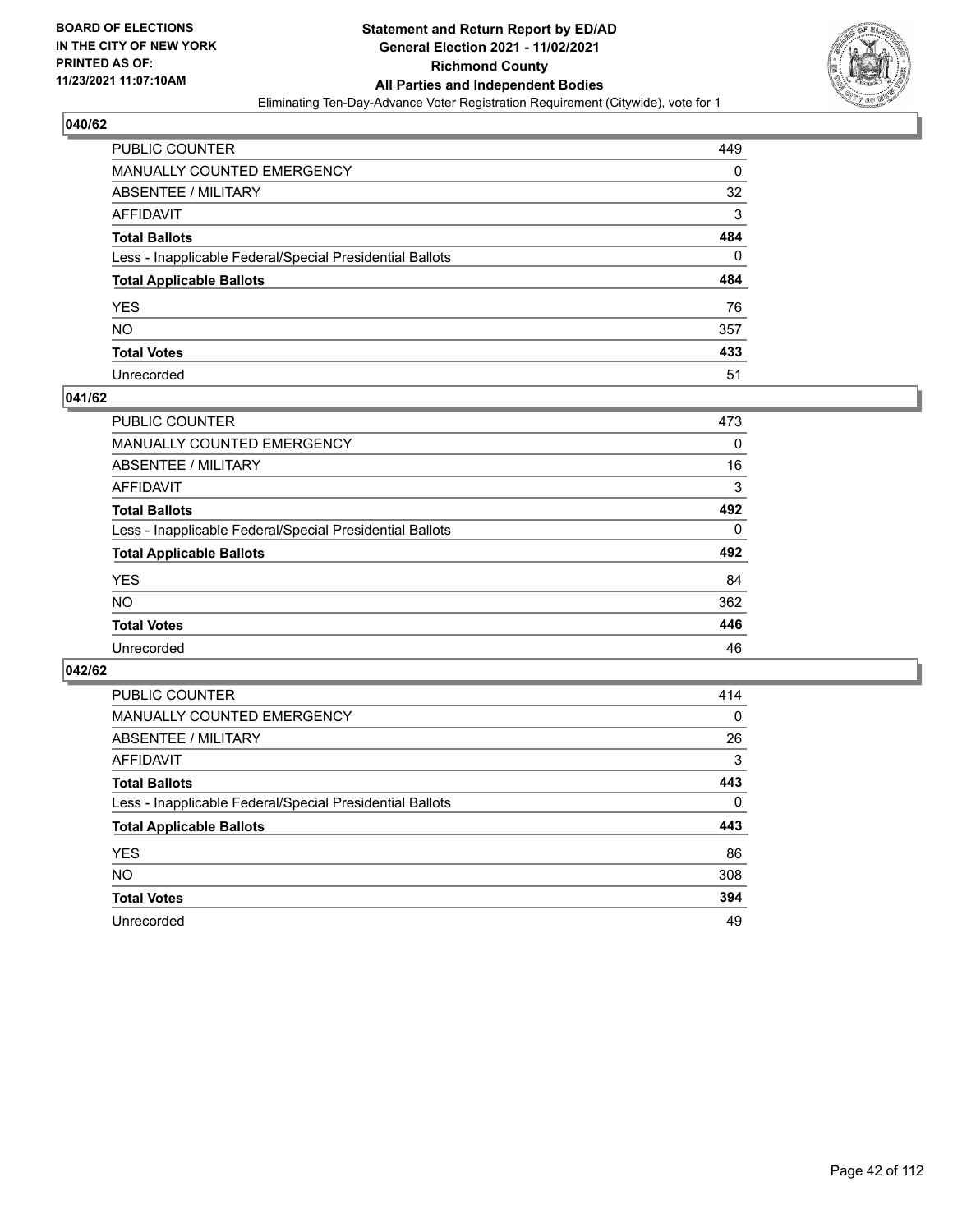**BOARD OF ELECTIONS IN THE CITY OF NEW YORK PRINTED AS OF: 11/23/2021 11:07:10AM**

**Statement and Return Report by ED/AD General Election 2021 - 11/02/2021 Richmond County All Parties and Independent Bodies**

Eliminating Ten-Day-Advance Voter Registration Requirement (Citywide), vote for 1

## 040/62

| | |
|---|---|
| PUBLIC COUNTER | 449 |
| MANUALLY COUNTED EMERGENCY | 0 |
| ABSENTEE / MILITARY | 32 |
| AFFIDAVIT | 3 |
| **Total Ballots** | **484** |
| Less - Inapplicable Federal/Special Presidential Ballots | 0 |
| **Total Applicable Ballots** | **484** |
| YES | 76 |
| NO | 357 |
| **Total Votes** | **433** |
| Unrecorded | 51 |

## 041/62

| | |
|---|---|
| PUBLIC COUNTER | 473 |
| MANUALLY COUNTED EMERGENCY | 0 |
| ABSENTEE / MILITARY | 16 |
| AFFIDAVIT | 3 |
| **Total Ballots** | **492** |
| Less - Inapplicable Federal/Special Presidential Ballots | 0 |
| **Total Applicable Ballots** | **492** |
| YES | 84 |
| NO | 362 |
| **Total Votes** | **446** |
| Unrecorded | 46 |

## 042/62

| | |
|---|---|
| PUBLIC COUNTER | 414 |
| MANUALLY COUNTED EMERGENCY | 0 |
| ABSENTEE / MILITARY | 26 |
| AFFIDAVIT | 3 |
| **Total Ballots** | **443** |
| Less - Inapplicable Federal/Special Presidential Ballots | 0 |
| **Total Applicable Ballots** | **443** |
| YES | 86 |
| NO | 308 |
| **Total Votes** | **394** |
| Unrecorded | 49 |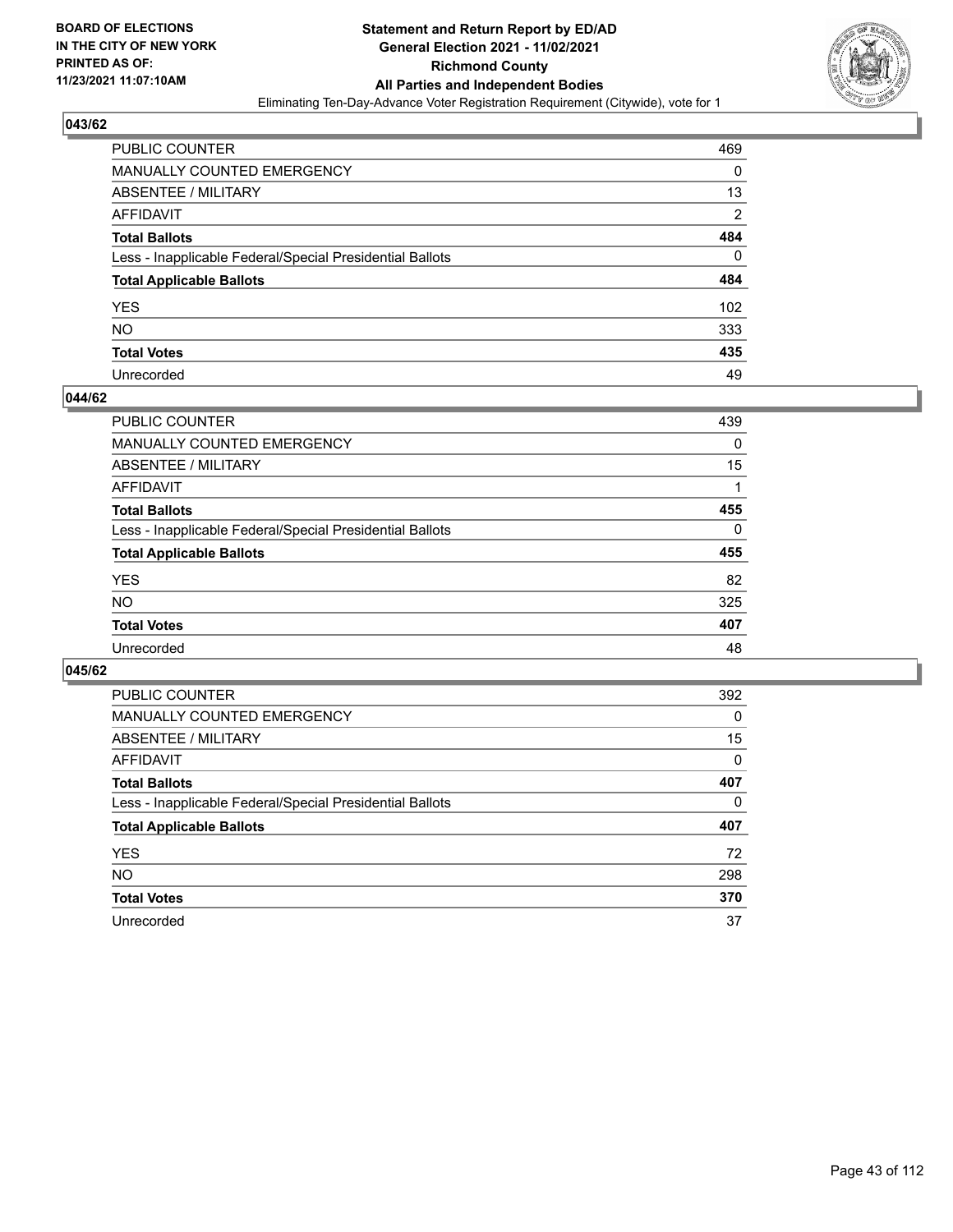**BOARD OF ELECTIONS IN THE CITY OF NEW YORK PRINTED AS OF: 11/23/2021 11:07:10AM**

# Statement and Return Report by ED/AD
## General Election 2021 - 11/02/2021
## Richmond County
## All Parties and Independent Bodies
Eliminating Ten-Day-Advance Voter Registration Requirement (Citywide), vote for 1

### 043/62

| | |
|---|---|
| PUBLIC COUNTER | 469 |
| MANUALLY COUNTED EMERGENCY | 0 |
| ABSENTEE / MILITARY | 13 |
| AFFIDAVIT | 2 |
| **Total Ballots** | **484** |
| Less - Inapplicable Federal/Special Presidential Ballots | 0 |
| **Total Applicable Ballots** | **484** |
| YES | 102 |
| NO | 333 |
| **Total Votes** | **435** |
| Unrecorded | 49 |

### 044/62

| | |
|---|---|
| PUBLIC COUNTER | 439 |
| MANUALLY COUNTED EMERGENCY | 0 |
| ABSENTEE / MILITARY | 15 |
| AFFIDAVIT | 1 |
| **Total Ballots** | **455** |
| Less - Inapplicable Federal/Special Presidential Ballots | 0 |
| **Total Applicable Ballots** | **455** |
| YES | 82 |
| NO | 325 |
| **Total Votes** | **407** |
| Unrecorded | 48 |

### 045/62

| | |
|---|---|
| PUBLIC COUNTER | 392 |
| MANUALLY COUNTED EMERGENCY | 0 |
| ABSENTEE / MILITARY | 15 |
| AFFIDAVIT | 0 |
| **Total Ballots** | **407** |
| Less - Inapplicable Federal/Special Presidential Ballots | 0 |
| **Total Applicable Ballots** | **407** |
| YES | 72 |
| NO | 298 |
| **Total Votes** | **370** |
| Unrecorded | 37 |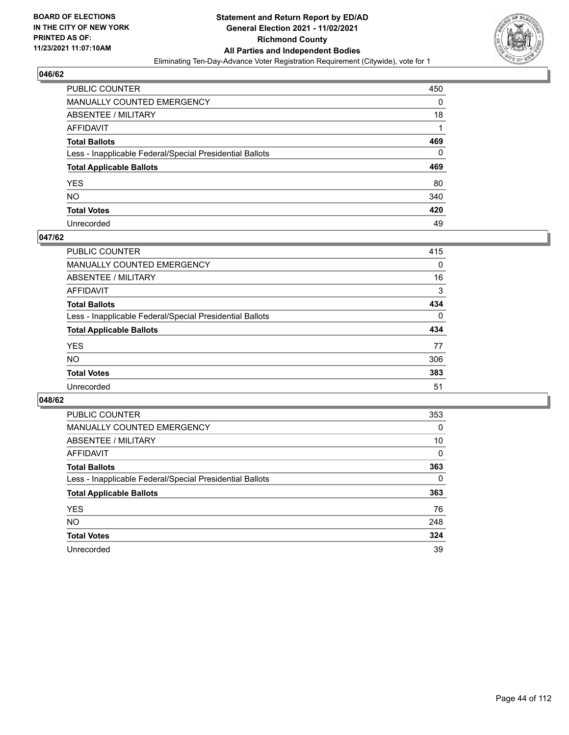## 046/62

| | |
|---|---|
| PUBLIC COUNTER | 450 |
| MANUALLY COUNTED EMERGENCY | 0 |
| ABSENTEE / MILITARY | 18 |
| AFFIDAVIT | 1 |
| **Total Ballots** | **469** |
| Less - Inapplicable Federal/Special Presidential Ballots | 0 |
| **Total Applicable Ballots** | **469** |
| YES | 80 |
| NO | 340 |
| **Total Votes** | **420** |
| Unrecorded | 49 |

## 047/62

| | |
|---|---|
| PUBLIC COUNTER | 415 |
| MANUALLY COUNTED EMERGENCY | 0 |
| ABSENTEE / MILITARY | 16 |
| AFFIDAVIT | 3 |
| **Total Ballots** | **434** |
| Less - Inapplicable Federal/Special Presidential Ballots | 0 |
| **Total Applicable Ballots** | **434** |
| YES | 77 |
| NO | 306 |
| **Total Votes** | **383** |
| Unrecorded | 51 |

## 048/62

| | |
|---|---|
| PUBLIC COUNTER | 353 |
| MANUALLY COUNTED EMERGENCY | 0 |
| ABSENTEE / MILITARY | 10 |
| AFFIDAVIT | 0 |
| **Total Ballots** | **363** |
| Less - Inapplicable Federal/Special Presidential Ballots | 0 |
| **Total Applicable Ballots** | **363** |
| YES | 76 |
| NO | 248 |
| **Total Votes** | **324** |
| Unrecorded | 39 |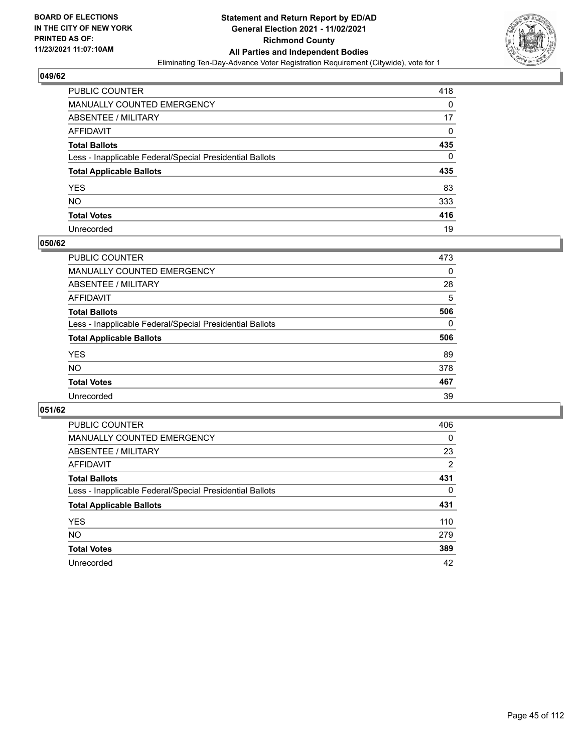**BOARD OF ELECTIONS IN THE CITY OF NEW YORK PRINTED AS OF: 11/23/2021 11:07:10AM**

**Statement and Return Report by ED/AD General Election 2021 - 11/02/2021 Richmond County All Parties and Independent Bodies**

Eliminating Ten-Day-Advance Voter Registration Requirement (Citywide), vote for 1

## 049/62

| | |
|---|---|
| PUBLIC COUNTER | 418 |
| MANUALLY COUNTED EMERGENCY | 0 |
| ABSENTEE / MILITARY | 17 |
| AFFIDAVIT | 0 |
| **Total Ballots** | **435** |
| Less - Inapplicable Federal/Special Presidential Ballots | 0 |
| **Total Applicable Ballots** | **435** |
| YES | 83 |
| NO | 333 |
| **Total Votes** | **416** |
| Unrecorded | 19 |

## 050/62

| | |
|---|---|
| PUBLIC COUNTER | 473 |
| MANUALLY COUNTED EMERGENCY | 0 |
| ABSENTEE / MILITARY | 28 |
| AFFIDAVIT | 5 |
| **Total Ballots** | **506** |
| Less - Inapplicable Federal/Special Presidential Ballots | 0 |
| **Total Applicable Ballots** | **506** |
| YES | 89 |
| NO | 378 |
| **Total Votes** | **467** |
| Unrecorded | 39 |

## 051/62

| | |
|---|---|
| PUBLIC COUNTER | 406 |
| MANUALLY COUNTED EMERGENCY | 0 |
| ABSENTEE / MILITARY | 23 |
| AFFIDAVIT | 2 |
| **Total Ballots** | **431** |
| Less - Inapplicable Federal/Special Presidential Ballots | 0 |
| **Total Applicable Ballots** | **431** |
| YES | 110 |
| NO | 279 |
| **Total Votes** | **389** |
| Unrecorded | 42 |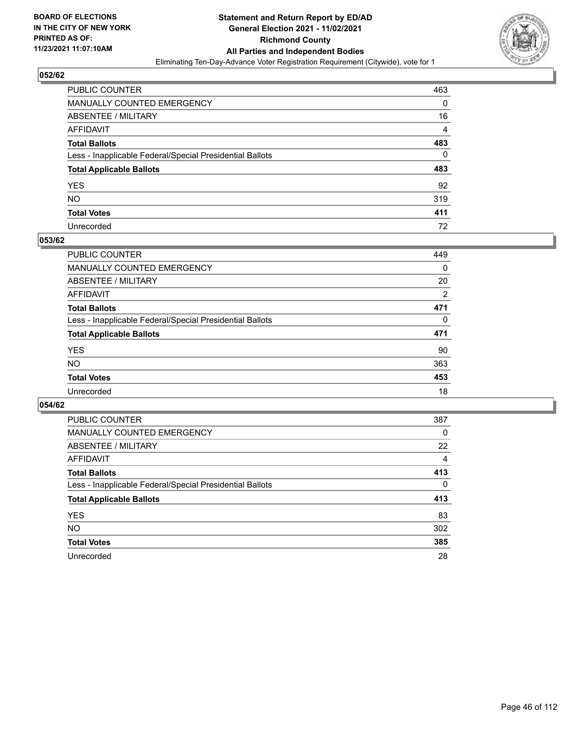BOARD OF ELECTIONS
IN THE CITY OF NEW YORK
PRINTED AS OF:
11/23/2021 11:07:10AM

**Statement and Return Report by ED/AD**
**General Election 2021 - 11/02/2021**
**Richmond County**
**All Parties and Independent Bodies**
Eliminating Ten-Day-Advance Voter Registration Requirement (Citywide), vote for 1

### 052/62

| | |
|---|---|
| PUBLIC COUNTER | 463 |
| MANUALLY COUNTED EMERGENCY | 0 |
| ABSENTEE / MILITARY | 16 |
| AFFIDAVIT | 4 |
| **Total Ballots** | **483** |
| Less - Inapplicable Federal/Special Presidential Ballots | 0 |
| **Total Applicable Ballots** | **483** |
| YES | 92 |
| NO | 319 |
| **Total Votes** | **411** |
| Unrecorded | 72 |

### 053/62

| | |
|---|---|
| PUBLIC COUNTER | 449 |
| MANUALLY COUNTED EMERGENCY | 0 |
| ABSENTEE / MILITARY | 20 |
| AFFIDAVIT | 2 |
| **Total Ballots** | **471** |
| Less - Inapplicable Federal/Special Presidential Ballots | 0 |
| **Total Applicable Ballots** | **471** |
| YES | 90 |
| NO | 363 |
| **Total Votes** | **453** |
| Unrecorded | 18 |

### 054/62

| | |
|---|---|
| PUBLIC COUNTER | 387 |
| MANUALLY COUNTED EMERGENCY | 0 |
| ABSENTEE / MILITARY | 22 |
| AFFIDAVIT | 4 |
| **Total Ballots** | **413** |
| Less - Inapplicable Federal/Special Presidential Ballots | 0 |
| **Total Applicable Ballots** | **413** |
| YES | 83 |
| NO | 302 |
| **Total Votes** | **385** |
| Unrecorded | 28 |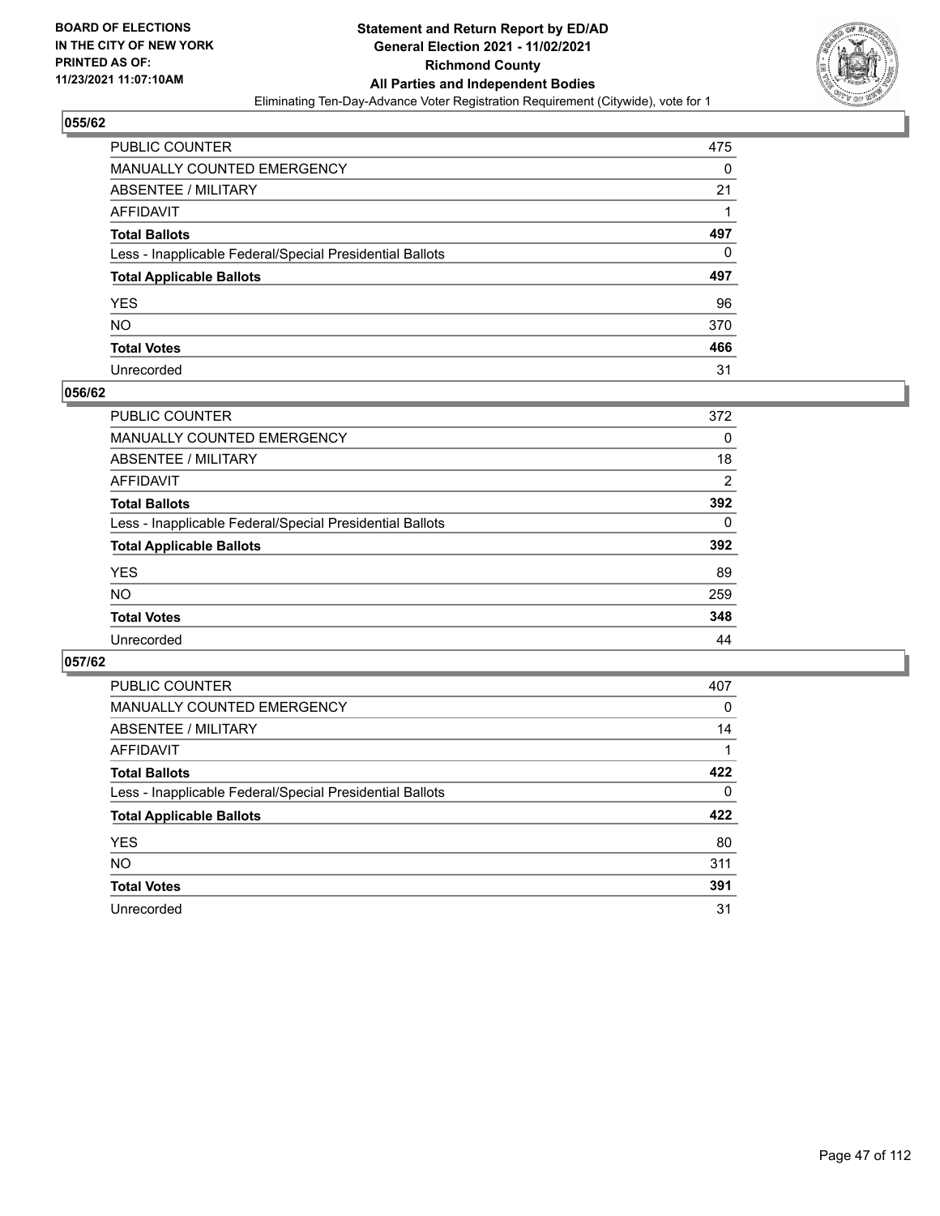BOARD OF ELECTIONS IN THE CITY OF NEW YORK PRINTED AS OF: 11/23/2021 11:07:10AM

# Statement and Return Report by ED/AD General Election 2021 - 11/02/2021 Richmond County All Parties and Independent Bodies

Eliminating Ten-Day-Advance Voter Registration Requirement (Citywide), vote for 1

## 055/62

| | |
|---|---|
| PUBLIC COUNTER | 475 |
| MANUALLY COUNTED EMERGENCY | 0 |
| ABSENTEE / MILITARY | 21 |
| AFFIDAVIT | 1 |
| **Total Ballots** | **497** |
| Less - Inapplicable Federal/Special Presidential Ballots | 0 |
| **Total Applicable Ballots** | **497** |
| YES | 96 |
| NO | 370 |
| **Total Votes** | **466** |
| Unrecorded | 31 |

## 056/62

| | |
|---|---|
| PUBLIC COUNTER | 372 |
| MANUALLY COUNTED EMERGENCY | 0 |
| ABSENTEE / MILITARY | 18 |
| AFFIDAVIT | 2 |
| **Total Ballots** | **392** |
| Less - Inapplicable Federal/Special Presidential Ballots | 0 |
| **Total Applicable Ballots** | **392** |
| YES | 89 |
| NO | 259 |
| **Total Votes** | **348** |
| Unrecorded | 44 |

## 057/62

| | |
|---|---|
| PUBLIC COUNTER | 407 |
| MANUALLY COUNTED EMERGENCY | 0 |
| ABSENTEE / MILITARY | 14 |
| AFFIDAVIT | 1 |
| **Total Ballots** | **422** |
| Less - Inapplicable Federal/Special Presidential Ballots | 0 |
| **Total Applicable Ballots** | **422** |
| YES | 80 |
| NO | 311 |
| **Total Votes** | **391** |
| Unrecorded | 31 |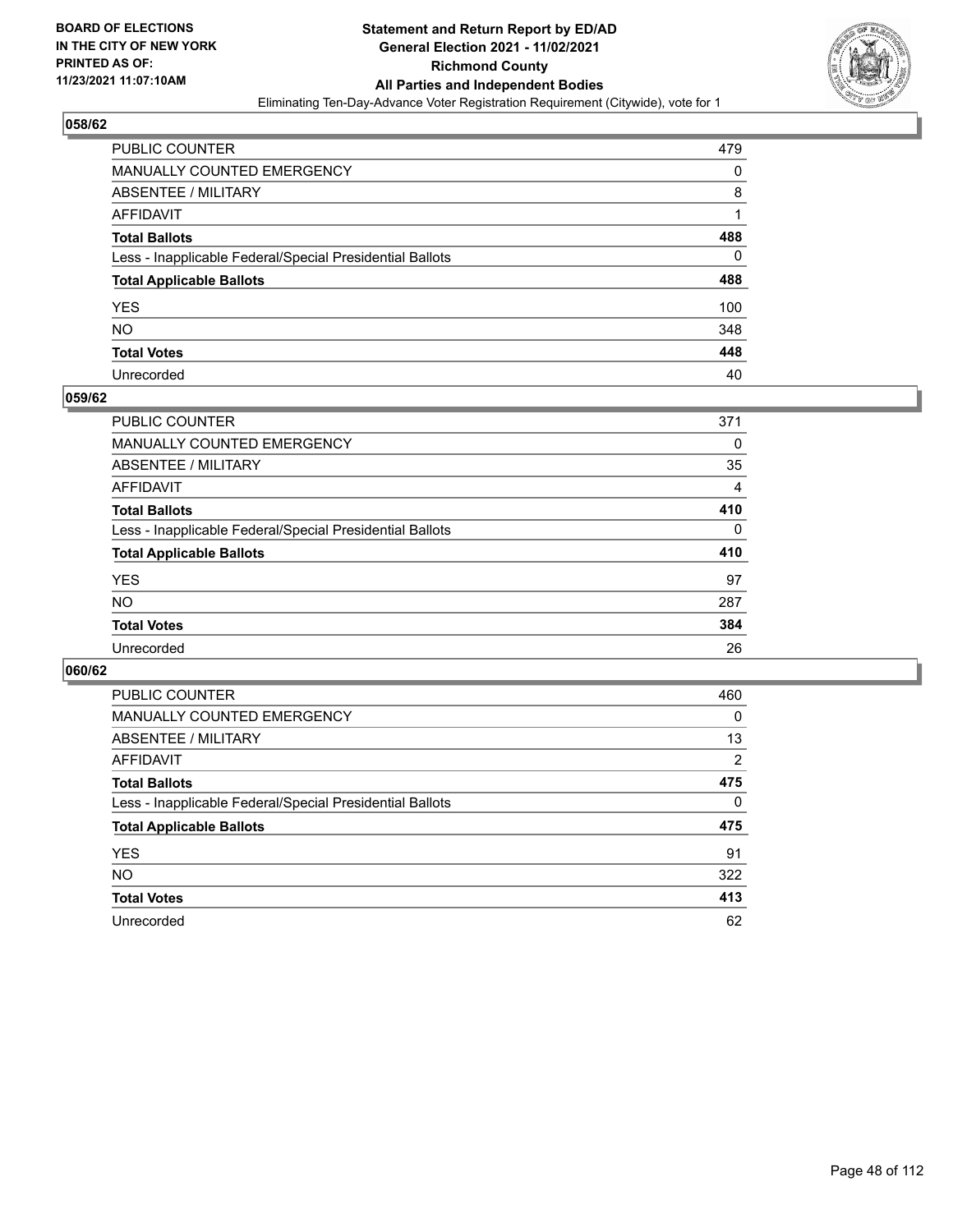## 058/62

| | |
|---|---|
| PUBLIC COUNTER | 479 |
| MANUALLY COUNTED EMERGENCY | 0 |
| ABSENTEE / MILITARY | 8 |
| AFFIDAVIT | 1 |
| **Total Ballots** | **488** |
| Less - Inapplicable Federal/Special Presidential Ballots | 0 |
| **Total Applicable Ballots** | **488** |
| YES | 100 |
| NO | 348 |
| **Total Votes** | **448** |
| Unrecorded | 40 |

## 059/62

| | |
|---|---|
| PUBLIC COUNTER | 371 |
| MANUALLY COUNTED EMERGENCY | 0 |
| ABSENTEE / MILITARY | 35 |
| AFFIDAVIT | 4 |
| **Total Ballots** | **410** |
| Less - Inapplicable Federal/Special Presidential Ballots | 0 |
| **Total Applicable Ballots** | **410** |
| YES | 97 |
| NO | 287 |
| **Total Votes** | **384** |
| Unrecorded | 26 |

## 060/62

| | |
|---|---|
| PUBLIC COUNTER | 460 |
| MANUALLY COUNTED EMERGENCY | 0 |
| ABSENTEE / MILITARY | 13 |
| AFFIDAVIT | 2 |
| **Total Ballots** | **475** |
| Less - Inapplicable Federal/Special Presidential Ballots | 0 |
| **Total Applicable Ballots** | **475** |
| YES | 91 |
| NO | 322 |
| **Total Votes** | **413** |
| Unrecorded | 62 |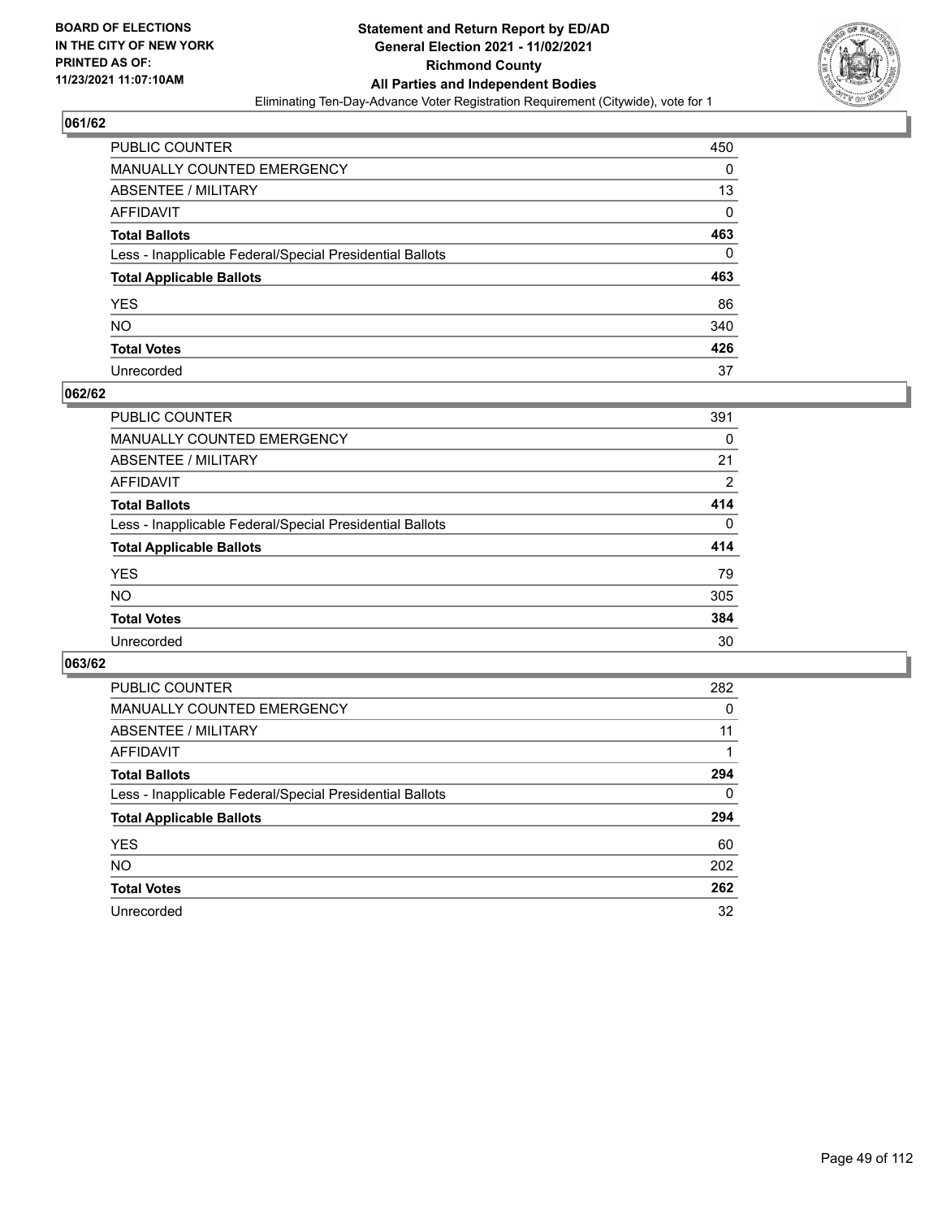## 061/62

| | |
|---|---|
| PUBLIC COUNTER | 450 |
| MANUALLY COUNTED EMERGENCY | 0 |
| ABSENTEE / MILITARY | 13 |
| AFFIDAVIT | 0 |
| **Total Ballots** | **463** |
| Less - Inapplicable Federal/Special Presidential Ballots | 0 |
| **Total Applicable Ballots** | **463** |
| YES | 86 |
| NO | 340 |
| **Total Votes** | **426** |
| Unrecorded | 37 |

## 062/62

| | |
|---|---|
| PUBLIC COUNTER | 391 |
| MANUALLY COUNTED EMERGENCY | 0 |
| ABSENTEE / MILITARY | 21 |
| AFFIDAVIT | 2 |
| **Total Ballots** | **414** |
| Less - Inapplicable Federal/Special Presidential Ballots | 0 |
| **Total Applicable Ballots** | **414** |
| YES | 79 |
| NO | 305 |
| **Total Votes** | **384** |
| Unrecorded | 30 |

## 063/62

| | |
|---|---|
| PUBLIC COUNTER | 282 |
| MANUALLY COUNTED EMERGENCY | 0 |
| ABSENTEE / MILITARY | 11 |
| AFFIDAVIT | 1 |
| **Total Ballots** | **294** |
| Less - Inapplicable Federal/Special Presidential Ballots | 0 |
| **Total Applicable Ballots** | **294** |
| YES | 60 |
| NO | 202 |
| **Total Votes** | **262** |
| Unrecorded | 32 |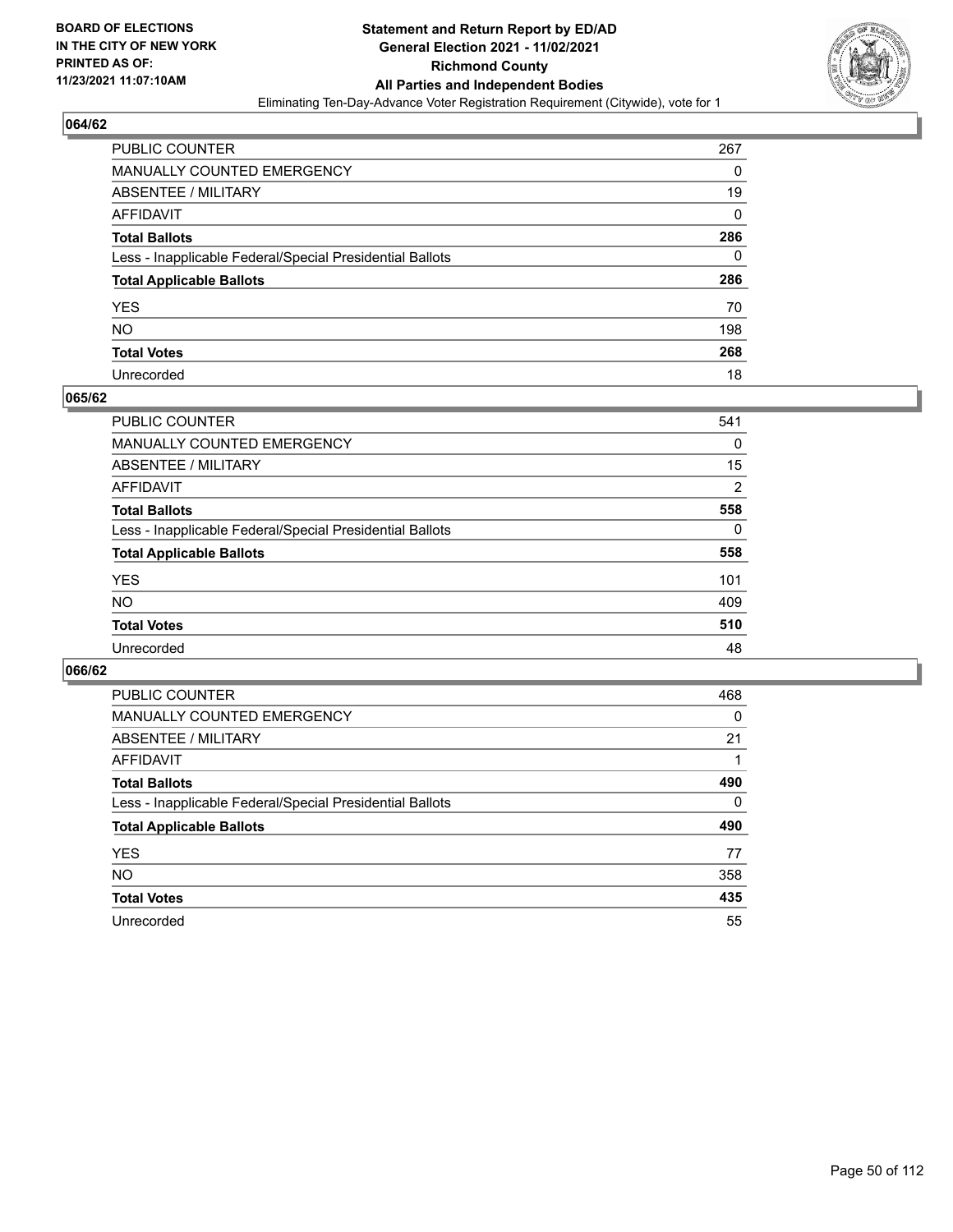**BOARD OF ELECTIONS IN THE CITY OF NEW YORK PRINTED AS OF: 11/23/2021 11:07:10AM**

# Statement and Return Report by ED/AD
## General Election 2021 - 11/02/2021
## Richmond County
## All Parties and Independent Bodies
Eliminating Ten-Day-Advance Voter Registration Requirement (Citywide), vote for 1

### 064/62

| | |
|---|---|
| PUBLIC COUNTER | 267 |
| MANUALLY COUNTED EMERGENCY | 0 |
| ABSENTEE / MILITARY | 19 |
| AFFIDAVIT | 0 |
| **Total Ballots** | **286** |
| Less - Inapplicable Federal/Special Presidential Ballots | 0 |
| **Total Applicable Ballots** | **286** |
| YES | 70 |
| NO | 198 |
| **Total Votes** | **268** |
| Unrecorded | 18 |

### 065/62

| | |
|---|---|
| PUBLIC COUNTER | 541 |
| MANUALLY COUNTED EMERGENCY | 0 |
| ABSENTEE / MILITARY | 15 |
| AFFIDAVIT | 2 |
| **Total Ballots** | **558** |
| Less - Inapplicable Federal/Special Presidential Ballots | 0 |
| **Total Applicable Ballots** | **558** |
| YES | 101 |
| NO | 409 |
| **Total Votes** | **510** |
| Unrecorded | 48 |

### 066/62

| | |
|---|---|
| PUBLIC COUNTER | 468 |
| MANUALLY COUNTED EMERGENCY | 0 |
| ABSENTEE / MILITARY | 21 |
| AFFIDAVIT | 1 |
| **Total Ballots** | **490** |
| Less - Inapplicable Federal/Special Presidential Ballots | 0 |
| **Total Applicable Ballots** | **490** |
| YES | 77 |
| NO | 358 |
| **Total Votes** | **435** |
| Unrecorded | 55 |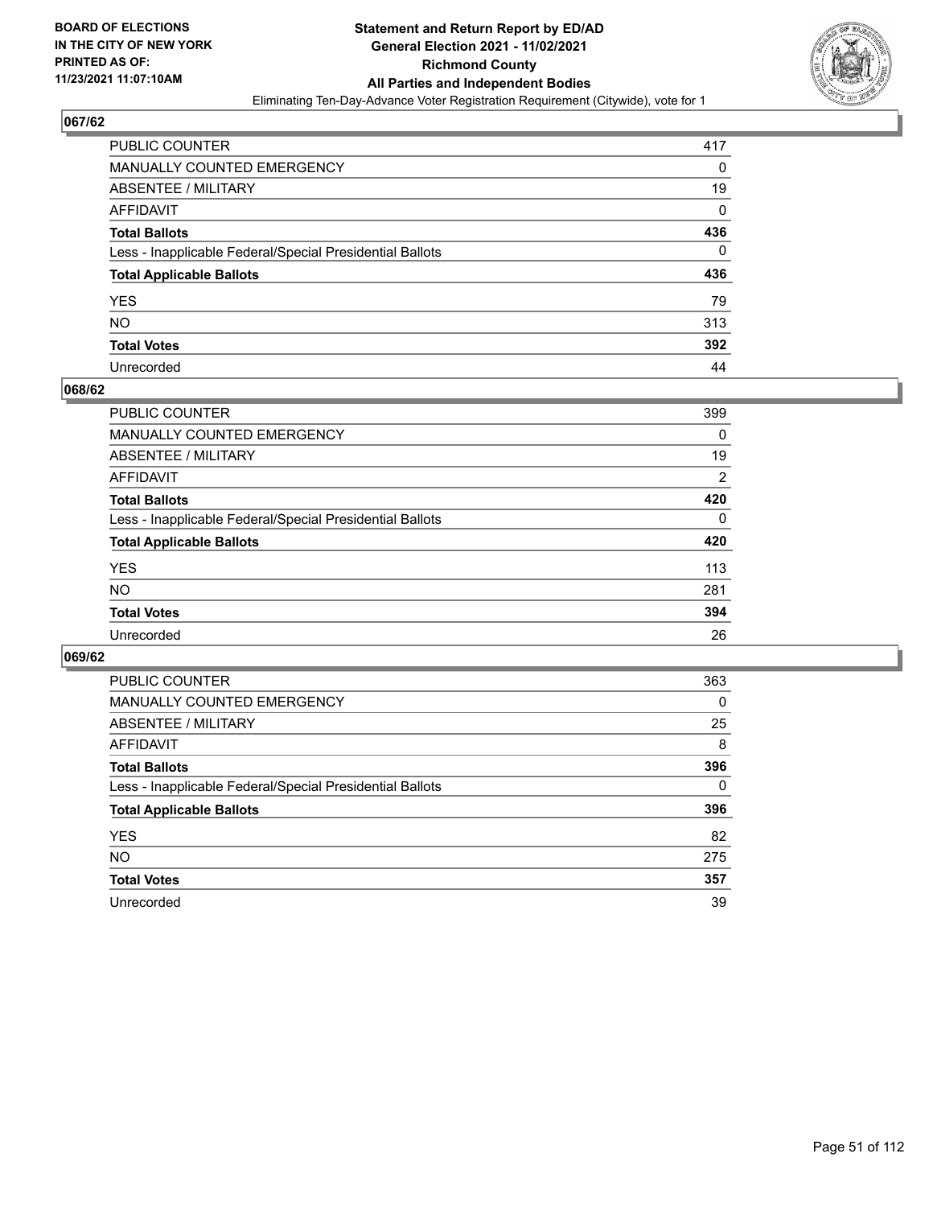**BOARD OF ELECTIONS IN THE CITY OF NEW YORK PRINTED AS OF: 11/23/2021 11:07:10AM**

**Statement and Return Report by ED/AD General Election 2021 - 11/02/2021 Richmond County All Parties and Independent Bodies**

Eliminating Ten-Day-Advance Voter Registration Requirement (Citywide), vote for 1

## 067/62

| | |
|---|---|
| PUBLIC COUNTER | 417 |
| MANUALLY COUNTED EMERGENCY | 0 |
| ABSENTEE / MILITARY | 19 |
| AFFIDAVIT | 0 |
| **Total Ballots** | **436** |
| Less - Inapplicable Federal/Special Presidential Ballots | 0 |
| **Total Applicable Ballots** | **436** |
| YES | 79 |
| NO | 313 |
| **Total Votes** | **392** |
| Unrecorded | 44 |

## 068/62

| | |
|---|---|
| PUBLIC COUNTER | 399 |
| MANUALLY COUNTED EMERGENCY | 0 |
| ABSENTEE / MILITARY | 19 |
| AFFIDAVIT | 2 |
| **Total Ballots** | **420** |
| Less - Inapplicable Federal/Special Presidential Ballots | 0 |
| **Total Applicable Ballots** | **420** |
| YES | 113 |
| NO | 281 |
| **Total Votes** | **394** |
| Unrecorded | 26 |

## 069/62

| | |
|---|---|
| PUBLIC COUNTER | 363 |
| MANUALLY COUNTED EMERGENCY | 0 |
| ABSENTEE / MILITARY | 25 |
| AFFIDAVIT | 8 |
| **Total Ballots** | **396** |
| Less - Inapplicable Federal/Special Presidential Ballots | 0 |
| **Total Applicable Ballots** | **396** |
| YES | 82 |
| NO | 275 |
| **Total Votes** | **357** |
| Unrecorded | 39 |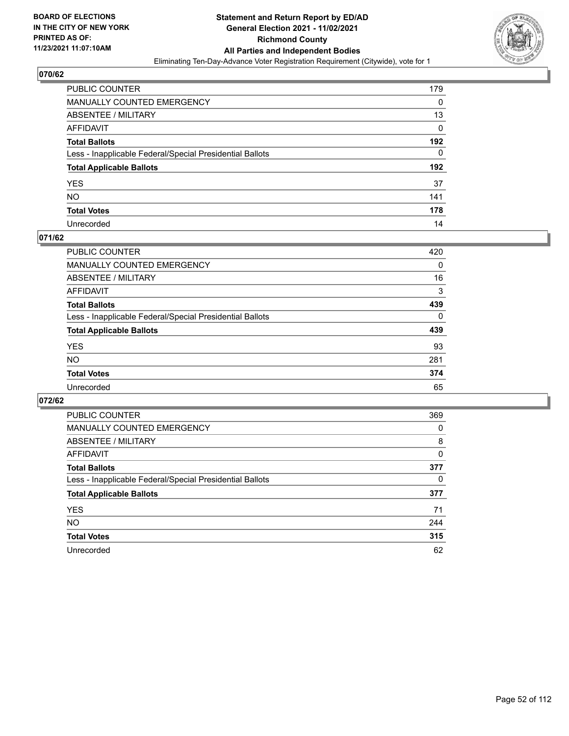## 070/62

| | |
|---|---|
| PUBLIC COUNTER | 179 |
| MANUALLY COUNTED EMERGENCY | 0 |
| ABSENTEE / MILITARY | 13 |
| AFFIDAVIT | 0 |
| **Total Ballots** | **192** |
| Less - Inapplicable Federal/Special Presidential Ballots | 0 |
| **Total Applicable Ballots** | **192** |
| YES | 37 |
| NO | 141 |
| **Total Votes** | **178** |
| Unrecorded | 14 |

## 071/62

| | |
|---|---|
| PUBLIC COUNTER | 420 |
| MANUALLY COUNTED EMERGENCY | 0 |
| ABSENTEE / MILITARY | 16 |
| AFFIDAVIT | 3 |
| **Total Ballots** | **439** |
| Less - Inapplicable Federal/Special Presidential Ballots | 0 |
| **Total Applicable Ballots** | **439** |
| YES | 93 |
| NO | 281 |
| **Total Votes** | **374** |
| Unrecorded | 65 |

## 072/62

| | |
|---|---|
| PUBLIC COUNTER | 369 |
| MANUALLY COUNTED EMERGENCY | 0 |
| ABSENTEE / MILITARY | 8 |
| AFFIDAVIT | 0 |
| **Total Ballots** | **377** |
| Less - Inapplicable Federal/Special Presidential Ballots | 0 |
| **Total Applicable Ballots** | **377** |
| YES | 71 |
| NO | 244 |
| **Total Votes** | **315** |
| Unrecorded | 62 |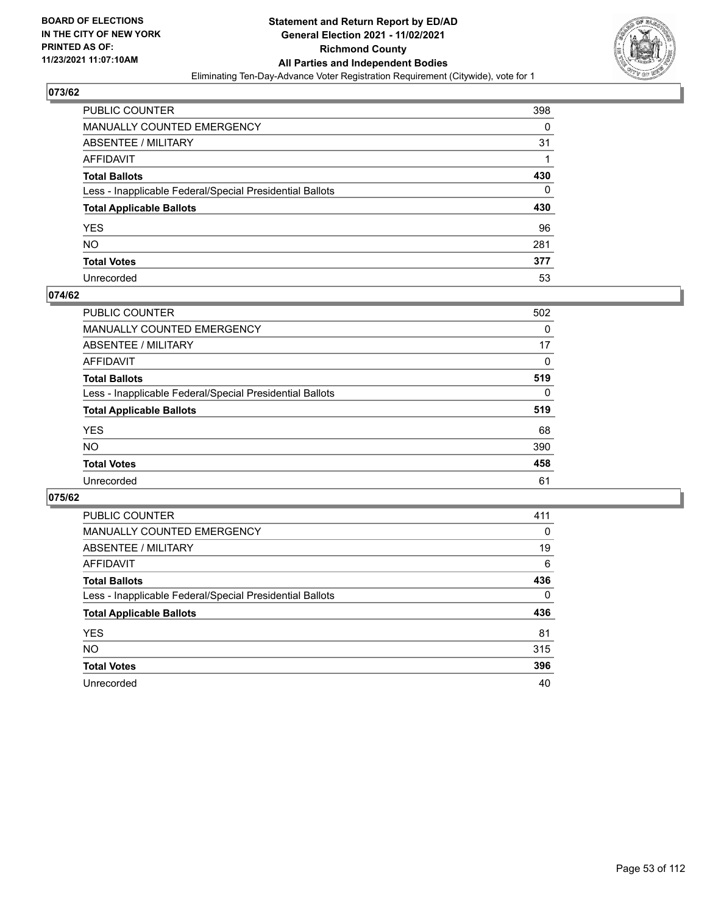**BOARD OF ELECTIONS IN THE CITY OF NEW YORK PRINTED AS OF: 11/23/2021 11:07:10AM**

# Statement and Return Report by ED/AD
## General Election 2021 - 11/02/2021
## Richmond County
## All Parties and Independent Bodies
Eliminating Ten-Day-Advance Voter Registration Requirement (Citywide), vote for 1

### 073/62

| | |
|---|---|
| PUBLIC COUNTER | 398 |
| MANUALLY COUNTED EMERGENCY | 0 |
| ABSENTEE / MILITARY | 31 |
| AFFIDAVIT | 1 |
| **Total Ballots** | **430** |
| Less - Inapplicable Federal/Special Presidential Ballots | 0 |
| **Total Applicable Ballots** | **430** |
| YES | 96 |
| NO | 281 |
| **Total Votes** | **377** |
| Unrecorded | 53 |

### 074/62

| | |
|---|---|
| PUBLIC COUNTER | 502 |
| MANUALLY COUNTED EMERGENCY | 0 |
| ABSENTEE / MILITARY | 17 |
| AFFIDAVIT | 0 |
| **Total Ballots** | **519** |
| Less - Inapplicable Federal/Special Presidential Ballots | 0 |
| **Total Applicable Ballots** | **519** |
| YES | 68 |
| NO | 390 |
| **Total Votes** | **458** |
| Unrecorded | 61 |

### 075/62

| | |
|---|---|
| PUBLIC COUNTER | 411 |
| MANUALLY COUNTED EMERGENCY | 0 |
| ABSENTEE / MILITARY | 19 |
| AFFIDAVIT | 6 |
| **Total Ballots** | **436** |
| Less - Inapplicable Federal/Special Presidential Ballots | 0 |
| **Total Applicable Ballots** | **436** |
| YES | 81 |
| NO | 315 |
| **Total Votes** | **396** |
| Unrecorded | 40 |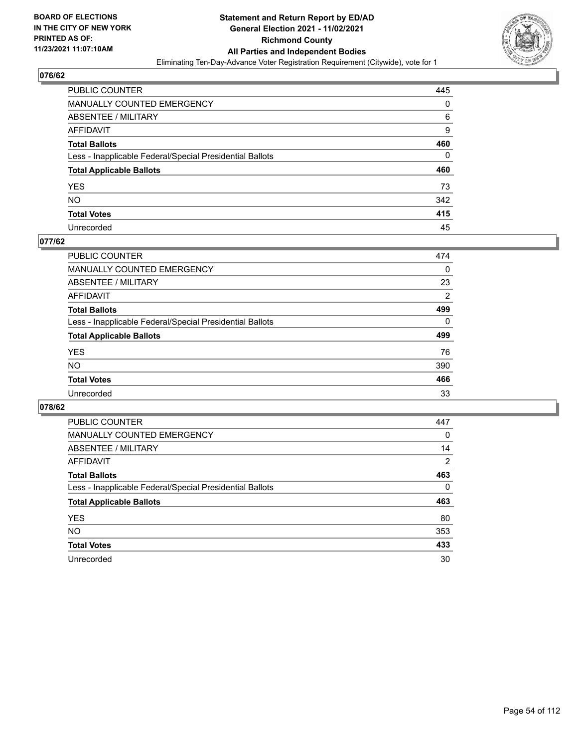## 076/62

| | |
|---|---|
| PUBLIC COUNTER | 445 |
| MANUALLY COUNTED EMERGENCY | 0 |
| ABSENTEE / MILITARY | 6 |
| AFFIDAVIT | 9 |
| **Total Ballots** | **460** |
| Less - Inapplicable Federal/Special Presidential Ballots | 0 |
| **Total Applicable Ballots** | **460** |
| YES | 73 |
| NO | 342 |
| **Total Votes** | **415** |
| Unrecorded | 45 |

## 077/62

| | |
|---|---|
| PUBLIC COUNTER | 474 |
| MANUALLY COUNTED EMERGENCY | 0 |
| ABSENTEE / MILITARY | 23 |
| AFFIDAVIT | 2 |
| **Total Ballots** | **499** |
| Less - Inapplicable Federal/Special Presidential Ballots | 0 |
| **Total Applicable Ballots** | **499** |
| YES | 76 |
| NO | 390 |
| **Total Votes** | **466** |
| Unrecorded | 33 |

## 078/62

| | |
|---|---|
| PUBLIC COUNTER | 447 |
| MANUALLY COUNTED EMERGENCY | 0 |
| ABSENTEE / MILITARY | 14 |
| AFFIDAVIT | 2 |
| **Total Ballots** | **463** |
| Less - Inapplicable Federal/Special Presidential Ballots | 0 |
| **Total Applicable Ballots** | **463** |
| YES | 80 |
| NO | 353 |
| **Total Votes** | **433** |
| Unrecorded | 30 |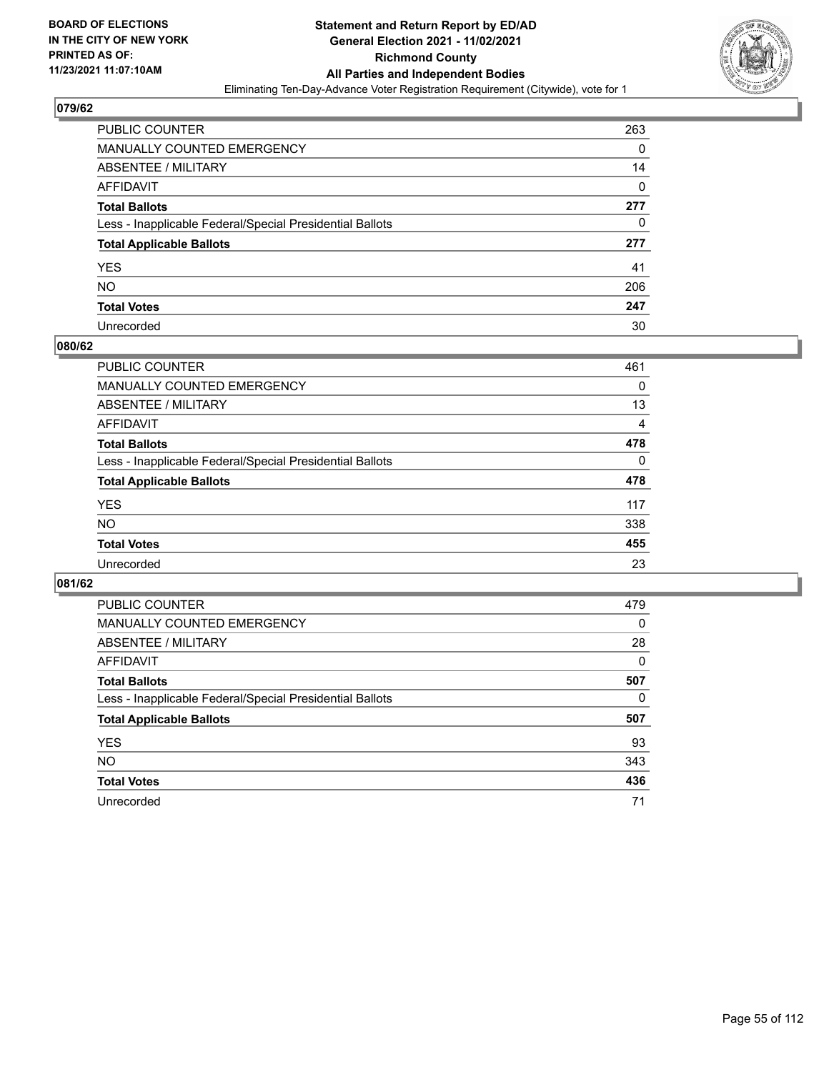## 079/62

| | |
|---|---|
| PUBLIC COUNTER | 263 |
| MANUALLY COUNTED EMERGENCY | 0 |
| ABSENTEE / MILITARY | 14 |
| AFFIDAVIT | 0 |
| **Total Ballots** | **277** |
| Less - Inapplicable Federal/Special Presidential Ballots | 0 |
| **Total Applicable Ballots** | **277** |
| YES | 41 |
| NO | 206 |
| **Total Votes** | **247** |
| Unrecorded | 30 |

## 080/62

| | |
|---|---|
| PUBLIC COUNTER | 461 |
| MANUALLY COUNTED EMERGENCY | 0 |
| ABSENTEE / MILITARY | 13 |
| AFFIDAVIT | 4 |
| **Total Ballots** | **478** |
| Less - Inapplicable Federal/Special Presidential Ballots | 0 |
| **Total Applicable Ballots** | **478** |
| YES | 117 |
| NO | 338 |
| **Total Votes** | **455** |
| Unrecorded | 23 |

## 081/62

| | |
|---|---|
| PUBLIC COUNTER | 479 |
| MANUALLY COUNTED EMERGENCY | 0 |
| ABSENTEE / MILITARY | 28 |
| AFFIDAVIT | 0 |
| **Total Ballots** | **507** |
| Less - Inapplicable Federal/Special Presidential Ballots | 0 |
| **Total Applicable Ballots** | **507** |
| YES | 93 |
| NO | 343 |
| **Total Votes** | **436** |
| Unrecorded | 71 |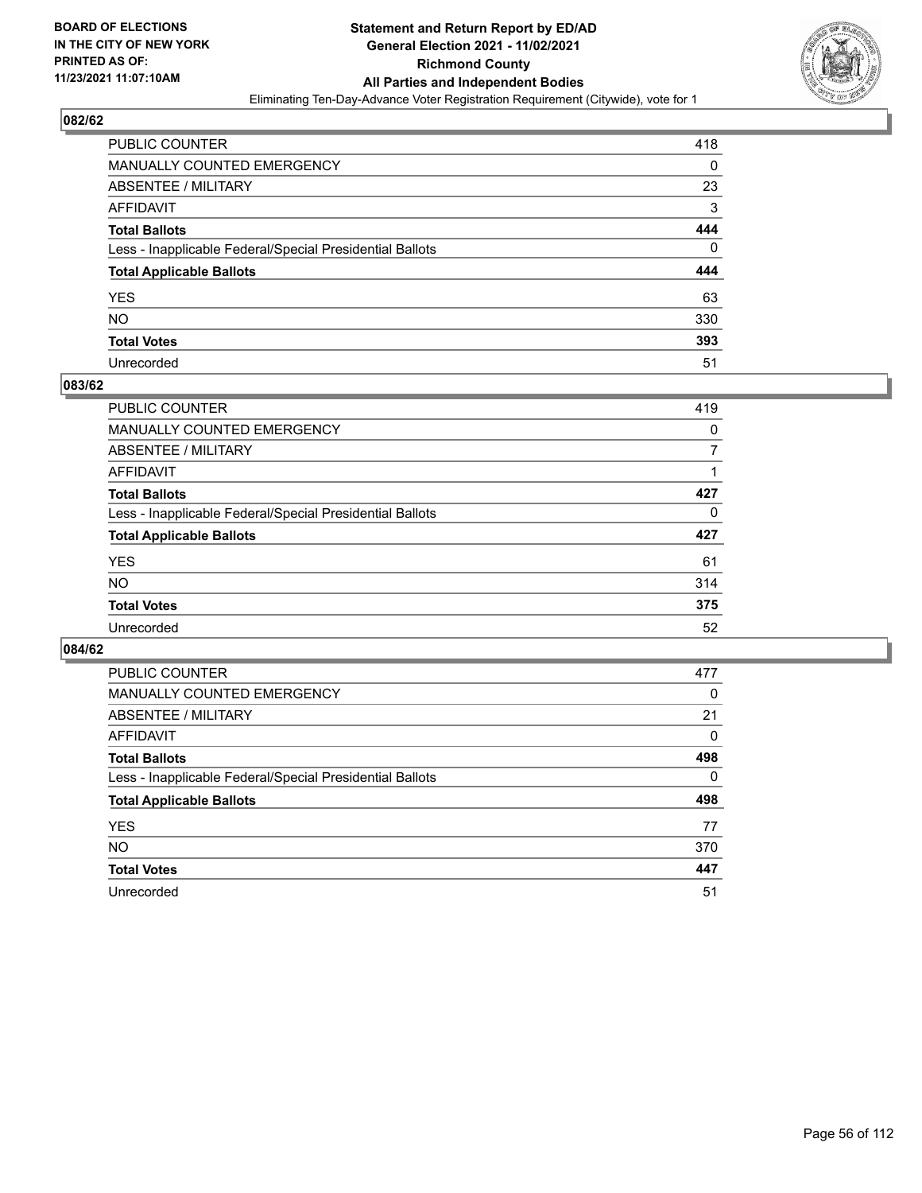**BOARD OF ELECTIONS IN THE CITY OF NEW YORK PRINTED AS OF: 11/23/2021 11:07:10AM**

**Statement and Return Report by ED/AD General Election 2021 - 11/02/2021 Richmond County All Parties and Independent Bodies**

Eliminating Ten-Day-Advance Voter Registration Requirement (Citywide), vote for 1

## 082/62

| | |
|---|---|
| PUBLIC COUNTER | 418 |
| MANUALLY COUNTED EMERGENCY | 0 |
| ABSENTEE / MILITARY | 23 |
| AFFIDAVIT | 3 |
| **Total Ballots** | **444** |
| Less - Inapplicable Federal/Special Presidential Ballots | 0 |
| **Total Applicable Ballots** | **444** |
| YES | 63 |
| NO | 330 |
| **Total Votes** | **393** |
| Unrecorded | 51 |

## 083/62

| | |
|---|---|
| PUBLIC COUNTER | 419 |
| MANUALLY COUNTED EMERGENCY | 0 |
| ABSENTEE / MILITARY | 7 |
| AFFIDAVIT | 1 |
| **Total Ballots** | **427** |
| Less - Inapplicable Federal/Special Presidential Ballots | 0 |
| **Total Applicable Ballots** | **427** |
| YES | 61 |
| NO | 314 |
| **Total Votes** | **375** |
| Unrecorded | 52 |

## 084/62

| | |
|---|---|
| PUBLIC COUNTER | 477 |
| MANUALLY COUNTED EMERGENCY | 0 |
| ABSENTEE / MILITARY | 21 |
| AFFIDAVIT | 0 |
| **Total Ballots** | **498** |
| Less - Inapplicable Federal/Special Presidential Ballots | 0 |
| **Total Applicable Ballots** | **498** |
| YES | 77 |
| NO | 370 |
| **Total Votes** | **447** |
| Unrecorded | 51 |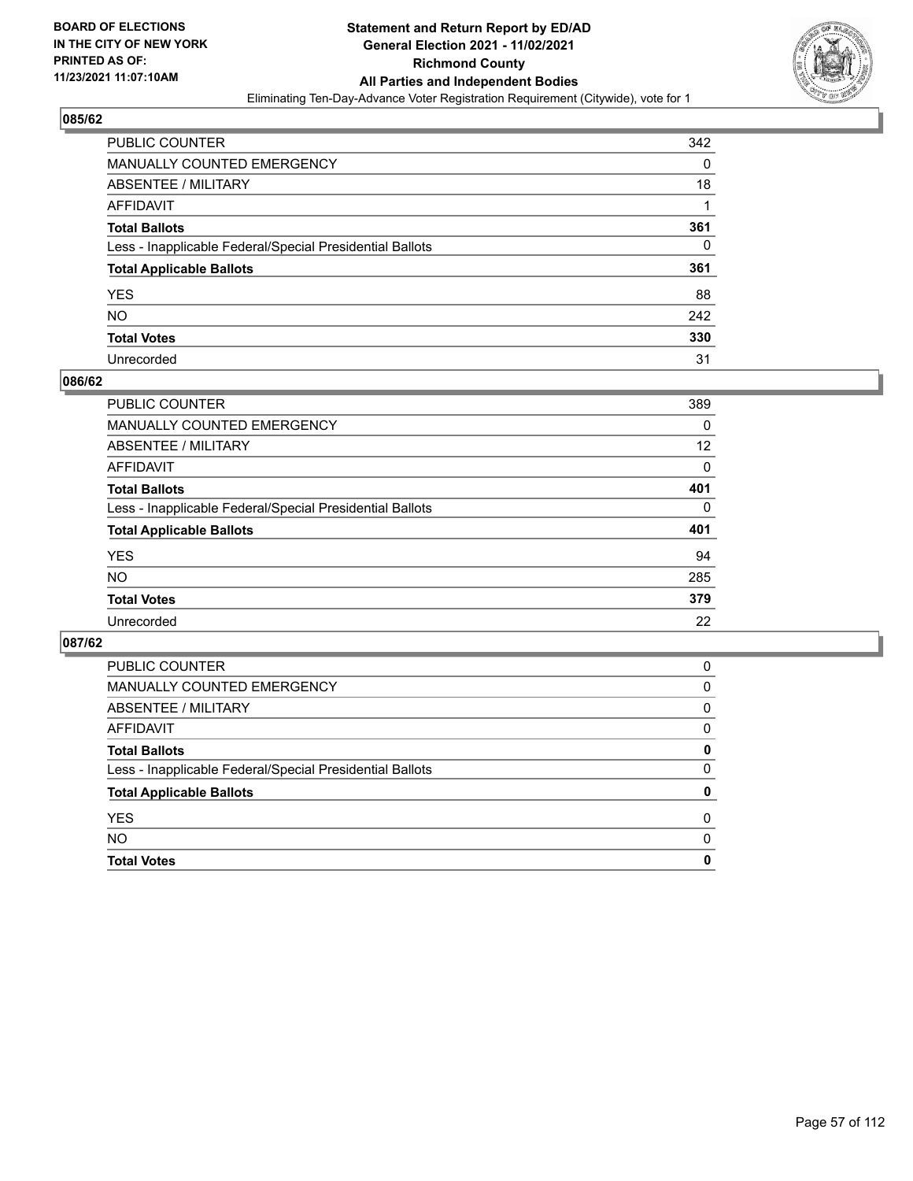## 085/62

| | |
|---|---|
| PUBLIC COUNTER | 342 |
| MANUALLY COUNTED EMERGENCY | 0 |
| ABSENTEE / MILITARY | 18 |
| AFFIDAVIT | 1 |
| **Total Ballots** | **361** |
| Less - Inapplicable Federal/Special Presidential Ballots | 0 |
| **Total Applicable Ballots** | **361** |
| YES | 88 |
| NO | 242 |
| **Total Votes** | **330** |
| Unrecorded | 31 |

## 086/62

| | |
|---|---|
| PUBLIC COUNTER | 389 |
| MANUALLY COUNTED EMERGENCY | 0 |
| ABSENTEE / MILITARY | 12 |
| AFFIDAVIT | 0 |
| **Total Ballots** | **401** |
| Less - Inapplicable Federal/Special Presidential Ballots | 0 |
| **Total Applicable Ballots** | **401** |
| YES | 94 |
| NO | 285 |
| **Total Votes** | **379** |
| Unrecorded | 22 |

## 087/62

| | |
|---|---|
| PUBLIC COUNTER | 0 |
| MANUALLY COUNTED EMERGENCY | 0 |
| ABSENTEE / MILITARY | 0 |
| AFFIDAVIT | 0 |
| **Total Ballots** | **0** |
| Less - Inapplicable Federal/Special Presidential Ballots | 0 |
| **Total Applicable Ballots** | **0** |
| YES | 0 |
| NO | 0 |
| **Total Votes** | **0** |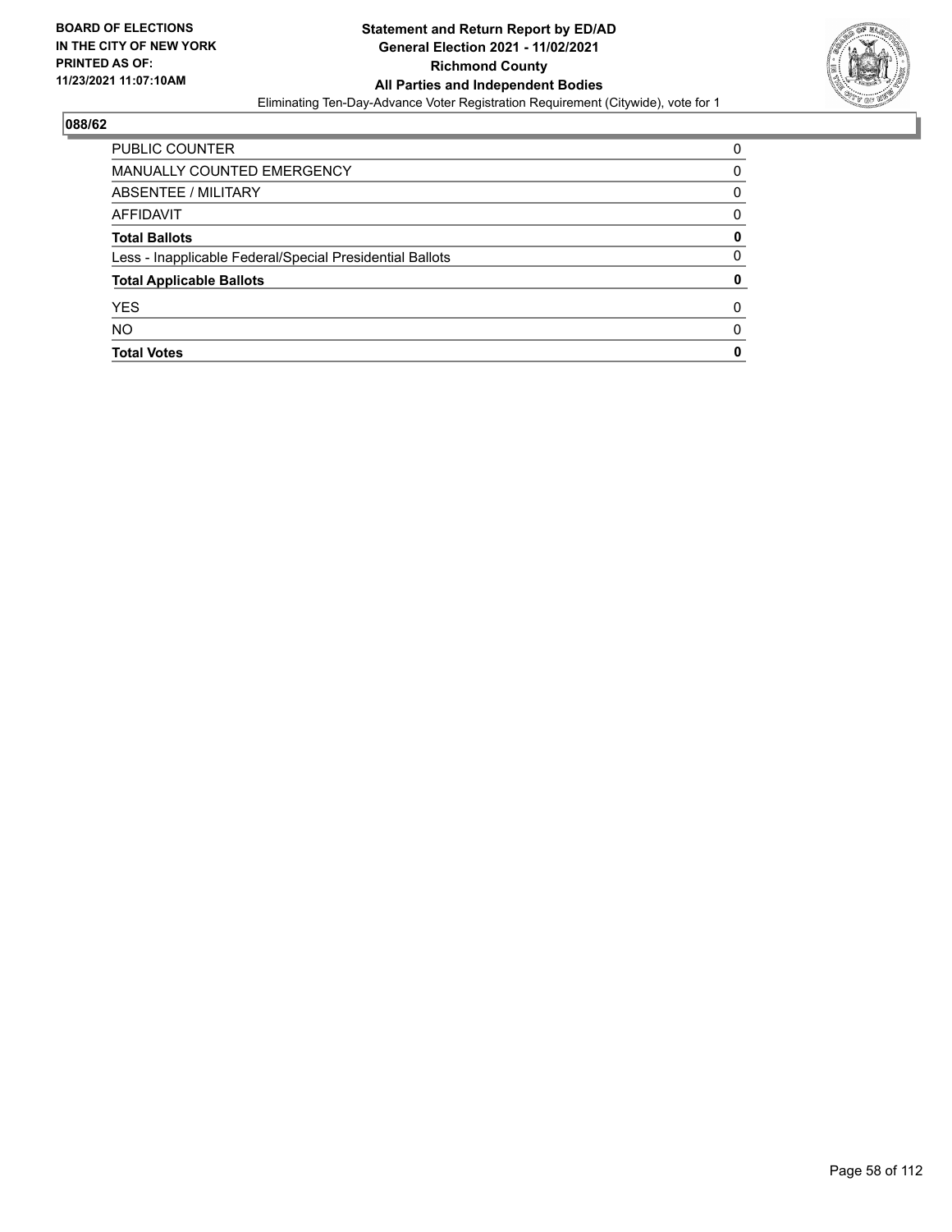**BOARD OF ELECTIONS IN THE CITY OF NEW YORK PRINTED AS OF: 11/23/2021 11:07:10AM**

**Statement and Return Report by ED/AD General Election 2021 - 11/02/2021 Richmond County All Parties and Independent Bodies**

Eliminating Ten-Day-Advance Voter Registration Requirement (Citywide), vote for 1

## 088/62

| | |
|---|---|
| PUBLIC COUNTER | 0 |
| MANUALLY COUNTED EMERGENCY | 0 |
| ABSENTEE / MILITARY | 0 |
| AFFIDAVIT | 0 |
| **Total Ballots** | **0** |
| Less - Inapplicable Federal/Special Presidential Ballots | 0 |
| **Total Applicable Ballots** | **0** |
| YES | 0 |
| NO | 0 |
| **Total Votes** | **0** |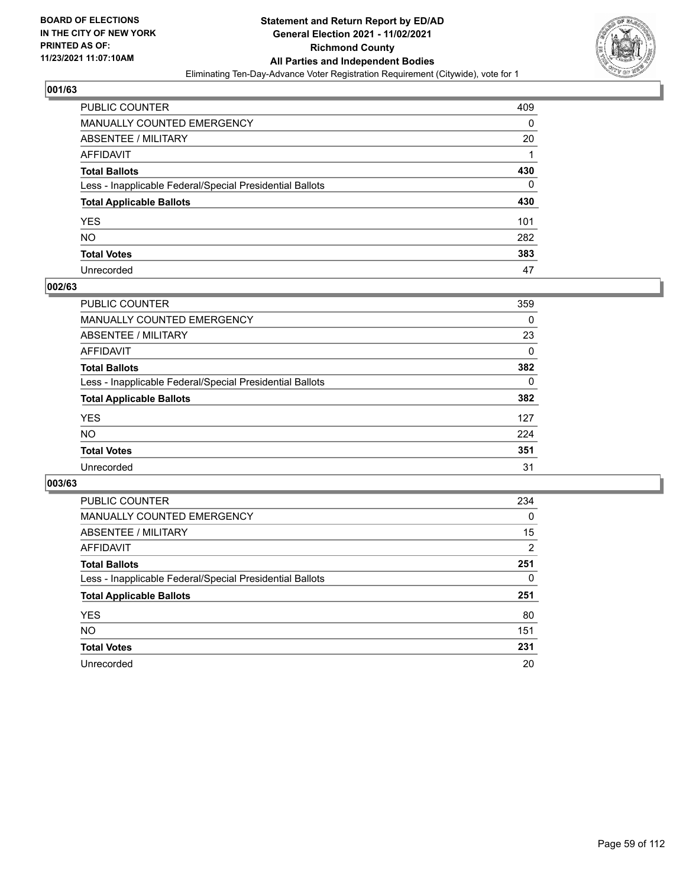BOARD OF ELECTIONS
IN THE CITY OF NEW YORK
PRINTED AS OF:
11/23/2021 11:07:10AM

**Statement and Return Report by ED/AD**
**General Election 2021 - 11/02/2021**
**Richmond County**
**All Parties and Independent Bodies**
Eliminating Ten-Day-Advance Voter Registration Requirement (Citywide), vote for 1

### 001/63

| | |
|---|---|
| PUBLIC COUNTER | 409 |
| MANUALLY COUNTED EMERGENCY | 0 |
| ABSENTEE / MILITARY | 20 |
| AFFIDAVIT | 1 |
| **Total Ballots** | **430** |
| Less - Inapplicable Federal/Special Presidential Ballots | 0 |
| **Total Applicable Ballots** | **430** |
| YES | 101 |
| NO | 282 |
| **Total Votes** | **383** |
| Unrecorded | 47 |

### 002/63

| | |
|---|---|
| PUBLIC COUNTER | 359 |
| MANUALLY COUNTED EMERGENCY | 0 |
| ABSENTEE / MILITARY | 23 |
| AFFIDAVIT | 0 |
| **Total Ballots** | **382** |
| Less - Inapplicable Federal/Special Presidential Ballots | 0 |
| **Total Applicable Ballots** | **382** |
| YES | 127 |
| NO | 224 |
| **Total Votes** | **351** |
| Unrecorded | 31 |

### 003/63

| | |
|---|---|
| PUBLIC COUNTER | 234 |
| MANUALLY COUNTED EMERGENCY | 0 |
| ABSENTEE / MILITARY | 15 |
| AFFIDAVIT | 2 |
| **Total Ballots** | **251** |
| Less - Inapplicable Federal/Special Presidential Ballots | 0 |
| **Total Applicable Ballots** | **251** |
| YES | 80 |
| NO | 151 |
| **Total Votes** | **231** |
| Unrecorded | 20 |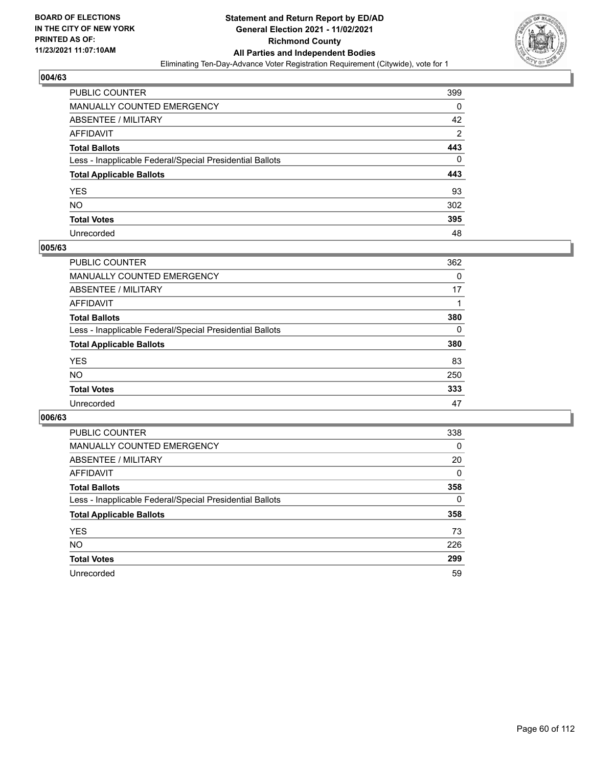**BOARD OF ELECTIONS IN THE CITY OF NEW YORK PRINTED AS OF: 11/23/2021 11:07:10AM**

# Statement and Return Report by ED/AD
## General Election 2021 - 11/02/2021
## Richmond County
## All Parties and Independent Bodies
Eliminating Ten-Day-Advance Voter Registration Requirement (Citywide), vote for 1

### 004/63

| | |
|---|---|
| PUBLIC COUNTER | 399 |
| MANUALLY COUNTED EMERGENCY | 0 |
| ABSENTEE / MILITARY | 42 |
| AFFIDAVIT | 2 |
| **Total Ballots** | **443** |
| Less - Inapplicable Federal/Special Presidential Ballots | 0 |
| **Total Applicable Ballots** | **443** |
| YES | 93 |
| NO | 302 |
| **Total Votes** | **395** |
| Unrecorded | 48 |

### 005/63

| | |
|---|---|
| PUBLIC COUNTER | 362 |
| MANUALLY COUNTED EMERGENCY | 0 |
| ABSENTEE / MILITARY | 17 |
| AFFIDAVIT | 1 |
| **Total Ballots** | **380** |
| Less - Inapplicable Federal/Special Presidential Ballots | 0 |
| **Total Applicable Ballots** | **380** |
| YES | 83 |
| NO | 250 |
| **Total Votes** | **333** |
| Unrecorded | 47 |

### 006/63

| | |
|---|---|
| PUBLIC COUNTER | 338 |
| MANUALLY COUNTED EMERGENCY | 0 |
| ABSENTEE / MILITARY | 20 |
| AFFIDAVIT | 0 |
| **Total Ballots** | **358** |
| Less - Inapplicable Federal/Special Presidential Ballots | 0 |
| **Total Applicable Ballots** | **358** |
| YES | 73 |
| NO | 226 |
| **Total Votes** | **299** |
| Unrecorded | 59 |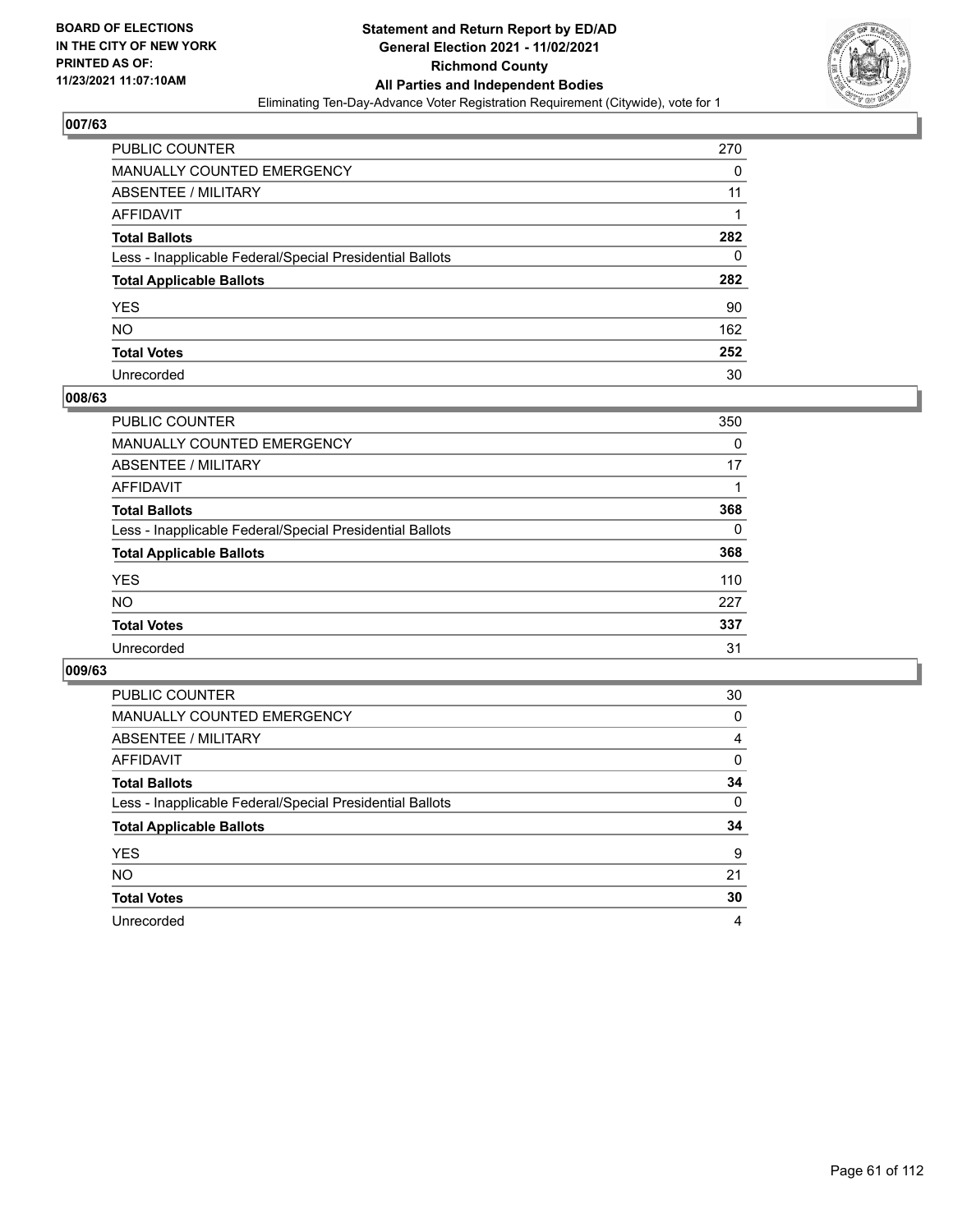## 007/63

| | |
|---|---|
| PUBLIC COUNTER | 270 |
| MANUALLY COUNTED EMERGENCY | 0 |
| ABSENTEE / MILITARY | 11 |
| AFFIDAVIT | 1 |
| **Total Ballots** | **282** |
| Less - Inapplicable Federal/Special Presidential Ballots | 0 |
| **Total Applicable Ballots** | **282** |
| YES | 90 |
| NO | 162 |
| **Total Votes** | **252** |
| Unrecorded | 30 |

## 008/63

| | |
|---|---|
| PUBLIC COUNTER | 350 |
| MANUALLY COUNTED EMERGENCY | 0 |
| ABSENTEE / MILITARY | 17 |
| AFFIDAVIT | 1 |
| **Total Ballots** | **368** |
| Less - Inapplicable Federal/Special Presidential Ballots | 0 |
| **Total Applicable Ballots** | **368** |
| YES | 110 |
| NO | 227 |
| **Total Votes** | **337** |
| Unrecorded | 31 |

## 009/63

| | |
|---|---|
| PUBLIC COUNTER | 30 |
| MANUALLY COUNTED EMERGENCY | 0 |
| ABSENTEE / MILITARY | 4 |
| AFFIDAVIT | 0 |
| **Total Ballots** | **34** |
| Less - Inapplicable Federal/Special Presidential Ballots | 0 |
| **Total Applicable Ballots** | **34** |
| YES | 9 |
| NO | 21 |
| **Total Votes** | **30** |
| Unrecorded | 4 |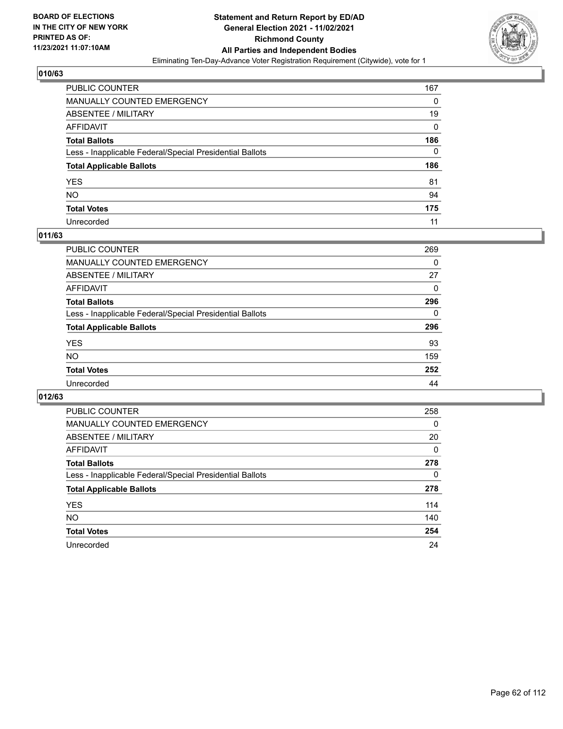## 010/63

| | |
|---|---|
| PUBLIC COUNTER | 167 |
| MANUALLY COUNTED EMERGENCY | 0 |
| ABSENTEE / MILITARY | 19 |
| AFFIDAVIT | 0 |
| **Total Ballots** | **186** |
| Less - Inapplicable Federal/Special Presidential Ballots | 0 |
| **Total Applicable Ballots** | **186** |
| YES | 81 |
| NO | 94 |
| **Total Votes** | **175** |
| Unrecorded | 11 |

## 011/63

| | |
|---|---|
| PUBLIC COUNTER | 269 |
| MANUALLY COUNTED EMERGENCY | 0 |
| ABSENTEE / MILITARY | 27 |
| AFFIDAVIT | 0 |
| **Total Ballots** | **296** |
| Less - Inapplicable Federal/Special Presidential Ballots | 0 |
| **Total Applicable Ballots** | **296** |
| YES | 93 |
| NO | 159 |
| **Total Votes** | **252** |
| Unrecorded | 44 |

## 012/63

| | |
|---|---|
| PUBLIC COUNTER | 258 |
| MANUALLY COUNTED EMERGENCY | 0 |
| ABSENTEE / MILITARY | 20 |
| AFFIDAVIT | 0 |
| **Total Ballots** | **278** |
| Less - Inapplicable Federal/Special Presidential Ballots | 0 |
| **Total Applicable Ballots** | **278** |
| YES | 114 |
| NO | 140 |
| **Total Votes** | **254** |
| Unrecorded | 24 |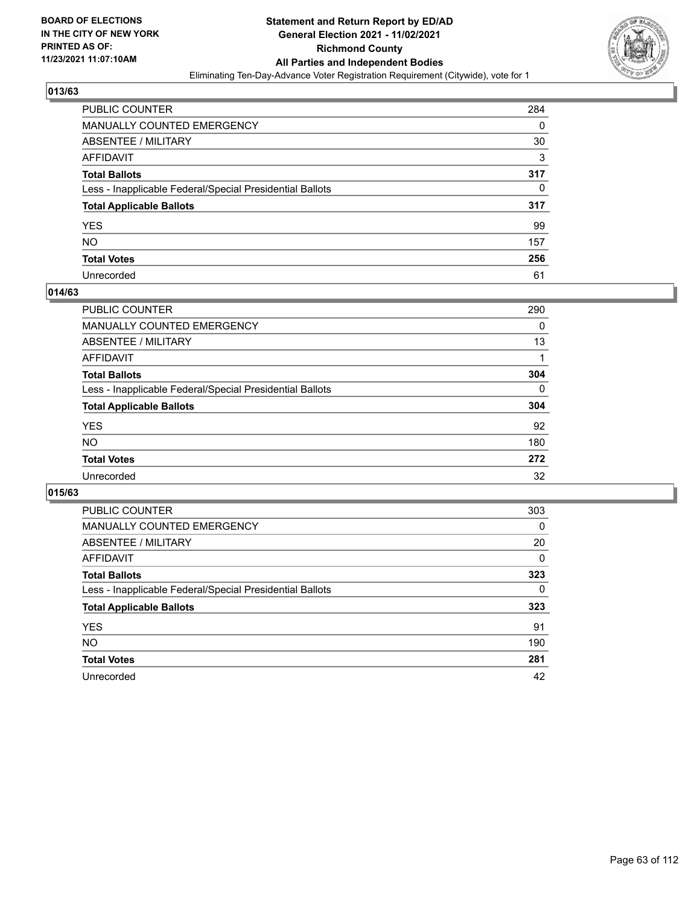BOARD OF ELECTIONS
IN THE CITY OF NEW YORK
PRINTED AS OF:
11/23/2021 11:07:10AM

**Statement and Return Report by ED/AD**
**General Election 2021 - 11/02/2021**
**Richmond County**
**All Parties and Independent Bodies**
Eliminating Ten-Day-Advance Voter Registration Requirement (Citywide), vote for 1

## 013/63

| | |
|---|---|
| PUBLIC COUNTER | 284 |
| MANUALLY COUNTED EMERGENCY | 0 |
| ABSENTEE / MILITARY | 30 |
| AFFIDAVIT | 3 |
| **Total Ballots** | **317** |
| Less - Inapplicable Federal/Special Presidential Ballots | 0 |
| **Total Applicable Ballots** | **317** |
| YES | 99 |
| NO | 157 |
| **Total Votes** | **256** |
| Unrecorded | 61 |

## 014/63

| | |
|---|---|
| PUBLIC COUNTER | 290 |
| MANUALLY COUNTED EMERGENCY | 0 |
| ABSENTEE / MILITARY | 13 |
| AFFIDAVIT | 1 |
| **Total Ballots** | **304** |
| Less - Inapplicable Federal/Special Presidential Ballots | 0 |
| **Total Applicable Ballots** | **304** |
| YES | 92 |
| NO | 180 |
| **Total Votes** | **272** |
| Unrecorded | 32 |

## 015/63

| | |
|---|---|
| PUBLIC COUNTER | 303 |
| MANUALLY COUNTED EMERGENCY | 0 |
| ABSENTEE / MILITARY | 20 |
| AFFIDAVIT | 0 |
| **Total Ballots** | **323** |
| Less - Inapplicable Federal/Special Presidential Ballots | 0 |
| **Total Applicable Ballots** | **323** |
| YES | 91 |
| NO | 190 |
| **Total Votes** | **281** |
| Unrecorded | 42 |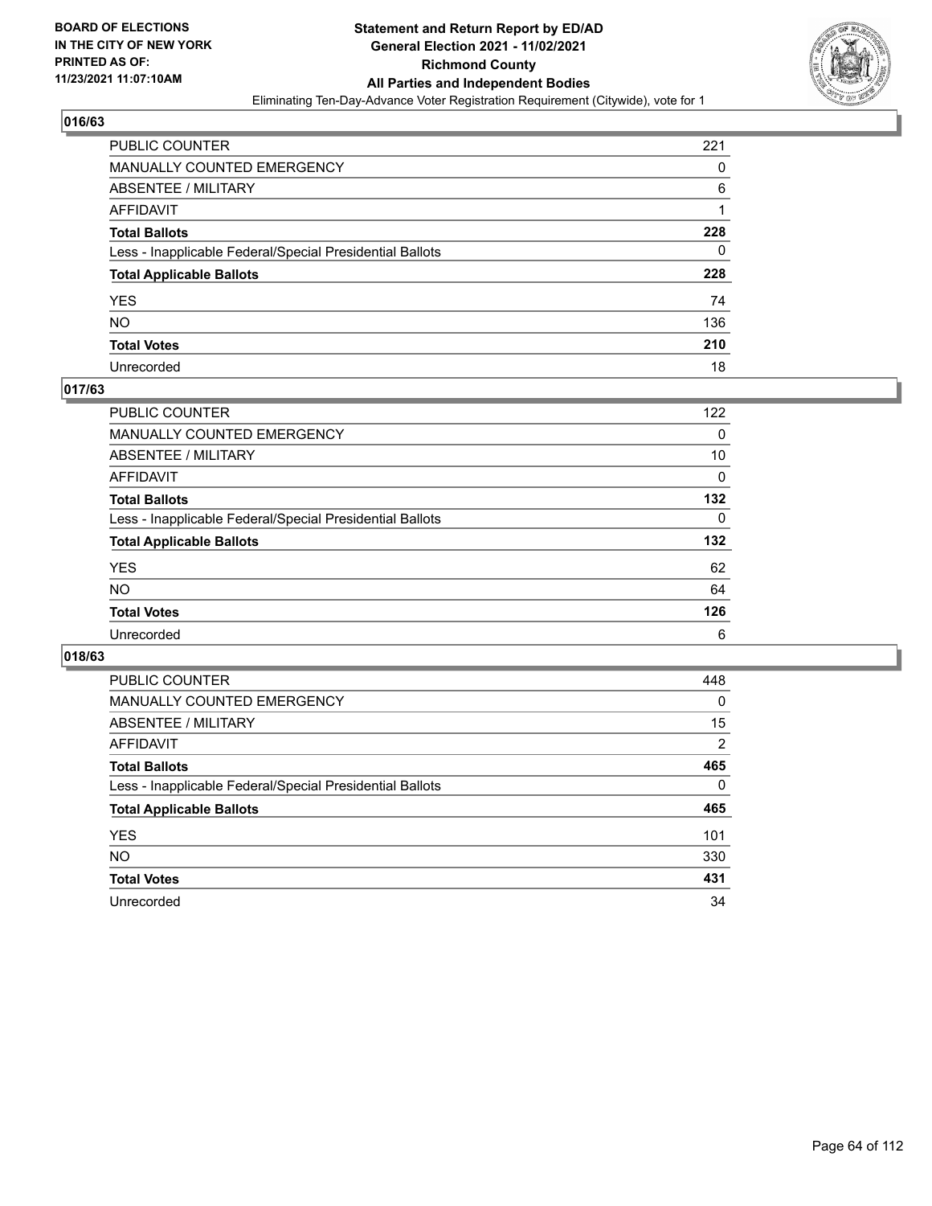BOARD OF ELECTIONS
IN THE CITY OF NEW YORK
PRINTED AS OF:
11/23/2021 11:07:10AM

**Statement and Return Report by ED/AD**
**General Election 2021 - 11/02/2021**
**Richmond County**
**All Parties and Independent Bodies**
Eliminating Ten-Day-Advance Voter Registration Requirement (Citywide), vote for 1

### 016/63

| | |
|---|---|
| PUBLIC COUNTER | 221 |
| MANUALLY COUNTED EMERGENCY | 0 |
| ABSENTEE / MILITARY | 6 |
| AFFIDAVIT | 1 |
| **Total Ballots** | **228** |
| Less - Inapplicable Federal/Special Presidential Ballots | 0 |
| **Total Applicable Ballots** | **228** |
| YES | 74 |
| NO | 136 |
| **Total Votes** | **210** |
| Unrecorded | 18 |

### 017/63

| | |
|---|---|
| PUBLIC COUNTER | 122 |
| MANUALLY COUNTED EMERGENCY | 0 |
| ABSENTEE / MILITARY | 10 |
| AFFIDAVIT | 0 |
| **Total Ballots** | **132** |
| Less - Inapplicable Federal/Special Presidential Ballots | 0 |
| **Total Applicable Ballots** | **132** |
| YES | 62 |
| NO | 64 |
| **Total Votes** | **126** |
| Unrecorded | 6 |

### 018/63

| | |
|---|---|
| PUBLIC COUNTER | 448 |
| MANUALLY COUNTED EMERGENCY | 0 |
| ABSENTEE / MILITARY | 15 |
| AFFIDAVIT | 2 |
| **Total Ballots** | **465** |
| Less - Inapplicable Federal/Special Presidential Ballots | 0 |
| **Total Applicable Ballots** | **465** |
| YES | 101 |
| NO | 330 |
| **Total Votes** | **431** |
| Unrecorded | 34 |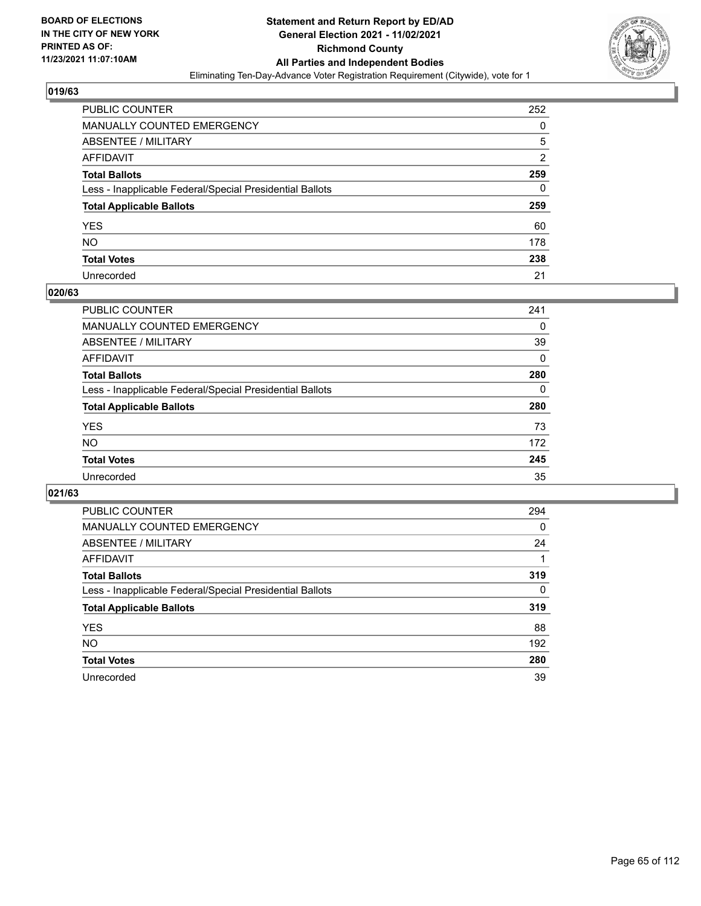BOARD OF ELECTIONS
IN THE CITY OF NEW YORK
PRINTED AS OF:
11/23/2021 11:07:10AM

# Statement and Return Report by ED/AD
## General Election 2021 - 11/02/2021
## Richmond County
## All Parties and Independent Bodies
Eliminating Ten-Day-Advance Voter Registration Requirement (Citywide), vote for 1

### 019/63

| | |
|---|---|
| PUBLIC COUNTER | 252 |
| MANUALLY COUNTED EMERGENCY | 0 |
| ABSENTEE / MILITARY | 5 |
| AFFIDAVIT | 2 |
| **Total Ballots** | **259** |
| Less - Inapplicable Federal/Special Presidential Ballots | 0 |
| **Total Applicable Ballots** | **259** |
| YES | 60 |
| NO | 178 |
| **Total Votes** | **238** |
| Unrecorded | 21 |

### 020/63

| | |
|---|---|
| PUBLIC COUNTER | 241 |
| MANUALLY COUNTED EMERGENCY | 0 |
| ABSENTEE / MILITARY | 39 |
| AFFIDAVIT | 0 |
| **Total Ballots** | **280** |
| Less - Inapplicable Federal/Special Presidential Ballots | 0 |
| **Total Applicable Ballots** | **280** |
| YES | 73 |
| NO | 172 |
| **Total Votes** | **245** |
| Unrecorded | 35 |

### 021/63

| | |
|---|---|
| PUBLIC COUNTER | 294 |
| MANUALLY COUNTED EMERGENCY | 0 |
| ABSENTEE / MILITARY | 24 |
| AFFIDAVIT | 1 |
| **Total Ballots** | **319** |
| Less - Inapplicable Federal/Special Presidential Ballots | 0 |
| **Total Applicable Ballots** | **319** |
| YES | 88 |
| NO | 192 |
| **Total Votes** | **280** |
| Unrecorded | 39 |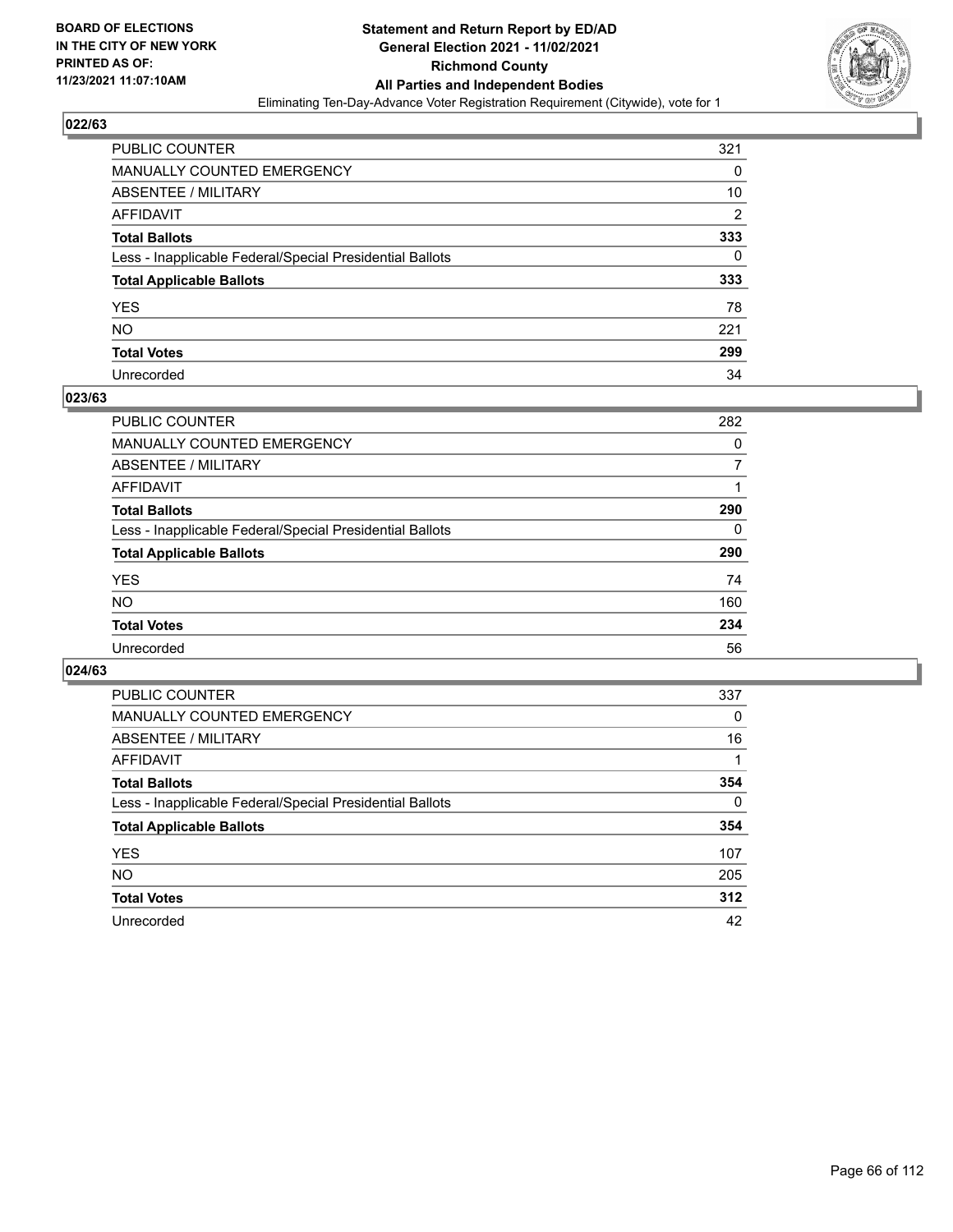BOARD OF ELECTIONS
IN THE CITY OF NEW YORK
PRINTED AS OF:
11/23/2021 11:07:10AM

**Statement and Return Report by ED/AD**
**General Election 2021 - 11/02/2021**
**Richmond County**
**All Parties and Independent Bodies**
Eliminating Ten-Day-Advance Voter Registration Requirement (Citywide), vote for 1

## 022/63

| | |
|---|---|
| PUBLIC COUNTER | 321 |
| MANUALLY COUNTED EMERGENCY | 0 |
| ABSENTEE / MILITARY | 10 |
| AFFIDAVIT | 2 |
| **Total Ballots** | **333** |
| Less - Inapplicable Federal/Special Presidential Ballots | 0 |
| **Total Applicable Ballots** | **333** |
| YES | 78 |
| NO | 221 |
| **Total Votes** | **299** |
| Unrecorded | 34 |

## 023/63

| | |
|---|---|
| PUBLIC COUNTER | 282 |
| MANUALLY COUNTED EMERGENCY | 0 |
| ABSENTEE / MILITARY | 7 |
| AFFIDAVIT | 1 |
| **Total Ballots** | **290** |
| Less - Inapplicable Federal/Special Presidential Ballots | 0 |
| **Total Applicable Ballots** | **290** |
| YES | 74 |
| NO | 160 |
| **Total Votes** | **234** |
| Unrecorded | 56 |

## 024/63

| | |
|---|---|
| PUBLIC COUNTER | 337 |
| MANUALLY COUNTED EMERGENCY | 0 |
| ABSENTEE / MILITARY | 16 |
| AFFIDAVIT | 1 |
| **Total Ballots** | **354** |
| Less - Inapplicable Federal/Special Presidential Ballots | 0 |
| **Total Applicable Ballots** | **354** |
| YES | 107 |
| NO | 205 |
| **Total Votes** | **312** |
| Unrecorded | 42 |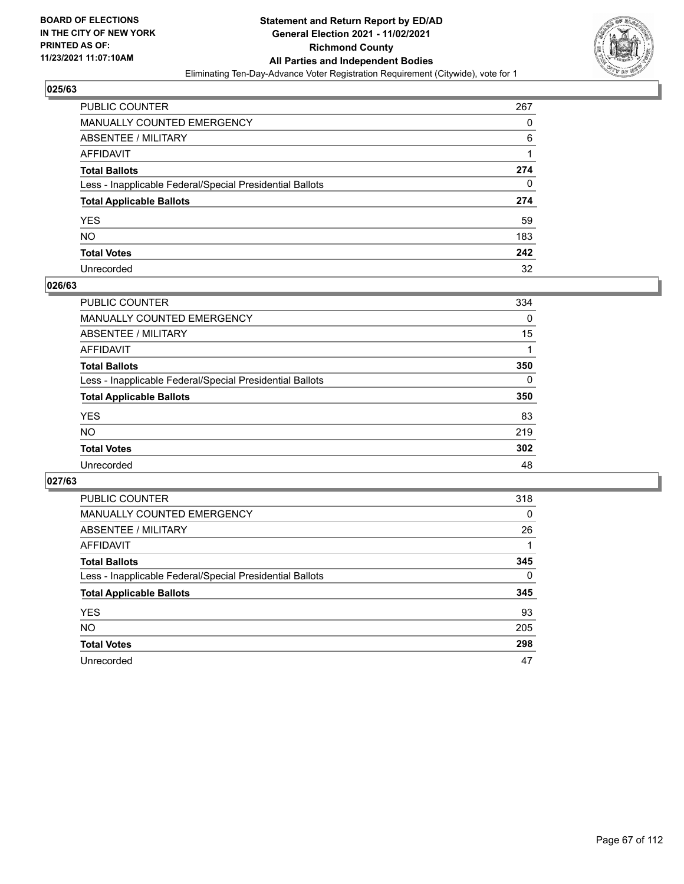**BOARD OF ELECTIONS IN THE CITY OF NEW YORK PRINTED AS OF: 11/23/2021 11:07:10AM**

# Statement and Return Report by ED/AD
## General Election 2021 - 11/02/2021
## Richmond County
## All Parties and Independent Bodies

Eliminating Ten-Day-Advance Voter Registration Requirement (Citywide), vote for 1

### 025/63

| | |
|---|---|
| PUBLIC COUNTER | 267 |
| MANUALLY COUNTED EMERGENCY | 0 |
| ABSENTEE / MILITARY | 6 |
| AFFIDAVIT | 1 |
| **Total Ballots** | **274** |
| Less - Inapplicable Federal/Special Presidential Ballots | 0 |
| **Total Applicable Ballots** | **274** |
| YES | 59 |
| NO | 183 |
| **Total Votes** | **242** |
| Unrecorded | 32 |

### 026/63

| | |
|---|---|
| PUBLIC COUNTER | 334 |
| MANUALLY COUNTED EMERGENCY | 0 |
| ABSENTEE / MILITARY | 15 |
| AFFIDAVIT | 1 |
| **Total Ballots** | **350** |
| Less - Inapplicable Federal/Special Presidential Ballots | 0 |
| **Total Applicable Ballots** | **350** |
| YES | 83 |
| NO | 219 |
| **Total Votes** | **302** |
| Unrecorded | 48 |

### 027/63

| | |
|---|---|
| PUBLIC COUNTER | 318 |
| MANUALLY COUNTED EMERGENCY | 0 |
| ABSENTEE / MILITARY | 26 |
| AFFIDAVIT | 1 |
| **Total Ballots** | **345** |
| Less - Inapplicable Federal/Special Presidential Ballots | 0 |
| **Total Applicable Ballots** | **345** |
| YES | 93 |
| NO | 205 |
| **Total Votes** | **298** |
| Unrecorded | 47 |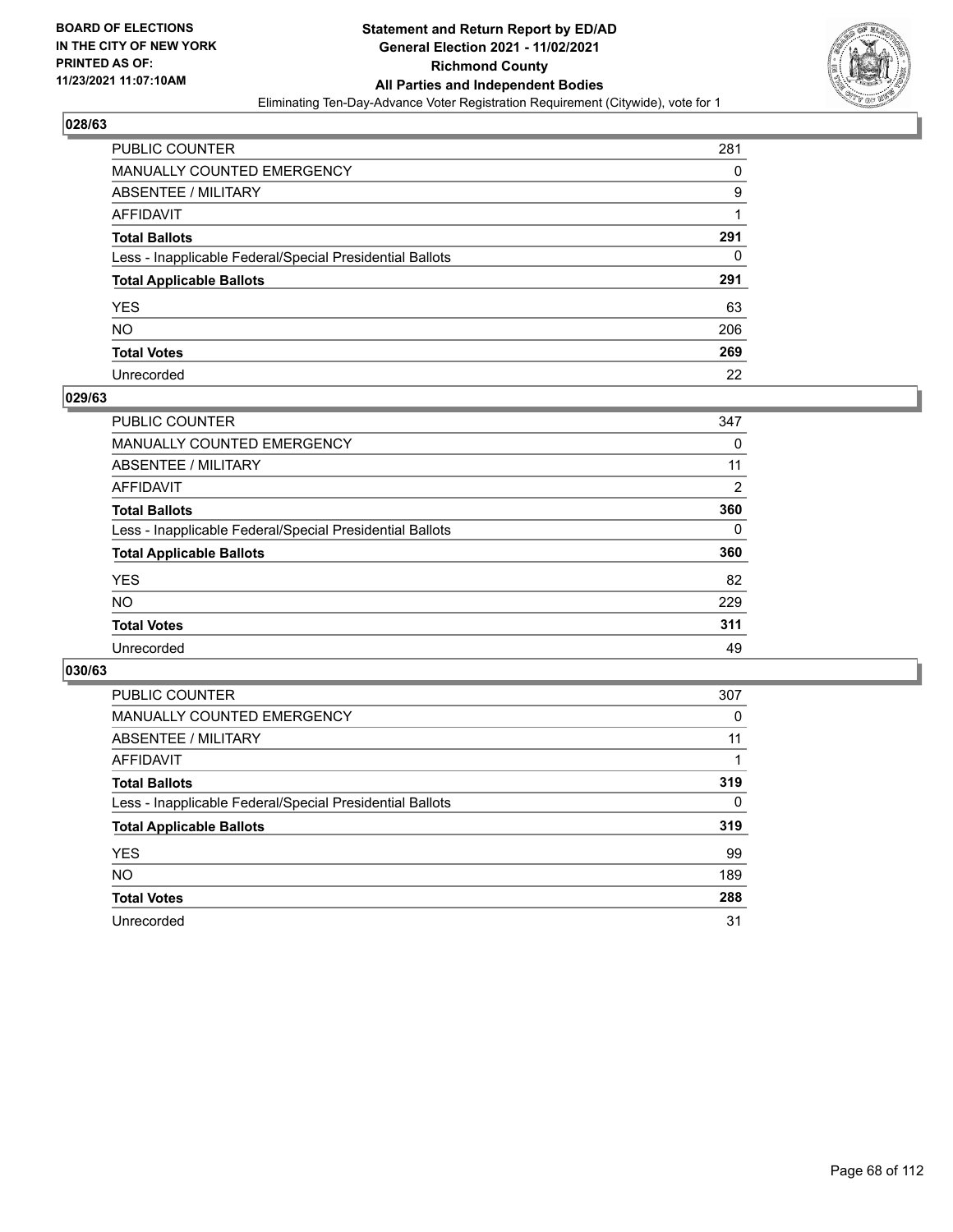## 028/63

| | |
|---|---|
| PUBLIC COUNTER | 281 |
| MANUALLY COUNTED EMERGENCY | 0 |
| ABSENTEE / MILITARY | 9 |
| AFFIDAVIT | 1 |
| **Total Ballots** | **291** |
| Less - Inapplicable Federal/Special Presidential Ballots | 0 |
| **Total Applicable Ballots** | **291** |
| YES | 63 |
| NO | 206 |
| **Total Votes** | **269** |
| Unrecorded | 22 |

## 029/63

| | |
|---|---|
| PUBLIC COUNTER | 347 |
| MANUALLY COUNTED EMERGENCY | 0 |
| ABSENTEE / MILITARY | 11 |
| AFFIDAVIT | 2 |
| **Total Ballots** | **360** |
| Less - Inapplicable Federal/Special Presidential Ballots | 0 |
| **Total Applicable Ballots** | **360** |
| YES | 82 |
| NO | 229 |
| **Total Votes** | **311** |
| Unrecorded | 49 |

## 030/63

| | |
|---|---|
| PUBLIC COUNTER | 307 |
| MANUALLY COUNTED EMERGENCY | 0 |
| ABSENTEE / MILITARY | 11 |
| AFFIDAVIT | 1 |
| **Total Ballots** | **319** |
| Less - Inapplicable Federal/Special Presidential Ballots | 0 |
| **Total Applicable Ballots** | **319** |
| YES | 99 |
| NO | 189 |
| **Total Votes** | **288** |
| Unrecorded | 31 |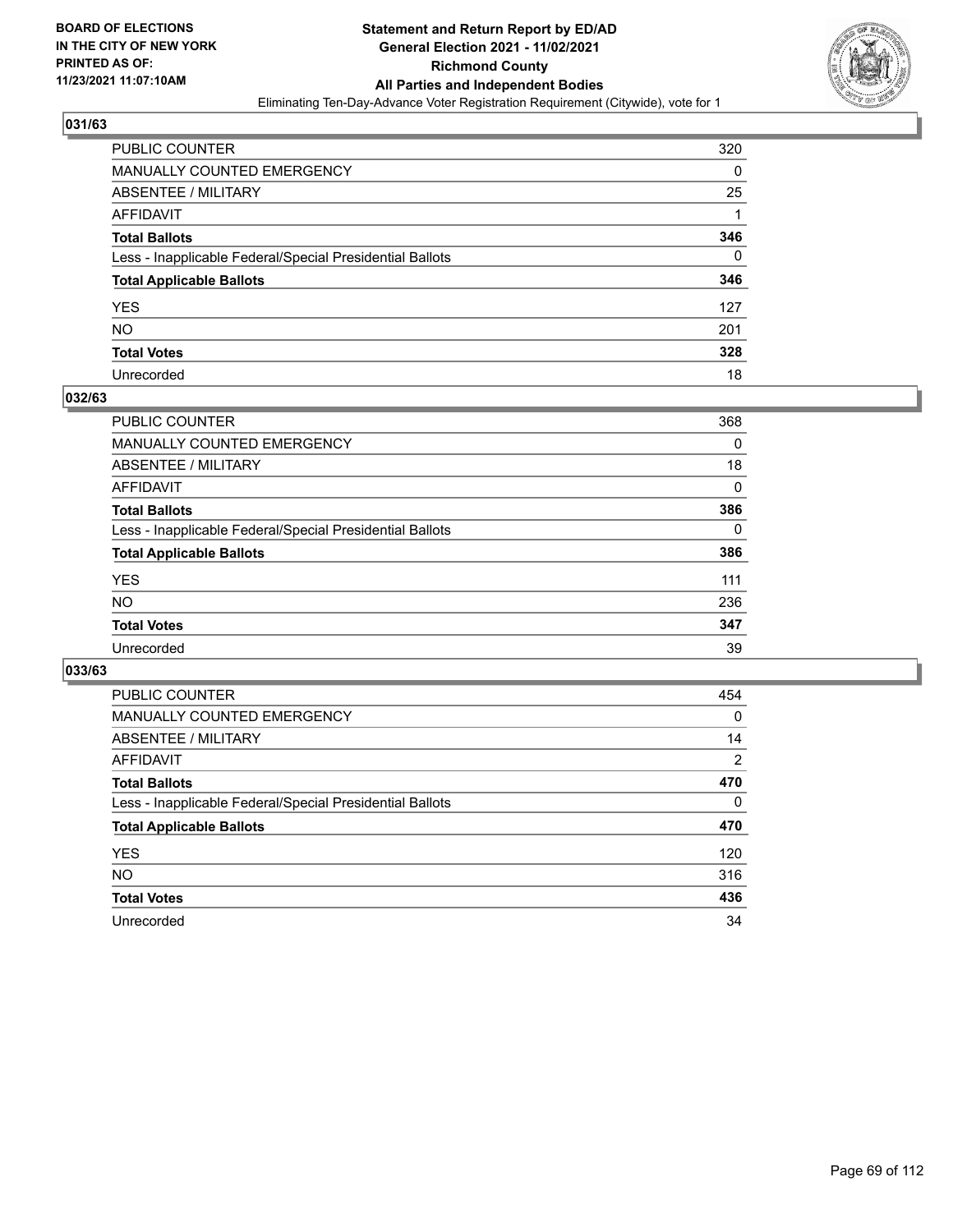## 031/63

| | |
|---|---|
| PUBLIC COUNTER | 320 |
| MANUALLY COUNTED EMERGENCY | 0 |
| ABSENTEE / MILITARY | 25 |
| AFFIDAVIT | 1 |
| **Total Ballots** | **346** |
| Less - Inapplicable Federal/Special Presidential Ballots | 0 |
| **Total Applicable Ballots** | **346** |
| YES | 127 |
| NO | 201 |
| **Total Votes** | **328** |
| Unrecorded | 18 |

## 032/63

| | |
|---|---|
| PUBLIC COUNTER | 368 |
| MANUALLY COUNTED EMERGENCY | 0 |
| ABSENTEE / MILITARY | 18 |
| AFFIDAVIT | 0 |
| **Total Ballots** | **386** |
| Less - Inapplicable Federal/Special Presidential Ballots | 0 |
| **Total Applicable Ballots** | **386** |
| YES | 111 |
| NO | 236 |
| **Total Votes** | **347** |
| Unrecorded | 39 |

## 033/63

| | |
|---|---|
| PUBLIC COUNTER | 454 |
| MANUALLY COUNTED EMERGENCY | 0 |
| ABSENTEE / MILITARY | 14 |
| AFFIDAVIT | 2 |
| **Total Ballots** | **470** |
| Less - Inapplicable Federal/Special Presidential Ballots | 0 |
| **Total Applicable Ballots** | **470** |
| YES | 120 |
| NO | 316 |
| **Total Votes** | **436** |
| Unrecorded | 34 |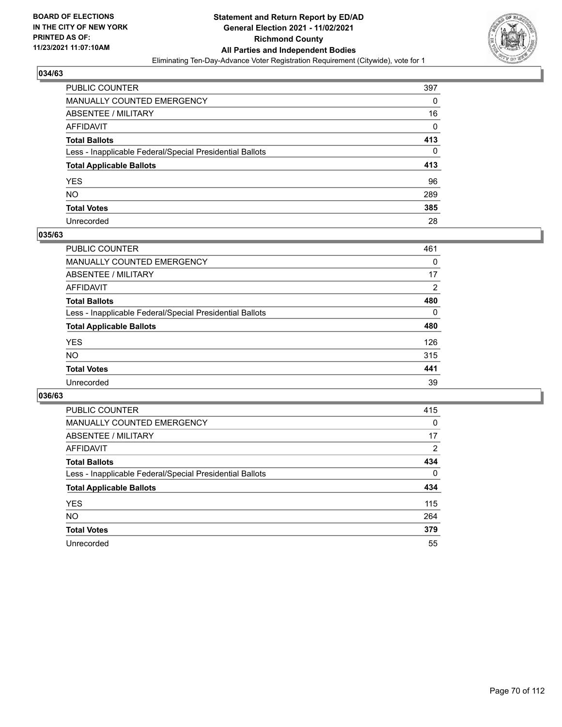**BOARD OF ELECTIONS IN THE CITY OF NEW YORK PRINTED AS OF: 11/23/2021 11:07:10AM**

**Statement and Return Report by ED/AD General Election 2021 - 11/02/2021 Richmond County All Parties and Independent Bodies**

Eliminating Ten-Day-Advance Voter Registration Requirement (Citywide), vote for 1

## 034/63

| | |
|---|---|
| PUBLIC COUNTER | 397 |
| MANUALLY COUNTED EMERGENCY | 0 |
| ABSENTEE / MILITARY | 16 |
| AFFIDAVIT | 0 |
| **Total Ballots** | **413** |
| Less - Inapplicable Federal/Special Presidential Ballots | 0 |
| **Total Applicable Ballots** | **413** |
| YES | 96 |
| NO | 289 |
| **Total Votes** | **385** |
| Unrecorded | 28 |

## 035/63

| | |
|---|---|
| PUBLIC COUNTER | 461 |
| MANUALLY COUNTED EMERGENCY | 0 |
| ABSENTEE / MILITARY | 17 |
| AFFIDAVIT | 2 |
| **Total Ballots** | **480** |
| Less - Inapplicable Federal/Special Presidential Ballots | 0 |
| **Total Applicable Ballots** | **480** |
| YES | 126 |
| NO | 315 |
| **Total Votes** | **441** |
| Unrecorded | 39 |

## 036/63

| | |
|---|---|
| PUBLIC COUNTER | 415 |
| MANUALLY COUNTED EMERGENCY | 0 |
| ABSENTEE / MILITARY | 17 |
| AFFIDAVIT | 2 |
| **Total Ballots** | **434** |
| Less - Inapplicable Federal/Special Presidential Ballots | 0 |
| **Total Applicable Ballots** | **434** |
| YES | 115 |
| NO | 264 |
| **Total Votes** | **379** |
| Unrecorded | 55 |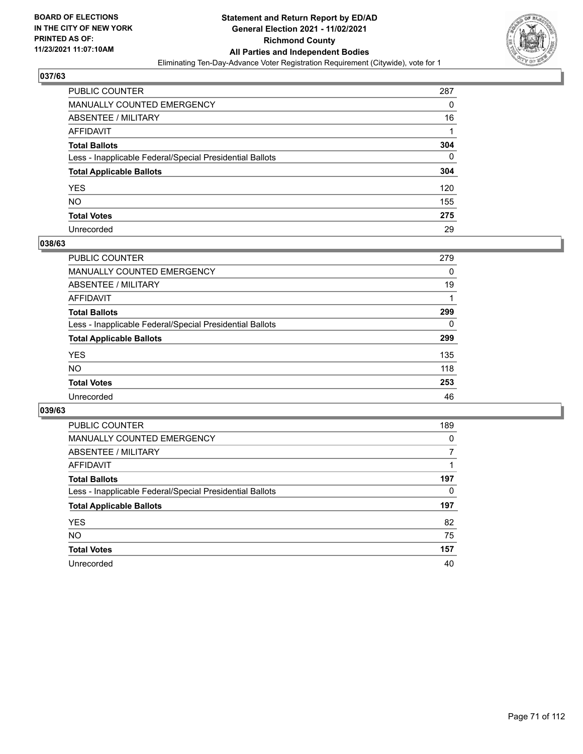BOARD OF ELECTIONS
IN THE CITY OF NEW YORK
PRINTED AS OF:
11/23/2021 11:07:10AM

**Statement and Return Report by ED/AD**
**General Election 2021 - 11/02/2021**
**Richmond County**
**All Parties and Independent Bodies**
Eliminating Ten-Day-Advance Voter Registration Requirement (Citywide), vote for 1

## 037/63

| | |
|---|---|
| PUBLIC COUNTER | 287 |
| MANUALLY COUNTED EMERGENCY | 0 |
| ABSENTEE / MILITARY | 16 |
| AFFIDAVIT | 1 |
| **Total Ballots** | **304** |
| Less - Inapplicable Federal/Special Presidential Ballots | 0 |
| **Total Applicable Ballots** | **304** |
| YES | 120 |
| NO | 155 |
| **Total Votes** | **275** |
| Unrecorded | 29 |

## 038/63

| | |
|---|---|
| PUBLIC COUNTER | 279 |
| MANUALLY COUNTED EMERGENCY | 0 |
| ABSENTEE / MILITARY | 19 |
| AFFIDAVIT | 1 |
| **Total Ballots** | **299** |
| Less - Inapplicable Federal/Special Presidential Ballots | 0 |
| **Total Applicable Ballots** | **299** |
| YES | 135 |
| NO | 118 |
| **Total Votes** | **253** |
| Unrecorded | 46 |

## 039/63

| | |
|---|---|
| PUBLIC COUNTER | 189 |
| MANUALLY COUNTED EMERGENCY | 0 |
| ABSENTEE / MILITARY | 7 |
| AFFIDAVIT | 1 |
| **Total Ballots** | **197** |
| Less - Inapplicable Federal/Special Presidential Ballots | 0 |
| **Total Applicable Ballots** | **197** |
| YES | 82 |
| NO | 75 |
| **Total Votes** | **157** |
| Unrecorded | 40 |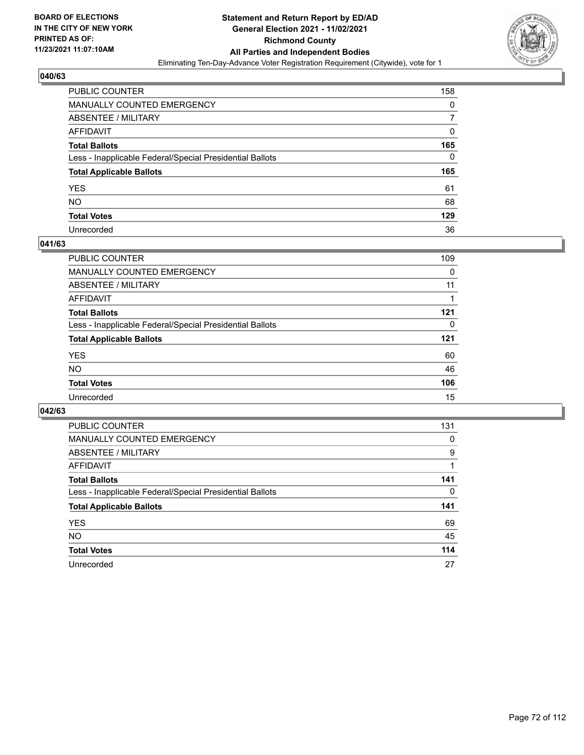**BOARD OF ELECTIONS IN THE CITY OF NEW YORK PRINTED AS OF: 11/23/2021 11:07:10AM**

**Statement and Return Report by ED/AD General Election 2021 - 11/02/2021 Richmond County All Parties and Independent Bodies**

Eliminating Ten-Day-Advance Voter Registration Requirement (Citywide), vote for 1

### 040/63

| | |
|---|---|
| PUBLIC COUNTER | 158 |
| MANUALLY COUNTED EMERGENCY | 0 |
| ABSENTEE / MILITARY | 7 |
| AFFIDAVIT | 0 |
| **Total Ballots** | **165** |
| Less - Inapplicable Federal/Special Presidential Ballots | 0 |
| **Total Applicable Ballots** | **165** |
| YES | 61 |
| NO | 68 |
| **Total Votes** | **129** |
| Unrecorded | 36 |

### 041/63

| | |
|---|---|
| PUBLIC COUNTER | 109 |
| MANUALLY COUNTED EMERGENCY | 0 |
| ABSENTEE / MILITARY | 11 |
| AFFIDAVIT | 1 |
| **Total Ballots** | **121** |
| Less - Inapplicable Federal/Special Presidential Ballots | 0 |
| **Total Applicable Ballots** | **121** |
| YES | 60 |
| NO | 46 |
| **Total Votes** | **106** |
| Unrecorded | 15 |

### 042/63

| | |
|---|---|
| PUBLIC COUNTER | 131 |
| MANUALLY COUNTED EMERGENCY | 0 |
| ABSENTEE / MILITARY | 9 |
| AFFIDAVIT | 1 |
| **Total Ballots** | **141** |
| Less - Inapplicable Federal/Special Presidential Ballots | 0 |
| **Total Applicable Ballots** | **141** |
| YES | 69 |
| NO | 45 |
| **Total Votes** | **114** |
| Unrecorded | 27 |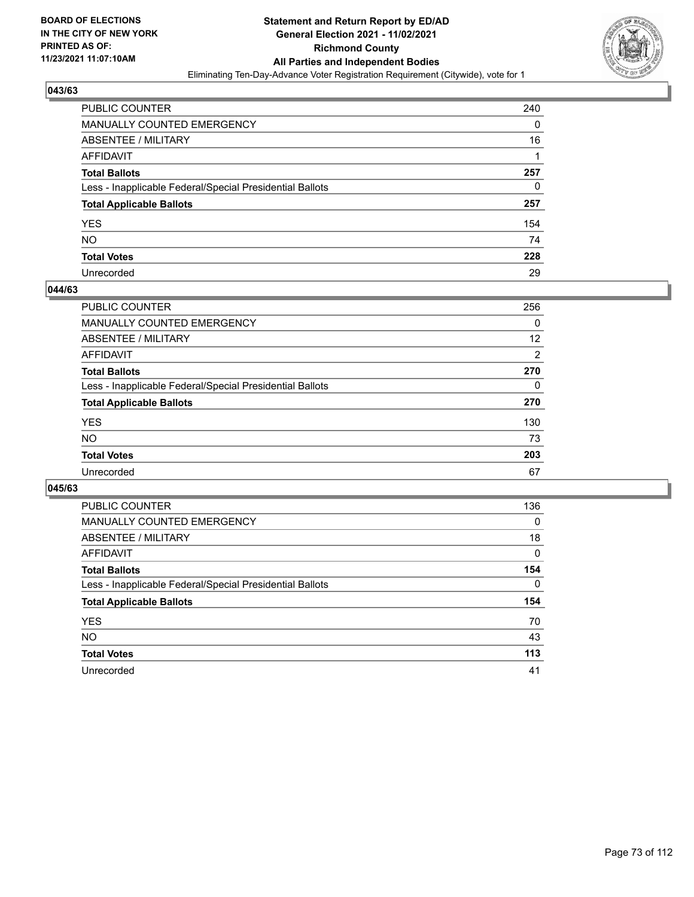BOARD OF ELECTIONS
IN THE CITY OF NEW YORK
PRINTED AS OF:
11/23/2021 11:07:10AM

**Statement and Return Report by ED/AD**
**General Election 2021 - 11/02/2021**
**Richmond County**
**All Parties and Independent Bodies**
Eliminating Ten-Day-Advance Voter Registration Requirement (Citywide), vote for 1

### 043/63

| | |
|---|---|
| PUBLIC COUNTER | 240 |
| MANUALLY COUNTED EMERGENCY | 0 |
| ABSENTEE / MILITARY | 16 |
| AFFIDAVIT | 1 |
| **Total Ballots** | **257** |
| Less - Inapplicable Federal/Special Presidential Ballots | 0 |
| **Total Applicable Ballots** | **257** |
| YES | 154 |
| NO | 74 |
| **Total Votes** | **228** |
| Unrecorded | 29 |

### 044/63

| | |
|---|---|
| PUBLIC COUNTER | 256 |
| MANUALLY COUNTED EMERGENCY | 0 |
| ABSENTEE / MILITARY | 12 |
| AFFIDAVIT | 2 |
| **Total Ballots** | **270** |
| Less - Inapplicable Federal/Special Presidential Ballots | 0 |
| **Total Applicable Ballots** | **270** |
| YES | 130 |
| NO | 73 |
| **Total Votes** | **203** |
| Unrecorded | 67 |

### 045/63

| | |
|---|---|
| PUBLIC COUNTER | 136 |
| MANUALLY COUNTED EMERGENCY | 0 |
| ABSENTEE / MILITARY | 18 |
| AFFIDAVIT | 0 |
| **Total Ballots** | **154** |
| Less - Inapplicable Federal/Special Presidential Ballots | 0 |
| **Total Applicable Ballots** | **154** |
| YES | 70 |
| NO | 43 |
| **Total Votes** | **113** |
| Unrecorded | 41 |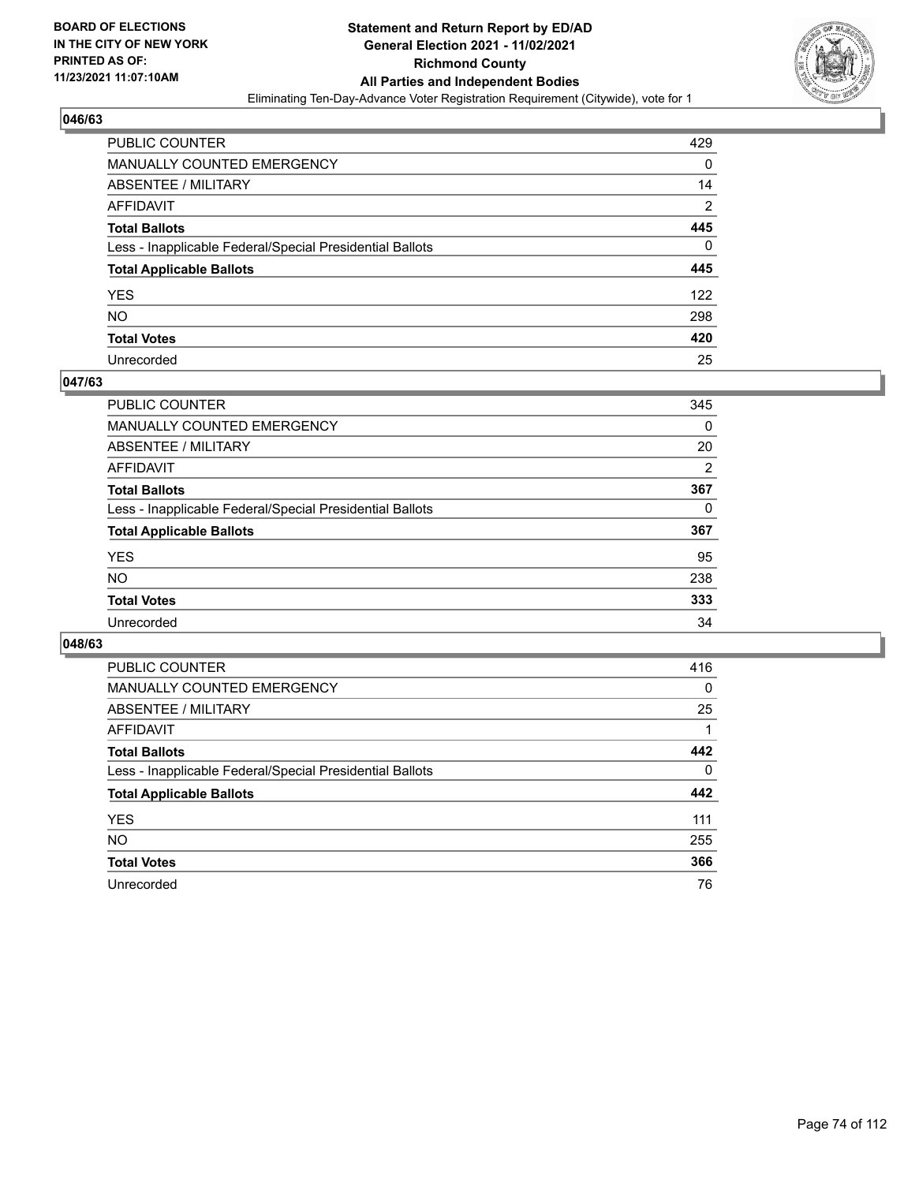BOARD OF ELECTIONS
IN THE CITY OF NEW YORK
PRINTED AS OF:
11/23/2021 11:07:10AM

**Statement and Return Report by ED/AD**
**General Election 2021 - 11/02/2021**
**Richmond County**
**All Parties and Independent Bodies**
Eliminating Ten-Day-Advance Voter Registration Requirement (Citywide), vote for 1

### 046/63

| | |
|---|---|
| PUBLIC COUNTER | 429 |
| MANUALLY COUNTED EMERGENCY | 0 |
| ABSENTEE / MILITARY | 14 |
| AFFIDAVIT | 2 |
| **Total Ballots** | **445** |
| Less - Inapplicable Federal/Special Presidential Ballots | 0 |
| **Total Applicable Ballots** | **445** |
| YES | 122 |
| NO | 298 |
| **Total Votes** | **420** |
| Unrecorded | 25 |

### 047/63

| | |
|---|---|
| PUBLIC COUNTER | 345 |
| MANUALLY COUNTED EMERGENCY | 0 |
| ABSENTEE / MILITARY | 20 |
| AFFIDAVIT | 2 |
| **Total Ballots** | **367** |
| Less - Inapplicable Federal/Special Presidential Ballots | 0 |
| **Total Applicable Ballots** | **367** |
| YES | 95 |
| NO | 238 |
| **Total Votes** | **333** |
| Unrecorded | 34 |

### 048/63

| | |
|---|---|
| PUBLIC COUNTER | 416 |
| MANUALLY COUNTED EMERGENCY | 0 |
| ABSENTEE / MILITARY | 25 |
| AFFIDAVIT | 1 |
| **Total Ballots** | **442** |
| Less - Inapplicable Federal/Special Presidential Ballots | 0 |
| **Total Applicable Ballots** | **442** |
| YES | 111 |
| NO | 255 |
| **Total Votes** | **366** |
| Unrecorded | 76 |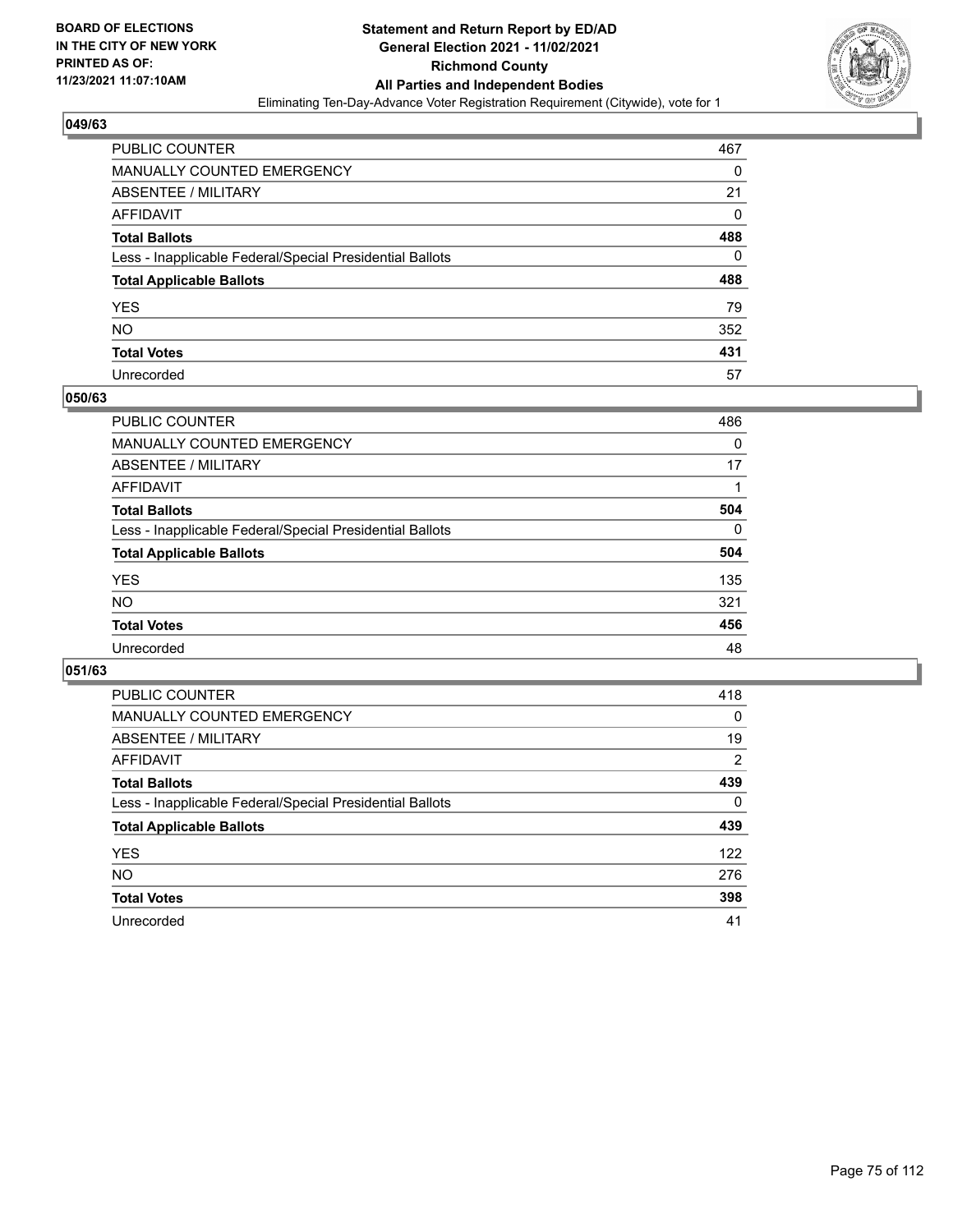**BOARD OF ELECTIONS IN THE CITY OF NEW YORK PRINTED AS OF: 11/23/2021 11:07:10AM**

# Statement and Return Report by ED/AD
## General Election 2021 - 11/02/2021
## Richmond County
## All Parties and Independent Bodies
Eliminating Ten-Day-Advance Voter Registration Requirement (Citywide), vote for 1

### 049/63

| | |
|---|---|
| PUBLIC COUNTER | 467 |
| MANUALLY COUNTED EMERGENCY | 0 |
| ABSENTEE / MILITARY | 21 |
| AFFIDAVIT | 0 |
| **Total Ballots** | **488** |
| Less - Inapplicable Federal/Special Presidential Ballots | 0 |
| **Total Applicable Ballots** | **488** |
| YES | 79 |
| NO | 352 |
| **Total Votes** | **431** |
| Unrecorded | 57 |

### 050/63

| | |
|---|---|
| PUBLIC COUNTER | 486 |
| MANUALLY COUNTED EMERGENCY | 0 |
| ABSENTEE / MILITARY | 17 |
| AFFIDAVIT | 1 |
| **Total Ballots** | **504** |
| Less - Inapplicable Federal/Special Presidential Ballots | 0 |
| **Total Applicable Ballots** | **504** |
| YES | 135 |
| NO | 321 |
| **Total Votes** | **456** |
| Unrecorded | 48 |

### 051/63

| | |
|---|---|
| PUBLIC COUNTER | 418 |
| MANUALLY COUNTED EMERGENCY | 0 |
| ABSENTEE / MILITARY | 19 |
| AFFIDAVIT | 2 |
| **Total Ballots** | **439** |
| Less - Inapplicable Federal/Special Presidential Ballots | 0 |
| **Total Applicable Ballots** | **439** |
| YES | 122 |
| NO | 276 |
| **Total Votes** | **398** |
| Unrecorded | 41 |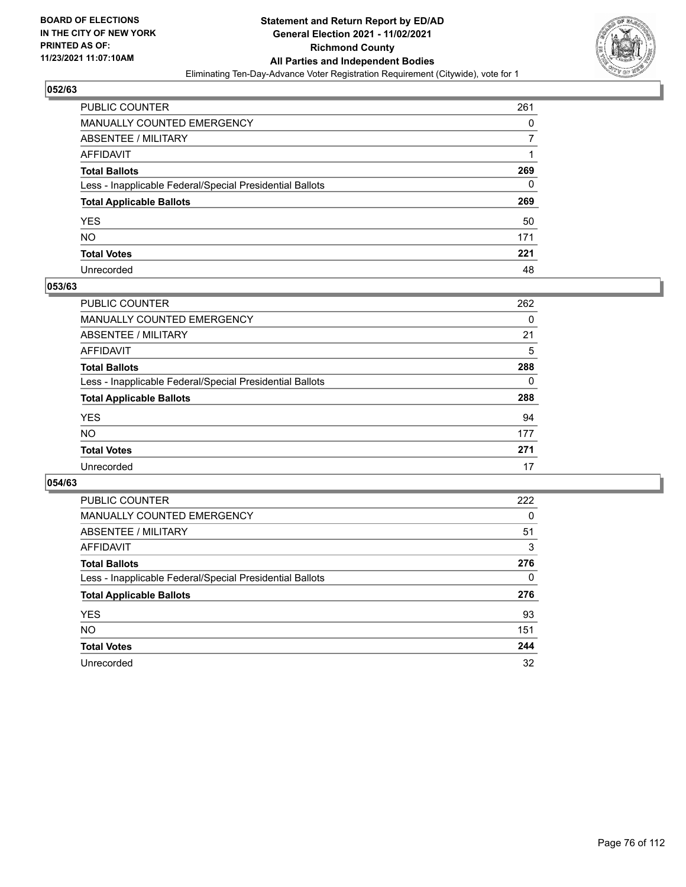**BOARD OF ELECTIONS IN THE CITY OF NEW YORK PRINTED AS OF: 11/23/2021 11:07:10AM**

**Statement and Return Report by ED/AD General Election 2021 - 11/02/2021 Richmond County All Parties and Independent Bodies**

Eliminating Ten-Day-Advance Voter Registration Requirement (Citywide), vote for 1

## 052/63

| | |
|---|---|
| PUBLIC COUNTER | 261 |
| MANUALLY COUNTED EMERGENCY | 0 |
| ABSENTEE / MILITARY | 7 |
| AFFIDAVIT | 1 |
| **Total Ballots** | **269** |
| Less - Inapplicable Federal/Special Presidential Ballots | 0 |
| **Total Applicable Ballots** | **269** |
| YES | 50 |
| NO | 171 |
| **Total Votes** | **221** |
| Unrecorded | 48 |

## 053/63

| | |
|---|---|
| PUBLIC COUNTER | 262 |
| MANUALLY COUNTED EMERGENCY | 0 |
| ABSENTEE / MILITARY | 21 |
| AFFIDAVIT | 5 |
| **Total Ballots** | **288** |
| Less - Inapplicable Federal/Special Presidential Ballots | 0 |
| **Total Applicable Ballots** | **288** |
| YES | 94 |
| NO | 177 |
| **Total Votes** | **271** |
| Unrecorded | 17 |

## 054/63

| | |
|---|---|
| PUBLIC COUNTER | 222 |
| MANUALLY COUNTED EMERGENCY | 0 |
| ABSENTEE / MILITARY | 51 |
| AFFIDAVIT | 3 |
| **Total Ballots** | **276** |
| Less - Inapplicable Federal/Special Presidential Ballots | 0 |
| **Total Applicable Ballots** | **276** |
| YES | 93 |
| NO | 151 |
| **Total Votes** | **244** |
| Unrecorded | 32 |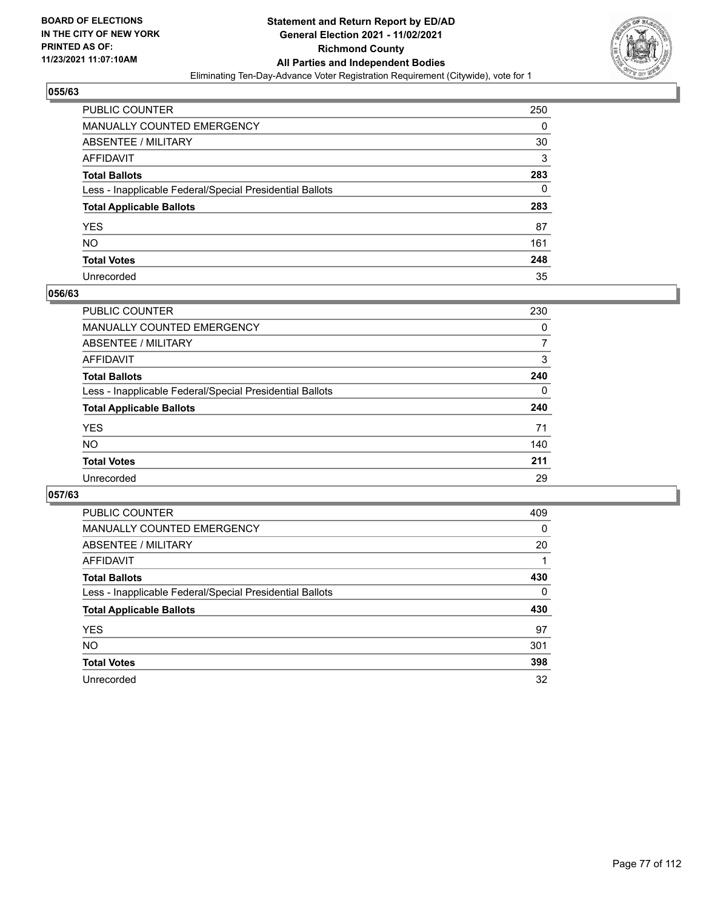**BOARD OF ELECTIONS IN THE CITY OF NEW YORK PRINTED AS OF: 11/23/2021 11:07:10AM**

**Statement and Return Report by ED/AD General Election 2021 - 11/02/2021 Richmond County All Parties and Independent Bodies**

Eliminating Ten-Day-Advance Voter Registration Requirement (Citywide), vote for 1

## 055/63

| | |
|---|---|
| PUBLIC COUNTER | 250 |
| MANUALLY COUNTED EMERGENCY | 0 |
| ABSENTEE / MILITARY | 30 |
| AFFIDAVIT | 3 |
| **Total Ballots** | **283** |
| Less - Inapplicable Federal/Special Presidential Ballots | 0 |
| **Total Applicable Ballots** | **283** |
| YES | 87 |
| NO | 161 |
| **Total Votes** | **248** |
| Unrecorded | 35 |

## 056/63

| | |
|---|---|
| PUBLIC COUNTER | 230 |
| MANUALLY COUNTED EMERGENCY | 0 |
| ABSENTEE / MILITARY | 7 |
| AFFIDAVIT | 3 |
| **Total Ballots** | **240** |
| Less - Inapplicable Federal/Special Presidential Ballots | 0 |
| **Total Applicable Ballots** | **240** |
| YES | 71 |
| NO | 140 |
| **Total Votes** | **211** |
| Unrecorded | 29 |

## 057/63

| | |
|---|---|
| PUBLIC COUNTER | 409 |
| MANUALLY COUNTED EMERGENCY | 0 |
| ABSENTEE / MILITARY | 20 |
| AFFIDAVIT | 1 |
| **Total Ballots** | **430** |
| Less - Inapplicable Federal/Special Presidential Ballots | 0 |
| **Total Applicable Ballots** | **430** |
| YES | 97 |
| NO | 301 |
| **Total Votes** | **398** |
| Unrecorded | 32 |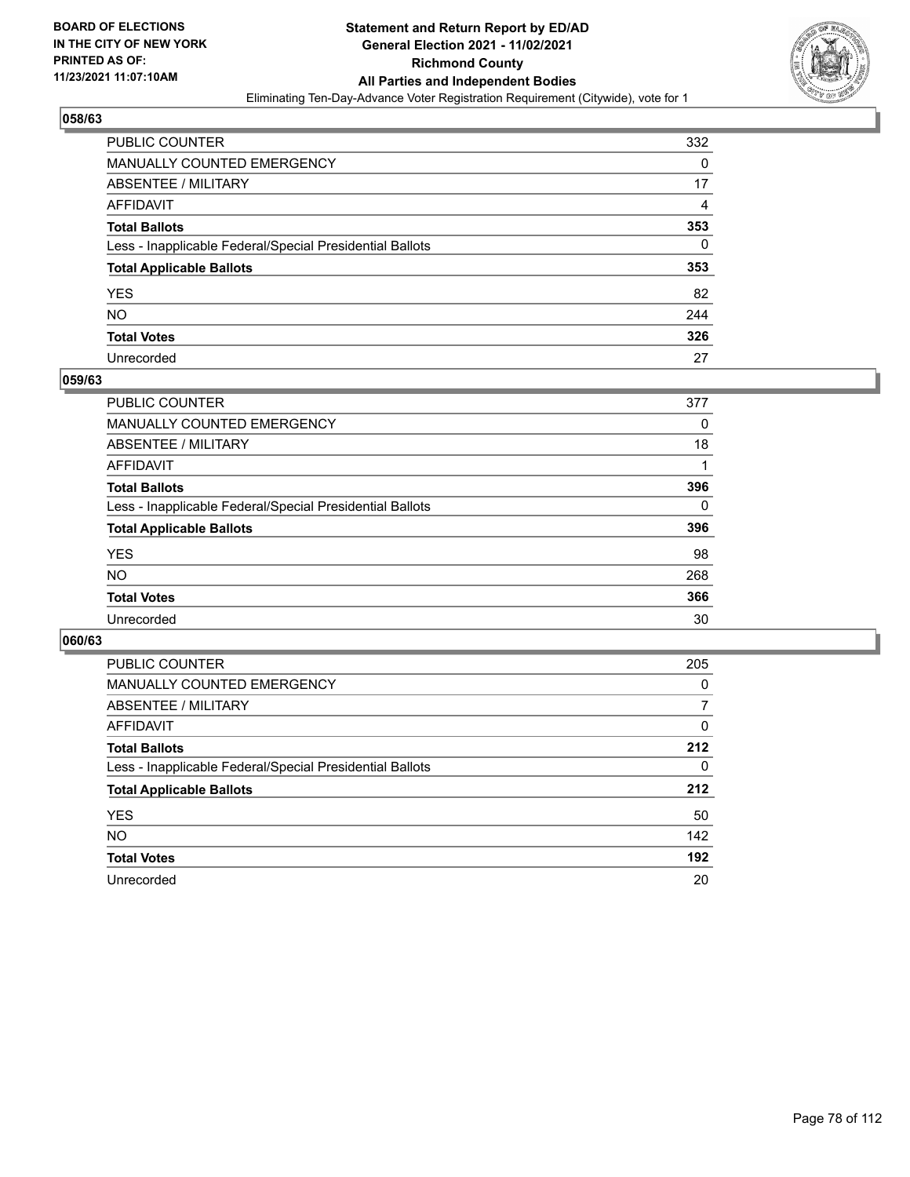## 058/63

| | |
|---|---|
| PUBLIC COUNTER | 332 |
| MANUALLY COUNTED EMERGENCY | 0 |
| ABSENTEE / MILITARY | 17 |
| AFFIDAVIT | 4 |
| **Total Ballots** | **353** |
| Less - Inapplicable Federal/Special Presidential Ballots | 0 |
| **Total Applicable Ballots** | **353** |
| YES | 82 |
| NO | 244 |
| **Total Votes** | **326** |
| Unrecorded | 27 |

## 059/63

| | |
|---|---|
| PUBLIC COUNTER | 377 |
| MANUALLY COUNTED EMERGENCY | 0 |
| ABSENTEE / MILITARY | 18 |
| AFFIDAVIT | 1 |
| **Total Ballots** | **396** |
| Less - Inapplicable Federal/Special Presidential Ballots | 0 |
| **Total Applicable Ballots** | **396** |
| YES | 98 |
| NO | 268 |
| **Total Votes** | **366** |
| Unrecorded | 30 |

## 060/63

| | |
|---|---|
| PUBLIC COUNTER | 205 |
| MANUALLY COUNTED EMERGENCY | 0 |
| ABSENTEE / MILITARY | 7 |
| AFFIDAVIT | 0 |
| **Total Ballots** | **212** |
| Less - Inapplicable Federal/Special Presidential Ballots | 0 |
| **Total Applicable Ballots** | **212** |
| YES | 50 |
| NO | 142 |
| **Total Votes** | **192** |
| Unrecorded | 20 |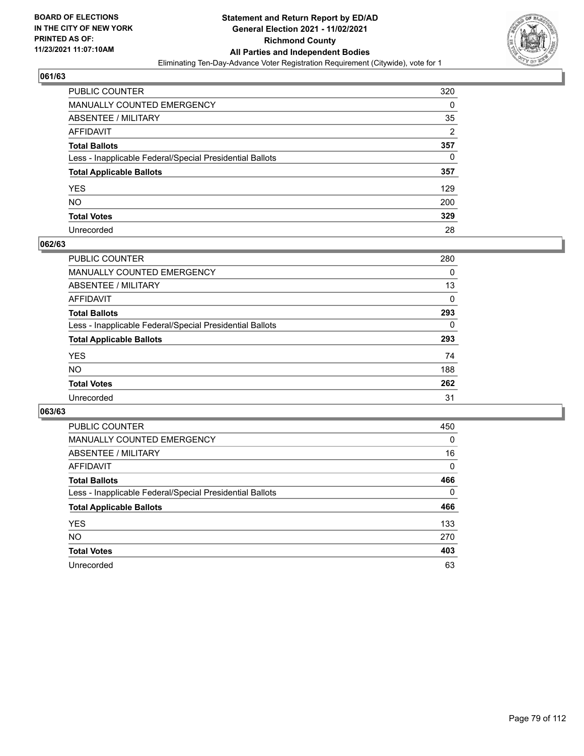BOARD OF ELECTIONS
IN THE CITY OF NEW YORK
PRINTED AS OF:
11/23/2021 11:07:10AM

**Statement and Return Report by ED/AD**
**General Election 2021 - 11/02/2021**
**Richmond County**
**All Parties and Independent Bodies**
Eliminating Ten-Day-Advance Voter Registration Requirement (Citywide), vote for 1

## 061/63

| | |
|---|---|
| PUBLIC COUNTER | 320 |
| MANUALLY COUNTED EMERGENCY | 0 |
| ABSENTEE / MILITARY | 35 |
| AFFIDAVIT | 2 |
| **Total Ballots** | **357** |
| Less - Inapplicable Federal/Special Presidential Ballots | 0 |
| **Total Applicable Ballots** | **357** |
| YES | 129 |
| NO | 200 |
| **Total Votes** | **329** |
| Unrecorded | 28 |

## 062/63

| | |
|---|---|
| PUBLIC COUNTER | 280 |
| MANUALLY COUNTED EMERGENCY | 0 |
| ABSENTEE / MILITARY | 13 |
| AFFIDAVIT | 0 |
| **Total Ballots** | **293** |
| Less - Inapplicable Federal/Special Presidential Ballots | 0 |
| **Total Applicable Ballots** | **293** |
| YES | 74 |
| NO | 188 |
| **Total Votes** | **262** |
| Unrecorded | 31 |

## 063/63

| | |
|---|---|
| PUBLIC COUNTER | 450 |
| MANUALLY COUNTED EMERGENCY | 0 |
| ABSENTEE / MILITARY | 16 |
| AFFIDAVIT | 0 |
| **Total Ballots** | **466** |
| Less - Inapplicable Federal/Special Presidential Ballots | 0 |
| **Total Applicable Ballots** | **466** |
| YES | 133 |
| NO | 270 |
| **Total Votes** | **403** |
| Unrecorded | 63 |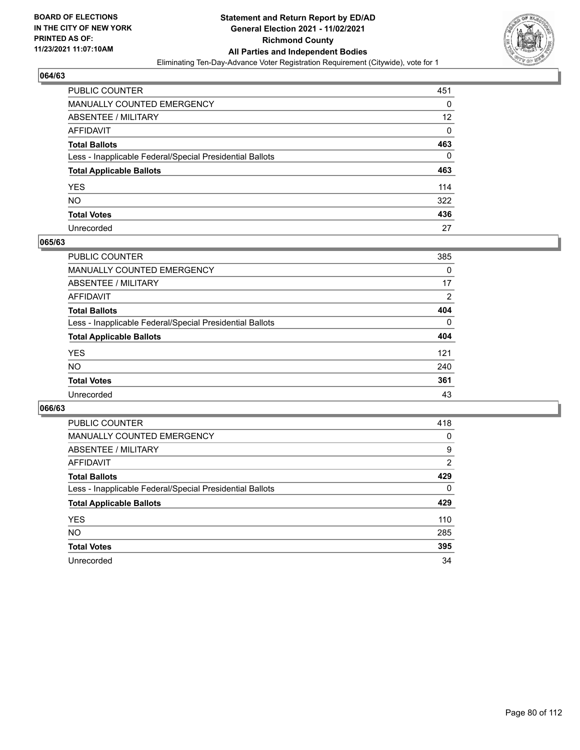BOARD OF ELECTIONS
IN THE CITY OF NEW YORK
PRINTED AS OF:
11/23/2021 11:07:10AM

**Statement and Return Report by ED/AD**
**General Election 2021 - 11/02/2021**
**Richmond County**
**All Parties and Independent Bodies**
Eliminating Ten-Day-Advance Voter Registration Requirement (Citywide), vote for 1

### 064/63

| | |
|---|---|
| PUBLIC COUNTER | 451 |
| MANUALLY COUNTED EMERGENCY | 0 |
| ABSENTEE / MILITARY | 12 |
| AFFIDAVIT | 0 |
| **Total Ballots** | **463** |
| Less - Inapplicable Federal/Special Presidential Ballots | 0 |
| **Total Applicable Ballots** | **463** |
| YES | 114 |
| NO | 322 |
| **Total Votes** | **436** |
| Unrecorded | 27 |

### 065/63

| | |
|---|---|
| PUBLIC COUNTER | 385 |
| MANUALLY COUNTED EMERGENCY | 0 |
| ABSENTEE / MILITARY | 17 |
| AFFIDAVIT | 2 |
| **Total Ballots** | **404** |
| Less - Inapplicable Federal/Special Presidential Ballots | 0 |
| **Total Applicable Ballots** | **404** |
| YES | 121 |
| NO | 240 |
| **Total Votes** | **361** |
| Unrecorded | 43 |

### 066/63

| | |
|---|---|
| PUBLIC COUNTER | 418 |
| MANUALLY COUNTED EMERGENCY | 0 |
| ABSENTEE / MILITARY | 9 |
| AFFIDAVIT | 2 |
| **Total Ballots** | **429** |
| Less - Inapplicable Federal/Special Presidential Ballots | 0 |
| **Total Applicable Ballots** | **429** |
| YES | 110 |
| NO | 285 |
| **Total Votes** | **395** |
| Unrecorded | 34 |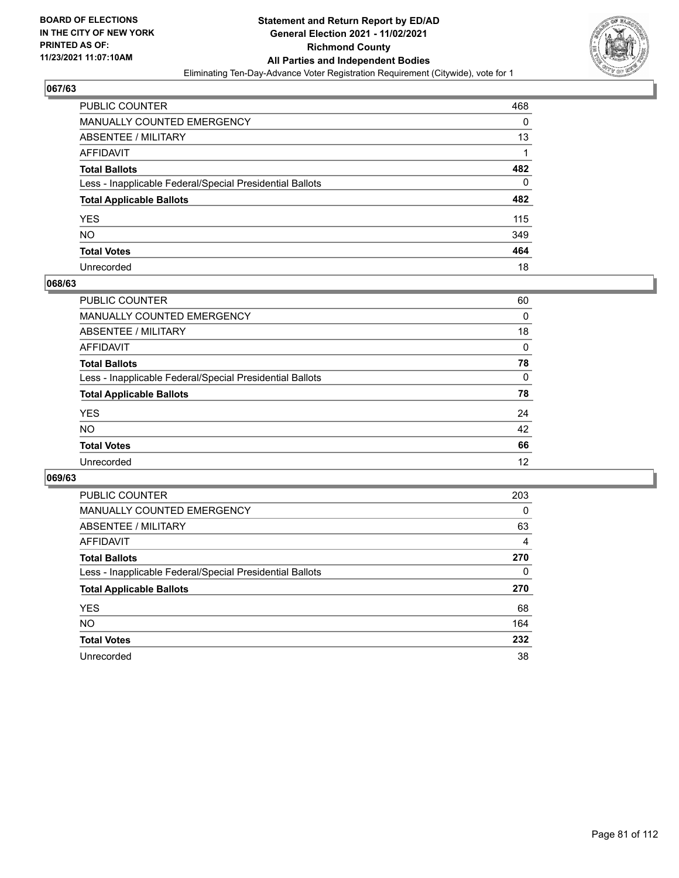BOARD OF ELECTIONS
IN THE CITY OF NEW YORK
PRINTED AS OF:
11/23/2021 11:07:10AM

**Statement and Return Report by ED/AD**
**General Election 2021 - 11/02/2021**
**Richmond County**
**All Parties and Independent Bodies**
Eliminating Ten-Day-Advance Voter Registration Requirement (Citywide), vote for 1

### 067/63

| | |
|---|---|
| PUBLIC COUNTER | 468 |
| MANUALLY COUNTED EMERGENCY | 0 |
| ABSENTEE / MILITARY | 13 |
| AFFIDAVIT | 1 |
| **Total Ballots** | **482** |
| Less - Inapplicable Federal/Special Presidential Ballots | 0 |
| **Total Applicable Ballots** | **482** |
| YES | 115 |
| NO | 349 |
| **Total Votes** | **464** |
| Unrecorded | 18 |

### 068/63

| | |
|---|---|
| PUBLIC COUNTER | 60 |
| MANUALLY COUNTED EMERGENCY | 0 |
| ABSENTEE / MILITARY | 18 |
| AFFIDAVIT | 0 |
| **Total Ballots** | **78** |
| Less - Inapplicable Federal/Special Presidential Ballots | 0 |
| **Total Applicable Ballots** | **78** |
| YES | 24 |
| NO | 42 |
| **Total Votes** | **66** |
| Unrecorded | 12 |

### 069/63

| | |
|---|---|
| PUBLIC COUNTER | 203 |
| MANUALLY COUNTED EMERGENCY | 0 |
| ABSENTEE / MILITARY | 63 |
| AFFIDAVIT | 4 |
| **Total Ballots** | **270** |
| Less - Inapplicable Federal/Special Presidential Ballots | 0 |
| **Total Applicable Ballots** | **270** |
| YES | 68 |
| NO | 164 |
| **Total Votes** | **232** |
| Unrecorded | 38 |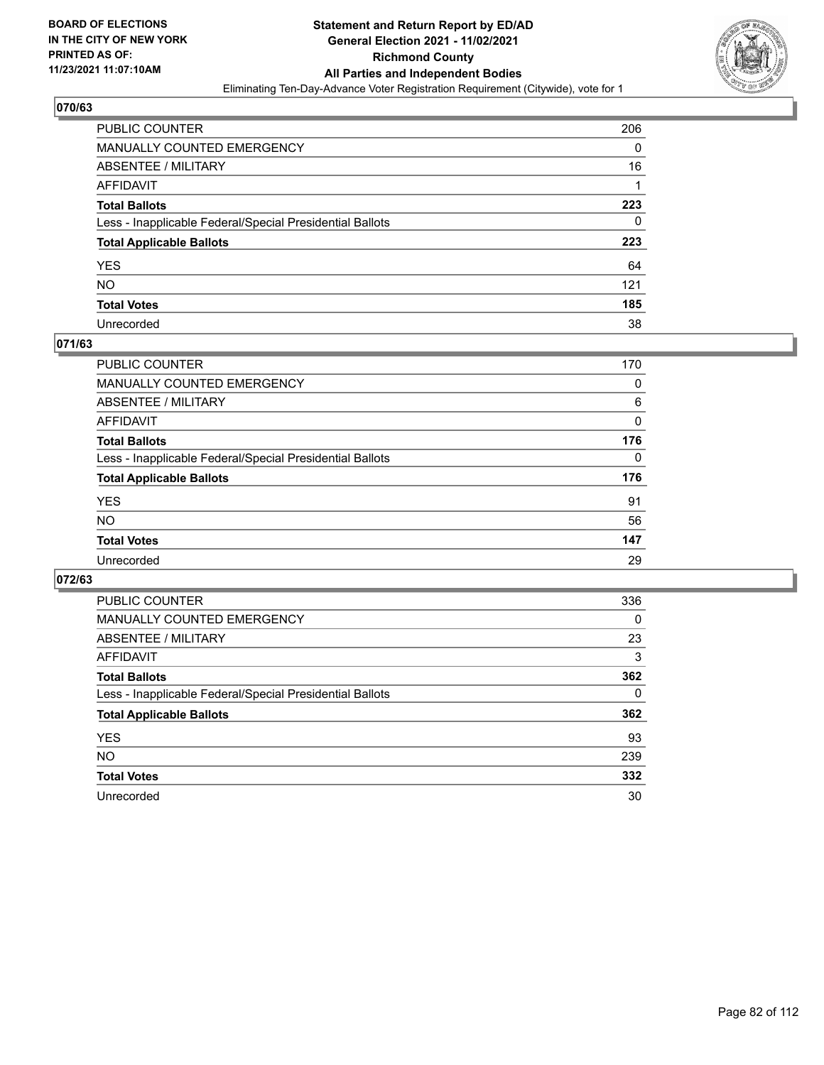BOARD OF ELECTIONS
IN THE CITY OF NEW YORK
PRINTED AS OF:
11/23/2021 11:07:10AM

**Statement and Return Report by ED/AD**
**General Election 2021 - 11/02/2021**
**Richmond County**
**All Parties and Independent Bodies**
Eliminating Ten-Day-Advance Voter Registration Requirement (Citywide), vote for 1

### 070/63

| | |
|---|---|
| PUBLIC COUNTER | 206 |
| MANUALLY COUNTED EMERGENCY | 0 |
| ABSENTEE / MILITARY | 16 |
| AFFIDAVIT | 1 |
| **Total Ballots** | **223** |
| Less - Inapplicable Federal/Special Presidential Ballots | 0 |
| **Total Applicable Ballots** | **223** |
| YES | 64 |
| NO | 121 |
| **Total Votes** | **185** |
| Unrecorded | 38 |

### 071/63

| | |
|---|---|
| PUBLIC COUNTER | 170 |
| MANUALLY COUNTED EMERGENCY | 0 |
| ABSENTEE / MILITARY | 6 |
| AFFIDAVIT | 0 |
| **Total Ballots** | **176** |
| Less - Inapplicable Federal/Special Presidential Ballots | 0 |
| **Total Applicable Ballots** | **176** |
| YES | 91 |
| NO | 56 |
| **Total Votes** | **147** |
| Unrecorded | 29 |

### 072/63

| | |
|---|---|
| PUBLIC COUNTER | 336 |
| MANUALLY COUNTED EMERGENCY | 0 |
| ABSENTEE / MILITARY | 23 |
| AFFIDAVIT | 3 |
| **Total Ballots** | **362** |
| Less - Inapplicable Federal/Special Presidential Ballots | 0 |
| **Total Applicable Ballots** | **362** |
| YES | 93 |
| NO | 239 |
| **Total Votes** | **332** |
| Unrecorded | 30 |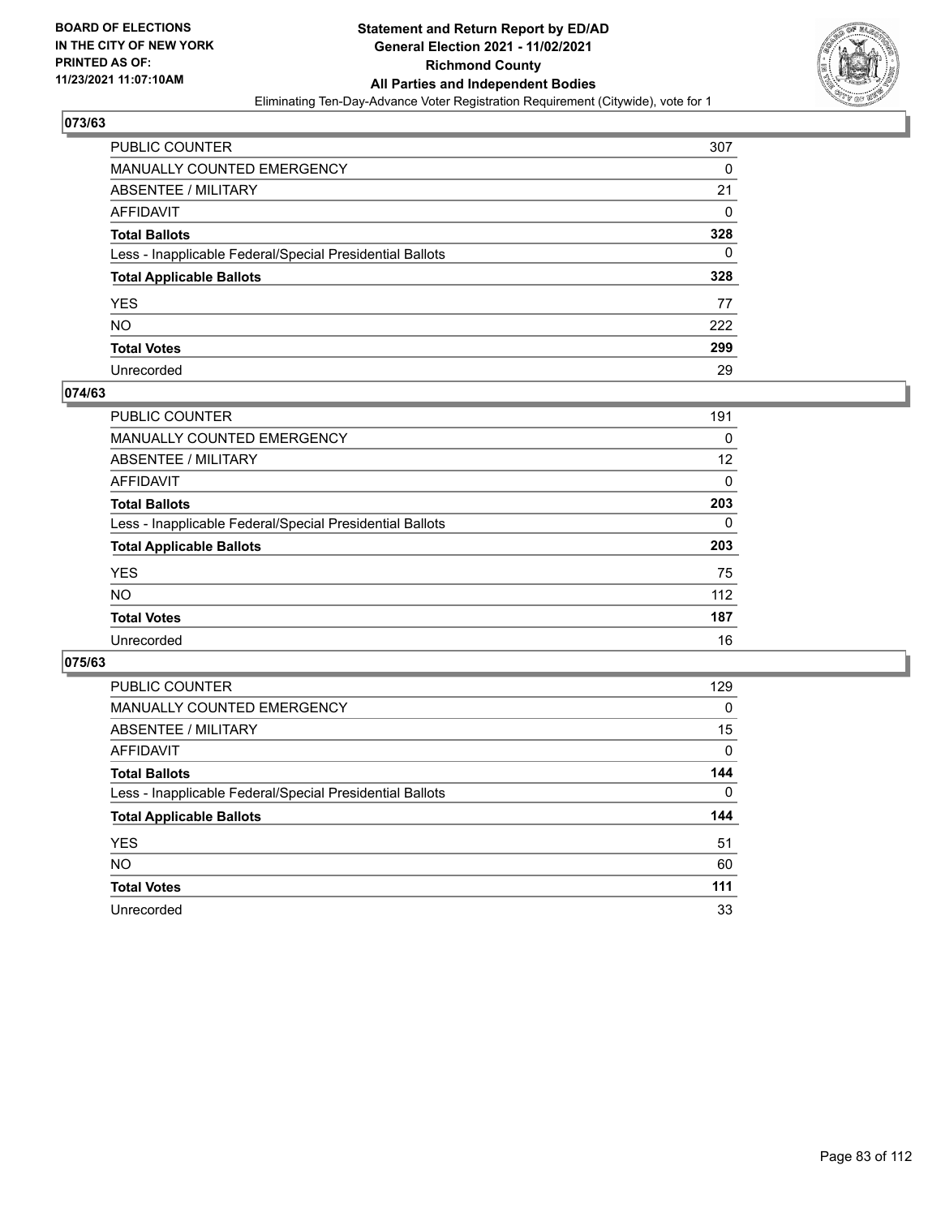BOARD OF ELECTIONS
IN THE CITY OF NEW YORK
PRINTED AS OF:
11/23/2021 11:07:10AM

**Statement and Return Report by ED/AD**
**General Election 2021 - 11/02/2021**
**Richmond County**
**All Parties and Independent Bodies**
Eliminating Ten-Day-Advance Voter Registration Requirement (Citywide), vote for 1

### 073/63

| | |
|---|---|
| PUBLIC COUNTER | 307 |
| MANUALLY COUNTED EMERGENCY | 0 |
| ABSENTEE / MILITARY | 21 |
| AFFIDAVIT | 0 |
| **Total Ballots** | **328** |
| Less - Inapplicable Federal/Special Presidential Ballots | 0 |
| **Total Applicable Ballots** | **328** |
| YES | 77 |
| NO | 222 |
| **Total Votes** | **299** |
| Unrecorded | 29 |

### 074/63

| | |
|---|---|
| PUBLIC COUNTER | 191 |
| MANUALLY COUNTED EMERGENCY | 0 |
| ABSENTEE / MILITARY | 12 |
| AFFIDAVIT | 0 |
| **Total Ballots** | **203** |
| Less - Inapplicable Federal/Special Presidential Ballots | 0 |
| **Total Applicable Ballots** | **203** |
| YES | 75 |
| NO | 112 |
| **Total Votes** | **187** |
| Unrecorded | 16 |

### 075/63

| | |
|---|---|
| PUBLIC COUNTER | 129 |
| MANUALLY COUNTED EMERGENCY | 0 |
| ABSENTEE / MILITARY | 15 |
| AFFIDAVIT | 0 |
| **Total Ballots** | **144** |
| Less - Inapplicable Federal/Special Presidential Ballots | 0 |
| **Total Applicable Ballots** | **144** |
| YES | 51 |
| NO | 60 |
| **Total Votes** | **111** |
| Unrecorded | 33 |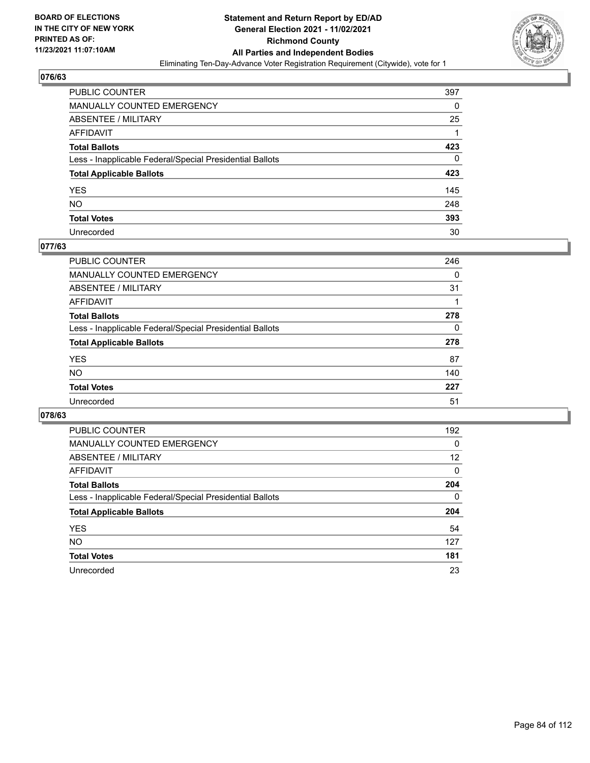**BOARD OF ELECTIONS IN THE CITY OF NEW YORK PRINTED AS OF: 11/23/2021 11:07:10AM**

**Statement and Return Report by ED/AD General Election 2021 - 11/02/2021 Richmond County All Parties and Independent Bodies**

Eliminating Ten-Day-Advance Voter Registration Requirement (Citywide), vote for 1

### 076/63

| | |
|---|---|
| PUBLIC COUNTER | 397 |
| MANUALLY COUNTED EMERGENCY | 0 |
| ABSENTEE / MILITARY | 25 |
| AFFIDAVIT | 1 |
| **Total Ballots** | **423** |
| Less - Inapplicable Federal/Special Presidential Ballots | 0 |
| **Total Applicable Ballots** | **423** |
| YES | 145 |
| NO | 248 |
| **Total Votes** | **393** |
| Unrecorded | 30 |

### 077/63

| | |
|---|---|
| PUBLIC COUNTER | 246 |
| MANUALLY COUNTED EMERGENCY | 0 |
| ABSENTEE / MILITARY | 31 |
| AFFIDAVIT | 1 |
| **Total Ballots** | **278** |
| Less - Inapplicable Federal/Special Presidential Ballots | 0 |
| **Total Applicable Ballots** | **278** |
| YES | 87 |
| NO | 140 |
| **Total Votes** | **227** |
| Unrecorded | 51 |

### 078/63

| | |
|---|---|
| PUBLIC COUNTER | 192 |
| MANUALLY COUNTED EMERGENCY | 0 |
| ABSENTEE / MILITARY | 12 |
| AFFIDAVIT | 0 |
| **Total Ballots** | **204** |
| Less - Inapplicable Federal/Special Presidential Ballots | 0 |
| **Total Applicable Ballots** | **204** |
| YES | 54 |
| NO | 127 |
| **Total Votes** | **181** |
| Unrecorded | 23 |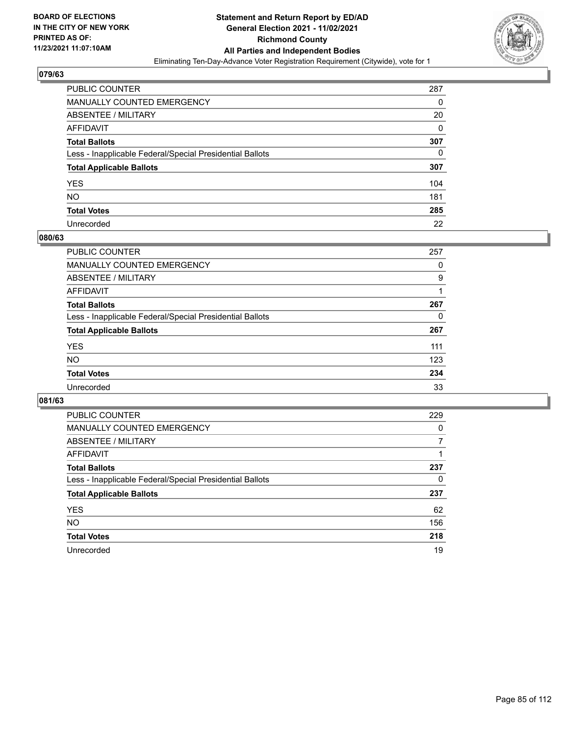**BOARD OF ELECTIONS IN THE CITY OF NEW YORK PRINTED AS OF: 11/23/2021 11:07:10AM**

# Statement and Return Report by ED/AD
## General Election 2021 - 11/02/2021
## Richmond County
## All Parties and Independent Bodies
Eliminating Ten-Day-Advance Voter Registration Requirement (Citywide), vote for 1

### 079/63

| | |
|---|---|
| PUBLIC COUNTER | 287 |
| MANUALLY COUNTED EMERGENCY | 0 |
| ABSENTEE / MILITARY | 20 |
| AFFIDAVIT | 0 |
| **Total Ballots** | **307** |
| Less - Inapplicable Federal/Special Presidential Ballots | 0 |
| **Total Applicable Ballots** | **307** |
| YES | 104 |
| NO | 181 |
| **Total Votes** | **285** |
| Unrecorded | 22 |

### 080/63

| | |
|---|---|
| PUBLIC COUNTER | 257 |
| MANUALLY COUNTED EMERGENCY | 0 |
| ABSENTEE / MILITARY | 9 |
| AFFIDAVIT | 1 |
| **Total Ballots** | **267** |
| Less - Inapplicable Federal/Special Presidential Ballots | 0 |
| **Total Applicable Ballots** | **267** |
| YES | 111 |
| NO | 123 |
| **Total Votes** | **234** |
| Unrecorded | 33 |

### 081/63

| | |
|---|---|
| PUBLIC COUNTER | 229 |
| MANUALLY COUNTED EMERGENCY | 0 |
| ABSENTEE / MILITARY | 7 |
| AFFIDAVIT | 1 |
| **Total Ballots** | **237** |
| Less - Inapplicable Federal/Special Presidential Ballots | 0 |
| **Total Applicable Ballots** | **237** |
| YES | 62 |
| NO | 156 |
| **Total Votes** | **218** |
| Unrecorded | 19 |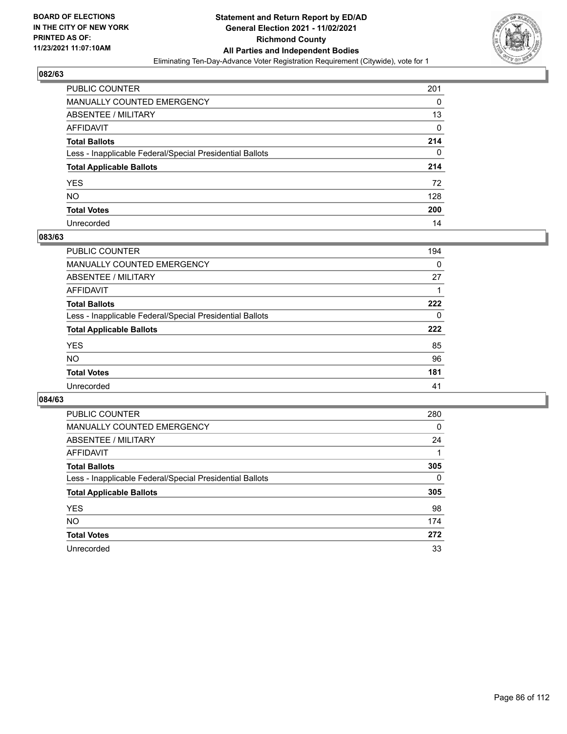**BOARD OF ELECTIONS IN THE CITY OF NEW YORK PRINTED AS OF: 11/23/2021 11:07:10AM**

**Statement and Return Report by ED/AD General Election 2021 - 11/02/2021 Richmond County All Parties and Independent Bodies**

Eliminating Ten-Day-Advance Voter Registration Requirement (Citywide), vote for 1

## 082/63

| | |
|---|---|
| PUBLIC COUNTER | 201 |
| MANUALLY COUNTED EMERGENCY | 0 |
| ABSENTEE / MILITARY | 13 |
| AFFIDAVIT | 0 |
| **Total Ballots** | **214** |
| Less - Inapplicable Federal/Special Presidential Ballots | 0 |
| **Total Applicable Ballots** | **214** |
| YES | 72 |
| NO | 128 |
| **Total Votes** | **200** |
| Unrecorded | 14 |

## 083/63

| | |
|---|---|
| PUBLIC COUNTER | 194 |
| MANUALLY COUNTED EMERGENCY | 0 |
| ABSENTEE / MILITARY | 27 |
| AFFIDAVIT | 1 |
| **Total Ballots** | **222** |
| Less - Inapplicable Federal/Special Presidential Ballots | 0 |
| **Total Applicable Ballots** | **222** |
| YES | 85 |
| NO | 96 |
| **Total Votes** | **181** |
| Unrecorded | 41 |

## 084/63

| | |
|---|---|
| PUBLIC COUNTER | 280 |
| MANUALLY COUNTED EMERGENCY | 0 |
| ABSENTEE / MILITARY | 24 |
| AFFIDAVIT | 1 |
| **Total Ballots** | **305** |
| Less - Inapplicable Federal/Special Presidential Ballots | 0 |
| **Total Applicable Ballots** | **305** |
| YES | 98 |
| NO | 174 |
| **Total Votes** | **272** |
| Unrecorded | 33 |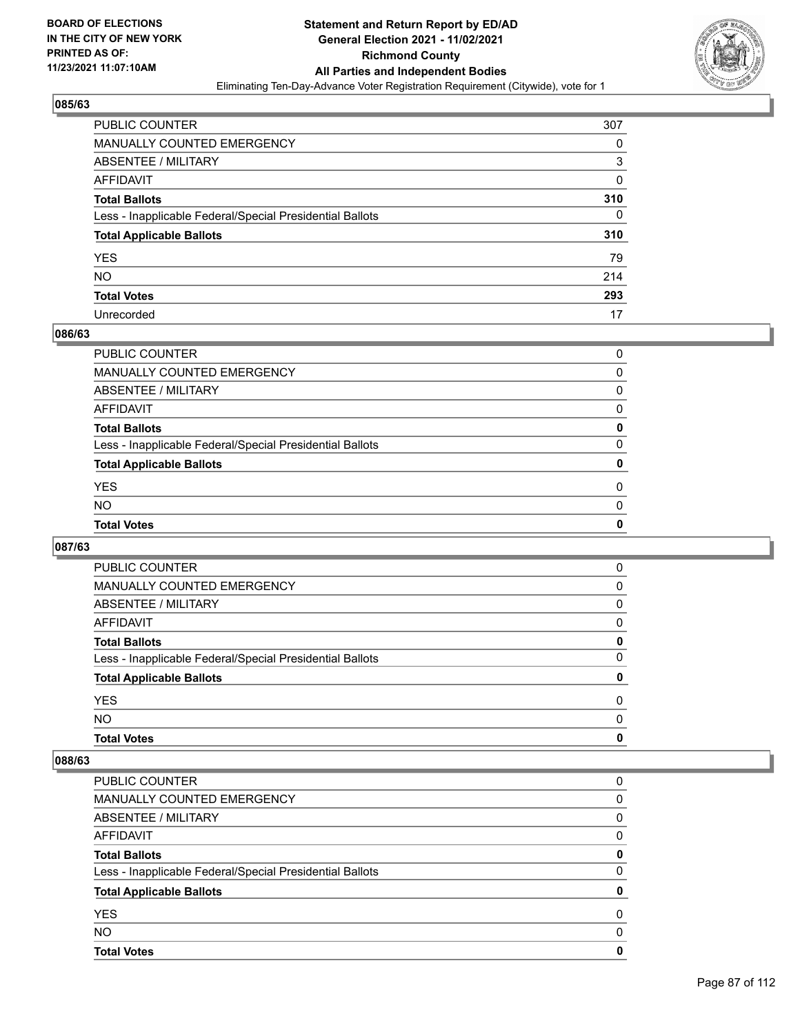**BOARD OF ELECTIONS IN THE CITY OF NEW YORK PRINTED AS OF: 11/23/2021 11:07:10AM**

# Statement and Return Report by ED/AD
## General Election 2021 - 11/02/2021
## Richmond County
## All Parties and Independent Bodies
### Eliminating Ten-Day-Advance Voter Registration Requirement (Citywide), vote for 1

### 085/63

| | |
|---|---|
| PUBLIC COUNTER | 307 |
| MANUALLY COUNTED EMERGENCY | 0 |
| ABSENTEE / MILITARY | 3 |
| AFFIDAVIT | 0 |
| **Total Ballots** | **310** |
| Less - Inapplicable Federal/Special Presidential Ballots | 0 |
| **Total Applicable Ballots** | **310** |
| YES | 79 |
| NO | 214 |
| **Total Votes** | **293** |
| Unrecorded | 17 |

### 086/63

| | |
|---|---|
| PUBLIC COUNTER | 0 |
| MANUALLY COUNTED EMERGENCY | 0 |
| ABSENTEE / MILITARY | 0 |
| AFFIDAVIT | 0 |
| **Total Ballots** | **0** |
| Less - Inapplicable Federal/Special Presidential Ballots | 0 |
| **Total Applicable Ballots** | **0** |
| YES | 0 |
| NO | 0 |
| **Total Votes** | **0** |

### 087/63

| | |
|---|---|
| PUBLIC COUNTER | 0 |
| MANUALLY COUNTED EMERGENCY | 0 |
| ABSENTEE / MILITARY | 0 |
| AFFIDAVIT | 0 |
| **Total Ballots** | **0** |
| Less - Inapplicable Federal/Special Presidential Ballots | 0 |
| **Total Applicable Ballots** | **0** |
| YES | 0 |
| NO | 0 |
| **Total Votes** | **0** |

### 088/63

| | |
|---|---|
| PUBLIC COUNTER | 0 |
| MANUALLY COUNTED EMERGENCY | 0 |
| ABSENTEE / MILITARY | 0 |
| AFFIDAVIT | 0 |
| **Total Ballots** | **0** |
| Less - Inapplicable Federal/Special Presidential Ballots | 0 |
| **Total Applicable Ballots** | **0** |
| YES | 0 |
| NO | 0 |
| **Total Votes** | **0** |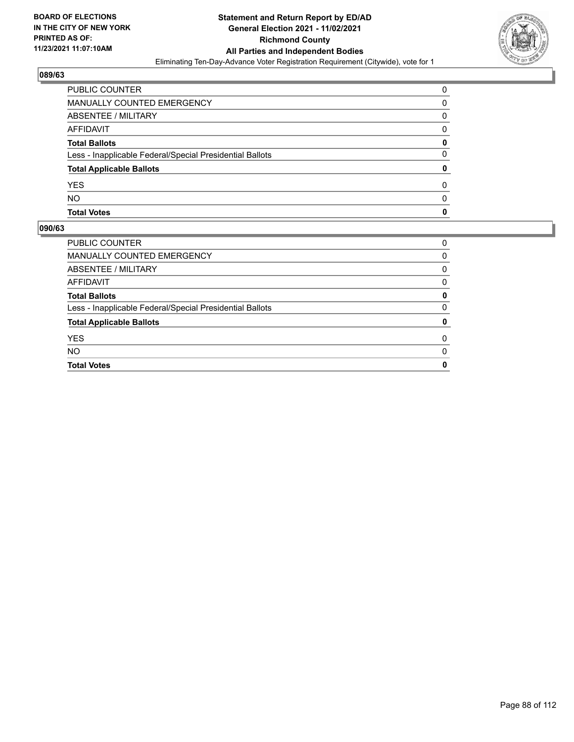## 089/63

| | |
|---|---|
| PUBLIC COUNTER | 0 |
| MANUALLY COUNTED EMERGENCY | 0 |
| ABSENTEE / MILITARY | 0 |
| AFFIDAVIT | 0 |
| **Total Ballots** | **0** |
| Less - Inapplicable Federal/Special Presidential Ballots | 0 |
| **Total Applicable Ballots** | **0** |
| YES | 0 |
| NO | 0 |
| **Total Votes** | **0** |

## 090/63

| | |
|---|---|
| PUBLIC COUNTER | 0 |
| MANUALLY COUNTED EMERGENCY | 0 |
| ABSENTEE / MILITARY | 0 |
| AFFIDAVIT | 0 |
| **Total Ballots** | **0** |
| Less - Inapplicable Federal/Special Presidential Ballots | 0 |
| **Total Applicable Ballots** | **0** |
| YES | 0 |
| NO | 0 |
| **Total Votes** | **0** |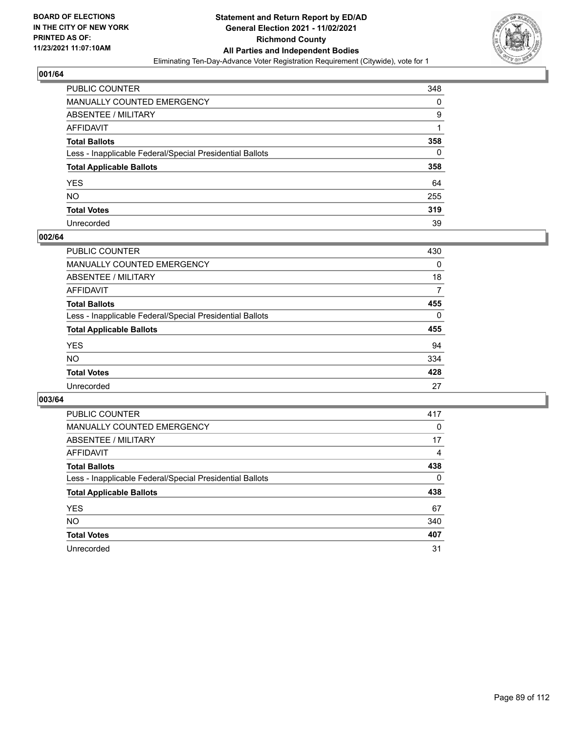## 001/64

| | |
|---|---|
| PUBLIC COUNTER | 348 |
| MANUALLY COUNTED EMERGENCY | 0 |
| ABSENTEE / MILITARY | 9 |
| AFFIDAVIT | 1 |
| **Total Ballots** | **358** |
| Less - Inapplicable Federal/Special Presidential Ballots | 0 |
| **Total Applicable Ballots** | **358** |
| YES | 64 |
| NO | 255 |
| **Total Votes** | **319** |
| Unrecorded | 39 |

## 002/64

| | |
|---|---|
| PUBLIC COUNTER | 430 |
| MANUALLY COUNTED EMERGENCY | 0 |
| ABSENTEE / MILITARY | 18 |
| AFFIDAVIT | 7 |
| **Total Ballots** | **455** |
| Less - Inapplicable Federal/Special Presidential Ballots | 0 |
| **Total Applicable Ballots** | **455** |
| YES | 94 |
| NO | 334 |
| **Total Votes** | **428** |
| Unrecorded | 27 |

## 003/64

| | |
|---|---|
| PUBLIC COUNTER | 417 |
| MANUALLY COUNTED EMERGENCY | 0 |
| ABSENTEE / MILITARY | 17 |
| AFFIDAVIT | 4 |
| **Total Ballots** | **438** |
| Less - Inapplicable Federal/Special Presidential Ballots | 0 |
| **Total Applicable Ballots** | **438** |
| YES | 67 |
| NO | 340 |
| **Total Votes** | **407** |
| Unrecorded | 31 |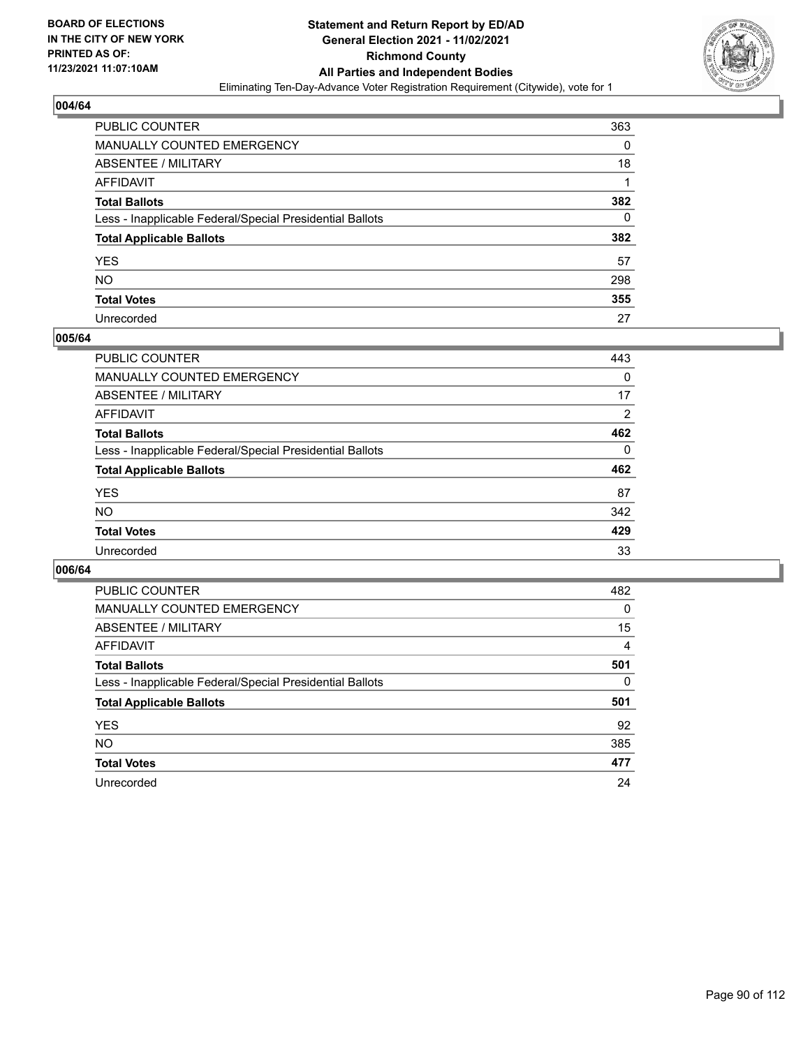**BOARD OF ELECTIONS IN THE CITY OF NEW YORK PRINTED AS OF: 11/23/2021 11:07:10AM**

**Statement and Return Report by ED/AD General Election 2021 - 11/02/2021 Richmond County All Parties and Independent Bodies**

Eliminating Ten-Day-Advance Voter Registration Requirement (Citywide), vote for 1

## 004/64

| | |
|---|---|
| PUBLIC COUNTER | 363 |
| MANUALLY COUNTED EMERGENCY | 0 |
| ABSENTEE / MILITARY | 18 |
| AFFIDAVIT | 1 |
| **Total Ballots** | **382** |
| Less - Inapplicable Federal/Special Presidential Ballots | 0 |
| **Total Applicable Ballots** | **382** |
| YES | 57 |
| NO | 298 |
| **Total Votes** | **355** |
| Unrecorded | 27 |

## 005/64

| | |
|---|---|
| PUBLIC COUNTER | 443 |
| MANUALLY COUNTED EMERGENCY | 0 |
| ABSENTEE / MILITARY | 17 |
| AFFIDAVIT | 2 |
| **Total Ballots** | **462** |
| Less - Inapplicable Federal/Special Presidential Ballots | 0 |
| **Total Applicable Ballots** | **462** |
| YES | 87 |
| NO | 342 |
| **Total Votes** | **429** |
| Unrecorded | 33 |

## 006/64

| | |
|---|---|
| PUBLIC COUNTER | 482 |
| MANUALLY COUNTED EMERGENCY | 0 |
| ABSENTEE / MILITARY | 15 |
| AFFIDAVIT | 4 |
| **Total Ballots** | **501** |
| Less - Inapplicable Federal/Special Presidential Ballots | 0 |
| **Total Applicable Ballots** | **501** |
| YES | 92 |
| NO | 385 |
| **Total Votes** | **477** |
| Unrecorded | 24 |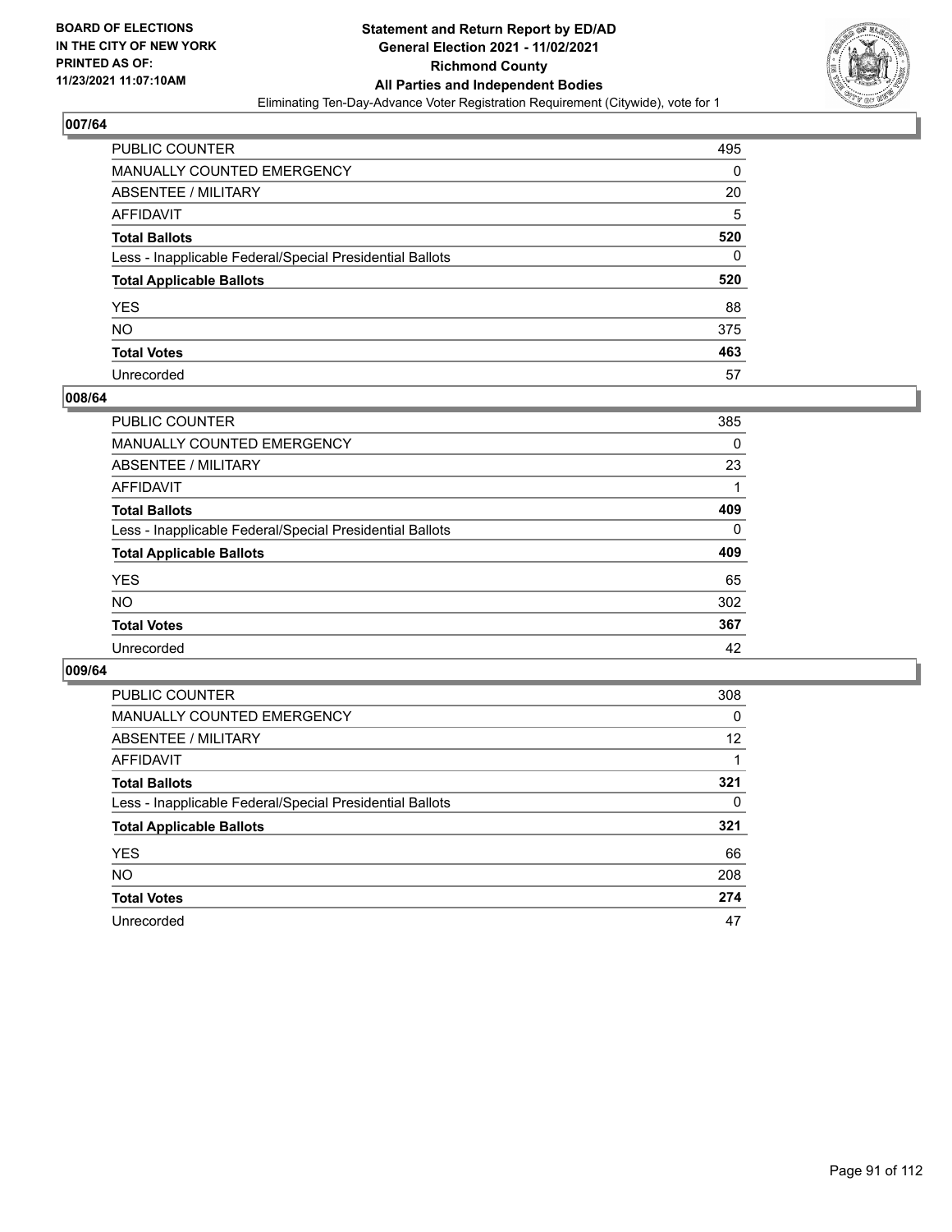**BOARD OF ELECTIONS IN THE CITY OF NEW YORK PRINTED AS OF: 11/23/2021 11:07:10AM**

**Statement and Return Report by ED/AD General Election 2021 - 11/02/2021 Richmond County All Parties and Independent Bodies**

Eliminating Ten-Day-Advance Voter Registration Requirement (Citywide), vote for 1

## 007/64

| | |
|---|---|
| PUBLIC COUNTER | 495 |
| MANUALLY COUNTED EMERGENCY | 0 |
| ABSENTEE / MILITARY | 20 |
| AFFIDAVIT | 5 |
| **Total Ballots** | **520** |
| Less - Inapplicable Federal/Special Presidential Ballots | 0 |
| **Total Applicable Ballots** | **520** |
| YES | 88 |
| NO | 375 |
| **Total Votes** | **463** |
| Unrecorded | 57 |

## 008/64

| | |
|---|---|
| PUBLIC COUNTER | 385 |
| MANUALLY COUNTED EMERGENCY | 0 |
| ABSENTEE / MILITARY | 23 |
| AFFIDAVIT | 1 |
| **Total Ballots** | **409** |
| Less - Inapplicable Federal/Special Presidential Ballots | 0 |
| **Total Applicable Ballots** | **409** |
| YES | 65 |
| NO | 302 |
| **Total Votes** | **367** |
| Unrecorded | 42 |

## 009/64

| | |
|---|---|
| PUBLIC COUNTER | 308 |
| MANUALLY COUNTED EMERGENCY | 0 |
| ABSENTEE / MILITARY | 12 |
| AFFIDAVIT | 1 |
| **Total Ballots** | **321** |
| Less - Inapplicable Federal/Special Presidential Ballots | 0 |
| **Total Applicable Ballots** | **321** |
| YES | 66 |
| NO | 208 |
| **Total Votes** | **274** |
| Unrecorded | 47 |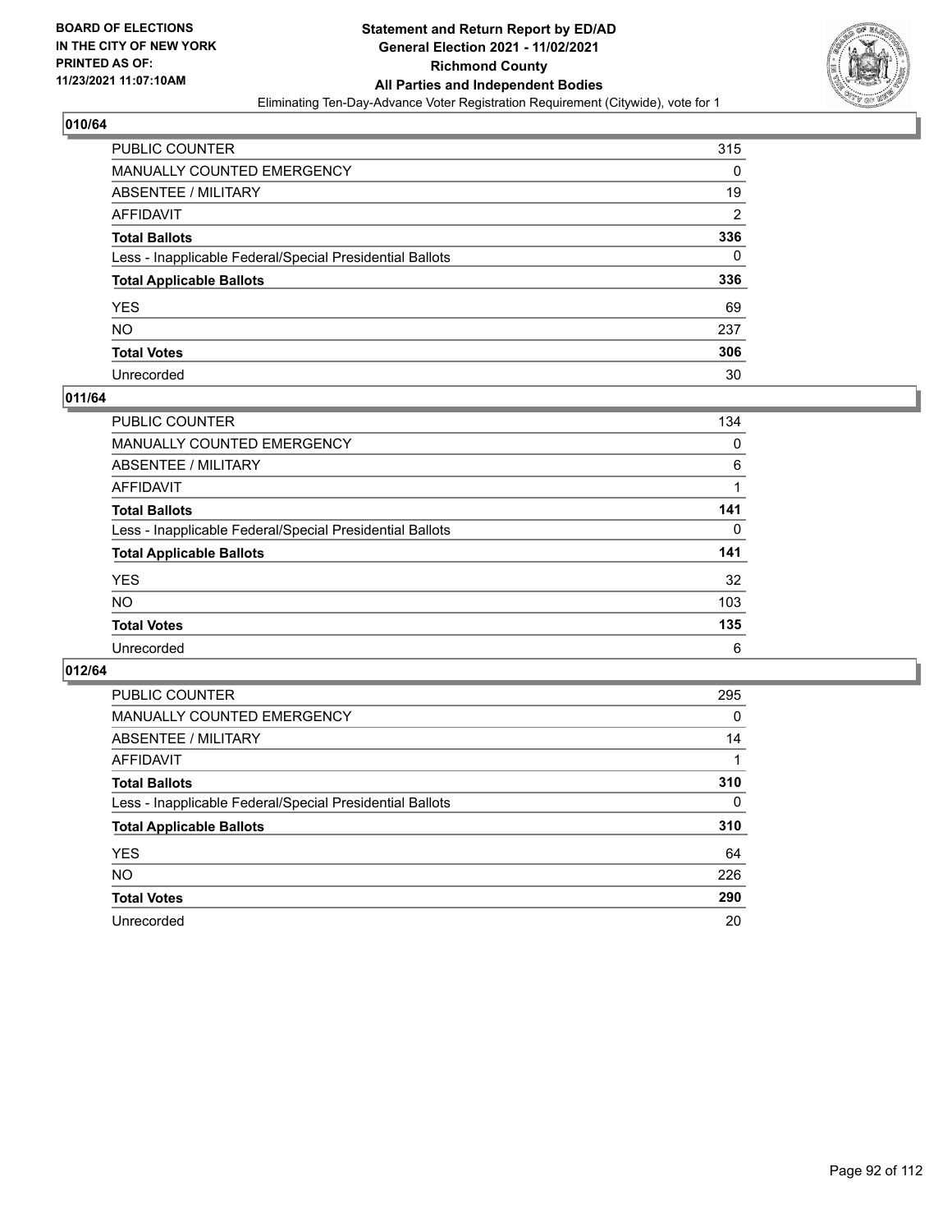**BOARD OF ELECTIONS IN THE CITY OF NEW YORK PRINTED AS OF: 11/23/2021 11:07:10AM**

**Statement and Return Report by ED/AD General Election 2021 - 11/02/2021 Richmond County All Parties and Independent Bodies**

Eliminating Ten-Day-Advance Voter Registration Requirement (Citywide), vote for 1

## 010/64

| | |
|---|---|
| PUBLIC COUNTER | 315 |
| MANUALLY COUNTED EMERGENCY | 0 |
| ABSENTEE / MILITARY | 19 |
| AFFIDAVIT | 2 |
| **Total Ballots** | **336** |
| Less - Inapplicable Federal/Special Presidential Ballots | 0 |
| **Total Applicable Ballots** | **336** |
| YES | 69 |
| NO | 237 |
| **Total Votes** | **306** |
| Unrecorded | 30 |

## 011/64

| | |
|---|---|
| PUBLIC COUNTER | 134 |
| MANUALLY COUNTED EMERGENCY | 0 |
| ABSENTEE / MILITARY | 6 |
| AFFIDAVIT | 1 |
| **Total Ballots** | **141** |
| Less - Inapplicable Federal/Special Presidential Ballots | 0 |
| **Total Applicable Ballots** | **141** |
| YES | 32 |
| NO | 103 |
| **Total Votes** | **135** |
| Unrecorded | 6 |

## 012/64

| | |
|---|---|
| PUBLIC COUNTER | 295 |
| MANUALLY COUNTED EMERGENCY | 0 |
| ABSENTEE / MILITARY | 14 |
| AFFIDAVIT | 1 |
| **Total Ballots** | **310** |
| Less - Inapplicable Federal/Special Presidential Ballots | 0 |
| **Total Applicable Ballots** | **310** |
| YES | 64 |
| NO | 226 |
| **Total Votes** | **290** |
| Unrecorded | 20 |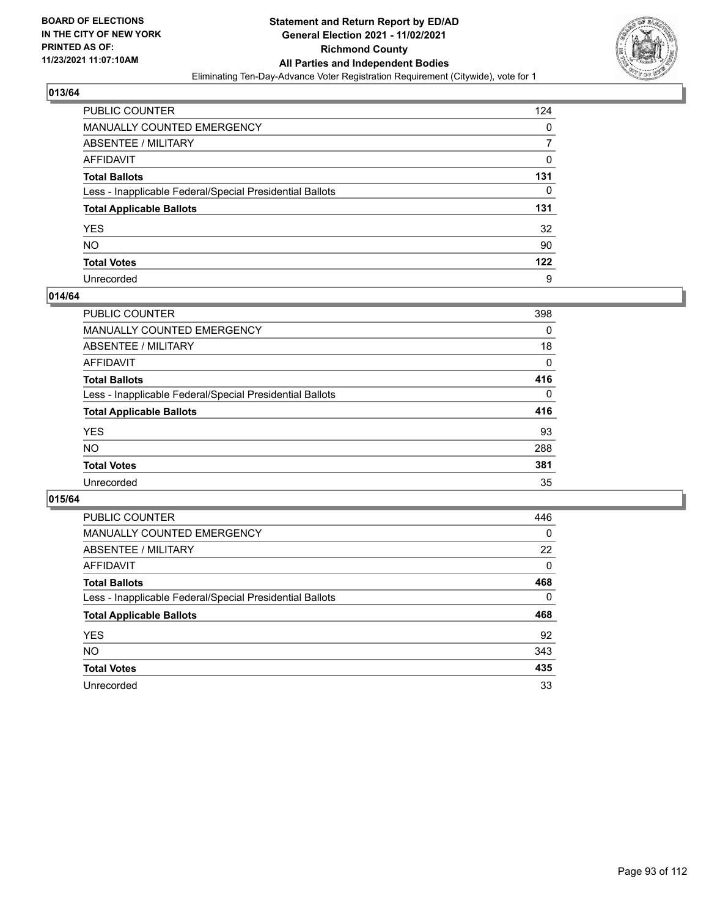**BOARD OF ELECTIONS IN THE CITY OF NEW YORK PRINTED AS OF: 11/23/2021 11:07:10AM**

# Statement and Return Report by ED/AD General Election 2021 - 11/02/2021 Richmond County All Parties and Independent Bodies

Eliminating Ten-Day-Advance Voter Registration Requirement (Citywide), vote for 1

## 013/64

| | |
|---|---|
| PUBLIC COUNTER | 124 |
| MANUALLY COUNTED EMERGENCY | 0 |
| ABSENTEE / MILITARY | 7 |
| AFFIDAVIT | 0 |
| **Total Ballots** | **131** |
| Less - Inapplicable Federal/Special Presidential Ballots | 0 |
| **Total Applicable Ballots** | **131** |
| YES | 32 |
| NO | 90 |
| **Total Votes** | **122** |
| Unrecorded | 9 |

## 014/64

| | |
|---|---|
| PUBLIC COUNTER | 398 |
| MANUALLY COUNTED EMERGENCY | 0 |
| ABSENTEE / MILITARY | 18 |
| AFFIDAVIT | 0 |
| **Total Ballots** | **416** |
| Less - Inapplicable Federal/Special Presidential Ballots | 0 |
| **Total Applicable Ballots** | **416** |
| YES | 93 |
| NO | 288 |
| **Total Votes** | **381** |
| Unrecorded | 35 |

## 015/64

| | |
|---|---|
| PUBLIC COUNTER | 446 |
| MANUALLY COUNTED EMERGENCY | 0 |
| ABSENTEE / MILITARY | 22 |
| AFFIDAVIT | 0 |
| **Total Ballots** | **468** |
| Less - Inapplicable Federal/Special Presidential Ballots | 0 |
| **Total Applicable Ballots** | **468** |
| YES | 92 |
| NO | 343 |
| **Total Votes** | **435** |
| Unrecorded | 33 |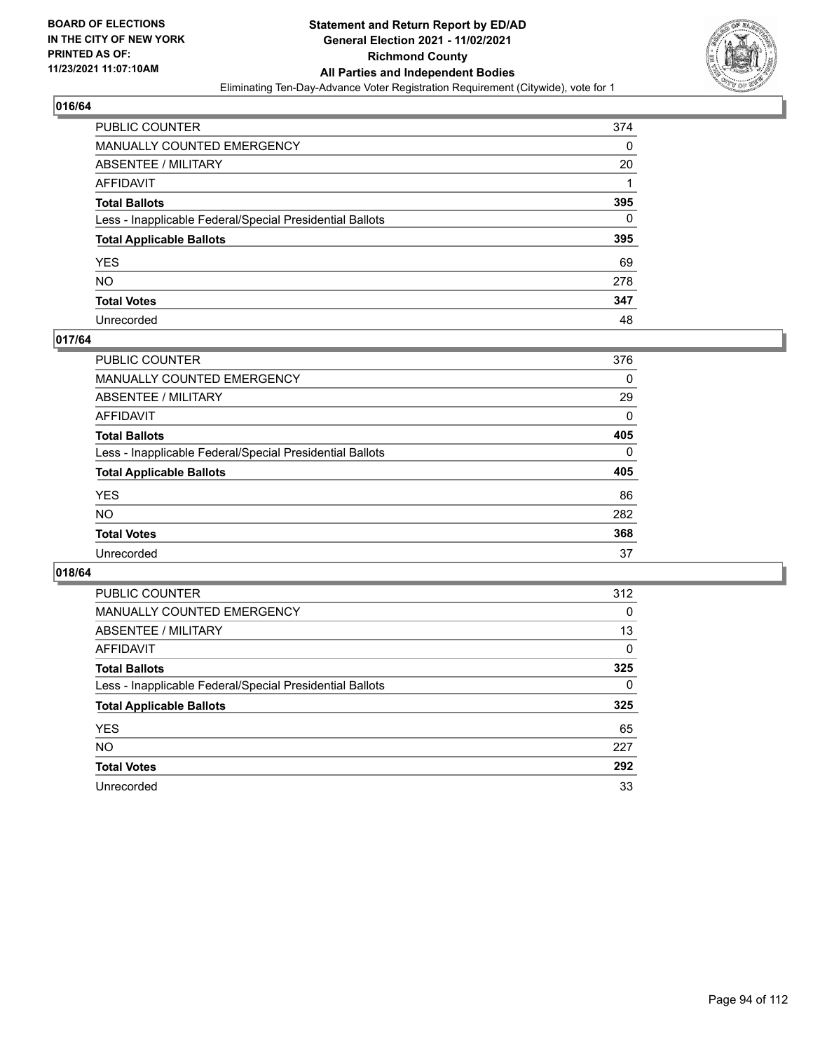BOARD OF ELECTIONS
IN THE CITY OF NEW YORK
PRINTED AS OF:
11/23/2021 11:07:10AM

**Statement and Return Report by ED/AD**
**General Election 2021 - 11/02/2021**
**Richmond County**
**All Parties and Independent Bodies**
Eliminating Ten-Day-Advance Voter Registration Requirement (Citywide), vote for 1

## 016/64

| | |
|---|---|
| PUBLIC COUNTER | 374 |
| MANUALLY COUNTED EMERGENCY | 0 |
| ABSENTEE / MILITARY | 20 |
| AFFIDAVIT | 1 |
| **Total Ballots** | **395** |
| Less - Inapplicable Federal/Special Presidential Ballots | 0 |
| **Total Applicable Ballots** | **395** |
| YES | 69 |
| NO | 278 |
| **Total Votes** | **347** |
| Unrecorded | 48 |

## 017/64

| | |
|---|---|
| PUBLIC COUNTER | 376 |
| MANUALLY COUNTED EMERGENCY | 0 |
| ABSENTEE / MILITARY | 29 |
| AFFIDAVIT | 0 |
| **Total Ballots** | **405** |
| Less - Inapplicable Federal/Special Presidential Ballots | 0 |
| **Total Applicable Ballots** | **405** |
| YES | 86 |
| NO | 282 |
| **Total Votes** | **368** |
| Unrecorded | 37 |

## 018/64

| | |
|---|---|
| PUBLIC COUNTER | 312 |
| MANUALLY COUNTED EMERGENCY | 0 |
| ABSENTEE / MILITARY | 13 |
| AFFIDAVIT | 0 |
| **Total Ballots** | **325** |
| Less - Inapplicable Federal/Special Presidential Ballots | 0 |
| **Total Applicable Ballots** | **325** |
| YES | 65 |
| NO | 227 |
| **Total Votes** | **292** |
| Unrecorded | 33 |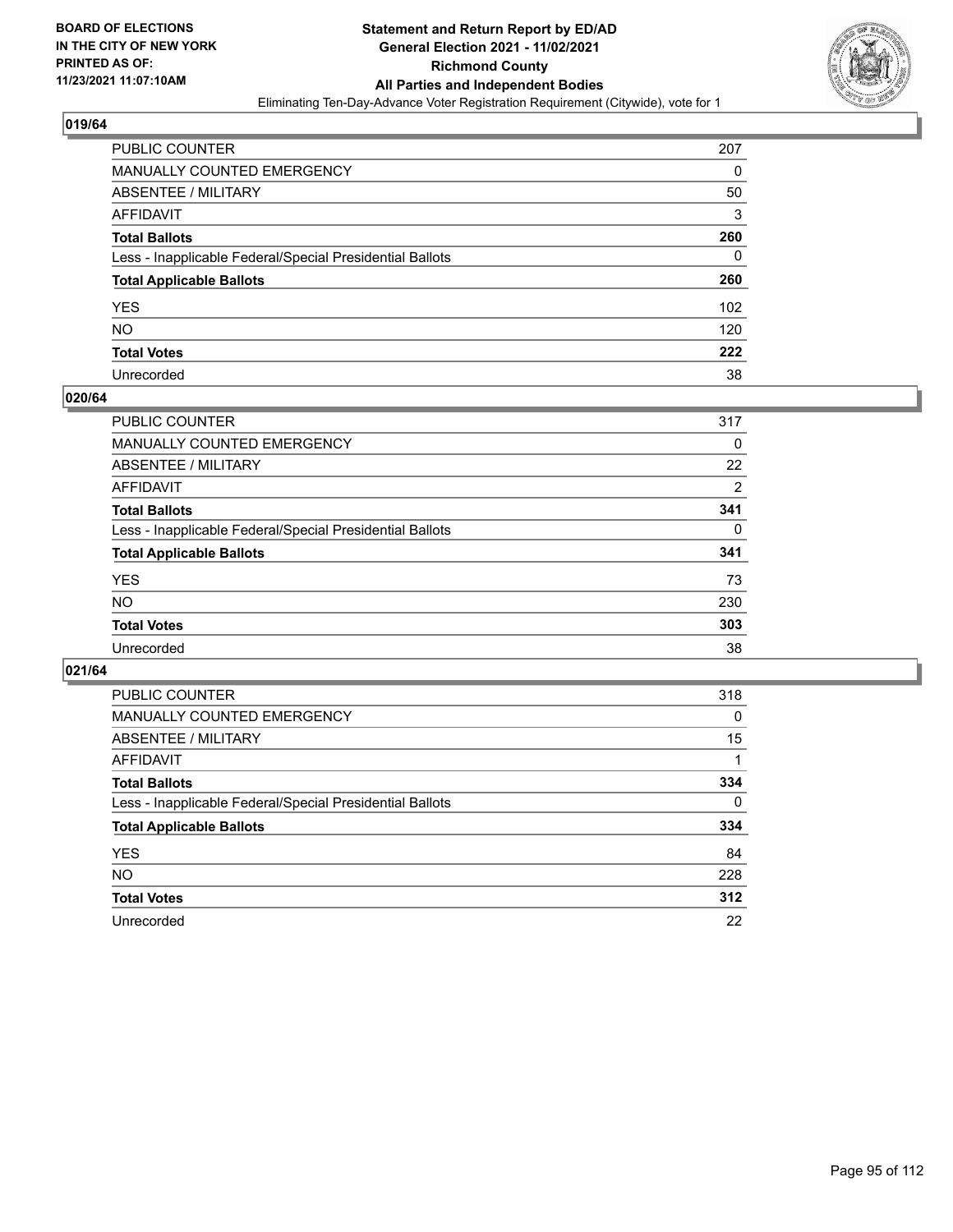**BOARD OF ELECTIONS IN THE CITY OF NEW YORK PRINTED AS OF: 11/23/2021 11:07:10AM**

# Statement and Return Report by ED/AD
## General Election 2021 - 11/02/2021
## Richmond County
## All Parties and Independent Bodies
Eliminating Ten-Day-Advance Voter Registration Requirement (Citywide), vote for 1

### 019/64

| | |
|---|---|
| PUBLIC COUNTER | 207 |
| MANUALLY COUNTED EMERGENCY | 0 |
| ABSENTEE / MILITARY | 50 |
| AFFIDAVIT | 3 |
| **Total Ballots** | **260** |
| Less - Inapplicable Federal/Special Presidential Ballots | 0 |
| **Total Applicable Ballots** | **260** |
| YES | 102 |
| NO | 120 |
| **Total Votes** | **222** |
| Unrecorded | 38 |

### 020/64

| | |
|---|---|
| PUBLIC COUNTER | 317 |
| MANUALLY COUNTED EMERGENCY | 0 |
| ABSENTEE / MILITARY | 22 |
| AFFIDAVIT | 2 |
| **Total Ballots** | **341** |
| Less - Inapplicable Federal/Special Presidential Ballots | 0 |
| **Total Applicable Ballots** | **341** |
| YES | 73 |
| NO | 230 |
| **Total Votes** | **303** |
| Unrecorded | 38 |

### 021/64

| | |
|---|---|
| PUBLIC COUNTER | 318 |
| MANUALLY COUNTED EMERGENCY | 0 |
| ABSENTEE / MILITARY | 15 |
| AFFIDAVIT | 1 |
| **Total Ballots** | **334** |
| Less - Inapplicable Federal/Special Presidential Ballots | 0 |
| **Total Applicable Ballots** | **334** |
| YES | 84 |
| NO | 228 |
| **Total Votes** | **312** |
| Unrecorded | 22 |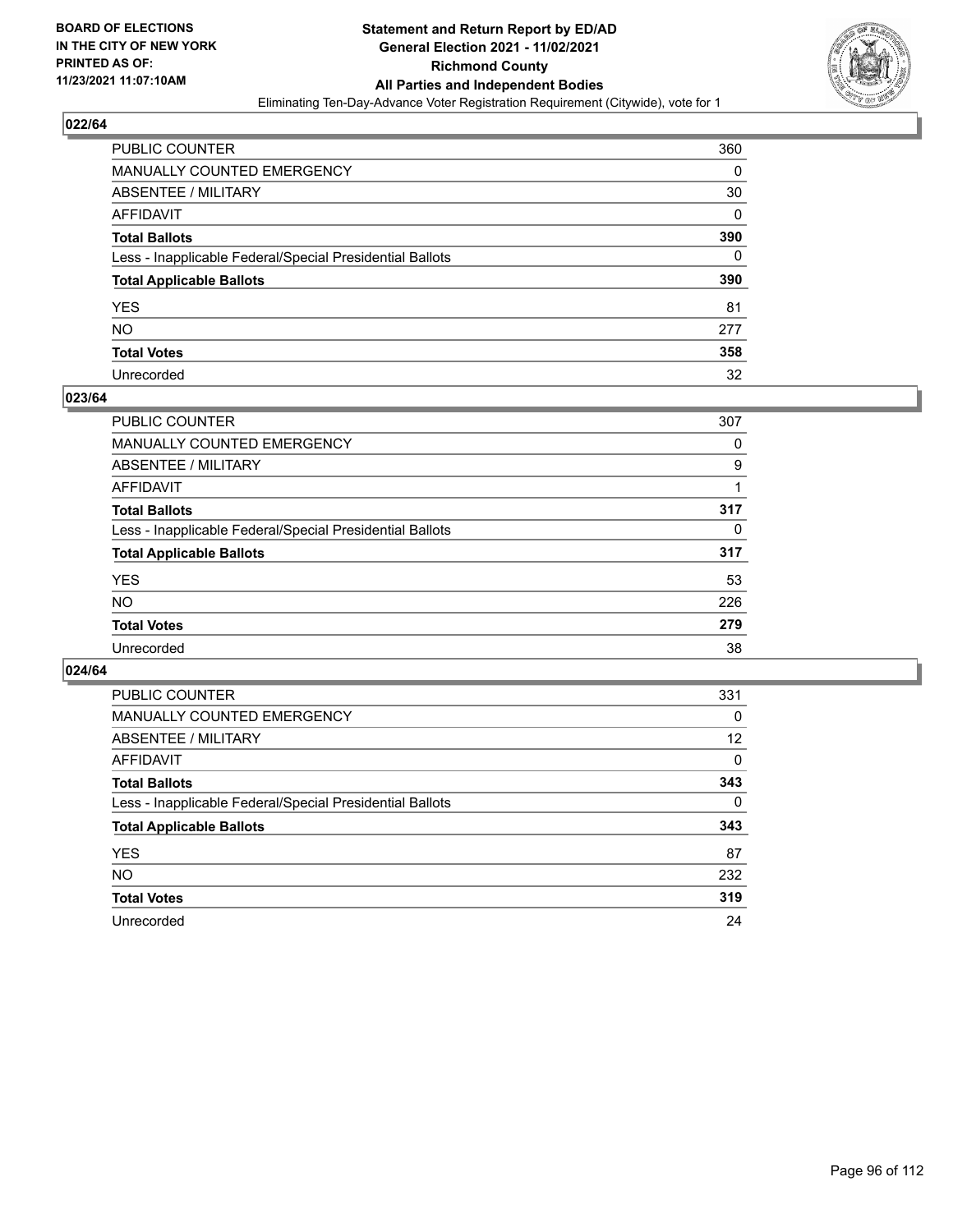**BOARD OF ELECTIONS IN THE CITY OF NEW YORK PRINTED AS OF: 11/23/2021 11:07:10AM**

**Statement and Return Report by ED/AD General Election 2021 - 11/02/2021 Richmond County All Parties and Independent Bodies**

Eliminating Ten-Day-Advance Voter Registration Requirement (Citywide), vote for 1

### 022/64

| | |
|---|---|
| PUBLIC COUNTER | 360 |
| MANUALLY COUNTED EMERGENCY | 0 |
| ABSENTEE / MILITARY | 30 |
| AFFIDAVIT | 0 |
| **Total Ballots** | **390** |
| Less - Inapplicable Federal/Special Presidential Ballots | 0 |
| **Total Applicable Ballots** | **390** |
| YES | 81 |
| NO | 277 |
| **Total Votes** | **358** |
| Unrecorded | 32 |

### 023/64

| | |
|---|---|
| PUBLIC COUNTER | 307 |
| MANUALLY COUNTED EMERGENCY | 0 |
| ABSENTEE / MILITARY | 9 |
| AFFIDAVIT | 1 |
| **Total Ballots** | **317** |
| Less - Inapplicable Federal/Special Presidential Ballots | 0 |
| **Total Applicable Ballots** | **317** |
| YES | 53 |
| NO | 226 |
| **Total Votes** | **279** |
| Unrecorded | 38 |

### 024/64

| | |
|---|---|
| PUBLIC COUNTER | 331 |
| MANUALLY COUNTED EMERGENCY | 0 |
| ABSENTEE / MILITARY | 12 |
| AFFIDAVIT | 0 |
| **Total Ballots** | **343** |
| Less - Inapplicable Federal/Special Presidential Ballots | 0 |
| **Total Applicable Ballots** | **343** |
| YES | 87 |
| NO | 232 |
| **Total Votes** | **319** |
| Unrecorded | 24 |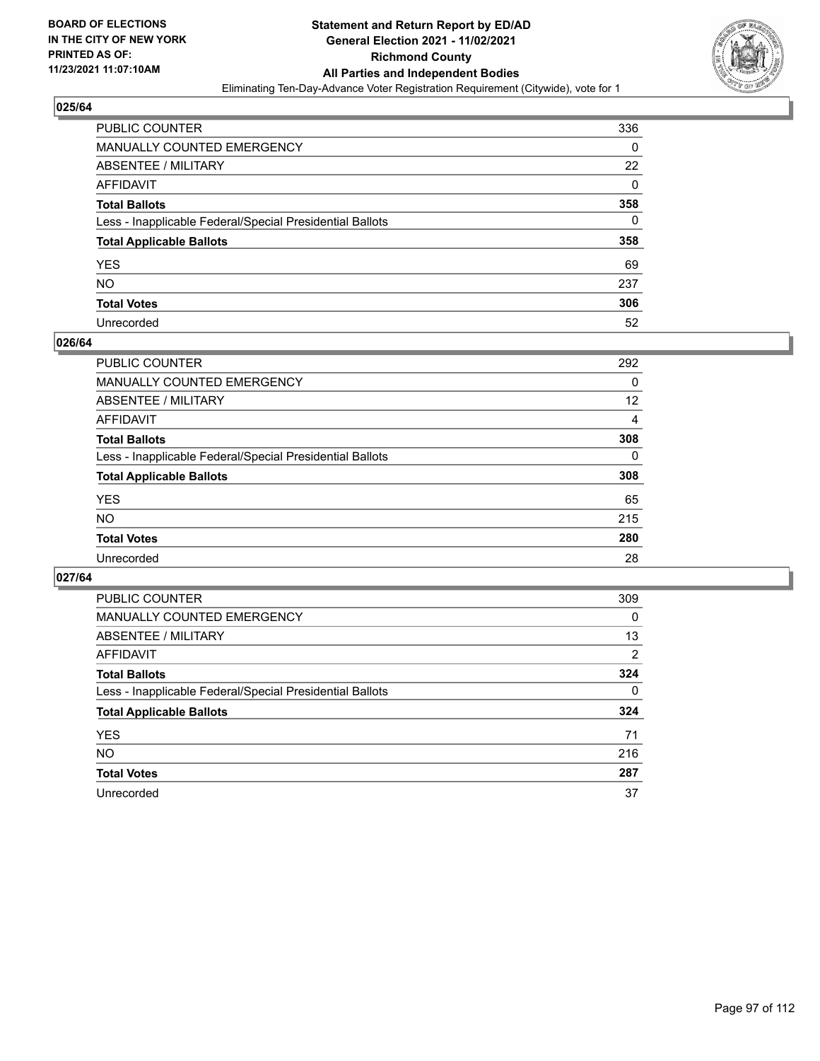BOARD OF ELECTIONS
IN THE CITY OF NEW YORK
PRINTED AS OF:
11/23/2021 11:07:10AM

# Statement and Return Report by ED/AD
## General Election 2021 - 11/02/2021
## Richmond County
## All Parties and Independent Bodies
Eliminating Ten-Day-Advance Voter Registration Requirement (Citywide), vote for 1

### 025/64

| | |
|---|---|
| PUBLIC COUNTER | 336 |
| MANUALLY COUNTED EMERGENCY | 0 |
| ABSENTEE / MILITARY | 22 |
| AFFIDAVIT | 0 |
| **Total Ballots** | **358** |
| Less - Inapplicable Federal/Special Presidential Ballots | 0 |
| **Total Applicable Ballots** | **358** |
| YES | 69 |
| NO | 237 |
| **Total Votes** | **306** |
| Unrecorded | 52 |

### 026/64

| | |
|---|---|
| PUBLIC COUNTER | 292 |
| MANUALLY COUNTED EMERGENCY | 0 |
| ABSENTEE / MILITARY | 12 |
| AFFIDAVIT | 4 |
| **Total Ballots** | **308** |
| Less - Inapplicable Federal/Special Presidential Ballots | 0 |
| **Total Applicable Ballots** | **308** |
| YES | 65 |
| NO | 215 |
| **Total Votes** | **280** |
| Unrecorded | 28 |

### 027/64

| | |
|---|---|
| PUBLIC COUNTER | 309 |
| MANUALLY COUNTED EMERGENCY | 0 |
| ABSENTEE / MILITARY | 13 |
| AFFIDAVIT | 2 |
| **Total Ballots** | **324** |
| Less - Inapplicable Federal/Special Presidential Ballots | 0 |
| **Total Applicable Ballots** | **324** |
| YES | 71 |
| NO | 216 |
| **Total Votes** | **287** |
| Unrecorded | 37 |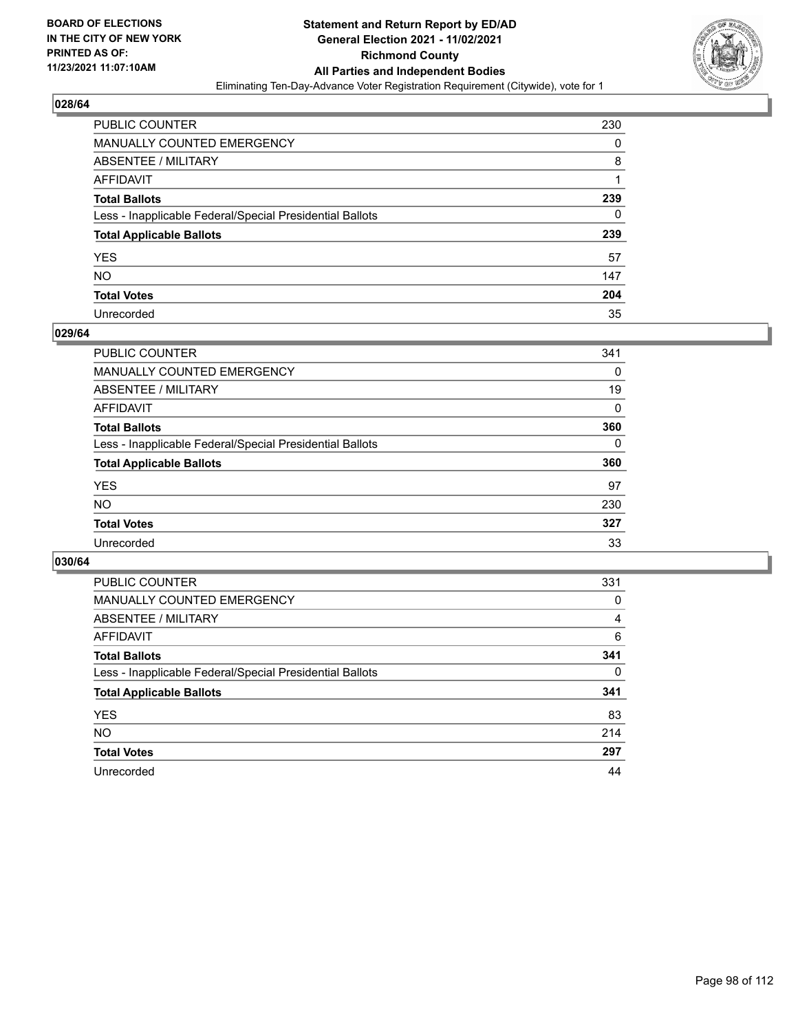## 028/64

| | |
|---|---|
| PUBLIC COUNTER | 230 |
| MANUALLY COUNTED EMERGENCY | 0 |
| ABSENTEE / MILITARY | 8 |
| AFFIDAVIT | 1 |
| **Total Ballots** | **239** |
| Less - Inapplicable Federal/Special Presidential Ballots | 0 |
| **Total Applicable Ballots** | **239** |
| YES | 57 |
| NO | 147 |
| **Total Votes** | **204** |
| Unrecorded | 35 |

## 029/64

| | |
|---|---|
| PUBLIC COUNTER | 341 |
| MANUALLY COUNTED EMERGENCY | 0 |
| ABSENTEE / MILITARY | 19 |
| AFFIDAVIT | 0 |
| **Total Ballots** | **360** |
| Less - Inapplicable Federal/Special Presidential Ballots | 0 |
| **Total Applicable Ballots** | **360** |
| YES | 97 |
| NO | 230 |
| **Total Votes** | **327** |
| Unrecorded | 33 |

## 030/64

| | |
|---|---|
| PUBLIC COUNTER | 331 |
| MANUALLY COUNTED EMERGENCY | 0 |
| ABSENTEE / MILITARY | 4 |
| AFFIDAVIT | 6 |
| **Total Ballots** | **341** |
| Less - Inapplicable Federal/Special Presidential Ballots | 0 |
| **Total Applicable Ballots** | **341** |
| YES | 83 |
| NO | 214 |
| **Total Votes** | **297** |
| Unrecorded | 44 |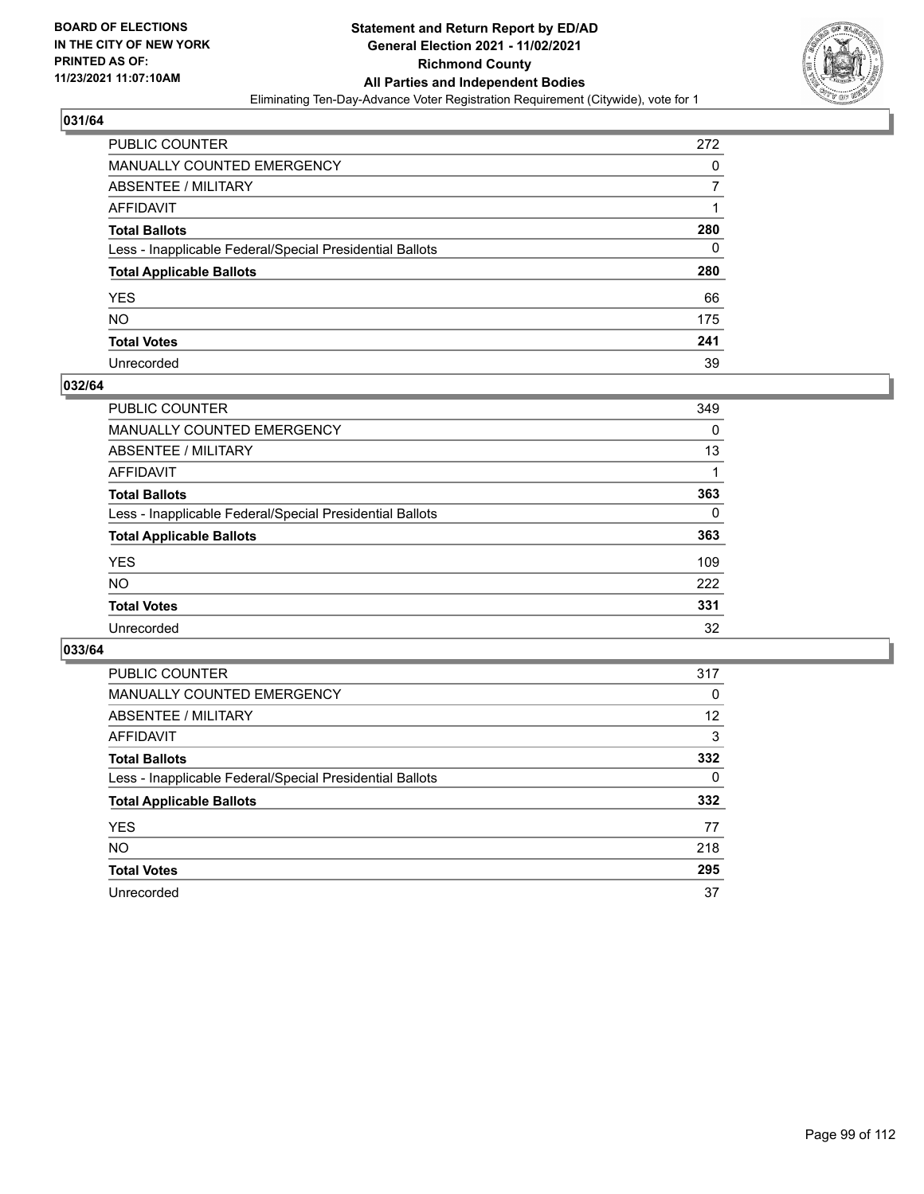**BOARD OF ELECTIONS IN THE CITY OF NEW YORK PRINTED AS OF: 11/23/2021 11:07:10AM**

# Statement and Return Report by ED/AD General Election 2021 - 11/02/2021 Richmond County All Parties and Independent Bodies

Eliminating Ten-Day-Advance Voter Registration Requirement (Citywide), vote for 1

## 031/64

| | |
|---|---|
| PUBLIC COUNTER | 272 |
| MANUALLY COUNTED EMERGENCY | 0 |
| ABSENTEE / MILITARY | 7 |
| AFFIDAVIT | 1 |
| **Total Ballots** | **280** |
| Less - Inapplicable Federal/Special Presidential Ballots | 0 |
| **Total Applicable Ballots** | **280** |
| YES | 66 |
| NO | 175 |
| **Total Votes** | **241** |
| Unrecorded | 39 |

## 032/64

| | |
|---|---|
| PUBLIC COUNTER | 349 |
| MANUALLY COUNTED EMERGENCY | 0 |
| ABSENTEE / MILITARY | 13 |
| AFFIDAVIT | 1 |
| **Total Ballots** | **363** |
| Less - Inapplicable Federal/Special Presidential Ballots | 0 |
| **Total Applicable Ballots** | **363** |
| YES | 109 |
| NO | 222 |
| **Total Votes** | **331** |
| Unrecorded | 32 |

## 033/64

| | |
|---|---|
| PUBLIC COUNTER | 317 |
| MANUALLY COUNTED EMERGENCY | 0 |
| ABSENTEE / MILITARY | 12 |
| AFFIDAVIT | 3 |
| **Total Ballots** | **332** |
| Less - Inapplicable Federal/Special Presidential Ballots | 0 |
| **Total Applicable Ballots** | **332** |
| YES | 77 |
| NO | 218 |
| **Total Votes** | **295** |
| Unrecorded | 37 |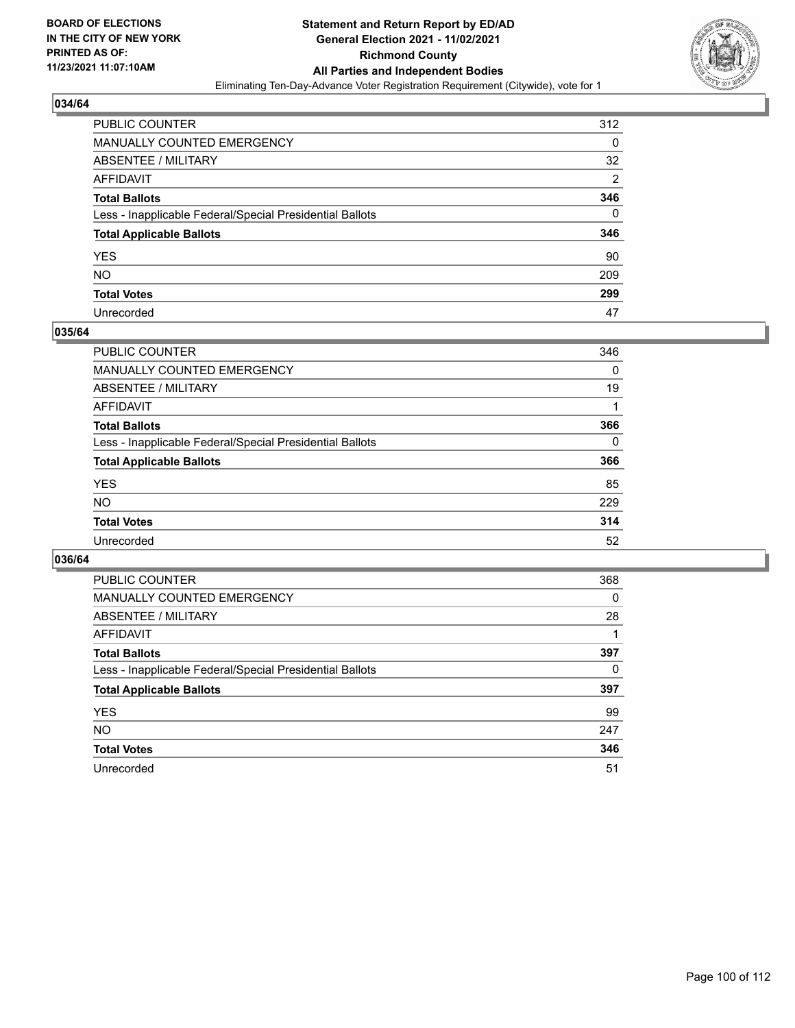## 034/64

| | |
|---|---|
| PUBLIC COUNTER | 312 |
| MANUALLY COUNTED EMERGENCY | 0 |
| ABSENTEE / MILITARY | 32 |
| AFFIDAVIT | 2 |
| **Total Ballots** | **346** |
| Less - Inapplicable Federal/Special Presidential Ballots | 0 |
| **Total Applicable Ballots** | **346** |
| YES | 90 |
| NO | 209 |
| **Total Votes** | **299** |
| Unrecorded | 47 |

## 035/64

| | |
|---|---|
| PUBLIC COUNTER | 346 |
| MANUALLY COUNTED EMERGENCY | 0 |
| ABSENTEE / MILITARY | 19 |
| AFFIDAVIT | 1 |
| **Total Ballots** | **366** |
| Less - Inapplicable Federal/Special Presidential Ballots | 0 |
| **Total Applicable Ballots** | **366** |
| YES | 85 |
| NO | 229 |
| **Total Votes** | **314** |
| Unrecorded | 52 |

## 036/64

| | |
|---|---|
| PUBLIC COUNTER | 368 |
| MANUALLY COUNTED EMERGENCY | 0 |
| ABSENTEE / MILITARY | 28 |
| AFFIDAVIT | 1 |
| **Total Ballots** | **397** |
| Less - Inapplicable Federal/Special Presidential Ballots | 0 |
| **Total Applicable Ballots** | **397** |
| YES | 99 |
| NO | 247 |
| **Total Votes** | **346** |
| Unrecorded | 51 |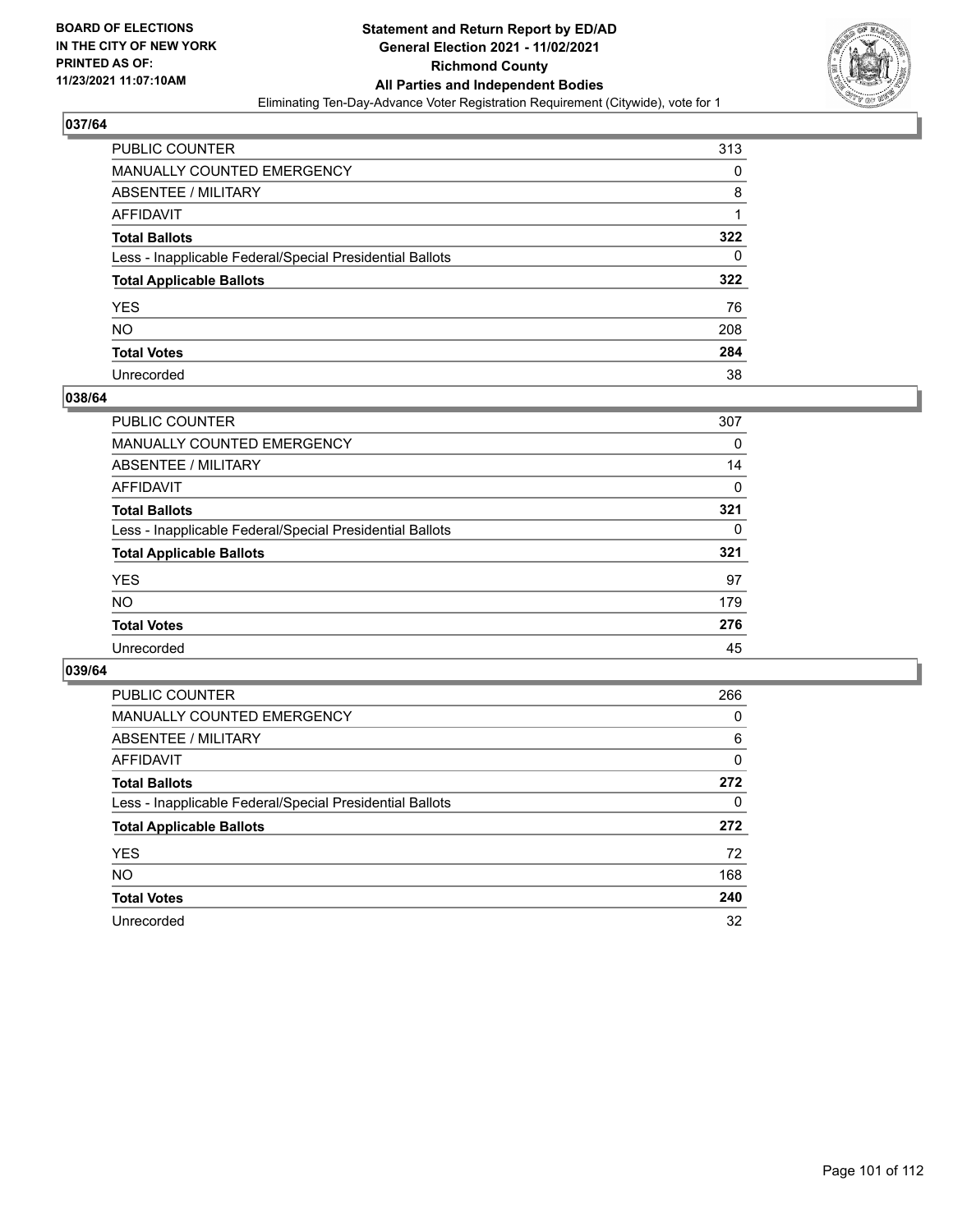BOARD OF ELECTIONS
IN THE CITY OF NEW YORK
PRINTED AS OF:
11/23/2021 11:07:10AM

**Statement and Return Report by ED/AD**
**General Election 2021 - 11/02/2021**
**Richmond County**
**All Parties and Independent Bodies**
Eliminating Ten-Day-Advance Voter Registration Requirement (Citywide), vote for 1

## 037/64

| | |
|---|---|
| PUBLIC COUNTER | 313 |
| MANUALLY COUNTED EMERGENCY | 0 |
| ABSENTEE / MILITARY | 8 |
| AFFIDAVIT | 1 |
| **Total Ballots** | **322** |
| Less - Inapplicable Federal/Special Presidential Ballots | 0 |
| **Total Applicable Ballots** | **322** |
| YES | 76 |
| NO | 208 |
| **Total Votes** | **284** |
| Unrecorded | 38 |

## 038/64

| | |
|---|---|
| PUBLIC COUNTER | 307 |
| MANUALLY COUNTED EMERGENCY | 0 |
| ABSENTEE / MILITARY | 14 |
| AFFIDAVIT | 0 |
| **Total Ballots** | **321** |
| Less - Inapplicable Federal/Special Presidential Ballots | 0 |
| **Total Applicable Ballots** | **321** |
| YES | 97 |
| NO | 179 |
| **Total Votes** | **276** |
| Unrecorded | 45 |

## 039/64

| | |
|---|---|
| PUBLIC COUNTER | 266 |
| MANUALLY COUNTED EMERGENCY | 0 |
| ABSENTEE / MILITARY | 6 |
| AFFIDAVIT | 0 |
| **Total Ballots** | **272** |
| Less - Inapplicable Federal/Special Presidential Ballots | 0 |
| **Total Applicable Ballots** | **272** |
| YES | 72 |
| NO | 168 |
| **Total Votes** | **240** |
| Unrecorded | 32 |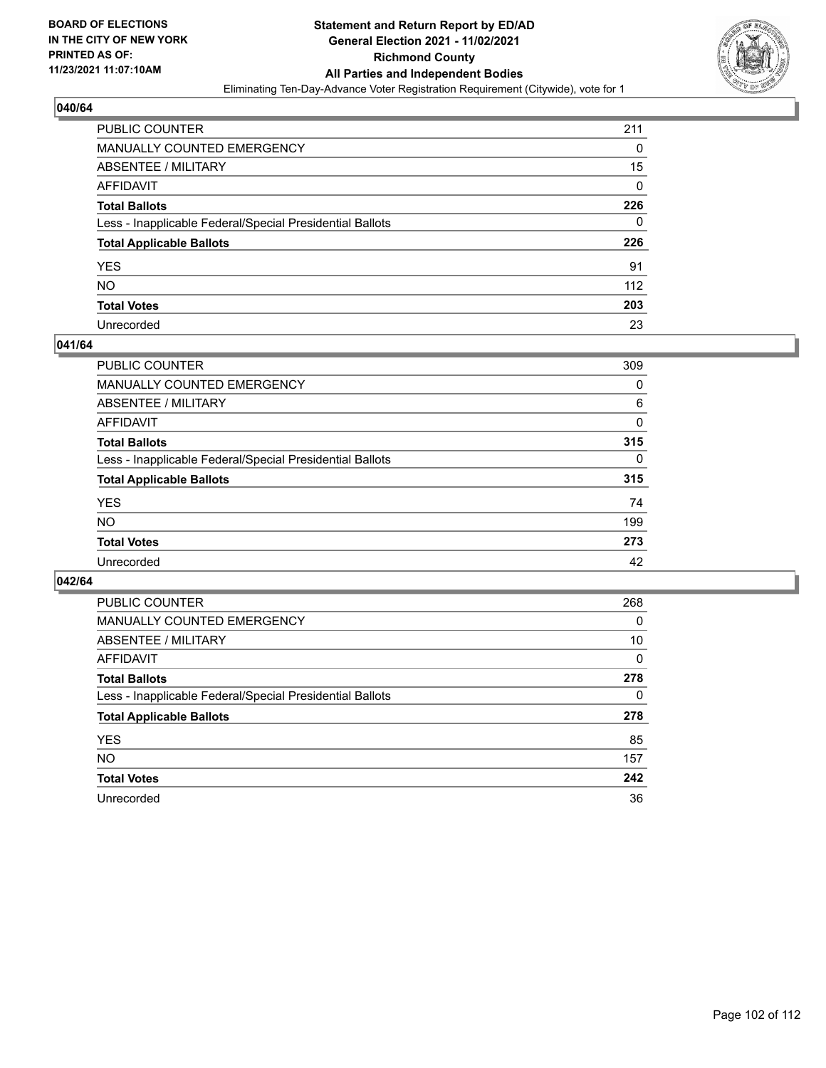BOARD OF ELECTIONS
IN THE CITY OF NEW YORK
PRINTED AS OF:
11/23/2021 11:07:10AM

**Statement and Return Report by ED/AD**
**General Election 2021 - 11/02/2021**
**Richmond County**
**All Parties and Independent Bodies**
Eliminating Ten-Day-Advance Voter Registration Requirement (Citywide), vote for 1

### 040/64

| | |
|---|---|
| PUBLIC COUNTER | 211 |
| MANUALLY COUNTED EMERGENCY | 0 |
| ABSENTEE / MILITARY | 15 |
| AFFIDAVIT | 0 |
| **Total Ballots** | **226** |
| Less - Inapplicable Federal/Special Presidential Ballots | 0 |
| **Total Applicable Ballots** | **226** |
| YES | 91 |
| NO | 112 |
| **Total Votes** | **203** |
| Unrecorded | 23 |

### 041/64

| | |
|---|---|
| PUBLIC COUNTER | 309 |
| MANUALLY COUNTED EMERGENCY | 0 |
| ABSENTEE / MILITARY | 6 |
| AFFIDAVIT | 0 |
| **Total Ballots** | **315** |
| Less - Inapplicable Federal/Special Presidential Ballots | 0 |
| **Total Applicable Ballots** | **315** |
| YES | 74 |
| NO | 199 |
| **Total Votes** | **273** |
| Unrecorded | 42 |

### 042/64

| | |
|---|---|
| PUBLIC COUNTER | 268 |
| MANUALLY COUNTED EMERGENCY | 0 |
| ABSENTEE / MILITARY | 10 |
| AFFIDAVIT | 0 |
| **Total Ballots** | **278** |
| Less - Inapplicable Federal/Special Presidential Ballots | 0 |
| **Total Applicable Ballots** | **278** |
| YES | 85 |
| NO | 157 |
| **Total Votes** | **242** |
| Unrecorded | 36 |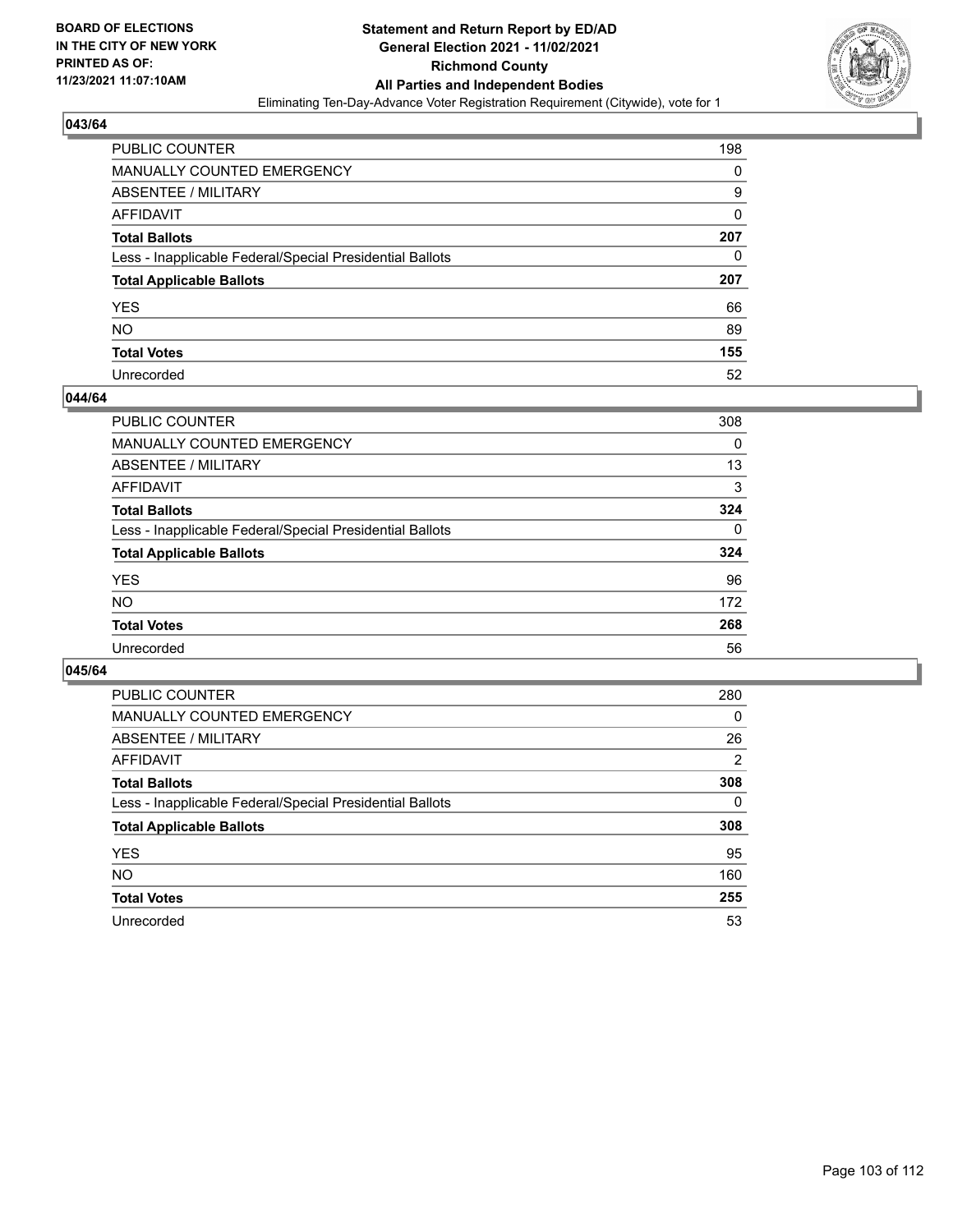## 043/64

| | |
|---|---|
| PUBLIC COUNTER | 198 |
| MANUALLY COUNTED EMERGENCY | 0 |
| ABSENTEE / MILITARY | 9 |
| AFFIDAVIT | 0 |
| **Total Ballots** | **207** |
| Less - Inapplicable Federal/Special Presidential Ballots | 0 |
| **Total Applicable Ballots** | **207** |
| YES | 66 |
| NO | 89 |
| **Total Votes** | **155** |
| Unrecorded | 52 |

## 044/64

| | |
|---|---|
| PUBLIC COUNTER | 308 |
| MANUALLY COUNTED EMERGENCY | 0 |
| ABSENTEE / MILITARY | 13 |
| AFFIDAVIT | 3 |
| **Total Ballots** | **324** |
| Less - Inapplicable Federal/Special Presidential Ballots | 0 |
| **Total Applicable Ballots** | **324** |
| YES | 96 |
| NO | 172 |
| **Total Votes** | **268** |
| Unrecorded | 56 |

## 045/64

| | |
|---|---|
| PUBLIC COUNTER | 280 |
| MANUALLY COUNTED EMERGENCY | 0 |
| ABSENTEE / MILITARY | 26 |
| AFFIDAVIT | 2 |
| **Total Ballots** | **308** |
| Less - Inapplicable Federal/Special Presidential Ballots | 0 |
| **Total Applicable Ballots** | **308** |
| YES | 95 |
| NO | 160 |
| **Total Votes** | **255** |
| Unrecorded | 53 |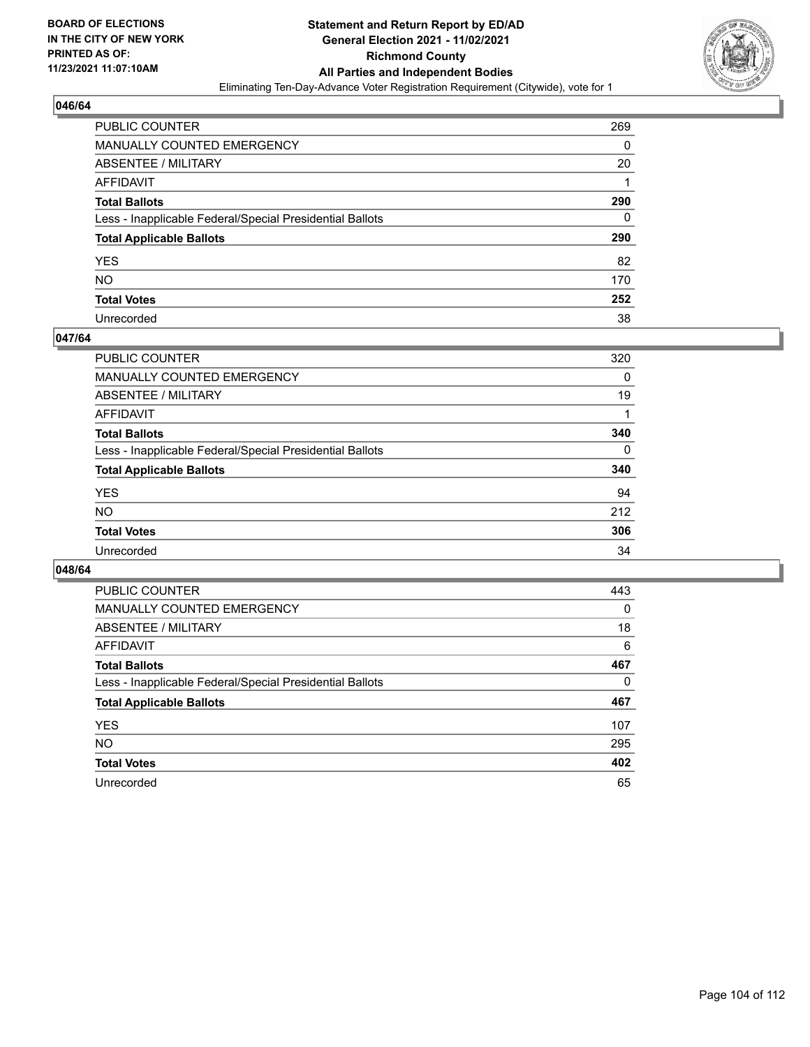**BOARD OF ELECTIONS IN THE CITY OF NEW YORK PRINTED AS OF: 11/23/2021 11:07:10AM**

**Statement and Return Report by ED/AD General Election 2021 - 11/02/2021 Richmond County All Parties and Independent Bodies**

Eliminating Ten-Day-Advance Voter Registration Requirement (Citywide), vote for 1

## 046/64

| | |
|---|---|
| PUBLIC COUNTER | 269 |
| MANUALLY COUNTED EMERGENCY | 0 |
| ABSENTEE / MILITARY | 20 |
| AFFIDAVIT | 1 |
| **Total Ballots** | **290** |
| Less - Inapplicable Federal/Special Presidential Ballots | 0 |
| **Total Applicable Ballots** | **290** |
| YES | 82 |
| NO | 170 |
| **Total Votes** | **252** |
| Unrecorded | 38 |

## 047/64

| | |
|---|---|
| PUBLIC COUNTER | 320 |
| MANUALLY COUNTED EMERGENCY | 0 |
| ABSENTEE / MILITARY | 19 |
| AFFIDAVIT | 1 |
| **Total Ballots** | **340** |
| Less - Inapplicable Federal/Special Presidential Ballots | 0 |
| **Total Applicable Ballots** | **340** |
| YES | 94 |
| NO | 212 |
| **Total Votes** | **306** |
| Unrecorded | 34 |

## 048/64

| | |
|---|---|
| PUBLIC COUNTER | 443 |
| MANUALLY COUNTED EMERGENCY | 0 |
| ABSENTEE / MILITARY | 18 |
| AFFIDAVIT | 6 |
| **Total Ballots** | **467** |
| Less - Inapplicable Federal/Special Presidential Ballots | 0 |
| **Total Applicable Ballots** | **467** |
| YES | 107 |
| NO | 295 |
| **Total Votes** | **402** |
| Unrecorded | 65 |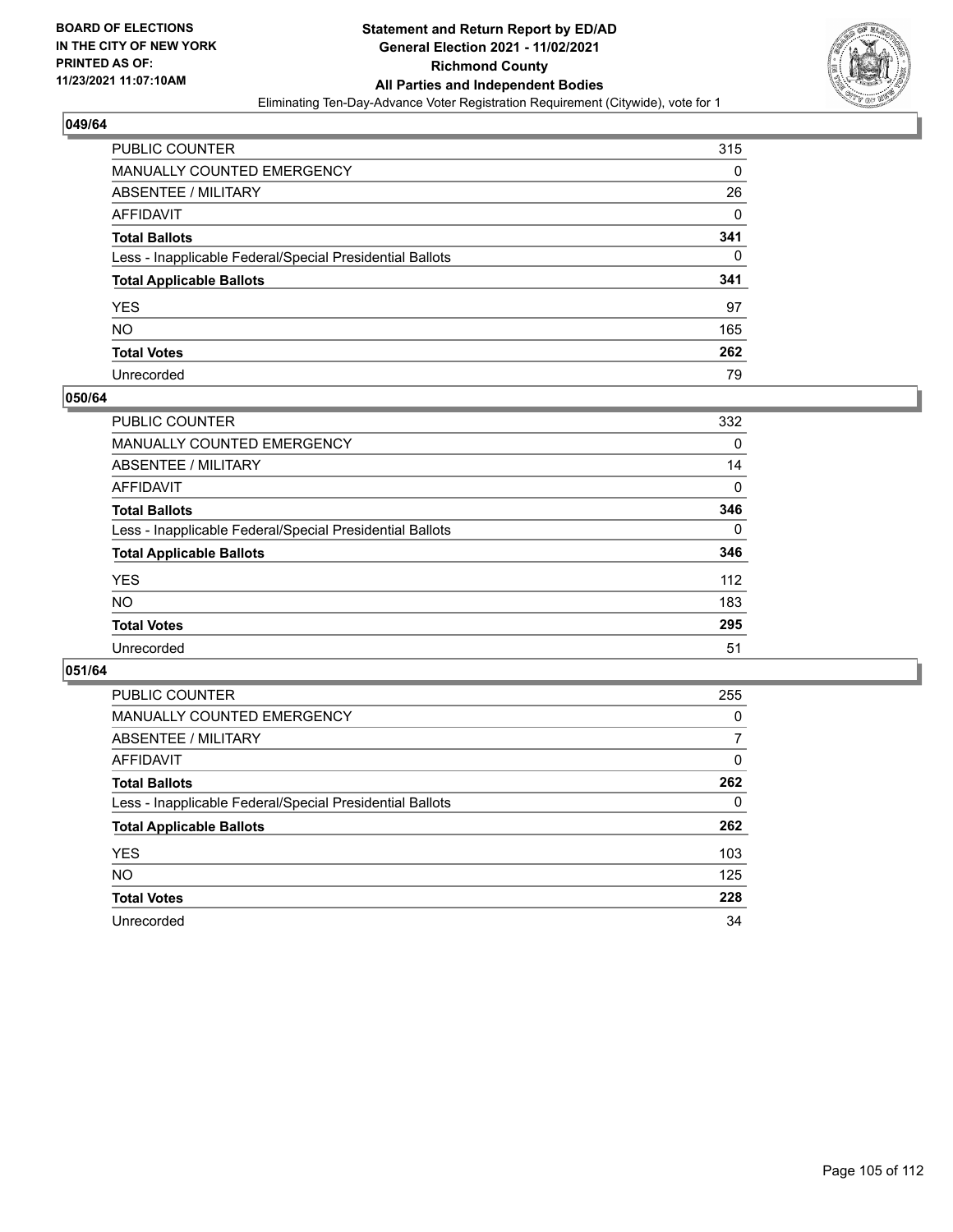**BOARD OF ELECTIONS IN THE CITY OF NEW YORK PRINTED AS OF: 11/23/2021 11:07:10AM**

**Statement and Return Report by ED/AD General Election 2021 - 11/02/2021 Richmond County All Parties and Independent Bodies**

Eliminating Ten-Day-Advance Voter Registration Requirement (Citywide), vote for 1

### 049/64

| | |
|---|---|
| PUBLIC COUNTER | 315 |
| MANUALLY COUNTED EMERGENCY | 0 |
| ABSENTEE / MILITARY | 26 |
| AFFIDAVIT | 0 |
| **Total Ballots** | **341** |
| Less - Inapplicable Federal/Special Presidential Ballots | 0 |
| **Total Applicable Ballots** | **341** |
| YES | 97 |
| NO | 165 |
| **Total Votes** | **262** |
| Unrecorded | 79 |

### 050/64

| | |
|---|---|
| PUBLIC COUNTER | 332 |
| MANUALLY COUNTED EMERGENCY | 0 |
| ABSENTEE / MILITARY | 14 |
| AFFIDAVIT | 0 |
| **Total Ballots** | **346** |
| Less - Inapplicable Federal/Special Presidential Ballots | 0 |
| **Total Applicable Ballots** | **346** |
| YES | 112 |
| NO | 183 |
| **Total Votes** | **295** |
| Unrecorded | 51 |

### 051/64

| | |
|---|---|
| PUBLIC COUNTER | 255 |
| MANUALLY COUNTED EMERGENCY | 0 |
| ABSENTEE / MILITARY | 7 |
| AFFIDAVIT | 0 |
| **Total Ballots** | **262** |
| Less - Inapplicable Federal/Special Presidential Ballots | 0 |
| **Total Applicable Ballots** | **262** |
| YES | 103 |
| NO | 125 |
| **Total Votes** | **228** |
| Unrecorded | 34 |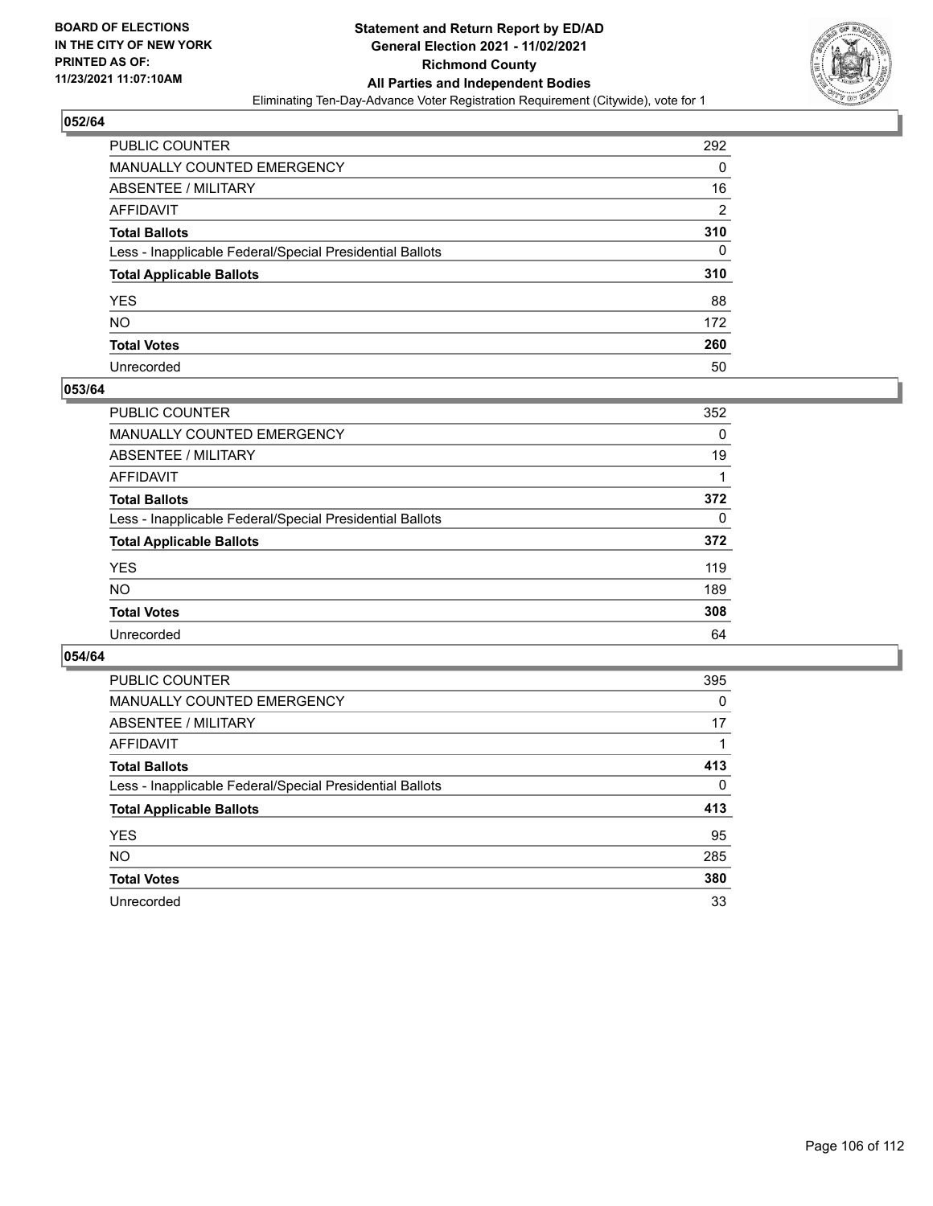**BOARD OF ELECTIONS IN THE CITY OF NEW YORK PRINTED AS OF: 11/23/2021 11:07:10AM**

# Statement and Return Report by ED/AD
## General Election 2021 - 11/02/2021
## Richmond County
## All Parties and Independent Bodies
Eliminating Ten-Day-Advance Voter Registration Requirement (Citywide), vote for 1

### 052/64

| | |
|---|---|
| PUBLIC COUNTER | 292 |
| MANUALLY COUNTED EMERGENCY | 0 |
| ABSENTEE / MILITARY | 16 |
| AFFIDAVIT | 2 |
| **Total Ballots** | **310** |
| Less - Inapplicable Federal/Special Presidential Ballots | 0 |
| **Total Applicable Ballots** | **310** |
| YES | 88 |
| NO | 172 |
| **Total Votes** | **260** |
| Unrecorded | 50 |

### 053/64

| | |
|---|---|
| PUBLIC COUNTER | 352 |
| MANUALLY COUNTED EMERGENCY | 0 |
| ABSENTEE / MILITARY | 19 |
| AFFIDAVIT | 1 |
| **Total Ballots** | **372** |
| Less - Inapplicable Federal/Special Presidential Ballots | 0 |
| **Total Applicable Ballots** | **372** |
| YES | 119 |
| NO | 189 |
| **Total Votes** | **308** |
| Unrecorded | 64 |

### 054/64

| | |
|---|---|
| PUBLIC COUNTER | 395 |
| MANUALLY COUNTED EMERGENCY | 0 |
| ABSENTEE / MILITARY | 17 |
| AFFIDAVIT | 1 |
| **Total Ballots** | **413** |
| Less - Inapplicable Federal/Special Presidential Ballots | 0 |
| **Total Applicable Ballots** | **413** |
| YES | 95 |
| NO | 285 |
| **Total Votes** | **380** |
| Unrecorded | 33 |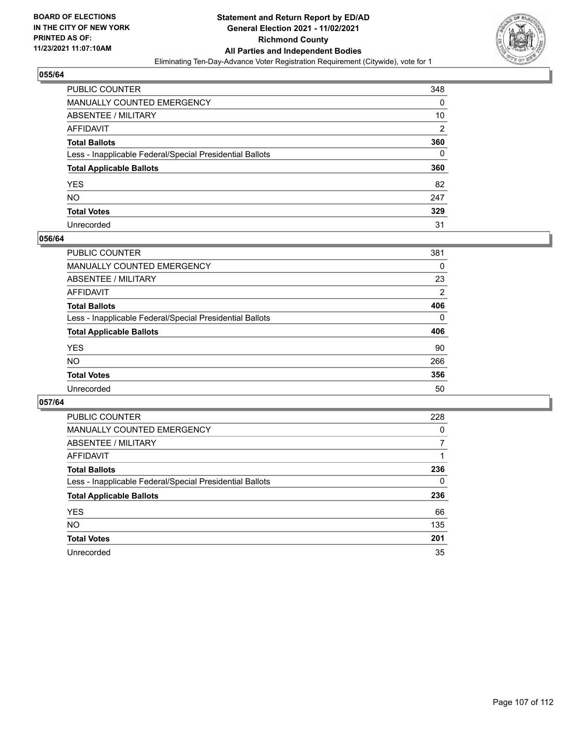BOARD OF ELECTIONS
IN THE CITY OF NEW YORK
PRINTED AS OF:
11/23/2021 11:07:10AM

**Statement and Return Report by ED/AD**
**General Election 2021 - 11/02/2021**
**Richmond County**
**All Parties and Independent Bodies**
Eliminating Ten-Day-Advance Voter Registration Requirement (Citywide), vote for 1

### 055/64

| | |
|---|---|
| PUBLIC COUNTER | 348 |
| MANUALLY COUNTED EMERGENCY | 0 |
| ABSENTEE / MILITARY | 10 |
| AFFIDAVIT | 2 |
| **Total Ballots** | **360** |
| Less - Inapplicable Federal/Special Presidential Ballots | 0 |
| **Total Applicable Ballots** | **360** |
| YES | 82 |
| NO | 247 |
| **Total Votes** | **329** |
| Unrecorded | 31 |

### 056/64

| | |
|---|---|
| PUBLIC COUNTER | 381 |
| MANUALLY COUNTED EMERGENCY | 0 |
| ABSENTEE / MILITARY | 23 |
| AFFIDAVIT | 2 |
| **Total Ballots** | **406** |
| Less - Inapplicable Federal/Special Presidential Ballots | 0 |
| **Total Applicable Ballots** | **406** |
| YES | 90 |
| NO | 266 |
| **Total Votes** | **356** |
| Unrecorded | 50 |

### 057/64

| | |
|---|---|
| PUBLIC COUNTER | 228 |
| MANUALLY COUNTED EMERGENCY | 0 |
| ABSENTEE / MILITARY | 7 |
| AFFIDAVIT | 1 |
| **Total Ballots** | **236** |
| Less - Inapplicable Federal/Special Presidential Ballots | 0 |
| **Total Applicable Ballots** | **236** |
| YES | 66 |
| NO | 135 |
| **Total Votes** | **201** |
| Unrecorded | 35 |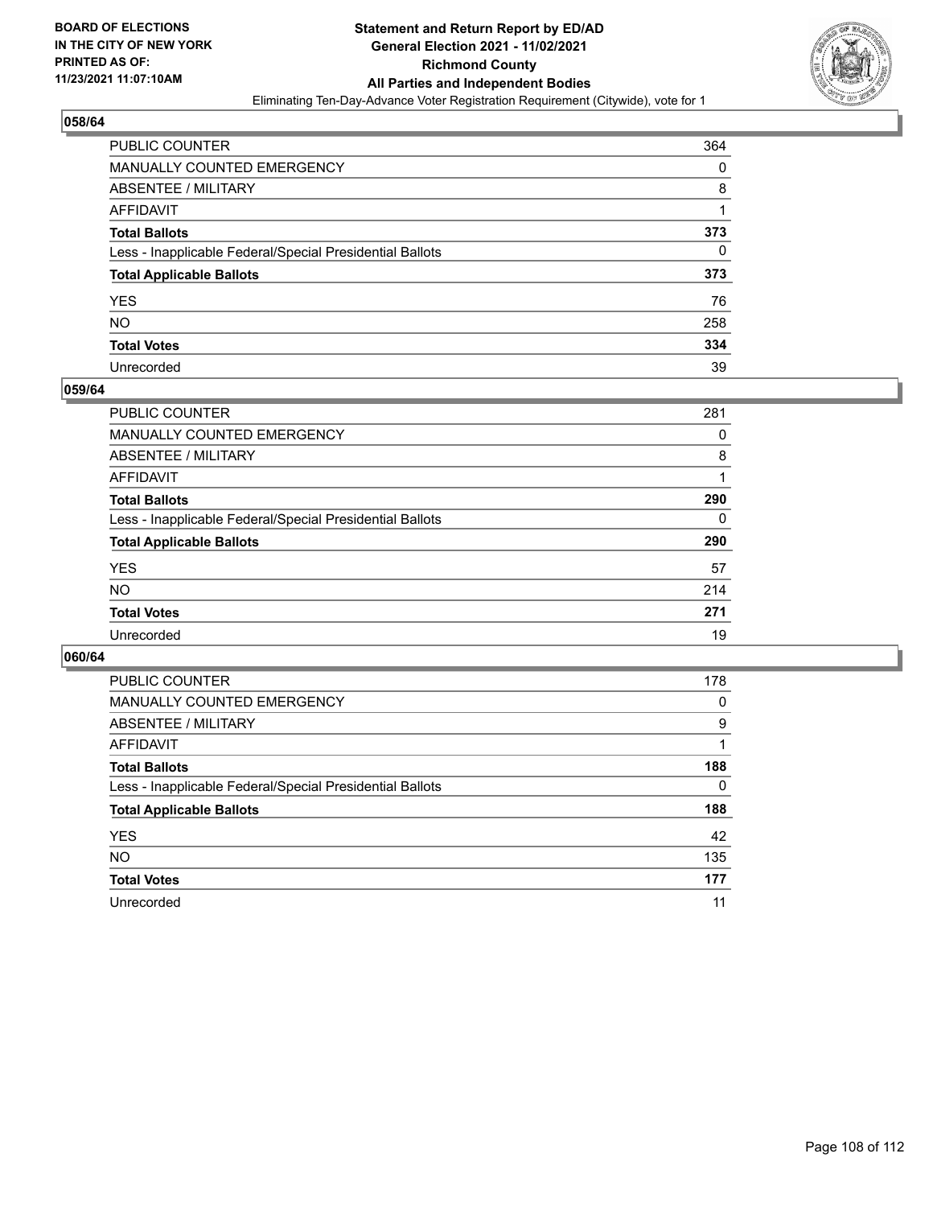**BOARD OF ELECTIONS IN THE CITY OF NEW YORK PRINTED AS OF: 11/23/2021 11:07:10AM**

**Statement and Return Report by ED/AD General Election 2021 - 11/02/2021 Richmond County All Parties and Independent Bodies**

Eliminating Ten-Day-Advance Voter Registration Requirement (Citywide), vote for 1

### 058/64

| | |
|---|---|
| PUBLIC COUNTER | 364 |
| MANUALLY COUNTED EMERGENCY | 0 |
| ABSENTEE / MILITARY | 8 |
| AFFIDAVIT | 1 |
| **Total Ballots** | **373** |
| Less - Inapplicable Federal/Special Presidential Ballots | 0 |
| **Total Applicable Ballots** | **373** |
| YES | 76 |
| NO | 258 |
| **Total Votes** | **334** |
| Unrecorded | 39 |

### 059/64

| | |
|---|---|
| PUBLIC COUNTER | 281 |
| MANUALLY COUNTED EMERGENCY | 0 |
| ABSENTEE / MILITARY | 8 |
| AFFIDAVIT | 1 |
| **Total Ballots** | **290** |
| Less - Inapplicable Federal/Special Presidential Ballots | 0 |
| **Total Applicable Ballots** | **290** |
| YES | 57 |
| NO | 214 |
| **Total Votes** | **271** |
| Unrecorded | 19 |

### 060/64

| | |
|---|---|
| PUBLIC COUNTER | 178 |
| MANUALLY COUNTED EMERGENCY | 0 |
| ABSENTEE / MILITARY | 9 |
| AFFIDAVIT | 1 |
| **Total Ballots** | **188** |
| Less - Inapplicable Federal/Special Presidential Ballots | 0 |
| **Total Applicable Ballots** | **188** |
| YES | 42 |
| NO | 135 |
| **Total Votes** | **177** |
| Unrecorded | 11 |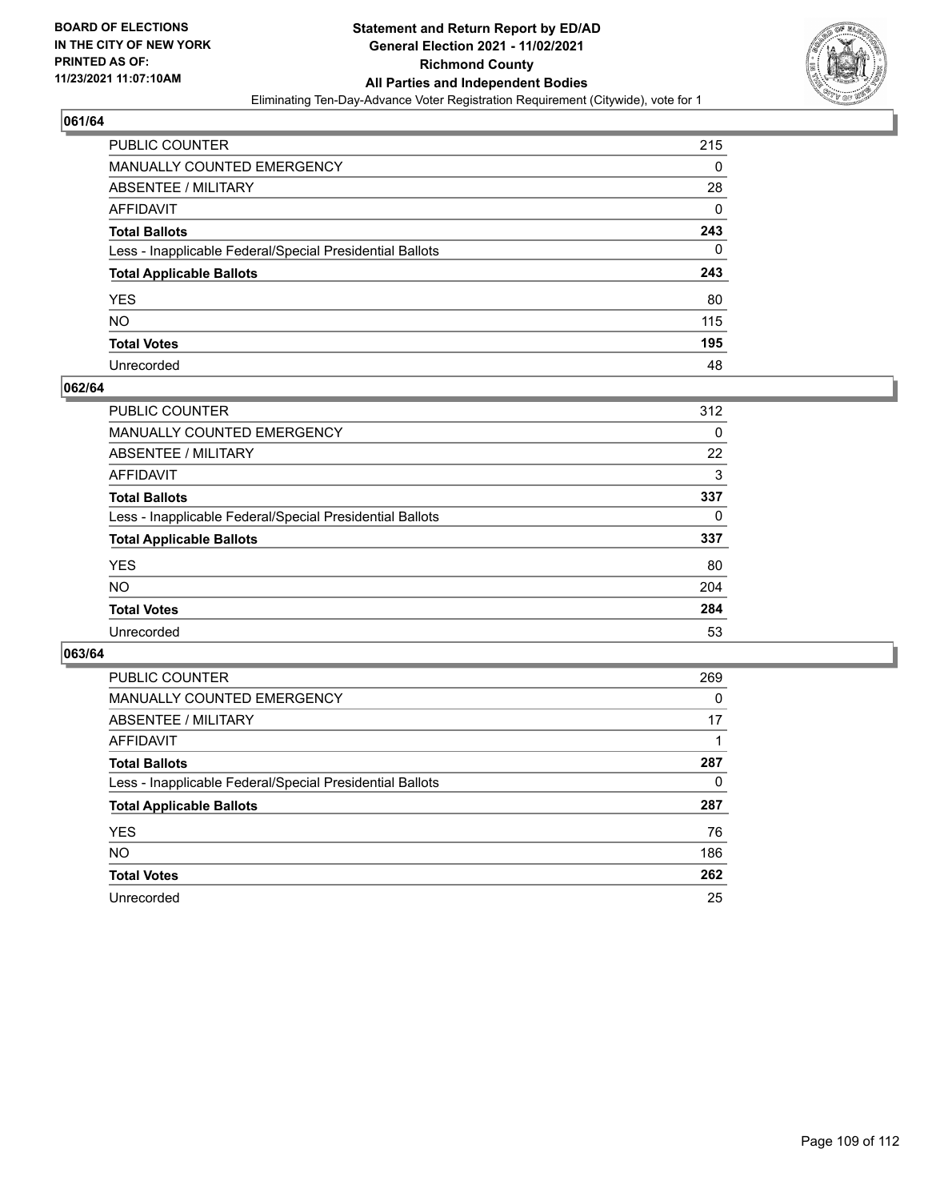BOARD OF ELECTIONS
IN THE CITY OF NEW YORK
PRINTED AS OF:
11/23/2021 11:07:10AM

**Statement and Return Report by ED/AD**
**General Election 2021 - 11/02/2021**
**Richmond County**
**All Parties and Independent Bodies**
Eliminating Ten-Day-Advance Voter Registration Requirement (Citywide), vote for 1

### 061/64

| | |
|---|---|
| PUBLIC COUNTER | 215 |
| MANUALLY COUNTED EMERGENCY | 0 |
| ABSENTEE / MILITARY | 28 |
| AFFIDAVIT | 0 |
| **Total Ballots** | **243** |
| Less - Inapplicable Federal/Special Presidential Ballots | 0 |
| **Total Applicable Ballots** | **243** |
| YES | 80 |
| NO | 115 |
| **Total Votes** | **195** |
| Unrecorded | 48 |

### 062/64

| | |
|---|---|
| PUBLIC COUNTER | 312 |
| MANUALLY COUNTED EMERGENCY | 0 |
| ABSENTEE / MILITARY | 22 |
| AFFIDAVIT | 3 |
| **Total Ballots** | **337** |
| Less - Inapplicable Federal/Special Presidential Ballots | 0 |
| **Total Applicable Ballots** | **337** |
| YES | 80 |
| NO | 204 |
| **Total Votes** | **284** |
| Unrecorded | 53 |

### 063/64

| | |
|---|---|
| PUBLIC COUNTER | 269 |
| MANUALLY COUNTED EMERGENCY | 0 |
| ABSENTEE / MILITARY | 17 |
| AFFIDAVIT | 1 |
| **Total Ballots** | **287** |
| Less - Inapplicable Federal/Special Presidential Ballots | 0 |
| **Total Applicable Ballots** | **287** |
| YES | 76 |
| NO | 186 |
| **Total Votes** | **262** |
| Unrecorded | 25 |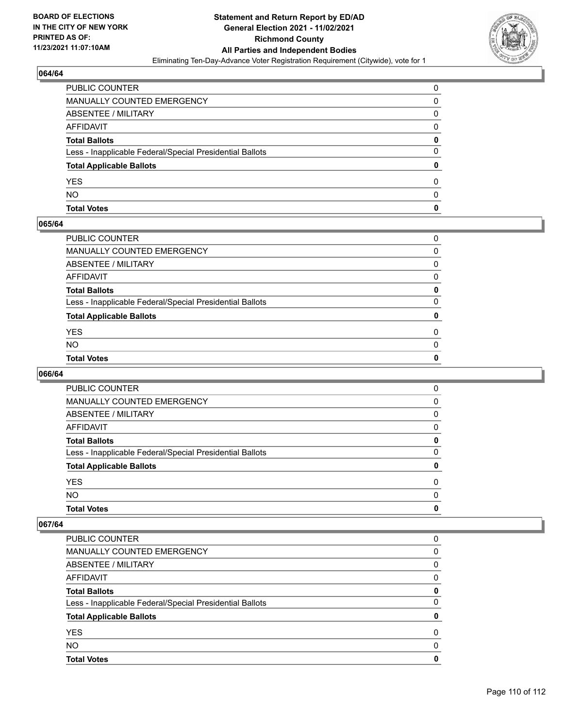**BOARD OF ELECTIONS IN THE CITY OF NEW YORK PRINTED AS OF: 11/23/2021 11:07:10AM**

# Statement and Return Report by ED/AD
## General Election 2021 - 11/02/2021
## Richmond County
## All Parties and Independent Bodies
Eliminating Ten-Day-Advance Voter Registration Requirement (Citywide), vote for 1

### 064/64

| | |
|---|---|
| PUBLIC COUNTER | 0 |
| MANUALLY COUNTED EMERGENCY | 0 |
| ABSENTEE / MILITARY | 0 |
| AFFIDAVIT | 0 |
| **Total Ballots** | **0** |
| Less - Inapplicable Federal/Special Presidential Ballots | 0 |
| **Total Applicable Ballots** | **0** |
| YES | 0 |
| NO | 0 |
| **Total Votes** | **0** |

### 065/64

| | |
|---|---|
| PUBLIC COUNTER | 0 |
| MANUALLY COUNTED EMERGENCY | 0 |
| ABSENTEE / MILITARY | 0 |
| AFFIDAVIT | 0 |
| **Total Ballots** | **0** |
| Less - Inapplicable Federal/Special Presidential Ballots | 0 |
| **Total Applicable Ballots** | **0** |
| YES | 0 |
| NO | 0 |
| **Total Votes** | **0** |

### 066/64

| | |
|---|---|
| PUBLIC COUNTER | 0 |
| MANUALLY COUNTED EMERGENCY | 0 |
| ABSENTEE / MILITARY | 0 |
| AFFIDAVIT | 0 |
| **Total Ballots** | **0** |
| Less - Inapplicable Federal/Special Presidential Ballots | 0 |
| **Total Applicable Ballots** | **0** |
| YES | 0 |
| NO | 0 |
| **Total Votes** | **0** |

### 067/64

| | |
|---|---|
| PUBLIC COUNTER | 0 |
| MANUALLY COUNTED EMERGENCY | 0 |
| ABSENTEE / MILITARY | 0 |
| AFFIDAVIT | 0 |
| **Total Ballots** | **0** |
| Less - Inapplicable Federal/Special Presidential Ballots | 0 |
| **Total Applicable Ballots** | **0** |
| YES | 0 |
| NO | 0 |
| **Total Votes** | **0** |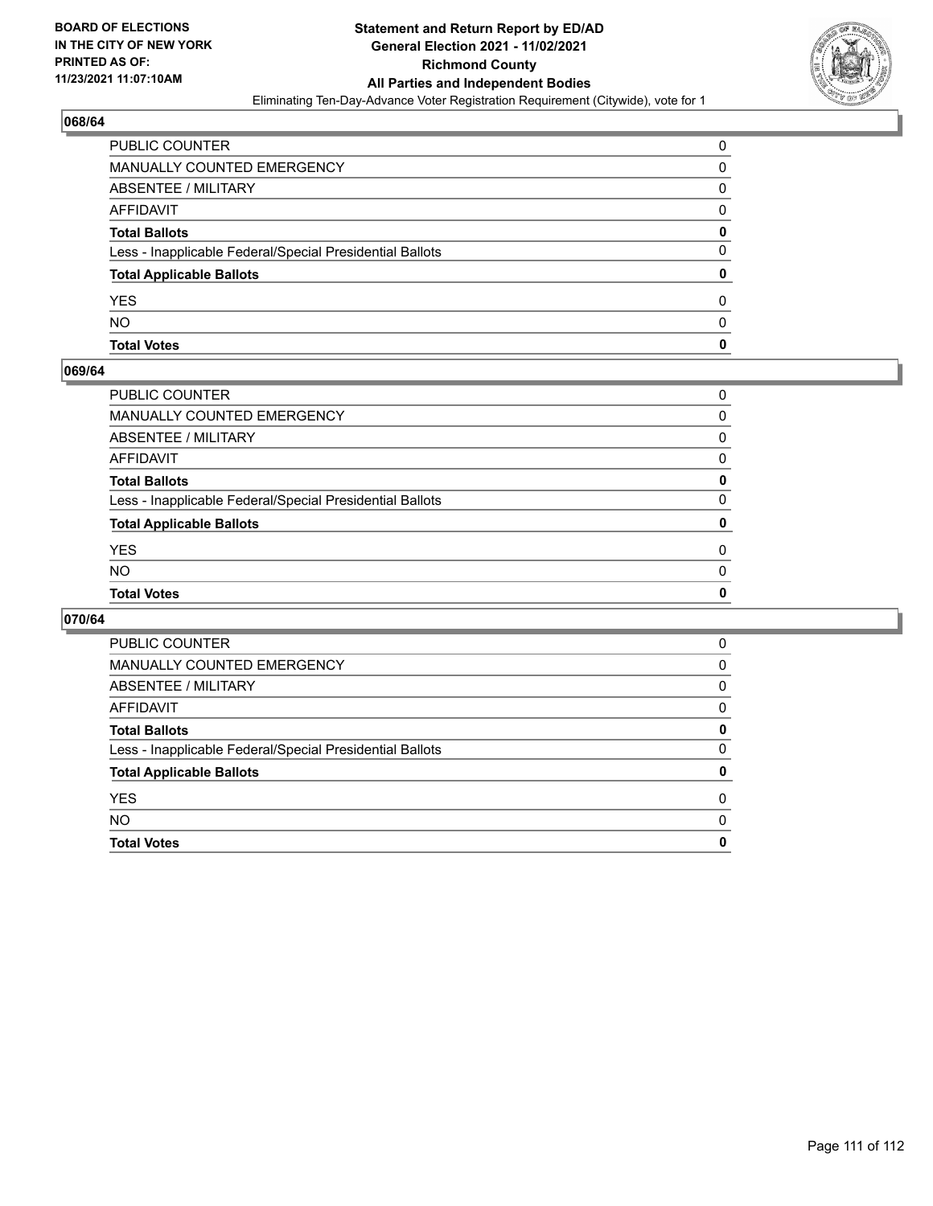## 068/64

| | |
|---|---|
| PUBLIC COUNTER | 0 |
| MANUALLY COUNTED EMERGENCY | 0 |
| ABSENTEE / MILITARY | 0 |
| AFFIDAVIT | 0 |
| **Total Ballots** | **0** |
| Less - Inapplicable Federal/Special Presidential Ballots | 0 |
| **Total Applicable Ballots** | **0** |
| YES | 0 |
| NO | 0 |
| **Total Votes** | **0** |

## 069/64

| | |
|---|---|
| PUBLIC COUNTER | 0 |
| MANUALLY COUNTED EMERGENCY | 0 |
| ABSENTEE / MILITARY | 0 |
| AFFIDAVIT | 0 |
| **Total Ballots** | **0** |
| Less - Inapplicable Federal/Special Presidential Ballots | 0 |
| **Total Applicable Ballots** | **0** |
| YES | 0 |
| NO | 0 |
| **Total Votes** | **0** |

## 070/64

| | |
|---|---|
| PUBLIC COUNTER | 0 |
| MANUALLY COUNTED EMERGENCY | 0 |
| ABSENTEE / MILITARY | 0 |
| AFFIDAVIT | 0 |
| **Total Ballots** | **0** |
| Less - Inapplicable Federal/Special Presidential Ballots | 0 |
| **Total Applicable Ballots** | **0** |
| YES | 0 |
| NO | 0 |
| **Total Votes** | **0** |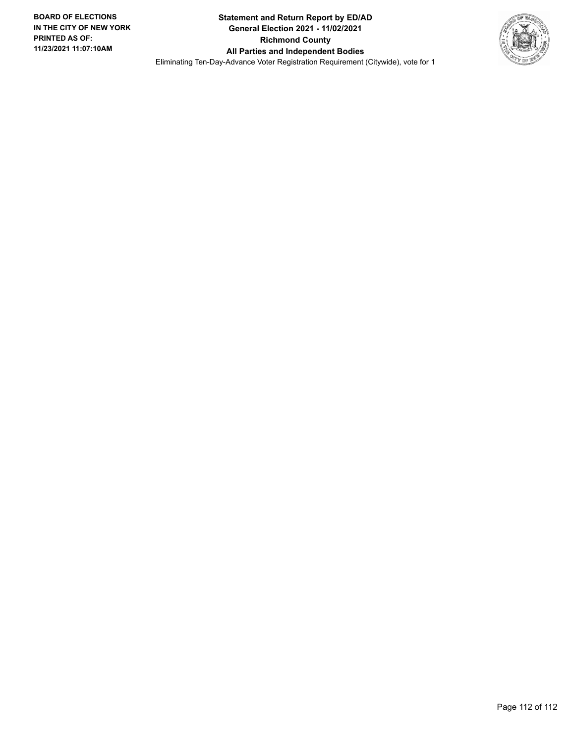**BOARD OF ELECTIONS IN THE CITY OF NEW YORK**
**PRINTED AS OF: 11/23/2021 11:07:10AM**

**Statement and Return Report by ED/AD**
**General Election 2021 - 11/02/2021**
**Richmond County**
**All Parties and Independent Bodies**
Eliminating Ten-Day-Advance Voter Registration Requirement (Citywide), vote for 1